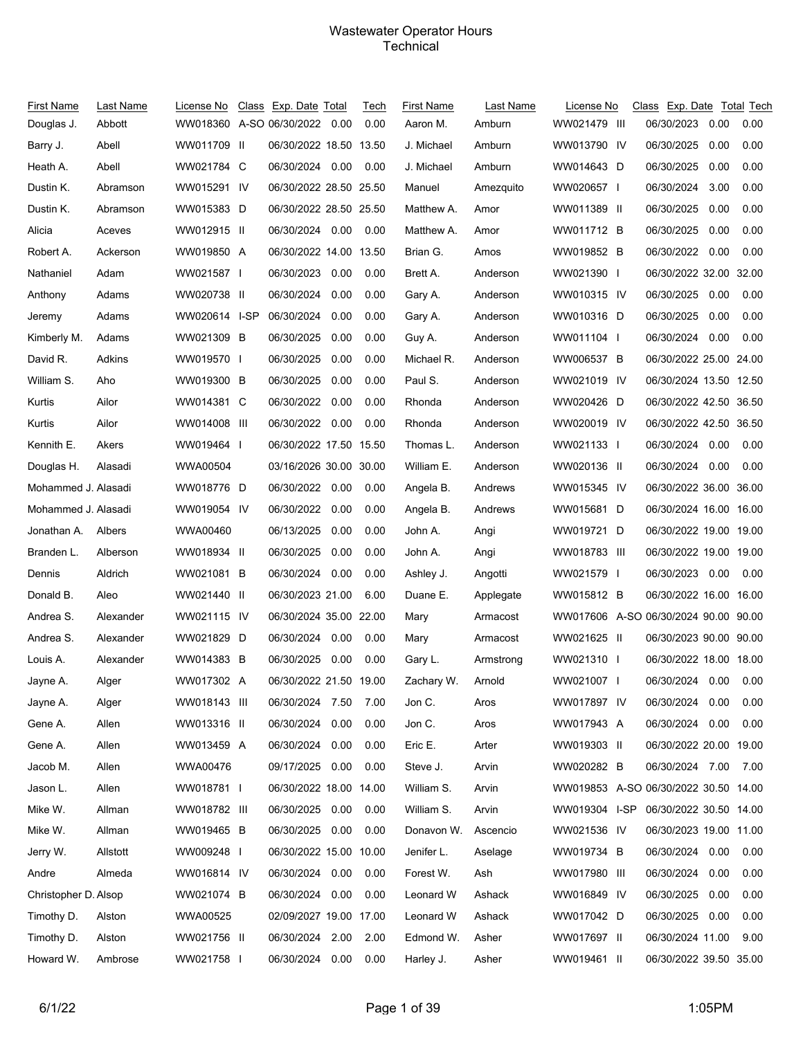# Wastewater Operator Hours
## Technical

| First Name | Last Name | License No | Class | Exp. Date | Total | Tech |
|---|---|---|---|---|---|---|
| Douglas J. | Abbott | WW018360 | A-SO | 06/30/2022 | 0.00 | 0.00 |
| Barry J. | Abell | WW011709 | II | 06/30/2022 | 18.50 | 13.50 |
| Heath A. | Abell | WW021784 | C | 06/30/2024 | 0.00 | 0.00 |
| Dustin K. | Abramson | WW015291 | IV | 06/30/2022 | 28.50 | 25.50 |
| Dustin K. | Abramson | WW015383 | D | 06/30/2022 | 28.50 | 25.50 |
| Alicia | Aceves | WW012915 | II | 06/30/2024 | 0.00 | 0.00 |
| Robert A. | Ackerson | WW019850 | A | 06/30/2022 | 14.00 | 13.50 |
| Nathaniel | Adam | WW021587 | I | 06/30/2023 | 0.00 | 0.00 |
| Anthony | Adams | WW020738 | II | 06/30/2024 | 0.00 | 0.00 |
| Jeremy | Adams | WW020614 | I-SP | 06/30/2024 | 0.00 | 0.00 |
| Kimberly M. | Adams | WW021309 | B | 06/30/2025 | 0.00 | 0.00 |
| David R. | Adkins | WW019570 | I | 06/30/2025 | 0.00 | 0.00 |
| William S. | Aho | WW019300 | B | 06/30/2025 | 0.00 | 0.00 |
| Kurtis | Ailor | WW014381 | C | 06/30/2022 | 0.00 | 0.00 |
| Kurtis | Ailor | WW014008 | III | 06/30/2022 | 0.00 | 0.00 |
| Kennith E. | Akers | WW019464 | I | 06/30/2022 | 17.50 | 15.50 |
| Douglas H. | Alasadi | WWA00504 | | 03/16/2026 | 30.00 | 30.00 |
| Mohammed J. | Alasadi | WW018776 | D | 06/30/2022 | 0.00 | 0.00 |
| Mohammed J. | Alasadi | WW019054 | IV | 06/30/2022 | 0.00 | 0.00 |
| Jonathan A. | Albers | WWA00460 | | 06/13/2025 | 0.00 | 0.00 |
| Branden L. | Alberson | WW018934 | II | 06/30/2025 | 0.00 | 0.00 |
| Dennis | Aldrich | WW021081 | B | 06/30/2024 | 0.00 | 0.00 |
| Donald B. | Aleo | WW021440 | II | 06/30/2023 | 21.00 | 6.00 |
| Andrea S. | Alexander | WW021115 | IV | 06/30/2024 | 35.00 | 22.00 |
| Andrea S. | Alexander | WW021829 | D | 06/30/2024 | 0.00 | 0.00 |
| Louis A. | Alexander | WW014383 | B | 06/30/2025 | 0.00 | 0.00 |
| Jayne A. | Alger | WW017302 | A | 06/30/2022 | 21.50 | 19.00 |
| Jayne A. | Alger | WW018143 | III | 06/30/2024 | 7.50 | 7.00 |
| Gene A. | Allen | WW013316 | II | 06/30/2024 | 0.00 | 0.00 |
| Gene A. | Allen | WW013459 | A | 06/30/2024 | 0.00 | 0.00 |
| Jacob M. | Allen | WWA00476 | | 09/17/2025 | 0.00 | 0.00 |
| Jason L. | Allen | WW018781 | I | 06/30/2022 | 18.00 | 14.00 |
| Mike W. | Allman | WW018782 | III | 06/30/2025 | 0.00 | 0.00 |
| Mike W. | Allman | WW019465 | B | 06/30/2025 | 0.00 | 0.00 |
| Jerry W. | Allstott | WW009248 | I | 06/30/2022 | 15.00 | 10.00 |
| Andre | Almeda | WW016814 | IV | 06/30/2024 | 0.00 | 0.00 |
| Christopher D. | Alsop | WW021074 | B | 06/30/2024 | 0.00 | 0.00 |
| Timothy D. | Alston | WWA00525 | | 02/09/2027 | 19.00 | 17.00 |
| Timothy D. | Alston | WW021756 | II | 06/30/2024 | 2.00 | 2.00 |
| Howard W. | Ambrose | WW021758 | I | 06/30/2024 | 0.00 | 0.00 |
| Aaron M. | Amburn | WW021479 | III | 06/30/2023 | 0.00 | 0.00 |
| J. Michael | Amburn | WW013790 | IV | 06/30/2025 | 0.00 | 0.00 |
| J. Michael | Amburn | WW014643 | D | 06/30/2025 | 0.00 | 0.00 |
| Manuel | Amezquito | WW020657 | I | 06/30/2024 | 3.00 | 0.00 |
| Matthew A. | Amor | WW011389 | II | 06/30/2025 | 0.00 | 0.00 |
| Matthew A. | Amor | WW011712 | B | 06/30/2025 | 0.00 | 0.00 |
| Brian G. | Amos | WW019852 | B | 06/30/2022 | 0.00 | 0.00 |
| Brett A. | Anderson | WW021390 | I | 06/30/2022 | 32.00 | 32.00 |
| Gary A. | Anderson | WW010315 | IV | 06/30/2025 | 0.00 | 0.00 |
| Gary A. | Anderson | WW010316 | D | 06/30/2025 | 0.00 | 0.00 |
| Guy A. | Anderson | WW011104 | I | 06/30/2024 | 0.00 | 0.00 |
| Michael R. | Anderson | WW006537 | B | 06/30/2022 | 25.00 | 24.00 |
| Paul S. | Anderson | WW021019 | IV | 06/30/2024 | 13.50 | 12.50 |
| Rhonda | Anderson | WW020426 | D | 06/30/2022 | 42.50 | 36.50 |
| Rhonda | Anderson | WW020019 | IV | 06/30/2022 | 42.50 | 36.50 |
| Thomas L. | Anderson | WW021133 | I | 06/30/2024 | 0.00 | 0.00 |
| William E. | Anderson | WW020136 | II | 06/30/2024 | 0.00 | 0.00 |
| Angela B. | Andrews | WW015345 | IV | 06/30/2022 | 36.00 | 36.00 |
| Angela B. | Andrews | WW015681 | D | 06/30/2024 | 16.00 | 16.00 |
| John A. | Angi | WW019721 | D | 06/30/2022 | 19.00 | 19.00 |
| John A. | Angi | WW018783 | III | 06/30/2022 | 19.00 | 19.00 |
| Ashley J. | Angotti | WW021579 | I | 06/30/2023 | 0.00 | 0.00 |
| Duane E. | Applegate | WW015812 | B | 06/30/2022 | 16.00 | 16.00 |
| Mary | Armacost | WW017606 | A-SO | 06/30/2024 | 90.00 | 90.00 |
| Mary | Armacost | WW021625 | II | 06/30/2023 | 90.00 | 90.00 |
| Gary L. | Armstrong | WW021310 | I | 06/30/2022 | 18.00 | 18.00 |
| Zachary W. | Arnold | WW021007 | I | 06/30/2024 | 0.00 | 0.00 |
| Jon C. | Aros | WW017897 | IV | 06/30/2024 | 0.00 | 0.00 |
| Jon C. | Aros | WW017943 | A | 06/30/2024 | 0.00 | 0.00 |
| Eric E. | Arter | WW019303 | II | 06/30/2022 | 20.00 | 19.00 |
| Steve J. | Arvin | WW020282 | B | 06/30/2024 | 7.00 | 7.00 |
| William S. | Arvin | WW019853 | A-SO | 06/30/2022 | 30.50 | 14.00 |
| William S. | Arvin | WW019304 | I-SP | 06/30/2022 | 30.50 | 14.00 |
| Donavon W. | Ascencio | WW021536 | IV | 06/30/2023 | 19.00 | 11.00 |
| Jenifer L. | Aselage | WW019734 | B | 06/30/2024 | 0.00 | 0.00 |
| Forest W. | Ash | WW017980 | III | 06/30/2024 | 0.00 | 0.00 |
| Leonard W | Ashack | WW016849 | IV | 06/30/2025 | 0.00 | 0.00 |
| Leonard W | Ashack | WW017042 | D | 06/30/2025 | 0.00 | 0.00 |
| Edmond W. | Asher | WW017697 | II | 06/30/2024 | 11.00 | 9.00 |
| Harley J. | Asher | WW019461 | II | 06/30/2022 | 39.50 | 35.00 |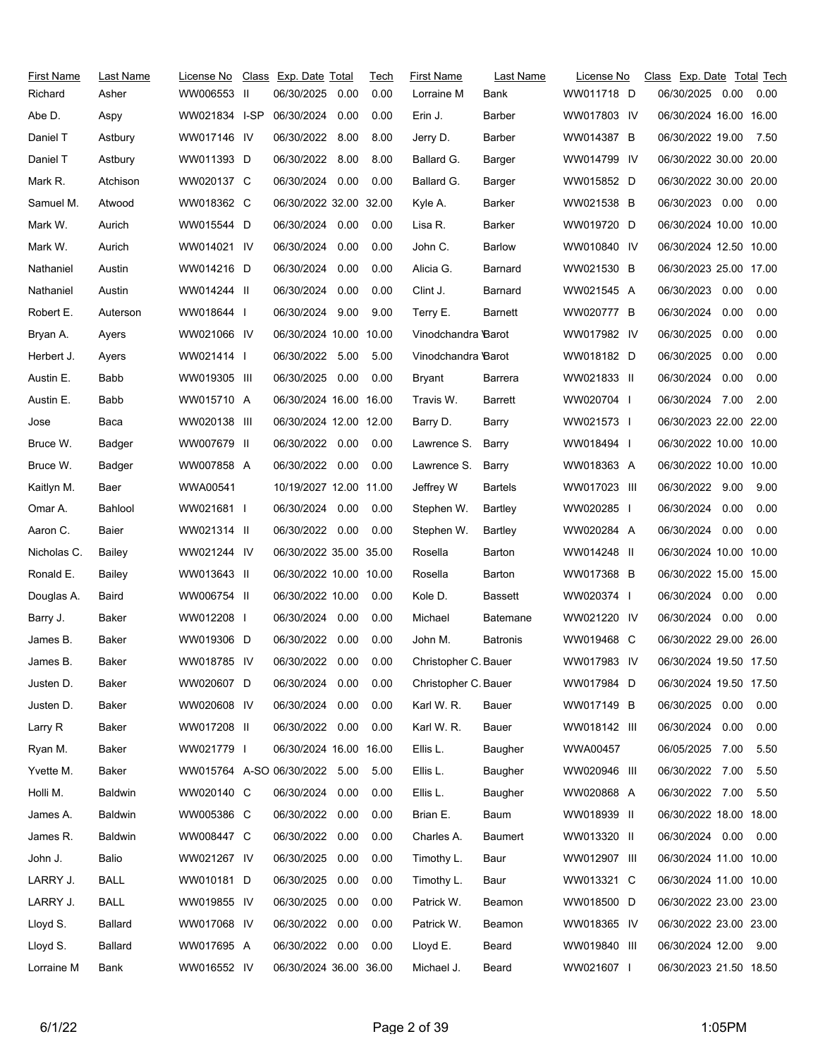| First Name | Last Name | License No | Class | Exp. Date | Total | Tech |
|---|---|---|---|---|---|---|
| Richard | Asher | WW006553 | II | 06/30/2025 | 0.00 | 0.00 |
| Abe D. | Aspy | WW021834 | I-SP | 06/30/2024 | 0.00 | 0.00 |
| Daniel T | Astbury | WW017146 | IV | 06/30/2022 | 8.00 | 8.00 |
| Daniel T | Astbury | WW011393 | D | 06/30/2022 | 8.00 | 8.00 |
| Mark R. | Atchison | WW020137 | C | 06/30/2024 | 0.00 | 0.00 |
| Samuel M. | Atwood | WW018362 | C | 06/30/2022 | 32.00 | 32.00 |
| Mark W. | Aurich | WW015544 | D | 06/30/2024 | 0.00 | 0.00 |
| Mark W. | Aurich | WW014021 | IV | 06/30/2024 | 0.00 | 0.00 |
| Nathaniel | Austin | WW014216 | D | 06/30/2024 | 0.00 | 0.00 |
| Nathaniel | Austin | WW014244 | II | 06/30/2024 | 0.00 | 0.00 |
| Robert E. | Auterson | WW018644 | I | 06/30/2024 | 9.00 | 9.00 |
| Bryan A. | Ayers | WW021066 | IV | 06/30/2024 | 10.00 | 10.00 |
| Herbert J. | Ayers | WW021414 | I | 06/30/2022 | 5.00 | 5.00 |
| Austin E. | Babb | WW019305 | III | 06/30/2025 | 0.00 | 0.00 |
| Austin E. | Babb | WW015710 | A | 06/30/2024 | 16.00 | 16.00 |
| Jose | Baca | WW020138 | III | 06/30/2024 | 12.00 | 12.00 |
| Bruce W. | Badger | WW007679 | II | 06/30/2022 | 0.00 | 0.00 |
| Bruce W. | Badger | WW007858 | A | 06/30/2022 | 0.00 | 0.00 |
| Kaitlyn M. | Baer | WWA00541 | | 10/19/2027 | 12.00 | 11.00 |
| Omar A. | Bahlool | WW021681 | I | 06/30/2024 | 0.00 | 0.00 |
| Aaron C. | Baier | WW021314 | II | 06/30/2022 | 0.00 | 0.00 |
| Nicholas C. | Bailey | WW021244 | IV | 06/30/2022 | 35.00 | 35.00 |
| Ronald E. | Bailey | WW013643 | II | 06/30/2022 | 10.00 | 10.00 |
| Douglas A. | Baird | WW006754 | II | 06/30/2022 | 10.00 | 0.00 |
| Barry J. | Baker | WW012208 | I | 06/30/2024 | 0.00 | 0.00 |
| James B. | Baker | WW019306 | D | 06/30/2022 | 0.00 | 0.00 |
| James B. | Baker | WW018785 | IV | 06/30/2022 | 0.00 | 0.00 |
| Justen D. | Baker | WW020607 | D | 06/30/2024 | 0.00 | 0.00 |
| Justen D. | Baker | WW020608 | IV | 06/30/2024 | 0.00 | 0.00 |
| Larry R | Baker | WW017208 | II | 06/30/2022 | 0.00 | 0.00 |
| Ryan M. | Baker | WW021779 | I | 06/30/2024 | 16.00 | 16.00 |
| Yvette M. | Baker | WW015764 | A-SO | 06/30/2022 | 5.00 | 5.00 |
| Holli M. | Baldwin | WW020140 | C | 06/30/2024 | 0.00 | 0.00 |
| James A. | Baldwin | WW005386 | C | 06/30/2022 | 0.00 | 0.00 |
| James R. | Baldwin | WW008447 | C | 06/30/2022 | 0.00 | 0.00 |
| John J. | Balio | WW021267 | IV | 06/30/2025 | 0.00 | 0.00 |
| LARRY J. | BALL | WW010181 | D | 06/30/2025 | 0.00 | 0.00 |
| LARRY J. | BALL | WW019855 | IV | 06/30/2025 | 0.00 | 0.00 |
| Lloyd S. | Ballard | WW017068 | IV | 06/30/2022 | 0.00 | 0.00 |
| Lloyd S. | Ballard | WW017695 | A | 06/30/2022 | 0.00 | 0.00 |
| Lorraine M | Bank | WW016552 | IV | 06/30/2024 | 36.00 | 36.00 |
| Lorraine M | Bank | WW011718 | D | 06/30/2025 | 0.00 | 0.00 |
| Erin J. | Barber | WW017803 | IV | 06/30/2024 | 16.00 | 16.00 |
| Jerry D. | Barber | WW014387 | B | 06/30/2022 | 19.00 | 7.50 |
| Ballard G. | Barger | WW014799 | IV | 06/30/2022 | 30.00 | 20.00 |
| Ballard G. | Barger | WW015852 | D | 06/30/2022 | 30.00 | 20.00 |
| Kyle A. | Barker | WW021538 | B | 06/30/2023 | 0.00 | 0.00 |
| Lisa R. | Barker | WW019720 | D | 06/30/2024 | 10.00 | 10.00 |
| John C. | Barlow | WW010840 | IV | 06/30/2024 | 12.50 | 10.00 |
| Alicia G. | Barnard | WW021530 | B | 06/30/2023 | 25.00 | 17.00 |
| Clint J. | Barnard | WW021545 | A | 06/30/2023 | 0.00 | 0.00 |
| Terry E. | Barnett | WW020777 | B | 06/30/2024 | 0.00 | 0.00 |
| Vinodchandra V | Barot | WW017982 | IV | 06/30/2025 | 0.00 | 0.00 |
| Vinodchandra V | Barot | WW018182 | D | 06/30/2025 | 0.00 | 0.00 |
| Bryant | Barrera | WW021833 | II | 06/30/2024 | 0.00 | 0.00 |
| Travis W. | Barrett | WW020704 | I | 06/30/2024 | 7.00 | 2.00 |
| Barry D. | Barry | WW021573 | I | 06/30/2023 | 22.00 | 22.00 |
| Lawrence S. | Barry | WW018494 | I | 06/30/2022 | 10.00 | 10.00 |
| Lawrence S. | Barry | WW018363 | A | 06/30/2022 | 10.00 | 10.00 |
| Jeffrey W | Bartels | WW017023 | III | 06/30/2022 | 9.00 | 9.00 |
| Stephen W. | Bartley | WW020285 | I | 06/30/2024 | 0.00 | 0.00 |
| Stephen W. | Bartley | WW020284 | A | 06/30/2024 | 0.00 | 0.00 |
| Rosella | Barton | WW014248 | II | 06/30/2024 | 10.00 | 10.00 |
| Rosella | Barton | WW017368 | B | 06/30/2022 | 15.00 | 15.00 |
| Kole D. | Bassett | WW020374 | I | 06/30/2024 | 0.00 | 0.00 |
| Michael | Batemane | WW021220 | IV | 06/30/2024 | 0.00 | 0.00 |
| John M. | Batronis | WW019468 | C | 06/30/2022 | 29.00 | 26.00 |
| Christopher C. | Bauer | WW017983 | IV | 06/30/2024 | 19.50 | 17.50 |
| Christopher C. | Bauer | WW017984 | D | 06/30/2024 | 19.50 | 17.50 |
| Karl W. R. | Bauer | WW017149 | B | 06/30/2025 | 0.00 | 0.00 |
| Karl W. R. | Bauer | WW018142 | III | 06/30/2024 | 0.00 | 0.00 |
| Ellis L. | Baugher | WWA00457 | | 06/05/2025 | 7.00 | 5.50 |
| Ellis L. | Baugher | WW020946 | III | 06/30/2022 | 7.00 | 5.50 |
| Ellis L. | Baugher | WW020868 | A | 06/30/2022 | 7.00 | 5.50 |
| Brian E. | Baum | WW018939 | II | 06/30/2022 | 18.00 | 18.00 |
| Charles A. | Baumert | WW013320 | II | 06/30/2024 | 0.00 | 0.00 |
| Timothy L. | Baur | WW012907 | III | 06/30/2024 | 11.00 | 10.00 |
| Timothy L. | Baur | WW013321 | C | 06/30/2024 | 11.00 | 10.00 |
| Patrick W. | Beamon | WW018500 | D | 06/30/2022 | 23.00 | 23.00 |
| Patrick W. | Beamon | WW018365 | IV | 06/30/2022 | 23.00 | 23.00 |
| Lloyd E. | Beard | WW019840 | III | 06/30/2024 | 12.00 | 9.00 |
| Michael J. | Beard | WW021607 | I | 06/30/2023 | 21.50 | 18.50 |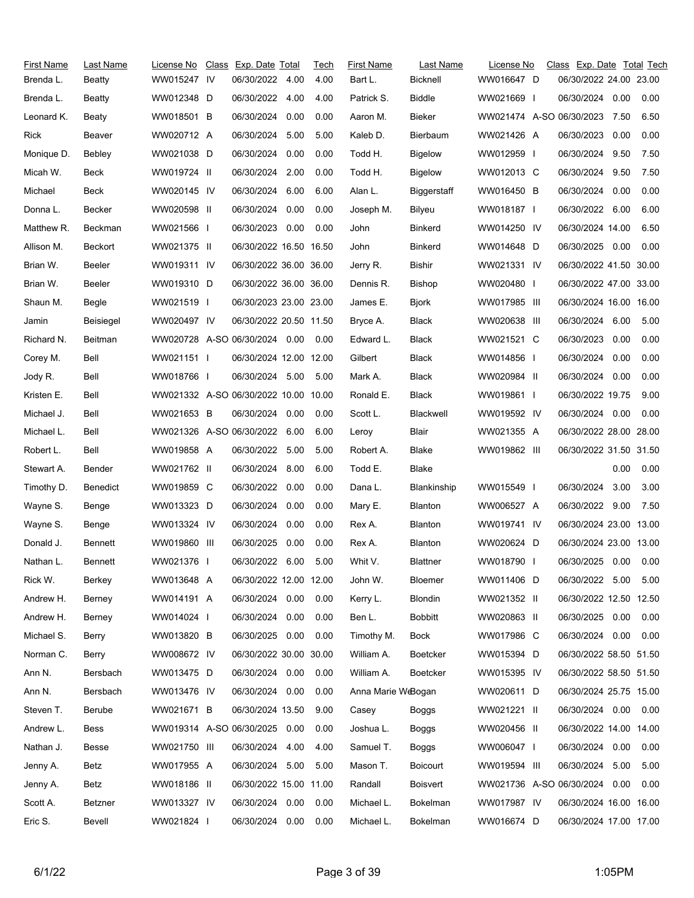| First Name | Last Name | License No | Class | Exp. Date | Total | Tech |
|---|---|---|---|---|---|---|
| Brenda L. | Beatty | WW015247 | IV | 06/30/2022 | 4.00 | 4.00 |
| Brenda L. | Beatty | WW012348 | D | 06/30/2022 | 4.00 | 4.00 |
| Leonard K. | Beaty | WW018501 | B | 06/30/2024 | 0.00 | 0.00 |
| Rick | Beaver | WW020712 | A | 06/30/2024 | 5.00 | 5.00 |
| Monique D. | Bebley | WW021038 | D | 06/30/2024 | 0.00 | 0.00 |
| Micah W. | Beck | WW019724 | II | 06/30/2024 | 2.00 | 0.00 |
| Michael | Beck | WW020145 | IV | 06/30/2024 | 6.00 | 6.00 |
| Donna L. | Becker | WW020598 | II | 06/30/2024 | 0.00 | 0.00 |
| Matthew R. | Beckman | WW021566 | I | 06/30/2023 | 0.00 | 0.00 |
| Allison M. | Beckort | WW021375 | II | 06/30/2022 | 16.50 | 16.50 |
| Brian W. | Beeler | WW019311 | IV | 06/30/2022 | 36.00 | 36.00 |
| Brian W. | Beeler | WW019310 | D | 06/30/2022 | 36.00 | 36.00 |
| Shaun M. | Begle | WW021519 | I | 06/30/2023 | 23.00 | 23.00 |
| Jamin | Beisiegel | WW020497 | IV | 06/30/2022 | 20.50 | 11.50 |
| Richard N. | Beitman | WW020728 | A-SO | 06/30/2024 | 0.00 | 0.00 |
| Corey M. | Bell | WW021151 | I | 06/30/2024 | 12.00 | 12.00 |
| Jody R. | Bell | WW018766 | I | 06/30/2024 | 5.00 | 5.00 |
| Kristen E. | Bell | WW021332 | A-SO | 06/30/2022 | 10.00 | 10.00 |
| Michael J. | Bell | WW021653 | B | 06/30/2024 | 0.00 | 0.00 |
| Michael L. | Bell | WW021326 | A-SO | 06/30/2022 | 6.00 | 6.00 |
| Robert L. | Bell | WW019858 | A | 06/30/2022 | 5.00 | 5.00 |
| Stewart A. | Bender | WW021762 | II | 06/30/2024 | 8.00 | 6.00 |
| Timothy D. | Benedict | WW019859 | C | 06/30/2022 | 0.00 | 0.00 |
| Wayne S. | Benge | WW013323 | D | 06/30/2024 | 0.00 | 0.00 |
| Wayne S. | Benge | WW013324 | IV | 06/30/2024 | 0.00 | 0.00 |
| Donald J. | Bennett | WW019860 | III | 06/30/2025 | 0.00 | 0.00 |
| Nathan L. | Bennett | WW021376 | I | 06/30/2022 | 6.00 | 5.00 |
| Rick W. | Berkey | WW013648 | A | 06/30/2022 | 12.00 | 12.00 |
| Andrew H. | Berney | WW014191 | A | 06/30/2024 | 0.00 | 0.00 |
| Andrew H. | Berney | WW014024 | I | 06/30/2024 | 0.00 | 0.00 |
| Michael S. | Berry | WW013820 | B | 06/30/2025 | 0.00 | 0.00 |
| Norman C. | Berry | WW008672 | IV | 06/30/2022 | 30.00 | 30.00 |
| Ann N. | Bersbach | WW013475 | D | 06/30/2024 | 0.00 | 0.00 |
| Ann N. | Bersbach | WW013476 | IV | 06/30/2024 | 0.00 | 0.00 |
| Steven T. | Berube | WW021671 | B | 06/30/2024 | 13.50 | 9.00 |
| Andrew L. | Bess | WW019314 | A-SO | 06/30/2025 | 0.00 | 0.00 |
| Nathan J. | Besse | WW021750 | III | 06/30/2024 | 4.00 | 4.00 |
| Jenny A. | Betz | WW017955 | A | 06/30/2024 | 5.00 | 5.00 |
| Jenny A. | Betz | WW018186 | II | 06/30/2022 | 15.00 | 11.00 |
| Scott A. | Betzner | WW013327 | IV | 06/30/2024 | 0.00 | 0.00 |
| Eric S. | Bevell | WW021824 | I | 06/30/2024 | 0.00 | 0.00 |
| Bart L. | Bicknell | WW016647 | D | 06/30/2022 | 24.00 | 23.00 |
| Patrick S. | Biddle | WW021669 | I | 06/30/2024 | 0.00 | 0.00 |
| Aaron M. | Bieker | WW021474 | A-SO | 06/30/2023 | 7.50 | 6.50 |
| Kaleb D. | Bierbaum | WW021426 | A | 06/30/2023 | 0.00 | 0.00 |
| Todd H. | Bigelow | WW012959 | I | 06/30/2024 | 9.50 | 7.50 |
| Todd H. | Bigelow | WW012013 | C | 06/30/2024 | 9.50 | 7.50 |
| Alan L. | Biggerstaff | WW016450 | B | 06/30/2024 | 0.00 | 0.00 |
| Joseph M. | Bilyeu | WW018187 | I | 06/30/2022 | 6.00 | 6.00 |
| John | Binkerd | WW014250 | IV | 06/30/2024 | 14.00 | 6.50 |
| John | Binkerd | WW014648 | D | 06/30/2025 | 0.00 | 0.00 |
| Jerry R. | Bishir | WW021331 | IV | 06/30/2022 | 41.50 | 30.00 |
| Dennis R. | Bishop | WW020480 | I | 06/30/2022 | 47.00 | 33.00 |
| James E. | Bjork | WW017985 | III | 06/30/2024 | 16.00 | 16.00 |
| Bryce A. | Black | WW020638 | III | 06/30/2024 | 6.00 | 5.00 |
| Edward L. | Black | WW021521 | C | 06/30/2023 | 0.00 | 0.00 |
| Gilbert | Black | WW014856 | I | 06/30/2024 | 0.00 | 0.00 |
| Mark A. | Black | WW020984 | II | 06/30/2024 | 0.00 | 0.00 |
| Ronald E. | Black | WW019861 | I | 06/30/2022 | 19.75 | 9.00 |
| Scott L. | Blackwell | WW019592 | IV | 06/30/2024 | 0.00 | 0.00 |
| Leroy | Blair | WW021355 | A | 06/30/2022 | 28.00 | 28.00 |
| Robert A. | Blake | WW019862 | III | 06/30/2022 | 31.50 | 31.50 |
| Todd E. | Blake | | | | 0.00 | 0.00 |
| Dana L. | Blankinship | WW015549 | I | 06/30/2024 | 3.00 | 3.00 |
| Mary E. | Blanton | WW006527 | A | 06/30/2022 | 9.00 | 7.50 |
| Rex A. | Blanton | WW019741 | IV | 06/30/2024 | 23.00 | 13.00 |
| Rex A. | Blanton | WW020624 | D | 06/30/2024 | 23.00 | 13.00 |
| Whit V. | Blattner | WW018790 | I | 06/30/2025 | 0.00 | 0.00 |
| John W. | Bloemer | WW011406 | D | 06/30/2022 | 5.00 | 5.00 |
| Kerry L. | Blondin | WW021352 | II | 06/30/2022 | 12.50 | 12.50 |
| Ben L. | Bobbitt | WW020863 | II | 06/30/2025 | 0.00 | 0.00 |
| Timothy M. | Bock | WW017986 | C | 06/30/2024 | 0.00 | 0.00 |
| William A. | Boetcker | WW015394 | D | 06/30/2022 | 58.50 | 51.50 |
| William A. | Boetcker | WW015395 | IV | 06/30/2022 | 58.50 | 51.50 |
| Anna Marie We | Bogan | WW020611 | D | 06/30/2024 | 25.75 | 15.00 |
| Casey | Boggs | WW021221 | II | 06/30/2024 | 0.00 | 0.00 |
| Joshua L. | Boggs | WW020456 | II | 06/30/2022 | 14.00 | 14.00 |
| Samuel T. | Boggs | WW006047 | I | 06/30/2024 | 0.00 | 0.00 |
| Mason T. | Boicourt | WW019594 | III | 06/30/2024 | 5.00 | 5.00 |
| Randall | Boisvert | WW021736 | A-SO | 06/30/2024 | 0.00 | 0.00 |
| Michael L. | Bokelman | WW017987 | IV | 06/30/2024 | 16.00 | 16.00 |
| Michael L. | Bokelman | WW016674 | D | 06/30/2024 | 17.00 | 17.00 |

6/1/22 1:05PM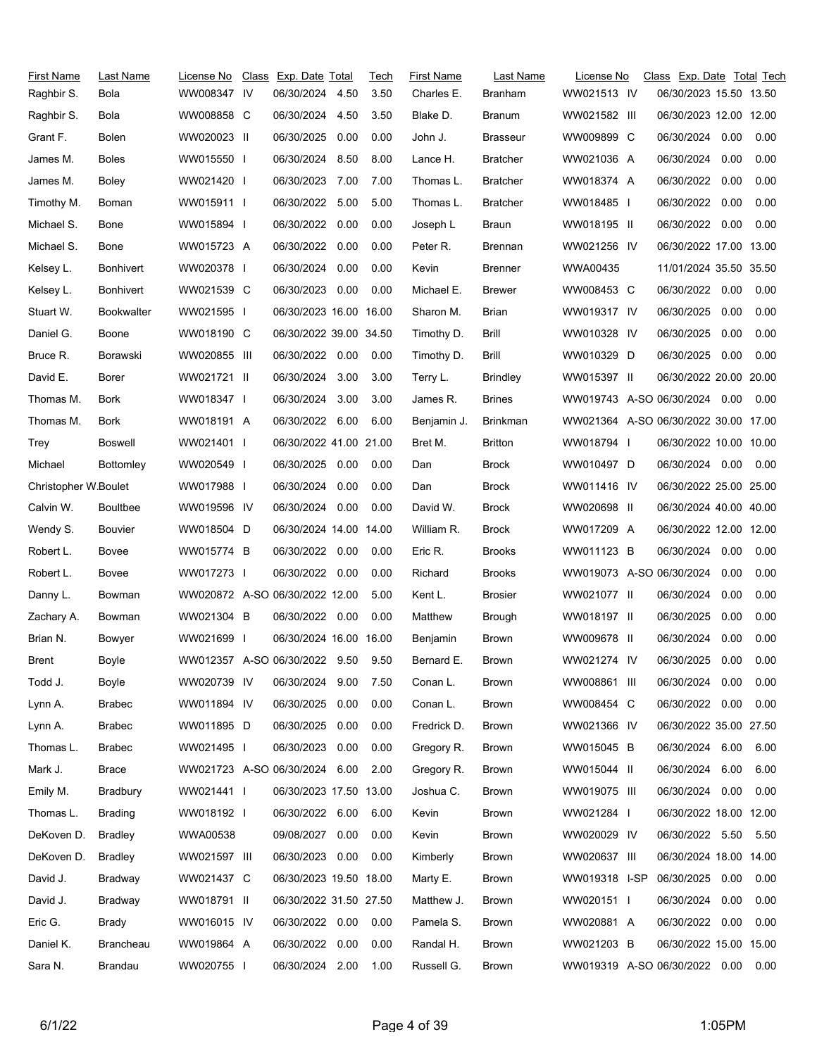| First Name | Last Name | License No | Class | Exp. Date | Total | Tech |
|---|---|---|---|---|---|---|
| Raghbir S. | Bola | WW008347 | IV | 06/30/2024 | 4.50 | 3.50 |
| Raghbir S. | Bola | WW008858 | C | 06/30/2024 | 4.50 | 3.50 |
| Grant F. | Bolen | WW020023 | II | 06/30/2025 | 0.00 | 0.00 |
| James M. | Boles | WW015550 | I | 06/30/2024 | 8.50 | 8.00 |
| James M. | Boley | WW021420 | I | 06/30/2023 | 7.00 | 7.00 |
| Timothy M. | Boman | WW015911 | I | 06/30/2022 | 5.00 | 5.00 |
| Michael S. | Bone | WW015894 | I | 06/30/2022 | 0.00 | 0.00 |
| Michael S. | Bone | WW015723 | A | 06/30/2022 | 0.00 | 0.00 |
| Kelsey L. | Bonhivert | WW020378 | I | 06/30/2024 | 0.00 | 0.00 |
| Kelsey L. | Bonhivert | WW021539 | C | 06/30/2023 | 0.00 | 0.00 |
| Stuart W. | Bookwalter | WW021595 | I | 06/30/2023 | 16.00 | 16.00 |
| Daniel G. | Boone | WW018190 | C | 06/30/2022 | 39.00 | 34.50 |
| Bruce R. | Borawski | WW020855 | III | 06/30/2022 | 0.00 | 0.00 |
| David E. | Borer | WW021721 | II | 06/30/2024 | 3.00 | 3.00 |
| Thomas M. | Bork | WW018347 | I | 06/30/2024 | 3.00 | 3.00 |
| Thomas M. | Bork | WW018191 | A | 06/30/2022 | 6.00 | 6.00 |
| Trey | Boswell | WW021401 | I | 06/30/2022 | 41.00 | 21.00 |
| Michael | Bottomley | WW020549 | I | 06/30/2025 | 0.00 | 0.00 |
| Christopher W. | Boulet | WW017988 | I | 06/30/2024 | 0.00 | 0.00 |
| Calvin W. | Boultbee | WW019596 | IV | 06/30/2024 | 0.00 | 0.00 |
| Wendy S. | Bouvier | WW018504 | D | 06/30/2024 | 14.00 | 14.00 |
| Robert L. | Bovee | WW015774 | B | 06/30/2022 | 0.00 | 0.00 |
| Robert L. | Bovee | WW017273 | I | 06/30/2022 | 0.00 | 0.00 |
| Danny L. | Bowman | WW020872 | A-SO | 06/30/2022 | 12.00 | 5.00 |
| Zachary A. | Bowman | WW021304 | B | 06/30/2022 | 0.00 | 0.00 |
| Brian N. | Bowyer | WW021699 | I | 06/30/2024 | 16.00 | 16.00 |
| Brent | Boyle | WW012357 | A-SO | 06/30/2022 | 9.50 | 9.50 |
| Todd J. | Boyle | WW020739 | IV | 06/30/2024 | 9.00 | 7.50 |
| Lynn A. | Brabec | WW011894 | IV | 06/30/2025 | 0.00 | 0.00 |
| Lynn A. | Brabec | WW011895 | D | 06/30/2025 | 0.00 | 0.00 |
| Thomas L. | Brabec | WW021495 | I | 06/30/2023 | 0.00 | 0.00 |
| Mark J. | Brace | WW021723 | A-SO | 06/30/2024 | 6.00 | 2.00 |
| Emily M. | Bradbury | WW021441 | I | 06/30/2023 | 17.50 | 13.00 |
| Thomas L. | Brading | WW018192 | I | 06/30/2022 | 6.00 | 6.00 |
| DeKoven D. | Bradley | WWA00538 | | 09/08/2027 | 0.00 | 0.00 |
| DeKoven D. | Bradley | WW021597 | III | 06/30/2023 | 0.00 | 0.00 |
| David J. | Bradway | WW021437 | C | 06/30/2023 | 19.50 | 18.00 |
| David J. | Bradway | WW018791 | II | 06/30/2022 | 31.50 | 27.50 |
| Eric G. | Brady | WW016015 | IV | 06/30/2022 | 0.00 | 0.00 |
| Daniel K. | Brancheau | WW019864 | A | 06/30/2022 | 0.00 | 0.00 |
| Sara N. | Brandau | WW020755 | I | 06/30/2024 | 2.00 | 1.00 |
| Charles E. | Branham | WW021513 | IV | 06/30/2023 | 15.50 | 13.50 |
| Blake D. | Branum | WW021582 | III | 06/30/2023 | 12.00 | 12.00 |
| John J. | Brasseur | WW009899 | C | 06/30/2024 | 0.00 | 0.00 |
| Lance H. | Bratcher | WW021036 | A | 06/30/2024 | 0.00 | 0.00 |
| Thomas L. | Bratcher | WW018374 | A | 06/30/2022 | 0.00 | 0.00 |
| Thomas L. | Bratcher | WW018485 | I | 06/30/2022 | 0.00 | 0.00 |
| Joseph L | Braun | WW018195 | II | 06/30/2022 | 0.00 | 0.00 |
| Peter R. | Brennan | WW021256 | IV | 06/30/2022 | 17.00 | 13.00 |
| Kevin | Brenner | WWA00435 | | 11/01/2024 | 35.50 | 35.50 |
| Michael E. | Brewer | WW008453 | C | 06/30/2022 | 0.00 | 0.00 |
| Sharon M. | Brian | WW019317 | IV | 06/30/2025 | 0.00 | 0.00 |
| Timothy D. | Brill | WW010328 | IV | 06/30/2025 | 0.00 | 0.00 |
| Timothy D. | Brill | WW010329 | D | 06/30/2025 | 0.00 | 0.00 |
| Terry L. | Brindley | WW015397 | II | 06/30/2022 | 20.00 | 20.00 |
| James R. | Brines | WW019743 | A-SO | 06/30/2024 | 0.00 | 0.00 |
| Benjamin J. | Brinkman | WW021364 | A-SO | 06/30/2022 | 30.00 | 17.00 |
| Bret M. | Britton | WW018794 | I | 06/30/2022 | 10.00 | 10.00 |
| Dan | Brock | WW010497 | D | 06/30/2024 | 0.00 | 0.00 |
| Dan | Brock | WW011416 | IV | 06/30/2022 | 25.00 | 25.00 |
| David W. | Brock | WW020698 | II | 06/30/2024 | 40.00 | 40.00 |
| William R. | Brock | WW017209 | A | 06/30/2022 | 12.00 | 12.00 |
| Eric R. | Brooks | WW011123 | B | 06/30/2024 | 0.00 | 0.00 |
| Richard | Brooks | WW019073 | A-SO | 06/30/2024 | 0.00 | 0.00 |
| Kent L. | Brosier | WW021077 | II | 06/30/2024 | 0.00 | 0.00 |
| Matthew | Brough | WW018197 | II | 06/30/2025 | 0.00 | 0.00 |
| Benjamin | Brown | WW009678 | II | 06/30/2024 | 0.00 | 0.00 |
| Bernard E. | Brown | WW021274 | IV | 06/30/2025 | 0.00 | 0.00 |
| Conan L. | Brown | WW008861 | III | 06/30/2024 | 0.00 | 0.00 |
| Conan L. | Brown | WW008454 | C | 06/30/2022 | 0.00 | 0.00 |
| Fredrick D. | Brown | WW021366 | IV | 06/30/2022 | 35.00 | 27.50 |
| Gregory R. | Brown | WW015045 | B | 06/30/2024 | 6.00 | 6.00 |
| Gregory R. | Brown | WW015044 | II | 06/30/2024 | 6.00 | 6.00 |
| Joshua C. | Brown | WW019075 | III | 06/30/2024 | 0.00 | 0.00 |
| Kevin | Brown | WW021284 | I | 06/30/2022 | 18.00 | 12.00 |
| Kevin | Brown | WW020029 | IV | 06/30/2022 | 5.50 | 5.50 |
| Kimberly | Brown | WW020637 | III | 06/30/2024 | 18.00 | 14.00 |
| Marty E. | Brown | WW019318 | I-SP | 06/30/2025 | 0.00 | 0.00 |
| Matthew J. | Brown | WW020151 | I | 06/30/2024 | 0.00 | 0.00 |
| Pamela S. | Brown | WW020881 | A | 06/30/2022 | 0.00 | 0.00 |
| Randal H. | Brown | WW021203 | B | 06/30/2022 | 15.00 | 15.00 |
| Russell G. | Brown | WW019319 | A-SO | 06/30/2022 | 0.00 | 0.00 |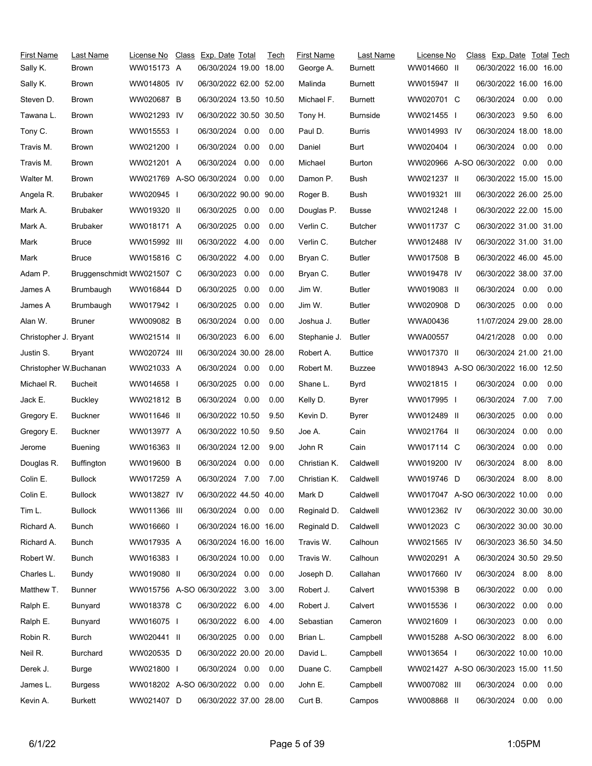| First Name | Last Name | License No | Class | Exp. Date | Total | Tech |
|---|---|---|---|---|---|---|
| Sally K. | Brown | WW015173 | A | 06/30/2024 | 19.00 | 18.00 |
| Sally K. | Brown | WW014805 | IV | 06/30/2022 | 62.00 | 52.00 |
| Steven D. | Brown | WW020687 | B | 06/30/2024 | 13.50 | 10.50 |
| Tawana L. | Brown | WW021293 | IV | 06/30/2022 | 30.50 | 30.50 |
| Tony C. | Brown | WW015553 | I | 06/30/2024 | 0.00 | 0.00 |
| Travis M. | Brown | WW021200 | I | 06/30/2024 | 0.00 | 0.00 |
| Travis M. | Brown | WW021201 | A | 06/30/2024 | 0.00 | 0.00 |
| Walter M. | Brown | WW021769 | A-SO | 06/30/2024 | 0.00 | 0.00 |
| Angela R. | Brubaker | WW020945 | I | 06/30/2022 | 90.00 | 90.00 |
| Mark A. | Brubaker | WW019320 | II | 06/30/2025 | 0.00 | 0.00 |
| Mark A. | Brubaker | WW018171 | A | 06/30/2025 | 0.00 | 0.00 |
| Mark | Bruce | WW015992 | III | 06/30/2022 | 4.00 | 0.00 |
| Mark | Bruce | WW015816 | C | 06/30/2022 | 4.00 | 0.00 |
| Adam P. | Bruggenschmidt | WW021507 | C | 06/30/2023 | 0.00 | 0.00 |
| James A | Brumbaugh | WW016844 | D | 06/30/2025 | 0.00 | 0.00 |
| James A | Brumbaugh | WW017942 | I | 06/30/2025 | 0.00 | 0.00 |
| Alan W. | Bruner | WW009082 | B | 06/30/2024 | 0.00 | 0.00 |
| Christopher J. | Bryant | WW021514 | II | 06/30/2023 | 6.00 | 6.00 |
| Justin S. | Bryant | WW020724 | III | 06/30/2024 | 30.00 | 28.00 |
| Christopher W. | Buchanan | WW021033 | A | 06/30/2024 | 0.00 | 0.00 |
| Michael R. | Bucheit | WW014658 | I | 06/30/2025 | 0.00 | 0.00 |
| Jack E. | Buckley | WW021812 | B | 06/30/2024 | 0.00 | 0.00 |
| Gregory E. | Buckner | WW011646 | II | 06/30/2022 | 10.50 | 9.50 |
| Gregory E. | Buckner | WW013977 | A | 06/30/2022 | 10.50 | 9.50 |
| Jerome | Buening | WW016363 | II | 06/30/2024 | 12.00 | 9.00 |
| Douglas R. | Buffington | WW019600 | B | 06/30/2024 | 0.00 | 0.00 |
| Colin E. | Bullock | WW017259 | A | 06/30/2024 | 7.00 | 7.00 |
| Colin E. | Bullock | WW013827 | IV | 06/30/2022 | 44.50 | 40.00 |
| Tim L. | Bullock | WW011366 | III | 06/30/2024 | 0.00 | 0.00 |
| Richard A. | Bunch | WW016660 | I | 06/30/2024 | 16.00 | 16.00 |
| Richard A. | Bunch | WW017935 | A | 06/30/2024 | 16.00 | 16.00 |
| Robert W. | Bunch | WW016383 | I | 06/30/2024 | 10.00 | 0.00 |
| Charles L. | Bundy | WW019080 | II | 06/30/2024 | 0.00 | 0.00 |
| Matthew T. | Bunner | WW015756 | A-SO | 06/30/2022 | 3.00 | 3.00 |
| Ralph E. | Bunyard | WW018378 | C | 06/30/2022 | 6.00 | 4.00 |
| Ralph E. | Bunyard | WW016075 | I | 06/30/2022 | 6.00 | 4.00 |
| Robin R. | Burch | WW020441 | II | 06/30/2025 | 0.00 | 0.00 |
| Neil R. | Burchard | WW020535 | D | 06/30/2022 | 20.00 | 20.00 |
| Derek J. | Burge | WW021800 | I | 06/30/2024 | 0.00 | 0.00 |
| James L. | Burgess | WW018202 | A-SO | 06/30/2022 | 0.00 | 0.00 |
| Kevin A. | Burkett | WW021407 | D | 06/30/2022 | 37.00 | 28.00 |
| George A. | Burnett | WW014660 | II | 06/30/2022 | 16.00 | 16.00 |
| Malinda | Burnett | WW015947 | II | 06/30/2022 | 16.00 | 16.00 |
| Michael F. | Burnett | WW020701 | C | 06/30/2024 | 0.00 | 0.00 |
| Tony H. | Burnside | WW021455 | I | 06/30/2023 | 9.50 | 6.00 |
| Paul D. | Burris | WW014993 | IV | 06/30/2024 | 18.00 | 18.00 |
| Daniel | Burt | WW020404 | I | 06/30/2024 | 0.00 | 0.00 |
| Michael | Burton | WW020966 | A-SO | 06/30/2022 | 0.00 | 0.00 |
| Damon P. | Bush | WW021237 | II | 06/30/2022 | 15.00 | 15.00 |
| Roger B. | Bush | WW019321 | III | 06/30/2022 | 26.00 | 25.00 |
| Douglas P. | Busse | WW021248 | I | 06/30/2022 | 22.00 | 15.00 |
| Verlin C. | Butcher | WW011737 | C | 06/30/2022 | 31.00 | 31.00 |
| Verlin C. | Butcher | WW012488 | IV | 06/30/2022 | 31.00 | 31.00 |
| Bryan C. | Butler | WW017508 | B | 06/30/2022 | 46.00 | 45.00 |
| Bryan C. | Butler | WW019478 | IV | 06/30/2022 | 38.00 | 37.00 |
| Jim W. | Butler | WW019083 | II | 06/30/2024 | 0.00 | 0.00 |
| Jim W. | Butler | WW020908 | D | 06/30/2025 | 0.00 | 0.00 |
| Joshua J. | Butler | WWA00436 | | 11/07/2024 | 29.00 | 28.00 |
| Stephanie J. | Butler | WWA00557 | | 04/21/2028 | 0.00 | 0.00 |
| Robert A. | Buttice | WW017370 | II | 06/30/2024 | 21.00 | 21.00 |
| Robert M. | Buzzee | WW018943 | A-SO | 06/30/2022 | 16.00 | 12.50 |
| Shane L. | Byrd | WW021815 | I | 06/30/2024 | 0.00 | 0.00 |
| Kelly D. | Byrer | WW017995 | I | 06/30/2024 | 7.00 | 7.00 |
| Kevin D. | Byrer | WW012489 | II | 06/30/2025 | 0.00 | 0.00 |
| Joe A. | Cain | WW021764 | II | 06/30/2024 | 0.00 | 0.00 |
| John R | Cain | WW017114 | C | 06/30/2024 | 0.00 | 0.00 |
| Christian K. | Caldwell | WW019200 | IV | 06/30/2024 | 8.00 | 8.00 |
| Christian K. | Caldwell | WW019746 | D | 06/30/2024 | 8.00 | 8.00 |
| Mark D | Caldwell | WW017047 | A-SO | 06/30/2022 | 10.00 | 0.00 |
| Reginald D. | Caldwell | WW012362 | IV | 06/30/2022 | 30.00 | 30.00 |
| Reginald D. | Caldwell | WW012023 | C | 06/30/2022 | 30.00 | 30.00 |
| Travis W. | Calhoun | WW021565 | IV | 06/30/2023 | 36.50 | 34.50 |
| Travis W. | Calhoun | WW020291 | A | 06/30/2024 | 30.50 | 29.50 |
| Joseph D. | Callahan | WW017660 | IV | 06/30/2024 | 8.00 | 8.00 |
| Robert J. | Calvert | WW015398 | B | 06/30/2022 | 0.00 | 0.00 |
| Robert J. | Calvert | WW015536 | I | 06/30/2022 | 0.00 | 0.00 |
| Sebastian | Cameron | WW021609 | I | 06/30/2023 | 0.00 | 0.00 |
| Brian L. | Campbell | WW015288 | A-SO | 06/30/2022 | 8.00 | 6.00 |
| David L. | Campbell | WW013654 | I | 06/30/2022 | 10.00 | 10.00 |
| Duane C. | Campbell | WW021427 | A-SO | 06/30/2023 | 15.00 | 11.50 |
| John E. | Campbell | WW007082 | III | 06/30/2024 | 0.00 | 0.00 |
| Curt B. | Campos | WW008868 | II | 06/30/2024 | 0.00 | 0.00 |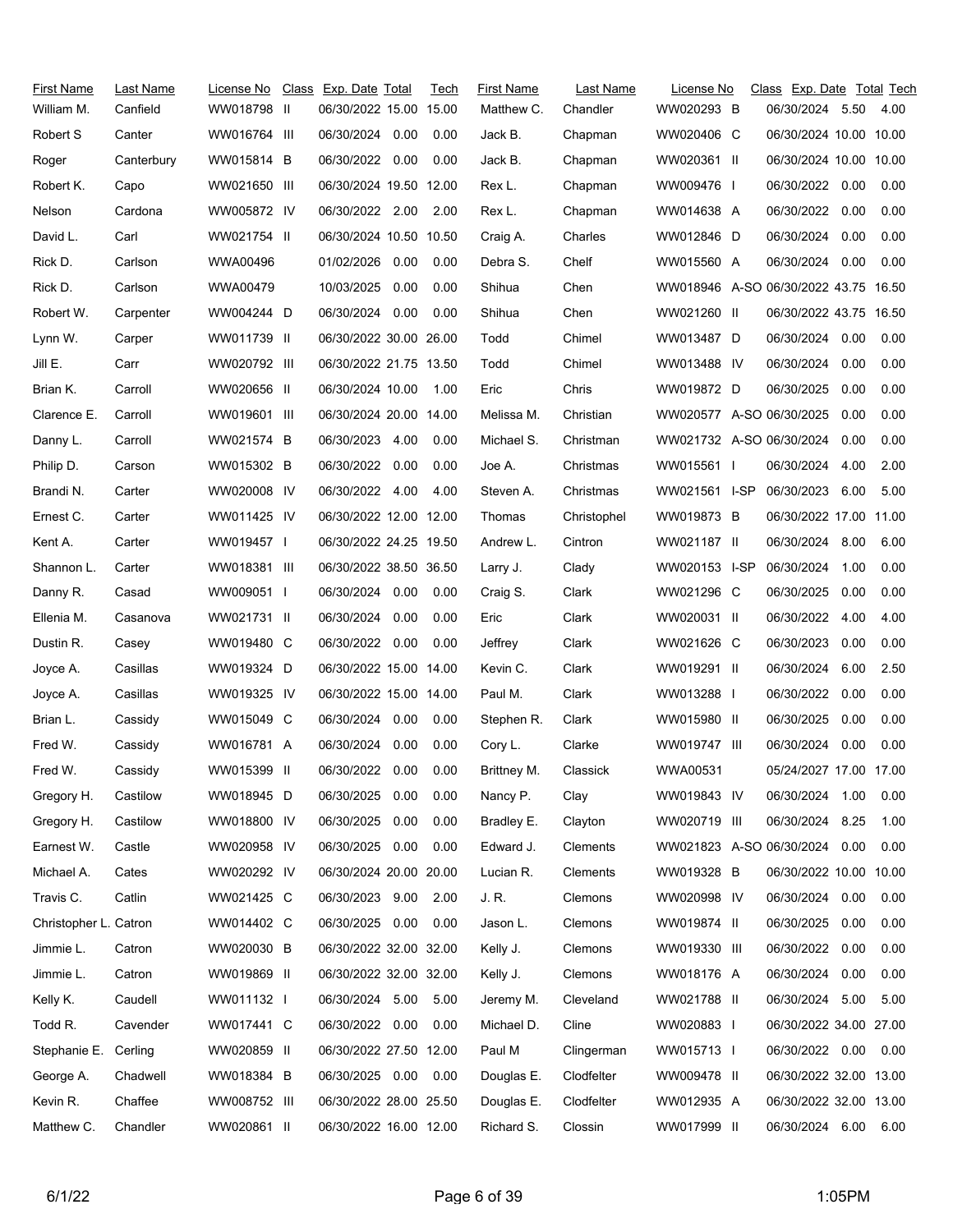| First Name | Last Name | License No | Class | Exp. Date | Total | Tech |
|---|---|---|---|---|---|---|
| William M. | Canfield | WW018798 | II | 06/30/2022 | 15.00 | 15.00 |
| Robert S | Canter | WW016764 | III | 06/30/2024 | 0.00 | 0.00 |
| Roger | Canterbury | WW015814 | B | 06/30/2022 | 0.00 | 0.00 |
| Robert K. | Capo | WW021650 | III | 06/30/2024 | 19.50 | 12.00 |
| Nelson | Cardona | WW005872 | IV | 06/30/2022 | 2.00 | 2.00 |
| David L. | Carl | WW021754 | II | 06/30/2024 | 10.50 | 10.50 |
| Rick D. | Carlson | WWA00496 | | 01/02/2026 | 0.00 | 0.00 |
| Rick D. | Carlson | WWA00479 | | 10/03/2025 | 0.00 | 0.00 |
| Robert W. | Carpenter | WW004244 | D | 06/30/2024 | 0.00 | 0.00 |
| Lynn W. | Carper | WW011739 | II | 06/30/2022 | 30.00 | 26.00 |
| Jill E. | Carr | WW020792 | III | 06/30/2022 | 21.75 | 13.50 |
| Brian K. | Carroll | WW020656 | II | 06/30/2024 | 10.00 | 1.00 |
| Clarence E. | Carroll | WW019601 | III | 06/30/2024 | 20.00 | 14.00 |
| Danny L. | Carroll | WW021574 | B | 06/30/2023 | 4.00 | 0.00 |
| Philip D. | Carson | WW015302 | B | 06/30/2022 | 0.00 | 0.00 |
| Brandi N. | Carter | WW020008 | IV | 06/30/2022 | 4.00 | 4.00 |
| Ernest C. | Carter | WW011425 | IV | 06/30/2022 | 12.00 | 12.00 |
| Kent A. | Carter | WW019457 | I | 06/30/2022 | 24.25 | 19.50 |
| Shannon L. | Carter | WW018381 | III | 06/30/2022 | 38.50 | 36.50 |
| Danny R. | Casad | WW009051 | I | 06/30/2024 | 0.00 | 0.00 |
| Ellenia M. | Casanova | WW021731 | II | 06/30/2024 | 0.00 | 0.00 |
| Dustin R. | Casey | WW019480 | C | 06/30/2022 | 0.00 | 0.00 |
| Joyce A. | Casillas | WW019324 | D | 06/30/2022 | 15.00 | 14.00 |
| Joyce A. | Casillas | WW019325 | IV | 06/30/2022 | 15.00 | 14.00 |
| Brian L. | Cassidy | WW015049 | C | 06/30/2024 | 0.00 | 0.00 |
| Fred W. | Cassidy | WW016781 | A | 06/30/2024 | 0.00 | 0.00 |
| Fred W. | Cassidy | WW015399 | II | 06/30/2022 | 0.00 | 0.00 |
| Gregory H. | Castilow | WW018945 | D | 06/30/2025 | 0.00 | 0.00 |
| Gregory H. | Castilow | WW018800 | IV | 06/30/2025 | 0.00 | 0.00 |
| Earnest W. | Castle | WW020958 | IV | 06/30/2025 | 0.00 | 0.00 |
| Michael A. | Cates | WW020292 | IV | 06/30/2024 | 20.00 | 20.00 |
| Travis C. | Catlin | WW021425 | C | 06/30/2023 | 9.00 | 2.00 |
| Christopher L. | Catron | WW014402 | C | 06/30/2025 | 0.00 | 0.00 |
| Jimmie L. | Catron | WW020030 | B | 06/30/2022 | 32.00 | 32.00 |
| Jimmie L. | Catron | WW019869 | II | 06/30/2022 | 32.00 | 32.00 |
| Kelly K. | Caudell | WW011132 | I | 06/30/2024 | 5.00 | 5.00 |
| Todd R. | Cavender | WW017441 | C | 06/30/2022 | 0.00 | 0.00 |
| Stephanie E. | Cerling | WW020859 | II | 06/30/2022 | 27.50 | 12.00 |
| George A. | Chadwell | WW018384 | B | 06/30/2025 | 0.00 | 0.00 |
| Kevin R. | Chaffee | WW008752 | III | 06/30/2022 | 28.00 | 25.50 |
| Matthew C. | Chandler | WW020861 | II | 06/30/2022 | 16.00 | 12.00 |
| Matthew C. | Chandler | WW020293 | B | 06/30/2024 | 5.50 | 4.00 |
| Jack B. | Chapman | WW020406 | C | 06/30/2024 | 10.00 | 10.00 |
| Jack B. | Chapman | WW020361 | II | 06/30/2024 | 10.00 | 10.00 |
| Rex L. | Chapman | WW009476 | I | 06/30/2022 | 0.00 | 0.00 |
| Rex L. | Chapman | WW014638 | A | 06/30/2022 | 0.00 | 0.00 |
| Craig A. | Charles | WW012846 | D | 06/30/2024 | 0.00 | 0.00 |
| Debra S. | Chelf | WW015560 | A | 06/30/2024 | 0.00 | 0.00 |
| Shihua | Chen | WW018946 | A-SO | 06/30/2022 | 43.75 | 16.50 |
| Shihua | Chen | WW021260 | II | 06/30/2022 | 43.75 | 16.50 |
| Todd | Chimel | WW013487 | D | 06/30/2024 | 0.00 | 0.00 |
| Todd | Chimel | WW013488 | IV | 06/30/2024 | 0.00 | 0.00 |
| Eric | Chris | WW019872 | D | 06/30/2025 | 0.00 | 0.00 |
| Melissa M. | Christian | WW020577 | A-SO | 06/30/2025 | 0.00 | 0.00 |
| Michael S. | Christman | WW021732 | A-SO | 06/30/2024 | 0.00 | 0.00 |
| Joe A. | Christmas | WW015561 | I | 06/30/2024 | 4.00 | 2.00 |
| Steven A. | Christmas | WW021561 | I-SP | 06/30/2023 | 6.00 | 5.00 |
| Thomas | Christophel | WW019873 | B | 06/30/2022 | 17.00 | 11.00 |
| Andrew L. | Cintron | WW021187 | II | 06/30/2024 | 8.00 | 6.00 |
| Larry J. | Clady | WW020153 | I-SP | 06/30/2024 | 1.00 | 0.00 |
| Craig S. | Clark | WW021296 | C | 06/30/2025 | 0.00 | 0.00 |
| Eric | Clark | WW020031 | II | 06/30/2022 | 4.00 | 4.00 |
| Jeffrey | Clark | WW021626 | C | 06/30/2023 | 0.00 | 0.00 |
| Kevin C. | Clark | WW019291 | II | 06/30/2024 | 6.00 | 2.50 |
| Paul M. | Clark | WW013288 | I | 06/30/2022 | 0.00 | 0.00 |
| Stephen R. | Clark | WW015980 | II | 06/30/2025 | 0.00 | 0.00 |
| Cory L. | Clarke | WW019747 | III | 06/30/2024 | 0.00 | 0.00 |
| Brittney M. | Classick | WWA00531 | | 05/24/2027 | 17.00 | 17.00 |
| Nancy P. | Clay | WW019843 | IV | 06/30/2024 | 1.00 | 0.00 |
| Bradley E. | Clayton | WW020719 | III | 06/30/2024 | 8.25 | 1.00 |
| Edward J. | Clements | WW021823 | A-SO | 06/30/2024 | 0.00 | 0.00 |
| Lucian R. | Clements | WW019328 | B | 06/30/2022 | 10.00 | 10.00 |
| J. R. | Clemons | WW020998 | IV | 06/30/2024 | 0.00 | 0.00 |
| Jason L. | Clemons | WW019874 | II | 06/30/2025 | 0.00 | 0.00 |
| Kelly J. | Clemons | WW019330 | III | 06/30/2022 | 0.00 | 0.00 |
| Kelly J. | Clemons | WW018176 | A | 06/30/2024 | 0.00 | 0.00 |
| Jeremy M. | Cleveland | WW021788 | II | 06/30/2024 | 5.00 | 5.00 |
| Michael D. | Cline | WW020883 | I | 06/30/2022 | 34.00 | 27.00 |
| Paul M | Clingerman | WW015713 | I | 06/30/2022 | 0.00 | 0.00 |
| Douglas E. | Clodfelter | WW009478 | II | 06/30/2022 | 32.00 | 13.00 |
| Douglas E. | Clodfelter | WW012935 | A | 06/30/2022 | 32.00 | 13.00 |
| Richard S. | Clossin | WW017999 | II | 06/30/2024 | 6.00 | 6.00 |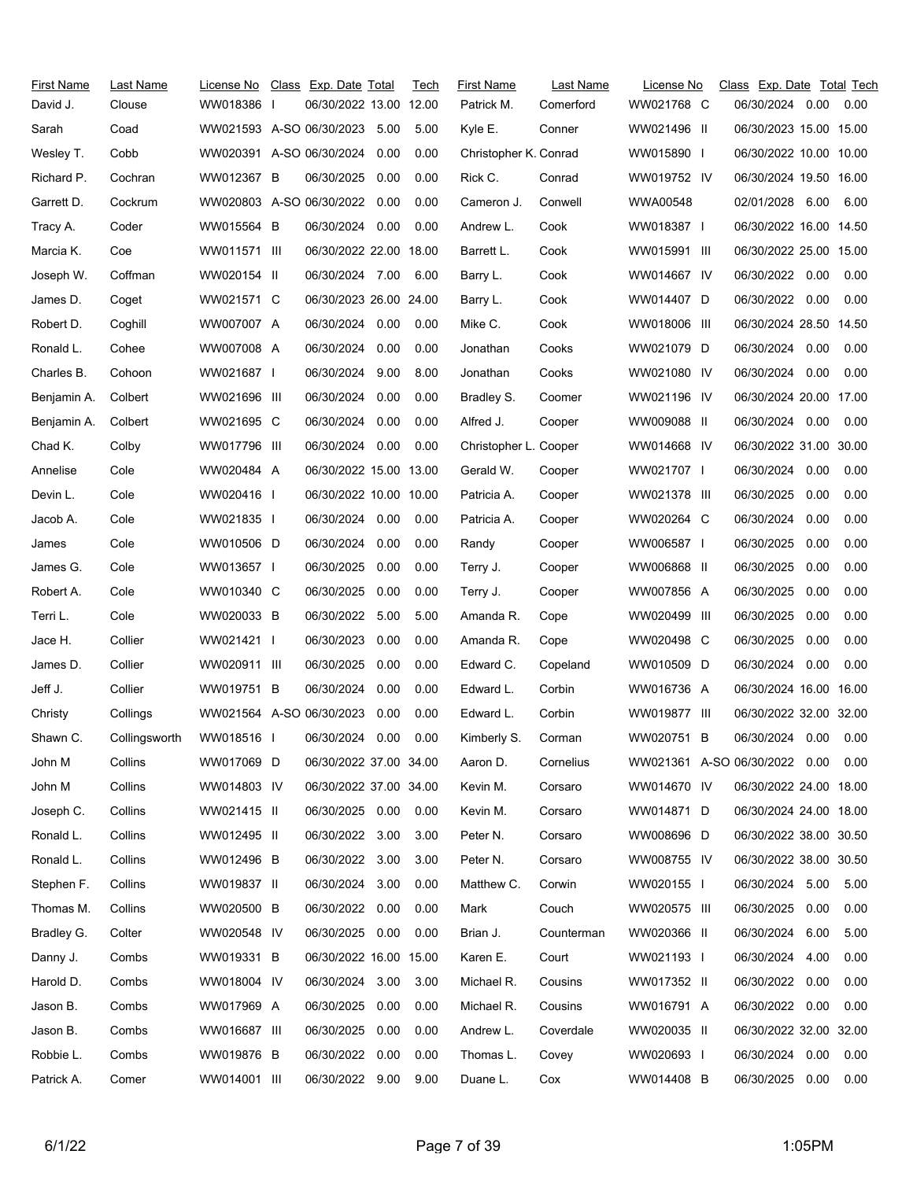| First Name | Last Name | License No | Class | Exp. Date | Total | Tech |
|---|---|---|---|---|---|---|
| David J. | Clouse | WW018386 | I | 06/30/2022 | 13.00 | 12.00 |
| Sarah | Coad | WW021593 | A-SO | 06/30/2023 | 5.00 | 5.00 |
| Wesley T. | Cobb | WW020391 | A-SO | 06/30/2024 | 0.00 | 0.00 |
| Richard P. | Cochran | WW012367 | B | 06/30/2025 | 0.00 | 0.00 |
| Garrett D. | Cockrum | WW020803 | A-SO | 06/30/2022 | 0.00 | 0.00 |
| Tracy A. | Coder | WW015564 | B | 06/30/2024 | 0.00 | 0.00 |
| Marcia K. | Coe | WW011571 | III | 06/30/2022 | 22.00 | 18.00 |
| Joseph W. | Coffman | WW020154 | II | 06/30/2024 | 7.00 | 6.00 |
| James D. | Coget | WW021571 | C | 06/30/2023 | 26.00 | 24.00 |
| Robert D. | Coghill | WW007007 | A | 06/30/2024 | 0.00 | 0.00 |
| Ronald L. | Cohee | WW007008 | A | 06/30/2024 | 0.00 | 0.00 |
| Charles B. | Cohoon | WW021687 | I | 06/30/2024 | 9.00 | 8.00 |
| Benjamin A. | Colbert | WW021696 | III | 06/30/2024 | 0.00 | 0.00 |
| Benjamin A. | Colbert | WW021695 | C | 06/30/2024 | 0.00 | 0.00 |
| Chad K. | Colby | WW017796 | III | 06/30/2024 | 0.00 | 0.00 |
| Annelise | Cole | WW020484 | A | 06/30/2022 | 15.00 | 13.00 |
| Devin L. | Cole | WW020416 | I | 06/30/2022 | 10.00 | 10.00 |
| Jacob A. | Cole | WW021835 | I | 06/30/2024 | 0.00 | 0.00 |
| James | Cole | WW010506 | D | 06/30/2024 | 0.00 | 0.00 |
| James G. | Cole | WW013657 | I | 06/30/2025 | 0.00 | 0.00 |
| Robert A. | Cole | WW010340 | C | 06/30/2025 | 0.00 | 0.00 |
| Terri L. | Cole | WW020033 | B | 06/30/2022 | 5.00 | 5.00 |
| Jace H. | Collier | WW021421 | I | 06/30/2023 | 0.00 | 0.00 |
| James D. | Collier | WW020911 | III | 06/30/2025 | 0.00 | 0.00 |
| Jeff J. | Collier | WW019751 | B | 06/30/2024 | 0.00 | 0.00 |
| Christy | Collings | WW021564 | A-SO | 06/30/2023 | 0.00 | 0.00 |
| Shawn C. | Collingsworth | WW018516 | I | 06/30/2024 | 0.00 | 0.00 |
| John M | Collins | WW017069 | D | 06/30/2022 | 37.00 | 34.00 |
| John M | Collins | WW014803 | IV | 06/30/2022 | 37.00 | 34.00 |
| Joseph C. | Collins | WW021415 | II | 06/30/2025 | 0.00 | 0.00 |
| Ronald L. | Collins | WW012495 | II | 06/30/2022 | 3.00 | 3.00 |
| Ronald L. | Collins | WW012496 | B | 06/30/2022 | 3.00 | 3.00 |
| Stephen F. | Collins | WW019837 | II | 06/30/2024 | 3.00 | 0.00 |
| Thomas M. | Collins | WW020500 | B | 06/30/2022 | 0.00 | 0.00 |
| Bradley G. | Colter | WW020548 | IV | 06/30/2025 | 0.00 | 0.00 |
| Danny J. | Combs | WW019331 | B | 06/30/2022 | 16.00 | 15.00 |
| Harold D. | Combs | WW018004 | IV | 06/30/2024 | 3.00 | 3.00 |
| Jason B. | Combs | WW017969 | A | 06/30/2025 | 0.00 | 0.00 |
| Jason B. | Combs | WW016687 | III | 06/30/2025 | 0.00 | 0.00 |
| Robbie L. | Combs | WW019876 | B | 06/30/2022 | 0.00 | 0.00 |
| Patrick A. | Comer | WW014001 | III | 06/30/2022 | 9.00 | 9.00 |
| Patrick M. | Comerford | WW021768 | C | 06/30/2024 | 0.00 | 0.00 |
| Kyle E. | Conner | WW021496 | II | 06/30/2023 | 15.00 | 15.00 |
| Christopher K. | Conrad | WW015890 | I | 06/30/2022 | 10.00 | 10.00 |
| Rick C. | Conrad | WW019752 | IV | 06/30/2024 | 19.50 | 16.00 |
| Cameron J. | Conwell | WWA00548 | | 02/01/2028 | 6.00 | 6.00 |
| Andrew L. | Cook | WW018387 | I | 06/30/2022 | 16.00 | 14.50 |
| Barrett L. | Cook | WW015991 | III | 06/30/2022 | 25.00 | 15.00 |
| Barry L. | Cook | WW014667 | IV | 06/30/2022 | 0.00 | 0.00 |
| Barry L. | Cook | WW014407 | D | 06/30/2022 | 0.00 | 0.00 |
| Mike C. | Cook | WW018006 | III | 06/30/2024 | 28.50 | 14.50 |
| Jonathan | Cooks | WW021079 | D | 06/30/2024 | 0.00 | 0.00 |
| Jonathan | Cooks | WW021080 | IV | 06/30/2024 | 0.00 | 0.00 |
| Bradley S. | Coomer | WW021196 | IV | 06/30/2024 | 20.00 | 17.00 |
| Alfred J. | Cooper | WW009088 | II | 06/30/2024 | 0.00 | 0.00 |
| Christopher L. | Cooper | WW014668 | IV | 06/30/2022 | 31.00 | 30.00 |
| Gerald W. | Cooper | WW021707 | I | 06/30/2024 | 0.00 | 0.00 |
| Patricia A. | Cooper | WW021378 | III | 06/30/2025 | 0.00 | 0.00 |
| Patricia A. | Cooper | WW020264 | C | 06/30/2024 | 0.00 | 0.00 |
| Randy | Cooper | WW006587 | I | 06/30/2025 | 0.00 | 0.00 |
| Terry J. | Cooper | WW006868 | II | 06/30/2025 | 0.00 | 0.00 |
| Terry J. | Cooper | WW007856 | A | 06/30/2025 | 0.00 | 0.00 |
| Amanda R. | Cope | WW020499 | III | 06/30/2025 | 0.00 | 0.00 |
| Amanda R. | Cope | WW020498 | C | 06/30/2025 | 0.00 | 0.00 |
| Edward C. | Copeland | WW010509 | D | 06/30/2024 | 0.00 | 0.00 |
| Edward L. | Corbin | WW016736 | A | 06/30/2024 | 16.00 | 16.00 |
| Edward L. | Corbin | WW019877 | III | 06/30/2022 | 32.00 | 32.00 |
| Kimberly S. | Corman | WW020751 | B | 06/30/2024 | 0.00 | 0.00 |
| Aaron D. | Cornelius | WW021361 | A-SO | 06/30/2022 | 0.00 | 0.00 |
| Kevin M. | Corsaro | WW014670 | IV | 06/30/2022 | 24.00 | 18.00 |
| Kevin M. | Corsaro | WW014871 | D | 06/30/2024 | 24.00 | 18.00 |
| Peter N. | Corsaro | WW008696 | D | 06/30/2022 | 38.00 | 30.50 |
| Peter N. | Corsaro | WW008755 | IV | 06/30/2022 | 38.00 | 30.50 |
| Matthew C. | Corwin | WW020155 | I | 06/30/2024 | 5.00 | 5.00 |
| Mark | Couch | WW020575 | III | 06/30/2025 | 0.00 | 0.00 |
| Brian J. | Counterman | WW020366 | II | 06/30/2024 | 6.00 | 5.00 |
| Karen E. | Court | WW021193 | I | 06/30/2024 | 4.00 | 0.00 |
| Michael R. | Cousins | WW017352 | II | 06/30/2022 | 0.00 | 0.00 |
| Michael R. | Cousins | WW016791 | A | 06/30/2022 | 0.00 | 0.00 |
| Andrew L. | Coverdale | WW020035 | II | 06/30/2022 | 32.00 | 32.00 |
| Thomas L. | Covey | WW020693 | I | 06/30/2024 | 0.00 | 0.00 |
| Duane L. | Cox | WW014408 | B | 06/30/2025 | 0.00 | 0.00 |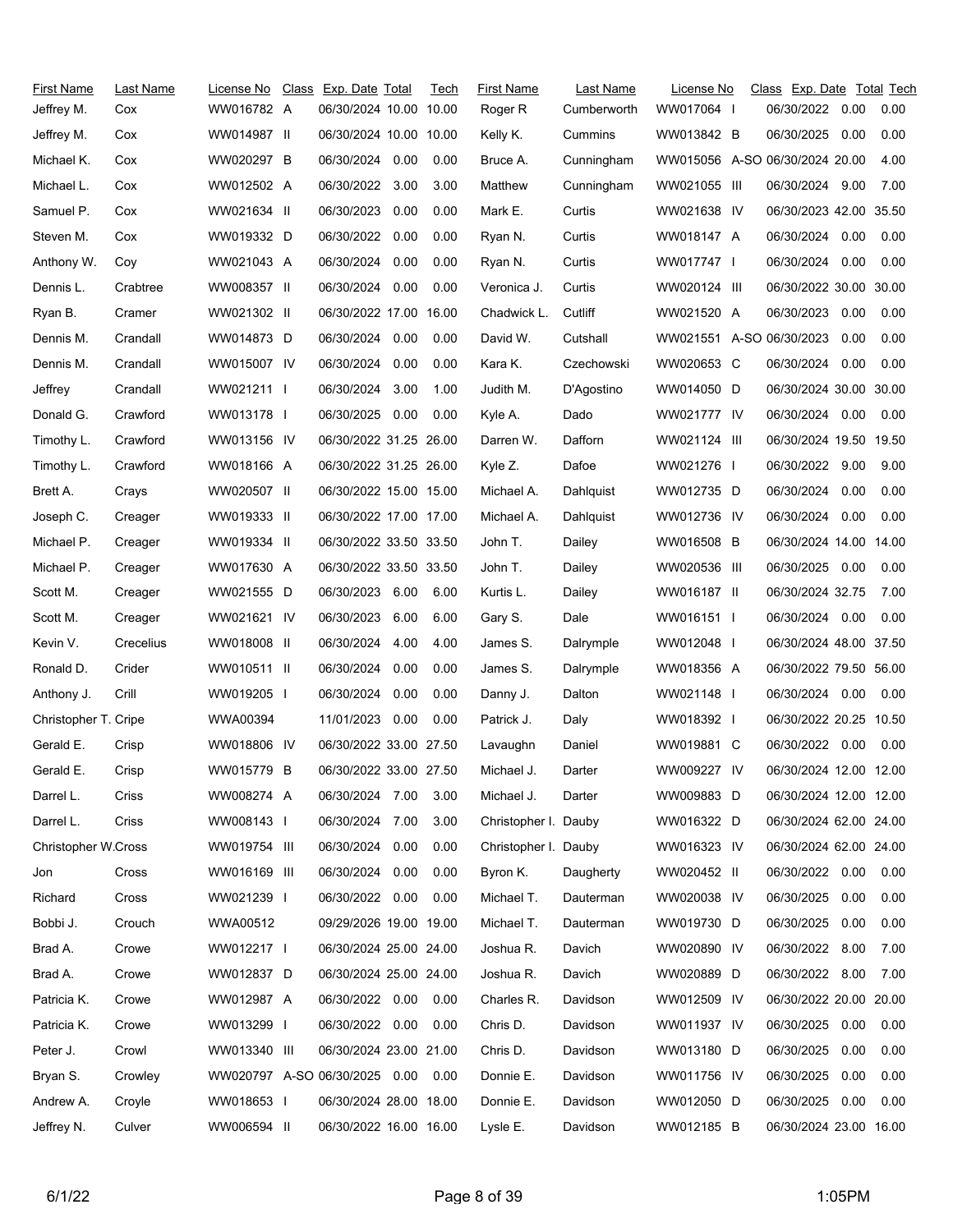| First Name | Last Name | License No | Class | Exp. Date | Total | Tech |
|---|---|---|---|---|---|---|
| Jeffrey M. | Cox | WW016782 | A | 06/30/2024 | 10.00 | 10.00 |
| Jeffrey M. | Cox | WW014987 | II | 06/30/2024 | 10.00 | 10.00 |
| Michael K. | Cox | WW020297 | B | 06/30/2024 | 0.00 | 0.00 |
| Michael L. | Cox | WW012502 | A | 06/30/2022 | 3.00 | 3.00 |
| Samuel P. | Cox | WW021634 | II | 06/30/2023 | 0.00 | 0.00 |
| Steven M. | Cox | WW019332 | D | 06/30/2022 | 0.00 | 0.00 |
| Anthony W. | Coy | WW021043 | A | 06/30/2024 | 0.00 | 0.00 |
| Dennis L. | Crabtree | WW008357 | II | 06/30/2024 | 0.00 | 0.00 |
| Ryan B. | Cramer | WW021302 | II | 06/30/2022 | 17.00 | 16.00 |
| Dennis M. | Crandall | WW014873 | D | 06/30/2024 | 0.00 | 0.00 |
| Dennis M. | Crandall | WW015007 | IV | 06/30/2024 | 0.00 | 0.00 |
| Jeffrey | Crandall | WW021211 | I | 06/30/2024 | 3.00 | 1.00 |
| Donald G. | Crawford | WW013178 | I | 06/30/2025 | 0.00 | 0.00 |
| Timothy L. | Crawford | WW013156 | IV | 06/30/2022 | 31.25 | 26.00 |
| Timothy L. | Crawford | WW018166 | A | 06/30/2022 | 31.25 | 26.00 |
| Brett A. | Crays | WW020507 | II | 06/30/2022 | 15.00 | 15.00 |
| Joseph C. | Creager | WW019333 | II | 06/30/2022 | 17.00 | 17.00 |
| Michael P. | Creager | WW019334 | II | 06/30/2022 | 33.50 | 33.50 |
| Michael P. | Creager | WW017630 | A | 06/30/2022 | 33.50 | 33.50 |
| Scott M. | Creager | WW021555 | D | 06/30/2023 | 6.00 | 6.00 |
| Scott M. | Creager | WW021621 | IV | 06/30/2023 | 6.00 | 6.00 |
| Kevin V. | Crecelius | WW018008 | II | 06/30/2024 | 4.00 | 4.00 |
| Ronald D. | Crider | WW010511 | II | 06/30/2024 | 0.00 | 0.00 |
| Anthony J. | Crill | WW019205 | I | 06/30/2024 | 0.00 | 0.00 |
| Christopher T. | Cripe | WWA00394 | | 11/01/2023 | 0.00 | 0.00 |
| Gerald E. | Crisp | WW018806 | IV | 06/30/2022 | 33.00 | 27.50 |
| Gerald E. | Crisp | WW015779 | B | 06/30/2022 | 33.00 | 27.50 |
| Darrel L. | Criss | WW008274 | A | 06/30/2024 | 7.00 | 3.00 |
| Darrel L. | Criss | WW008143 | I | 06/30/2024 | 7.00 | 3.00 |
| Christopher W. | Cross | WW019754 | III | 06/30/2024 | 0.00 | 0.00 |
| Jon | Cross | WW016169 | III | 06/30/2024 | 0.00 | 0.00 |
| Richard | Cross | WW021239 | I | 06/30/2022 | 0.00 | 0.00 |
| Bobbi J. | Crouch | WWA00512 | | 09/29/2026 | 19.00 | 19.00 |
| Brad A. | Crowe | WW012217 | I | 06/30/2024 | 25.00 | 24.00 |
| Brad A. | Crowe | WW012837 | D | 06/30/2024 | 25.00 | 24.00 |
| Patricia K. | Crowe | WW012987 | A | 06/30/2022 | 0.00 | 0.00 |
| Patricia K. | Crowe | WW013299 | I | 06/30/2022 | 0.00 | 0.00 |
| Peter J. | Crowl | WW013340 | III | 06/30/2024 | 23.00 | 21.00 |
| Bryan S. | Crowley | WW020797 | A-SO | 06/30/2025 | 0.00 | 0.00 |
| Andrew A. | Croyle | WW018653 | I | 06/30/2024 | 28.00 | 18.00 |
| Jeffrey N. | Culver | WW006594 | II | 06/30/2022 | 16.00 | 16.00 |
| Roger R | Cumberworth | WW017064 | I | 06/30/2022 | 0.00 | 0.00 |
| Kelly K. | Cummins | WW013842 | B | 06/30/2025 | 0.00 | 0.00 |
| Bruce A. | Cunningham | WW015056 | A-SO | 06/30/2024 | 20.00 | 4.00 |
| Matthew | Cunningham | WW021055 | III | 06/30/2024 | 9.00 | 7.00 |
| Mark E. | Curtis | WW021638 | IV | 06/30/2023 | 42.00 | 35.50 |
| Ryan N. | Curtis | WW018147 | A | 06/30/2024 | 0.00 | 0.00 |
| Ryan N. | Curtis | WW017747 | I | 06/30/2024 | 0.00 | 0.00 |
| Veronica J. | Curtis | WW020124 | III | 06/30/2022 | 30.00 | 30.00 |
| Chadwick L. | Cutliff | WW021520 | A | 06/30/2023 | 0.00 | 0.00 |
| David W. | Cutshall | WW021551 | A-SO | 06/30/2023 | 0.00 | 0.00 |
| Kara K. | Czechowski | WW020653 | C | 06/30/2024 | 0.00 | 0.00 |
| Judith M. | D'Agostino | WW014050 | D | 06/30/2024 | 30.00 | 30.00 |
| Kyle A. | Dado | WW021777 | IV | 06/30/2024 | 0.00 | 0.00 |
| Darren W. | Dafforn | WW021124 | III | 06/30/2024 | 19.50 | 19.50 |
| Kyle Z. | Dafoe | WW021276 | I | 06/30/2022 | 9.00 | 9.00 |
| Michael A. | Dahlquist | WW012735 | D | 06/30/2024 | 0.00 | 0.00 |
| Michael A. | Dahlquist | WW012736 | IV | 06/30/2024 | 0.00 | 0.00 |
| John T. | Dailey | WW016508 | B | 06/30/2024 | 14.00 | 14.00 |
| John T. | Dailey | WW020536 | III | 06/30/2025 | 0.00 | 0.00 |
| Kurtis L. | Dailey | WW016187 | II | 06/30/2024 | 32.75 | 7.00 |
| Gary S. | Dale | WW016151 | I | 06/30/2024 | 0.00 | 0.00 |
| James S. | Dalrymple | WW012048 | I | 06/30/2024 | 48.00 | 37.50 |
| James S. | Dalrymple | WW018356 | A | 06/30/2022 | 79.50 | 56.00 |
| Danny J. | Dalton | WW021148 | I | 06/30/2024 | 0.00 | 0.00 |
| Patrick J. | Daly | WW018392 | I | 06/30/2022 | 20.25 | 10.50 |
| Lavaughn | Daniel | WW019881 | C | 06/30/2022 | 0.00 | 0.00 |
| Michael J. | Darter | WW009227 | IV | 06/30/2024 | 12.00 | 12.00 |
| Michael J. | Darter | WW009883 | D | 06/30/2024 | 12.00 | 12.00 |
| Christopher I. | Dauby | WW016322 | D | 06/30/2024 | 62.00 | 24.00 |
| Christopher I. | Dauby | WW016323 | IV | 06/30/2024 | 62.00 | 24.00 |
| Byron K. | Daugherty | WW020452 | II | 06/30/2022 | 0.00 | 0.00 |
| Michael T. | Dauterman | WW020038 | IV | 06/30/2025 | 0.00 | 0.00 |
| Michael T. | Dauterman | WW019730 | D | 06/30/2025 | 0.00 | 0.00 |
| Joshua R. | Davich | WW020890 | IV | 06/30/2022 | 8.00 | 7.00 |
| Joshua R. | Davich | WW020889 | D | 06/30/2022 | 8.00 | 7.00 |
| Charles R. | Davidson | WW012509 | IV | 06/30/2022 | 20.00 | 20.00 |
| Chris D. | Davidson | WW011937 | IV | 06/30/2025 | 0.00 | 0.00 |
| Chris D. | Davidson | WW013180 | D | 06/30/2025 | 0.00 | 0.00 |
| Donnie E. | Davidson | WW011756 | IV | 06/30/2025 | 0.00 | 0.00 |
| Donnie E. | Davidson | WW012050 | D | 06/30/2025 | 0.00 | 0.00 |
| Lysle E. | Davidson | WW012185 | B | 06/30/2024 | 23.00 | 16.00 |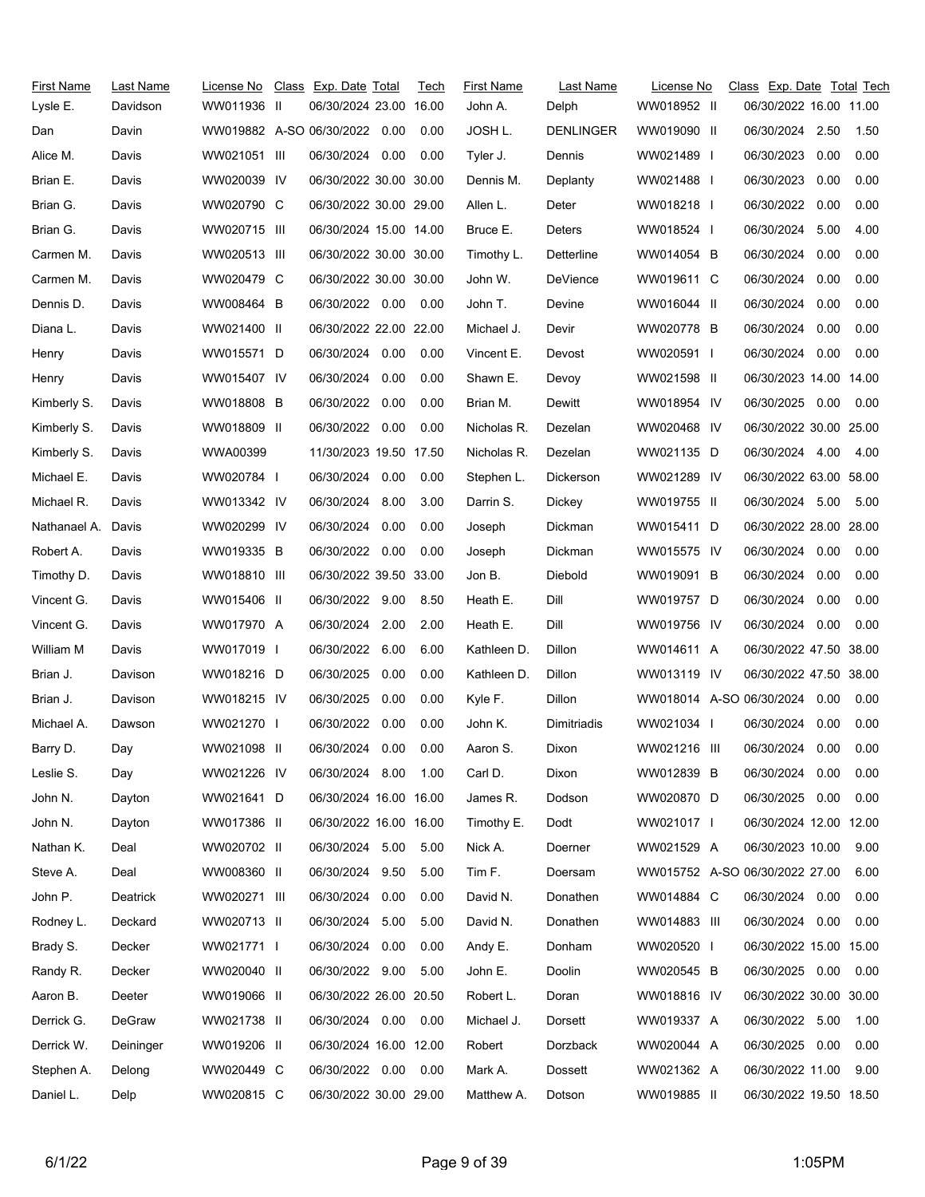| First Name | Last Name | License No | Class | Exp. Date | Total | Tech |
|---|---|---|---|---|---|---|
| Lysle E. | Davidson | WW011936 | II | 06/30/2024 | 23.00 | 16.00 |
| Dan | Davin | WW019882 | A-SO | 06/30/2022 | 0.00 | 0.00 |
| Alice M. | Davis | WW021051 | III | 06/30/2024 | 0.00 | 0.00 |
| Brian E. | Davis | WW020039 | IV | 06/30/2022 | 30.00 | 30.00 |
| Brian G. | Davis | WW020790 | C | 06/30/2022 | 30.00 | 29.00 |
| Brian G. | Davis | WW020715 | III | 06/30/2024 | 15.00 | 14.00 |
| Carmen M. | Davis | WW020513 | III | 06/30/2022 | 30.00 | 30.00 |
| Carmen M. | Davis | WW020479 | C | 06/30/2022 | 30.00 | 30.00 |
| Dennis D. | Davis | WW008464 | B | 06/30/2022 | 0.00 | 0.00 |
| Diana L. | Davis | WW021400 | II | 06/30/2022 | 22.00 | 22.00 |
| Henry | Davis | WW015571 | D | 06/30/2024 | 0.00 | 0.00 |
| Henry | Davis | WW015407 | IV | 06/30/2024 | 0.00 | 0.00 |
| Kimberly S. | Davis | WW018808 | B | 06/30/2022 | 0.00 | 0.00 |
| Kimberly S. | Davis | WW018809 | II | 06/30/2022 | 0.00 | 0.00 |
| Kimberly S. | Davis | WWA00399 | | 11/30/2023 | 19.50 | 17.50 |
| Michael E. | Davis | WW020784 | I | 06/30/2024 | 0.00 | 0.00 |
| Michael R. | Davis | WW013342 | IV | 06/30/2024 | 8.00 | 3.00 |
| Nathanael A. | Davis | WW020299 | IV | 06/30/2024 | 0.00 | 0.00 |
| Robert A. | Davis | WW019335 | B | 06/30/2022 | 0.00 | 0.00 |
| Timothy D. | Davis | WW018810 | III | 06/30/2022 | 39.50 | 33.00 |
| Vincent G. | Davis | WW015406 | II | 06/30/2022 | 9.00 | 8.50 |
| Vincent G. | Davis | WW017970 | A | 06/30/2024 | 2.00 | 2.00 |
| William M | Davis | WW017019 | I | 06/30/2022 | 6.00 | 6.00 |
| Brian J. | Davison | WW018216 | D | 06/30/2025 | 0.00 | 0.00 |
| Brian J. | Davison | WW018215 | IV | 06/30/2025 | 0.00 | 0.00 |
| Michael A. | Dawson | WW021270 | I | 06/30/2022 | 0.00 | 0.00 |
| Barry D. | Day | WW021098 | II | 06/30/2024 | 0.00 | 0.00 |
| Leslie S. | Day | WW021226 | IV | 06/30/2024 | 8.00 | 1.00 |
| John N. | Dayton | WW021641 | D | 06/30/2024 | 16.00 | 16.00 |
| John N. | Dayton | WW017386 | II | 06/30/2022 | 16.00 | 16.00 |
| Nathan K. | Deal | WW020702 | II | 06/30/2024 | 5.00 | 5.00 |
| Steve A. | Deal | WW008360 | II | 06/30/2024 | 9.50 | 5.00 |
| John P. | Deatrick | WW020271 | III | 06/30/2024 | 0.00 | 0.00 |
| Rodney L. | Deckard | WW020713 | II | 06/30/2024 | 5.00 | 5.00 |
| Brady S. | Decker | WW021771 | I | 06/30/2024 | 0.00 | 0.00 |
| Randy R. | Decker | WW020040 | II | 06/30/2022 | 9.00 | 5.00 |
| Aaron B. | Deeter | WW019066 | II | 06/30/2022 | 26.00 | 20.50 |
| Derrick G. | DeGraw | WW021738 | II | 06/30/2024 | 0.00 | 0.00 |
| Derrick W. | Deininger | WW019206 | II | 06/30/2024 | 16.00 | 12.00 |
| Stephen A. | Delong | WW020449 | C | 06/30/2022 | 0.00 | 0.00 |
| Daniel L. | Delp | WW020815 | C | 06/30/2022 | 30.00 | 29.00 |
| John A. | Delph | WW018952 | II | 06/30/2022 | 16.00 | 11.00 |
| JOSH L. | DENLINGER | WW019090 | II | 06/30/2024 | 2.50 | 1.50 |
| Tyler J. | Dennis | WW021489 | I | 06/30/2023 | 0.00 | 0.00 |
| Dennis M. | Deplanty | WW021488 | I | 06/30/2023 | 0.00 | 0.00 |
| Allen L. | Deter | WW018218 | I | 06/30/2022 | 0.00 | 0.00 |
| Bruce E. | Deters | WW018524 | I | 06/30/2024 | 5.00 | 4.00 |
| Timothy L. | Detterline | WW014054 | B | 06/30/2024 | 0.00 | 0.00 |
| John W. | DeVience | WW019611 | C | 06/30/2024 | 0.00 | 0.00 |
| John T. | Devine | WW016044 | II | 06/30/2024 | 0.00 | 0.00 |
| Michael J. | Devir | WW020778 | B | 06/30/2024 | 0.00 | 0.00 |
| Vincent E. | Devost | WW020591 | I | 06/30/2024 | 0.00 | 0.00 |
| Shawn E. | Devoy | WW021598 | II | 06/30/2023 | 14.00 | 14.00 |
| Brian M. | Dewitt | WW018954 | IV | 06/30/2025 | 0.00 | 0.00 |
| Nicholas R. | Dezelan | WW020468 | IV | 06/30/2022 | 30.00 | 25.00 |
| Nicholas R. | Dezelan | WW021135 | D | 06/30/2024 | 4.00 | 4.00 |
| Stephen L. | Dickerson | WW021289 | IV | 06/30/2022 | 63.00 | 58.00 |
| Darrin S. | Dickey | WW019755 | II | 06/30/2024 | 5.00 | 5.00 |
| Joseph | Dickman | WW015411 | D | 06/30/2022 | 28.00 | 28.00 |
| Joseph | Dickman | WW015575 | IV | 06/30/2024 | 0.00 | 0.00 |
| Jon B. | Diebold | WW019091 | B | 06/30/2024 | 0.00 | 0.00 |
| Heath E. | Dill | WW019757 | D | 06/30/2024 | 0.00 | 0.00 |
| Heath E. | Dill | WW019756 | IV | 06/30/2024 | 0.00 | 0.00 |
| Kathleen D. | Dillon | WW014611 | A | 06/30/2022 | 47.50 | 38.00 |
| Kathleen D. | Dillon | WW013119 | IV | 06/30/2022 | 47.50 | 38.00 |
| Kyle F. | Dillon | WW018014 | A-SO | 06/30/2024 | 0.00 | 0.00 |
| John K. | Dimitriadis | WW021034 | I | 06/30/2024 | 0.00 | 0.00 |
| Aaron S. | Dixon | WW021216 | III | 06/30/2024 | 0.00 | 0.00 |
| Carl D. | Dixon | WW012839 | B | 06/30/2024 | 0.00 | 0.00 |
| James R. | Dodson | WW020870 | D | 06/30/2025 | 0.00 | 0.00 |
| Timothy E. | Dodt | WW021017 | I | 06/30/2024 | 12.00 | 12.00 |
| Nick A. | Doerner | WW021529 | A | 06/30/2023 | 10.00 | 9.00 |
| Tim F. | Doersam | WW015752 | A-SO | 06/30/2022 | 27.00 | 6.00 |
| David N. | Donathen | WW014884 | C | 06/30/2024 | 0.00 | 0.00 |
| David N. | Donathen | WW014883 | III | 06/30/2024 | 0.00 | 0.00 |
| Andy E. | Donham | WW020520 | I | 06/30/2022 | 15.00 | 15.00 |
| John E. | Doolin | WW020545 | B | 06/30/2025 | 0.00 | 0.00 |
| Robert L. | Doran | WW018816 | IV | 06/30/2022 | 30.00 | 30.00 |
| Michael J. | Dorsett | WW019337 | A | 06/30/2022 | 5.00 | 1.00 |
| Robert | Dorzback | WW020044 | A | 06/30/2025 | 0.00 | 0.00 |
| Mark A. | Dossett | WW021362 | A | 06/30/2022 | 11.00 | 9.00 |
| Matthew A. | Dotson | WW019885 | II | 06/30/2022 | 19.50 | 18.50 |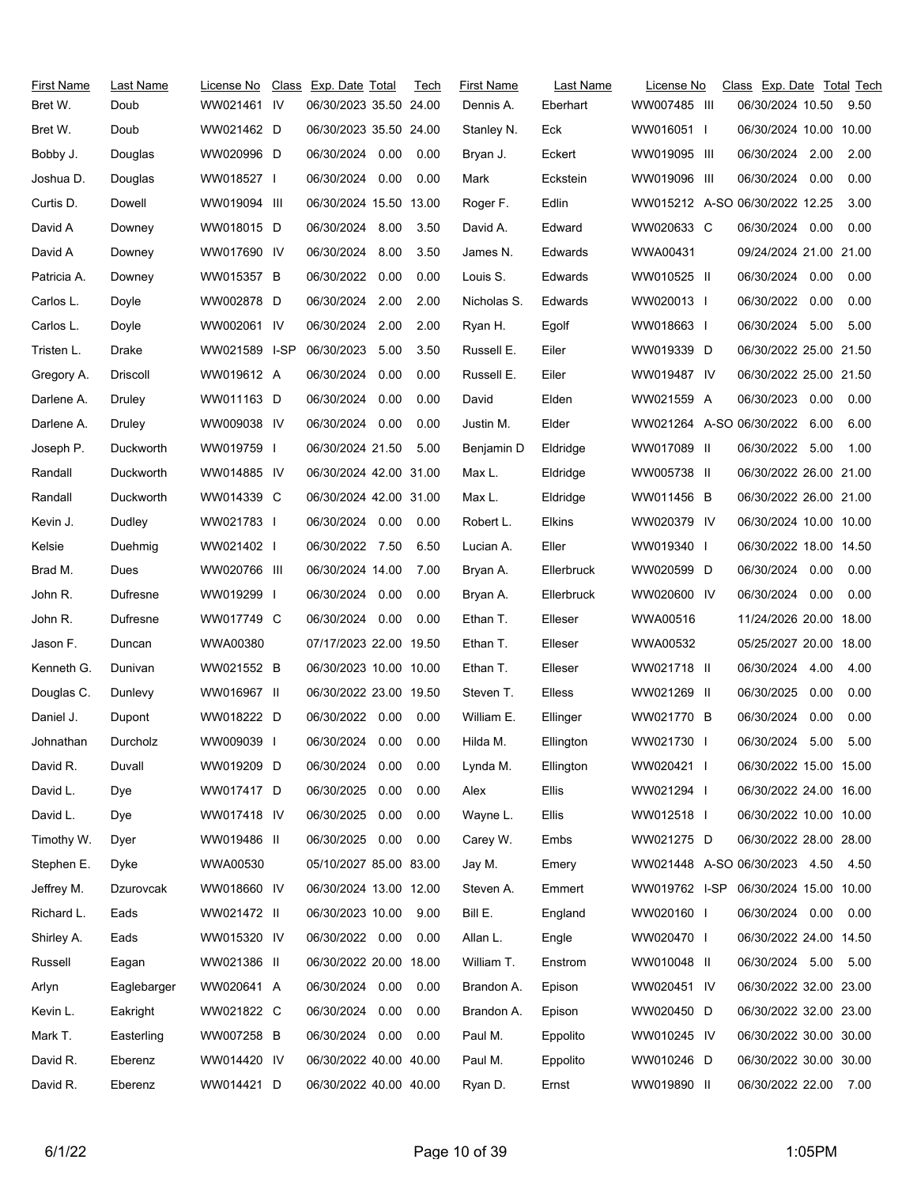| First Name | Last Name | License No | Class | Exp. Date | Total | Tech |
|---|---|---|---|---|---|---|
| Bret W. | Doub | WW021461 | IV | 06/30/2023 | 35.50 | 24.00 |
| Bret W. | Doub | WW021462 | D | 06/30/2023 | 35.50 | 24.00 |
| Bobby J. | Douglas | WW020996 | D | 06/30/2024 | 0.00 | 0.00 |
| Joshua D. | Douglas | WW018527 | I | 06/30/2024 | 0.00 | 0.00 |
| Curtis D. | Dowell | WW019094 | III | 06/30/2024 | 15.50 | 13.00 |
| David A | Downey | WW018015 | D | 06/30/2024 | 8.00 | 3.50 |
| David A | Downey | WW017690 | IV | 06/30/2024 | 8.00 | 3.50 |
| Patricia A. | Downey | WW015357 | B | 06/30/2022 | 0.00 | 0.00 |
| Carlos L. | Doyle | WW002878 | D | 06/30/2024 | 2.00 | 2.00 |
| Carlos L. | Doyle | WW002061 | IV | 06/30/2024 | 2.00 | 2.00 |
| Tristen L. | Drake | WW021589 | I-SP | 06/30/2023 | 5.00 | 3.50 |
| Gregory A. | Driscoll | WW019612 | A | 06/30/2024 | 0.00 | 0.00 |
| Darlene A. | Druley | WW011163 | D | 06/30/2024 | 0.00 | 0.00 |
| Darlene A. | Druley | WW009038 | IV | 06/30/2024 | 0.00 | 0.00 |
| Joseph P. | Duckworth | WW019759 | I | 06/30/2024 | 21.50 | 5.00 |
| Randall | Duckworth | WW014885 | IV | 06/30/2024 | 42.00 | 31.00 |
| Randall | Duckworth | WW014339 | C | 06/30/2024 | 42.00 | 31.00 |
| Kevin J. | Dudley | WW021783 | I | 06/30/2024 | 0.00 | 0.00 |
| Kelsie | Duehmig | WW021402 | I | 06/30/2022 | 7.50 | 6.50 |
| Brad M. | Dues | WW020766 | III | 06/30/2024 | 14.00 | 7.00 |
| John R. | Dufresne | WW019299 | I | 06/30/2024 | 0.00 | 0.00 |
| John R. | Dufresne | WW017749 | C | 06/30/2024 | 0.00 | 0.00 |
| Jason F. | Duncan | WWA00380 | | 07/17/2023 | 22.00 | 19.50 |
| Kenneth G. | Dunivan | WW021552 | B | 06/30/2023 | 10.00 | 10.00 |
| Douglas C. | Dunlevy | WW016967 | II | 06/30/2022 | 23.00 | 19.50 |
| Daniel J. | Dupont | WW018222 | D | 06/30/2022 | 0.00 | 0.00 |
| Johnathan | Durcholz | WW009039 | I | 06/30/2024 | 0.00 | 0.00 |
| David R. | Duvall | WW019209 | D | 06/30/2024 | 0.00 | 0.00 |
| David L. | Dye | WW017417 | D | 06/30/2025 | 0.00 | 0.00 |
| David L. | Dye | WW017418 | IV | 06/30/2025 | 0.00 | 0.00 |
| Timothy W. | Dyer | WW019486 | II | 06/30/2025 | 0.00 | 0.00 |
| Stephen E. | Dyke | WWA00530 | | 05/10/2027 | 85.00 | 83.00 |
| Jeffrey M. | Dzurovcak | WW018660 | IV | 06/30/2024 | 13.00 | 12.00 |
| Richard L. | Eads | WW021472 | II | 06/30/2023 | 10.00 | 9.00 |
| Shirley A. | Eads | WW015320 | IV | 06/30/2022 | 0.00 | 0.00 |
| Russell | Eagan | WW021386 | II | 06/30/2022 | 20.00 | 18.00 |
| Arlyn | Eaglebarger | WW020641 | A | 06/30/2024 | 0.00 | 0.00 |
| Kevin L. | Eakright | WW021822 | C | 06/30/2024 | 0.00 | 0.00 |
| Mark T. | Easterling | WW007258 | B | 06/30/2024 | 0.00 | 0.00 |
| David R. | Eberenz | WW014420 | IV | 06/30/2022 | 40.00 | 40.00 |
| David R. | Eberenz | WW014421 | D | 06/30/2022 | 40.00 | 40.00 |
| Dennis A. | Eberhart | WW007485 | III | 06/30/2024 | 10.50 | 9.50 |
| Stanley N. | Eck | WW016051 | I | 06/30/2024 | 10.00 | 10.00 |
| Bryan J. | Eckert | WW019095 | III | 06/30/2024 | 2.00 | 2.00 |
| Mark | Eckstein | WW019096 | III | 06/30/2024 | 0.00 | 0.00 |
| Roger F. | Edlin | WW015212 | A-SO | 06/30/2022 | 12.25 | 3.00 |
| David A. | Edward | WW020633 | C | 06/30/2024 | 0.00 | 0.00 |
| James N. | Edwards | WWA00431 | | 09/24/2024 | 21.00 | 21.00 |
| Louis S. | Edwards | WW010525 | II | 06/30/2024 | 0.00 | 0.00 |
| Nicholas S. | Edwards | WW020013 | I | 06/30/2022 | 0.00 | 0.00 |
| Ryan H. | Egolf | WW018663 | I | 06/30/2024 | 5.00 | 5.00 |
| Russell E. | Eiler | WW019339 | D | 06/30/2022 | 25.00 | 21.50 |
| Russell E. | Eiler | WW019487 | IV | 06/30/2022 | 25.00 | 21.50 |
| David | Elden | WW021559 | A | 06/30/2023 | 0.00 | 0.00 |
| Justin M. | Elder | WW021264 | A-SO | 06/30/2022 | 6.00 | 6.00 |
| Benjamin D | Eldridge | WW017089 | II | 06/30/2022 | 5.00 | 1.00 |
| Max L. | Eldridge | WW005738 | II | 06/30/2022 | 26.00 | 21.00 |
| Max L. | Eldridge | WW011456 | B | 06/30/2022 | 26.00 | 21.00 |
| Robert L. | Elkins | WW020379 | IV | 06/30/2024 | 10.00 | 10.00 |
| Lucian A. | Eller | WW019340 | I | 06/30/2022 | 18.00 | 14.50 |
| Bryan A. | Ellerbruck | WW020599 | D | 06/30/2024 | 0.00 | 0.00 |
| Bryan A. | Ellerbruck | WW020600 | IV | 06/30/2024 | 0.00 | 0.00 |
| Ethan T. | Elleser | WWA00516 | | 11/24/2026 | 20.00 | 18.00 |
| Ethan T. | Elleser | WWA00532 | | 05/25/2027 | 20.00 | 18.00 |
| Ethan T. | Elleser | WW021718 | II | 06/30/2024 | 4.00 | 4.00 |
| Steven T. | Elless | WW021269 | II | 06/30/2025 | 0.00 | 0.00 |
| William E. | Ellinger | WW021770 | B | 06/30/2024 | 0.00 | 0.00 |
| Hilda M. | Ellington | WW021730 | I | 06/30/2024 | 5.00 | 5.00 |
| Lynda M. | Ellington | WW020421 | I | 06/30/2022 | 15.00 | 15.00 |
| Alex | Ellis | WW021294 | I | 06/30/2022 | 24.00 | 16.00 |
| Wayne L. | Ellis | WW012518 | I | 06/30/2022 | 10.00 | 10.00 |
| Carey W. | Embs | WW021275 | D | 06/30/2022 | 28.00 | 28.00 |
| Jay M. | Emery | WW021448 | A-SO | 06/30/2023 | 4.50 | 4.50 |
| Steven A. | Emmert | WW019762 | I-SP | 06/30/2024 | 15.00 | 10.00 |
| Bill E. | England | WW020160 | I | 06/30/2024 | 0.00 | 0.00 |
| Allan L. | Engle | WW020470 | I | 06/30/2022 | 24.00 | 14.50 |
| William T. | Enstrom | WW010048 | II | 06/30/2024 | 5.00 | 5.00 |
| Brandon A. | Epison | WW020451 | IV | 06/30/2022 | 32.00 | 23.00 |
| Brandon A. | Epison | WW020450 | D | 06/30/2022 | 32.00 | 23.00 |
| Paul M. | Eppolito | WW010245 | IV | 06/30/2022 | 30.00 | 30.00 |
| Paul M. | Eppolito | WW010246 | D | 06/30/2022 | 30.00 | 30.00 |
| Ryan D. | Ernst | WW019890 | II | 06/30/2022 | 22.00 | 7.00 |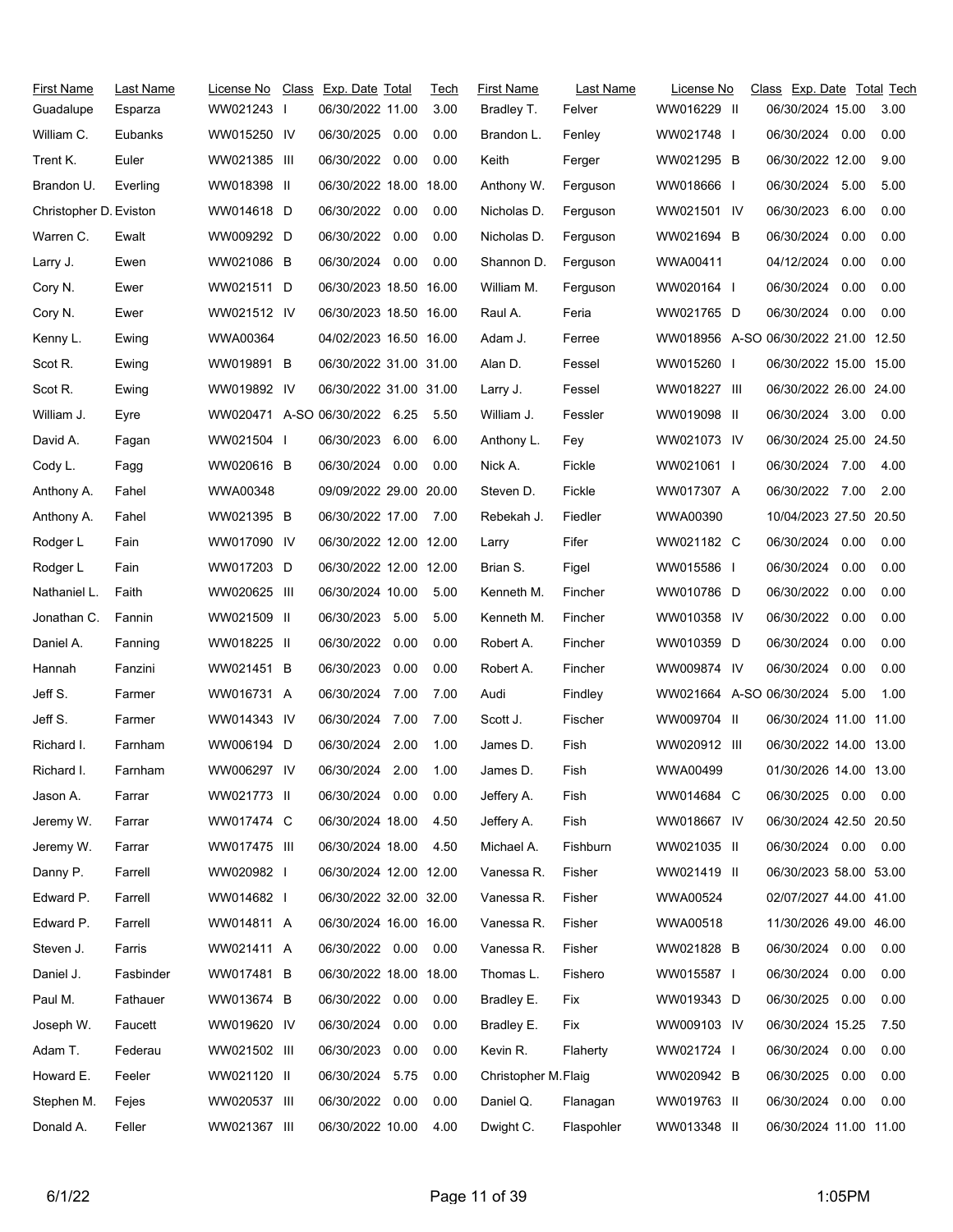| First Name | Last Name | License No | Class | Exp. Date | Total | Tech |
|---|---|---|---|---|---|---|
| Guadalupe | Esparza | WW021243 | I | 06/30/2022 | 11.00 | 3.00 |
| William C. | Eubanks | WW015250 | IV | 06/30/2025 | 0.00 | 0.00 |
| Trent K. | Euler | WW021385 | III | 06/30/2022 | 0.00 | 0.00 |
| Brandon U. | Everling | WW018398 | II | 06/30/2022 | 18.00 | 18.00 |
| Christopher D. | Eviston | WW014618 | D | 06/30/2022 | 0.00 | 0.00 |
| Warren C. | Ewalt | WW009292 | D | 06/30/2022 | 0.00 | 0.00 |
| Larry J. | Ewen | WW021086 | B | 06/30/2024 | 0.00 | 0.00 |
| Cory N. | Ewer | WW021511 | D | 06/30/2023 | 18.50 | 16.00 |
| Cory N. | Ewer | WW021512 | IV | 06/30/2023 | 18.50 | 16.00 |
| Kenny L. | Ewing | WWA00364 | | 04/02/2023 | 16.50 | 16.00 |
| Scot R. | Ewing | WW019891 | B | 06/30/2022 | 31.00 | 31.00 |
| Scot R. | Ewing | WW019892 | IV | 06/30/2022 | 31.00 | 31.00 |
| William J. | Eyre | WW020471 | A-SO | 06/30/2022 | 6.25 | 5.50 |
| David A. | Fagan | WW021504 | I | 06/30/2023 | 6.00 | 6.00 |
| Cody L. | Fagg | WW020616 | B | 06/30/2024 | 0.00 | 0.00 |
| Anthony A. | Fahel | WWA00348 | | 09/09/2022 | 29.00 | 20.00 |
| Anthony A. | Fahel | WW021395 | B | 06/30/2022 | 17.00 | 7.00 |
| Rodger L | Fain | WW017090 | IV | 06/30/2022 | 12.00 | 12.00 |
| Rodger L | Fain | WW017203 | D | 06/30/2022 | 12.00 | 12.00 |
| Nathaniel L. | Faith | WW020625 | III | 06/30/2024 | 10.00 | 5.00 |
| Jonathan C. | Fannin | WW021509 | II | 06/30/2023 | 5.00 | 5.00 |
| Daniel A. | Fanning | WW018225 | II | 06/30/2022 | 0.00 | 0.00 |
| Hannah | Fanzini | WW021451 | B | 06/30/2023 | 0.00 | 0.00 |
| Jeff S. | Farmer | WW016731 | A | 06/30/2024 | 7.00 | 7.00 |
| Jeff S. | Farmer | WW014343 | IV | 06/30/2024 | 7.00 | 7.00 |
| Richard I. | Farnham | WW006194 | D | 06/30/2024 | 2.00 | 1.00 |
| Richard I. | Farnham | WW006297 | IV | 06/30/2024 | 2.00 | 1.00 |
| Jason A. | Farrar | WW021773 | II | 06/30/2024 | 0.00 | 0.00 |
| Jeremy W. | Farrar | WW017474 | C | 06/30/2024 | 18.00 | 4.50 |
| Jeremy W. | Farrar | WW017475 | III | 06/30/2024 | 18.00 | 4.50 |
| Danny P. | Farrell | WW020982 | I | 06/30/2024 | 12.00 | 12.00 |
| Edward P. | Farrell | WW014682 | I | 06/30/2022 | 32.00 | 32.00 |
| Edward P. | Farrell | WW014811 | A | 06/30/2024 | 16.00 | 16.00 |
| Steven J. | Farris | WW021411 | A | 06/30/2022 | 0.00 | 0.00 |
| Daniel J. | Fasbinder | WW017481 | B | 06/30/2022 | 18.00 | 18.00 |
| Paul M. | Fathauer | WW013674 | B | 06/30/2022 | 0.00 | 0.00 |
| Joseph W. | Faucett | WW019620 | IV | 06/30/2024 | 0.00 | 0.00 |
| Adam T. | Federau | WW021502 | III | 06/30/2023 | 0.00 | 0.00 |
| Howard E. | Feeler | WW021120 | II | 06/30/2024 | 5.75 | 0.00 |
| Stephen M. | Fejes | WW020537 | III | 06/30/2022 | 0.00 | 0.00 |
| Donald A. | Feller | WW021367 | III | 06/30/2022 | 10.00 | 4.00 |
| Bradley T. | Felver | WW016229 | II | 06/30/2024 | 15.00 | 3.00 |
| Brandon L. | Fenley | WW021748 | I | 06/30/2024 | 0.00 | 0.00 |
| Keith | Ferger | WW021295 | B | 06/30/2022 | 12.00 | 9.00 |
| Anthony W. | Ferguson | WW018666 | I | 06/30/2024 | 5.00 | 5.00 |
| Nicholas D. | Ferguson | WW021501 | IV | 06/30/2023 | 6.00 | 0.00 |
| Nicholas D. | Ferguson | WW021694 | B | 06/30/2024 | 0.00 | 0.00 |
| Shannon D. | Ferguson | WWA00411 | | 04/12/2024 | 0.00 | 0.00 |
| William M. | Ferguson | WW020164 | I | 06/30/2024 | 0.00 | 0.00 |
| Raul A. | Feria | WW021765 | D | 06/30/2024 | 0.00 | 0.00 |
| Adam J. | Ferree | WW018956 | A-SO | 06/30/2022 | 21.00 | 12.50 |
| Alan D. | Fessel | WW015260 | I | 06/30/2022 | 15.00 | 15.00 |
| Larry J. | Fessel | WW018227 | III | 06/30/2022 | 26.00 | 24.00 |
| William J. | Fessler | WW019098 | II | 06/30/2024 | 3.00 | 0.00 |
| Anthony L. | Fey | WW021073 | IV | 06/30/2024 | 25.00 | 24.50 |
| Nick A. | Fickle | WW021061 | I | 06/30/2024 | 7.00 | 4.00 |
| Steven D. | Fickle | WW017307 | A | 06/30/2022 | 7.00 | 2.00 |
| Rebekah J. | Fiedler | WWA00390 | | 10/04/2023 | 27.50 | 20.50 |
| Larry | Fifer | WW021182 | C | 06/30/2024 | 0.00 | 0.00 |
| Brian S. | Figel | WW015586 | I | 06/30/2024 | 0.00 | 0.00 |
| Kenneth M. | Fincher | WW010786 | D | 06/30/2022 | 0.00 | 0.00 |
| Kenneth M. | Fincher | WW010358 | IV | 06/30/2022 | 0.00 | 0.00 |
| Robert A. | Fincher | WW010359 | D | 06/30/2024 | 0.00 | 0.00 |
| Robert A. | Fincher | WW009874 | IV | 06/30/2024 | 0.00 | 0.00 |
| Audi | Findley | WW021664 | A-SO | 06/30/2024 | 5.00 | 1.00 |
| Scott J. | Fischer | WW009704 | II | 06/30/2024 | 11.00 | 11.00 |
| James D. | Fish | WW020912 | III | 06/30/2022 | 14.00 | 13.00 |
| James D. | Fish | WWA00499 | | 01/30/2026 | 14.00 | 13.00 |
| Jeffery A. | Fish | WW014684 | C | 06/30/2025 | 0.00 | 0.00 |
| Jeffery A. | Fish | WW018667 | IV | 06/30/2024 | 42.50 | 20.50 |
| Michael A. | Fishburn | WW021035 | II | 06/30/2024 | 0.00 | 0.00 |
| Vanessa R. | Fisher | WW021419 | II | 06/30/2023 | 58.00 | 53.00 |
| Vanessa R. | Fisher | WWA00524 | | 02/07/2027 | 44.00 | 41.00 |
| Vanessa R. | Fisher | WWA00518 | | 11/30/2026 | 49.00 | 46.00 |
| Vanessa R. | Fisher | WW021828 | B | 06/30/2024 | 0.00 | 0.00 |
| Thomas L. | Fishero | WW015587 | I | 06/30/2024 | 0.00 | 0.00 |
| Bradley E. | Fix | WW019343 | D | 06/30/2025 | 0.00 | 0.00 |
| Bradley E. | Fix | WW009103 | IV | 06/30/2024 | 15.25 | 7.50 |
| Kevin R. | Flaherty | WW021724 | I | 06/30/2024 | 0.00 | 0.00 |
| Christopher M. | Flaig | WW020942 | B | 06/30/2025 | 0.00 | 0.00 |
| Daniel Q. | Flanagan | WW019763 | II | 06/30/2024 | 0.00 | 0.00 |
| Dwight C. | Flaspohler | WW013348 | II | 06/30/2024 | 11.00 | 11.00 |

6/1/22 1:05PM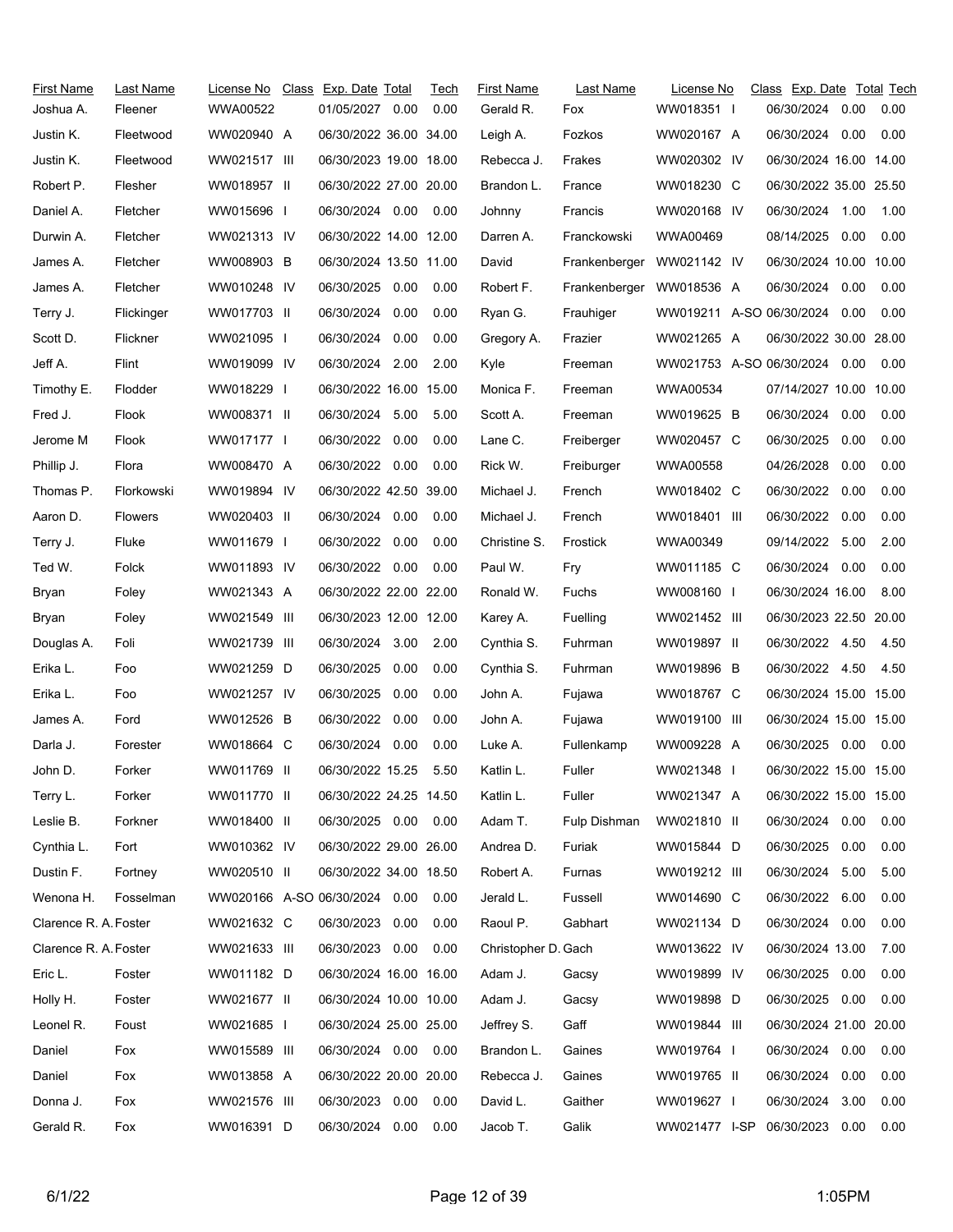| First Name | Last Name | License No | Class | Exp. Date | Total | Tech |
|---|---|---|---|---|---|---|
| Joshua A. | Fleener | WWA00522 | | 01/05/2027 | 0.00 | 0.00 |
| Justin K. | Fleetwood | WW020940 | A | 06/30/2022 | 36.00 | 34.00 |
| Justin K. | Fleetwood | WW021517 | III | 06/30/2023 | 19.00 | 18.00 |
| Robert P. | Flesher | WW018957 | II | 06/30/2022 | 27.00 | 20.00 |
| Daniel A. | Fletcher | WW015696 | I | 06/30/2024 | 0.00 | 0.00 |
| Durwin A. | Fletcher | WW021313 | IV | 06/30/2022 | 14.00 | 12.00 |
| James A. | Fletcher | WW008903 | B | 06/30/2024 | 13.50 | 11.00 |
| James A. | Fletcher | WW010248 | IV | 06/30/2025 | 0.00 | 0.00 |
| Terry J. | Flickinger | WW017703 | II | 06/30/2024 | 0.00 | 0.00 |
| Scott D. | Flickner | WW021095 | I | 06/30/2024 | 0.00 | 0.00 |
| Jeff A. | Flint | WW019099 | IV | 06/30/2024 | 2.00 | 2.00 |
| Timothy E. | Flodder | WW018229 | I | 06/30/2022 | 16.00 | 15.00 |
| Fred J. | Flook | WW008371 | II | 06/30/2024 | 5.00 | 5.00 |
| Jerome M | Flook | WW017177 | I | 06/30/2022 | 0.00 | 0.00 |
| Phillip J. | Flora | WW008470 | A | 06/30/2022 | 0.00 | 0.00 |
| Thomas P. | Florkowski | WW019894 | IV | 06/30/2022 | 42.50 | 39.00 |
| Aaron D. | Flowers | WW020403 | II | 06/30/2024 | 0.00 | 0.00 |
| Terry J. | Fluke | WW011679 | I | 06/30/2022 | 0.00 | 0.00 |
| Ted W. | Folck | WW011893 | IV | 06/30/2022 | 0.00 | 0.00 |
| Bryan | Foley | WW021343 | A | 06/30/2022 | 22.00 | 22.00 |
| Bryan | Foley | WW021549 | III | 06/30/2023 | 12.00 | 12.00 |
| Douglas A. | Foli | WW021739 | III | 06/30/2024 | 3.00 | 2.00 |
| Erika L. | Foo | WW021259 | D | 06/30/2025 | 0.00 | 0.00 |
| Erika L. | Foo | WW021257 | IV | 06/30/2025 | 0.00 | 0.00 |
| James A. | Ford | WW012526 | B | 06/30/2022 | 0.00 | 0.00 |
| Darla J. | Forester | WW018664 | C | 06/30/2024 | 0.00 | 0.00 |
| John D. | Forker | WW011769 | II | 06/30/2022 | 15.25 | 5.50 |
| Terry L. | Forker | WW011770 | II | 06/30/2022 | 24.25 | 14.50 |
| Leslie B. | Forkner | WW018400 | II | 06/30/2025 | 0.00 | 0.00 |
| Cynthia L. | Fort | WW010362 | IV | 06/30/2022 | 29.00 | 26.00 |
| Dustin F. | Fortney | WW020510 | II | 06/30/2022 | 34.00 | 18.50 |
| Wenona H. | Fosselman | WW020166 | A-SO | 06/30/2024 | 0.00 | 0.00 |
| Clarence R. A. | Foster | WW021632 | C | 06/30/2023 | 0.00 | 0.00 |
| Clarence R. A. | Foster | WW021633 | III | 06/30/2023 | 0.00 | 0.00 |
| Eric L. | Foster | WW011182 | D | 06/30/2024 | 16.00 | 16.00 |
| Holly H. | Foster | WW021677 | II | 06/30/2024 | 10.00 | 10.00 |
| Leonel R. | Foust | WW021685 | I | 06/30/2024 | 25.00 | 25.00 |
| Daniel | Fox | WW015589 | III | 06/30/2024 | 0.00 | 0.00 |
| Daniel | Fox | WW013858 | A | 06/30/2022 | 20.00 | 20.00 |
| Donna J. | Fox | WW021576 | III | 06/30/2023 | 0.00 | 0.00 |
| Gerald R. | Fox | WW016391 | D | 06/30/2024 | 0.00 | 0.00 |
| Gerald R. | Fox | WW018351 | I | 06/30/2024 | 0.00 | 0.00 |
| Leigh A. | Fozkos | WW020167 | A | 06/30/2024 | 0.00 | 0.00 |
| Rebecca J. | Frakes | WW020302 | IV | 06/30/2024 | 16.00 | 14.00 |
| Brandon L. | France | WW018230 | C | 06/30/2022 | 35.00 | 25.50 |
| Johnny | Francis | WW020168 | IV | 06/30/2024 | 1.00 | 1.00 |
| Darren A. | Franckowski | WWA00469 | | 08/14/2025 | 0.00 | 0.00 |
| David | Frankenberger | WW021142 | IV | 06/30/2024 | 10.00 | 10.00 |
| Robert F. | Frankenberger | WW018536 | A | 06/30/2024 | 0.00 | 0.00 |
| Ryan G. | Frauhiger | WW019211 | A-SO | 06/30/2024 | 0.00 | 0.00 |
| Gregory A. | Frazier | WW021265 | A | 06/30/2022 | 30.00 | 28.00 |
| Kyle | Freeman | WW021753 | A-SO | 06/30/2024 | 0.00 | 0.00 |
| Monica F. | Freeman | WWA00534 | | 07/14/2027 | 10.00 | 10.00 |
| Scott A. | Freeman | WW019625 | B | 06/30/2024 | 0.00 | 0.00 |
| Lane C. | Freiberger | WW020457 | C | 06/30/2025 | 0.00 | 0.00 |
| Rick W. | Freiburger | WWA00558 | | 04/26/2028 | 0.00 | 0.00 |
| Michael J. | French | WW018402 | C | 06/30/2022 | 0.00 | 0.00 |
| Michael J. | French | WW018401 | III | 06/30/2022 | 0.00 | 0.00 |
| Christine S. | Frostick | WWA00349 | | 09/14/2022 | 5.00 | 2.00 |
| Paul W. | Fry | WW011185 | C | 06/30/2024 | 0.00 | 0.00 |
| Ronald W. | Fuchs | WW008160 | I | 06/30/2024 | 16.00 | 8.00 |
| Karey A. | Fuelling | WW021452 | III | 06/30/2023 | 22.50 | 20.00 |
| Cynthia S. | Fuhrman | WW019897 | II | 06/30/2022 | 4.50 | 4.50 |
| Cynthia S. | Fuhrman | WW019896 | B | 06/30/2022 | 4.50 | 4.50 |
| John A. | Fujawa | WW018767 | C | 06/30/2024 | 15.00 | 15.00 |
| John A. | Fujawa | WW019100 | III | 06/30/2024 | 15.00 | 15.00 |
| Luke A. | Fullenkamp | WW009228 | A | 06/30/2025 | 0.00 | 0.00 |
| Katlin L. | Fuller | WW021348 | I | 06/30/2022 | 15.00 | 15.00 |
| Katlin L. | Fuller | WW021347 | A | 06/30/2022 | 15.00 | 15.00 |
| Adam T. | Fulp Dishman | WW021810 | II | 06/30/2024 | 0.00 | 0.00 |
| Andrea D. | Furiak | WW015844 | D | 06/30/2025 | 0.00 | 0.00 |
| Robert A. | Furnas | WW019212 | III | 06/30/2024 | 5.00 | 5.00 |
| Jerald L. | Fussell | WW014690 | C | 06/30/2022 | 6.00 | 0.00 |
| Raoul P. | Gabhart | WW021134 | D | 06/30/2024 | 0.00 | 0.00 |
| Christopher D. | Gach | WW013622 | IV | 06/30/2024 | 13.00 | 7.00 |
| Adam J. | Gacsy | WW019899 | IV | 06/30/2025 | 0.00 | 0.00 |
| Adam J. | Gacsy | WW019898 | D | 06/30/2025 | 0.00 | 0.00 |
| Jeffrey S. | Gaff | WW019844 | III | 06/30/2024 | 21.00 | 20.00 |
| Brandon L. | Gaines | WW019764 | I | 06/30/2024 | 0.00 | 0.00 |
| Rebecca J. | Gaines | WW019765 | II | 06/30/2024 | 0.00 | 0.00 |
| David L. | Gaither | WW019627 | I | 06/30/2024 | 3.00 | 0.00 |
| Jacob T. | Galik | WW021477 | I-SP | 06/30/2023 | 0.00 | 0.00 |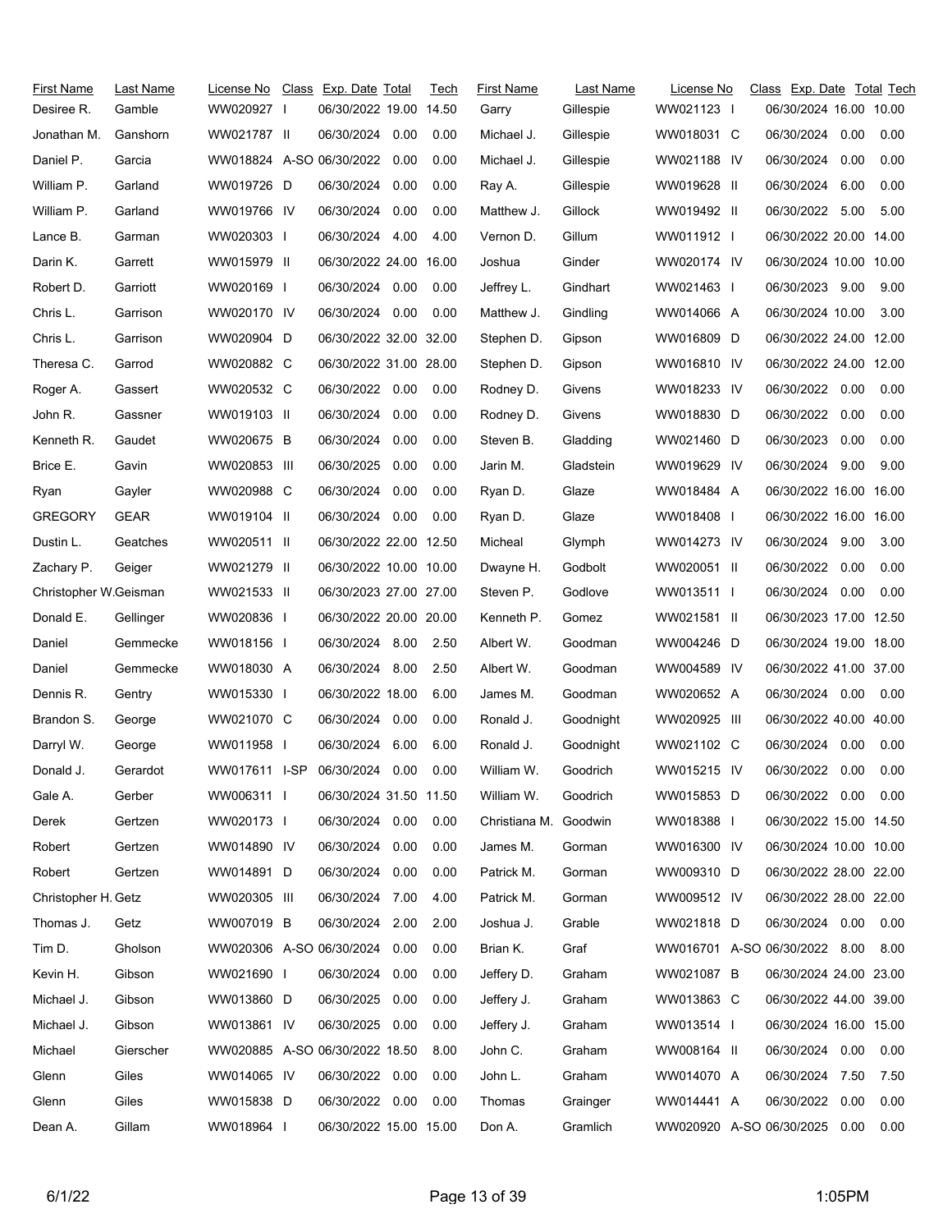| First Name | Last Name | License No | Class | Exp. Date | Total | Tech |
|---|---|---|---|---|---|---|
| Desiree R. | Gamble | WW020927 | I | 06/30/2022 | 19.00 | 14.50 |
| Jonathan M. | Ganshorn | WW021787 | II | 06/30/2024 | 0.00 | 0.00 |
| Daniel P. | Garcia | WW018824 | A-SO | 06/30/2022 | 0.00 | 0.00 |
| William P. | Garland | WW019726 | D | 06/30/2024 | 0.00 | 0.00 |
| William P. | Garland | WW019766 | IV | 06/30/2024 | 0.00 | 0.00 |
| Lance B. | Garman | WW020303 | I | 06/30/2024 | 4.00 | 4.00 |
| Darin K. | Garrett | WW015979 | II | 06/30/2022 | 24.00 | 16.00 |
| Robert D. | Garriott | WW020169 | I | 06/30/2024 | 0.00 | 0.00 |
| Chris L. | Garrison | WW020170 | IV | 06/30/2024 | 0.00 | 0.00 |
| Chris L. | Garrison | WW020904 | D | 06/30/2022 | 32.00 | 32.00 |
| Theresa C. | Garrod | WW020882 | C | 06/30/2022 | 31.00 | 28.00 |
| Roger A. | Gassert | WW020532 | C | 06/30/2022 | 0.00 | 0.00 |
| John R. | Gassner | WW019103 | II | 06/30/2024 | 0.00 | 0.00 |
| Kenneth R. | Gaudet | WW020675 | B | 06/30/2024 | 0.00 | 0.00 |
| Brice E. | Gavin | WW020853 | III | 06/30/2025 | 0.00 | 0.00 |
| Ryan | Gayler | WW020988 | C | 06/30/2024 | 0.00 | 0.00 |
| GREGORY | GEAR | WW019104 | II | 06/30/2024 | 0.00 | 0.00 |
| Dustin L. | Geatches | WW020511 | II | 06/30/2022 | 22.00 | 12.50 |
| Zachary P. | Geiger | WW021279 | II | 06/30/2022 | 10.00 | 10.00 |
| Christopher W. | Geisman | WW021533 | II | 06/30/2023 | 27.00 | 27.00 |
| Donald E. | Gellinger | WW020836 | I | 06/30/2022 | 20.00 | 20.00 |
| Daniel | Gemmecke | WW018156 | I | 06/30/2024 | 8.00 | 2.50 |
| Daniel | Gemmecke | WW018030 | A | 06/30/2024 | 8.00 | 2.50 |
| Dennis R. | Gentry | WW015330 | I | 06/30/2022 | 18.00 | 6.00 |
| Brandon S. | George | WW021070 | C | 06/30/2024 | 0.00 | 0.00 |
| Darryl W. | George | WW011958 | I | 06/30/2024 | 6.00 | 6.00 |
| Donald J. | Gerardot | WW017611 | I-SP | 06/30/2024 | 0.00 | 0.00 |
| Gale A. | Gerber | WW006311 | I | 06/30/2024 | 31.50 | 11.50 |
| Derek | Gertzen | WW020173 | I | 06/30/2024 | 0.00 | 0.00 |
| Robert | Gertzen | WW014890 | IV | 06/30/2024 | 0.00 | 0.00 |
| Robert | Gertzen | WW014891 | D | 06/30/2024 | 0.00 | 0.00 |
| Christopher H. | Getz | WW020305 | III | 06/30/2024 | 7.00 | 4.00 |
| Thomas J. | Getz | WW007019 | B | 06/30/2024 | 2.00 | 2.00 |
| Tim D. | Gholson | WW020306 | A-SO | 06/30/2024 | 0.00 | 0.00 |
| Kevin H. | Gibson | WW021690 | I | 06/30/2024 | 0.00 | 0.00 |
| Michael J. | Gibson | WW013860 | D | 06/30/2025 | 0.00 | 0.00 |
| Michael J. | Gibson | WW013861 | IV | 06/30/2025 | 0.00 | 0.00 |
| Michael | Gierscher | WW020885 | A-SO | 06/30/2022 | 18.50 | 8.00 |
| Glenn | Giles | WW014065 | IV | 06/30/2022 | 0.00 | 0.00 |
| Glenn | Giles | WW015838 | D | 06/30/2022 | 0.00 | 0.00 |
| Dean A. | Gillam | WW018964 | I | 06/30/2022 | 15.00 | 15.00 |
| Garry | Gillespie | WW021123 | I | 06/30/2024 | 16.00 | 10.00 |
| Michael J. | Gillespie | WW018031 | C | 06/30/2024 | 0.00 | 0.00 |
| Michael J. | Gillespie | WW021188 | IV | 06/30/2024 | 0.00 | 0.00 |
| Ray A. | Gillespie | WW019628 | II | 06/30/2024 | 6.00 | 0.00 |
| Matthew J. | Gillock | WW019492 | II | 06/30/2022 | 5.00 | 5.00 |
| Vernon D. | Gillum | WW011912 | I | 06/30/2022 | 20.00 | 14.00 |
| Joshua | Ginder | WW020174 | IV | 06/30/2024 | 10.00 | 10.00 |
| Jeffrey L. | Gindhart | WW021463 | I | 06/30/2023 | 9.00 | 9.00 |
| Matthew J. | Gindling | WW014066 | A | 06/30/2024 | 10.00 | 3.00 |
| Stephen D. | Gipson | WW016809 | D | 06/30/2022 | 24.00 | 12.00 |
| Stephen D. | Gipson | WW016810 | IV | 06/30/2022 | 24.00 | 12.00 |
| Rodney D. | Givens | WW018233 | IV | 06/30/2022 | 0.00 | 0.00 |
| Rodney D. | Givens | WW018830 | D | 06/30/2022 | 0.00 | 0.00 |
| Steven B. | Gladding | WW021460 | D | 06/30/2023 | 0.00 | 0.00 |
| Jarin M. | Gladstein | WW019629 | IV | 06/30/2024 | 9.00 | 9.00 |
| Ryan D. | Glaze | WW018484 | A | 06/30/2022 | 16.00 | 16.00 |
| Ryan D. | Glaze | WW018408 | I | 06/30/2022 | 16.00 | 16.00 |
| Micheal | Glymph | WW014273 | IV | 06/30/2024 | 9.00 | 3.00 |
| Dwayne H. | Godbolt | WW020051 | II | 06/30/2022 | 0.00 | 0.00 |
| Steven P. | Godlove | WW013511 | I | 06/30/2024 | 0.00 | 0.00 |
| Kenneth P. | Gomez | WW021581 | II | 06/30/2023 | 17.00 | 12.50 |
| Albert W. | Goodman | WW004246 | D | 06/30/2024 | 19.00 | 18.00 |
| Albert W. | Goodman | WW004589 | IV | 06/30/2022 | 41.00 | 37.00 |
| James M. | Goodman | WW020652 | A | 06/30/2024 | 0.00 | 0.00 |
| Ronald J. | Goodnight | WW020925 | III | 06/30/2022 | 40.00 | 40.00 |
| Ronald J. | Goodnight | WW021102 | C | 06/30/2024 | 0.00 | 0.00 |
| William W. | Goodrich | WW015215 | IV | 06/30/2022 | 0.00 | 0.00 |
| William W. | Goodrich | WW015853 | D | 06/30/2022 | 0.00 | 0.00 |
| Christiana M. | Goodwin | WW018388 | I | 06/30/2022 | 15.00 | 14.50 |
| James M. | Gorman | WW016300 | IV | 06/30/2024 | 10.00 | 10.00 |
| Patrick M. | Gorman | WW009310 | D | 06/30/2022 | 28.00 | 22.00 |
| Patrick M. | Gorman | WW009512 | IV | 06/30/2022 | 28.00 | 22.00 |
| Joshua J. | Grable | WW021818 | D | 06/30/2024 | 0.00 | 0.00 |
| Brian K. | Graf | WW016701 | A-SO | 06/30/2022 | 8.00 | 8.00 |
| Jeffery D. | Graham | WW021087 | B | 06/30/2024 | 24.00 | 23.00 |
| Jeffery J. | Graham | WW013863 | C | 06/30/2022 | 44.00 | 39.00 |
| Jeffery J. | Graham | WW013514 | I | 06/30/2024 | 16.00 | 15.00 |
| John C. | Graham | WW008164 | II | 06/30/2024 | 0.00 | 0.00 |
| John L. | Graham | WW014070 | A | 06/30/2024 | 7.50 | 7.50 |
| Thomas | Grainger | WW014441 | A | 06/30/2022 | 0.00 | 0.00 |
| Don A. | Gramlich | WW020920 | A-SO | 06/30/2025 | 0.00 | 0.00 |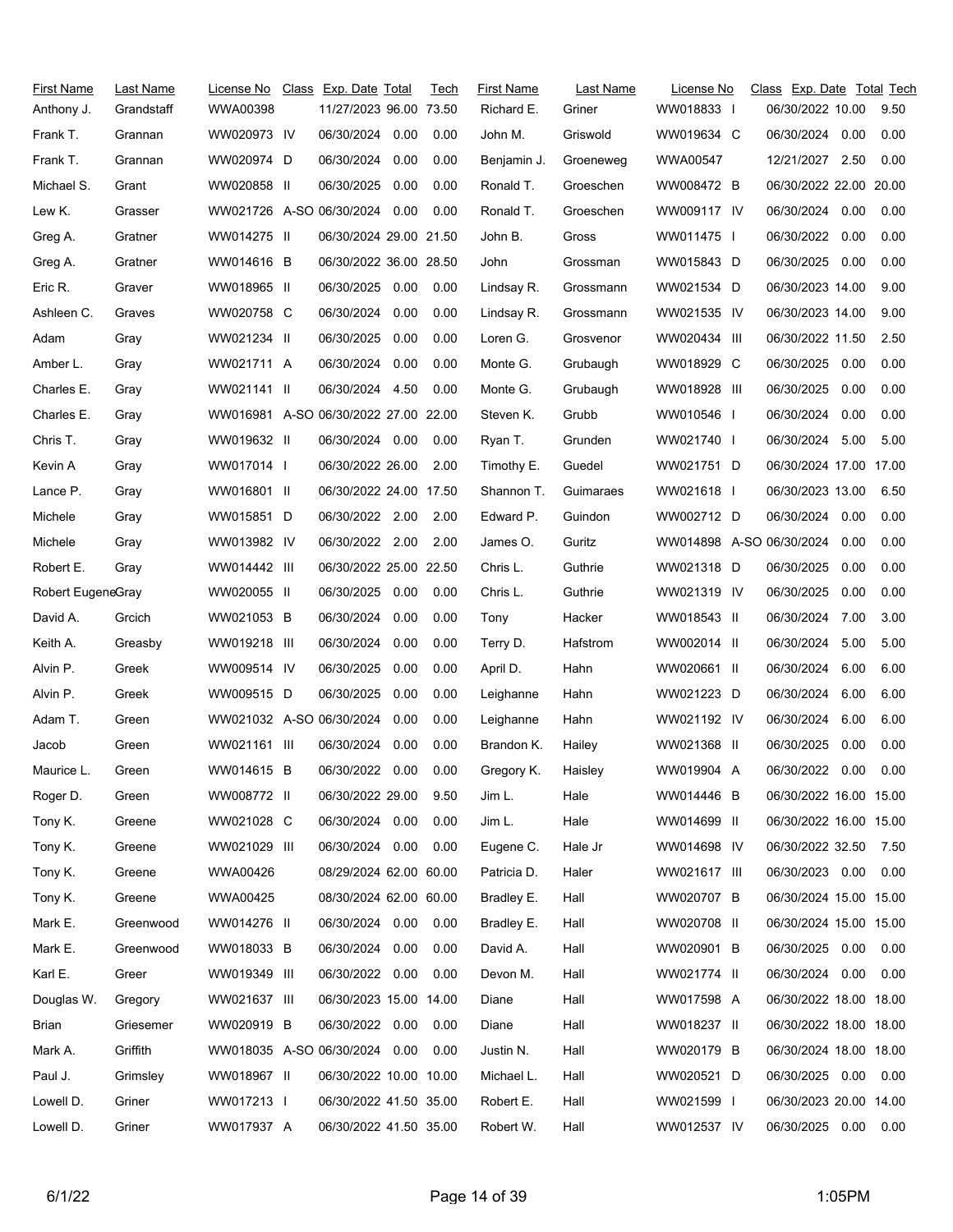| First Name | Last Name | License No | Class | Exp. Date | Total | Tech | First Name | Last Name | License No | Class | Exp. Date | Total | Tech |
|---|---|---|---|---|---|---|---|---|---|---|---|---|---|
| Anthony J. | Grandstaff | WWA00398 | | 11/27/2023 | 96.00 | 73.50 | Richard E. | Griner | WW018833 | I | 06/30/2022 | 10.00 | 9.50 |
| Frank T. | Grannan | WW020973 | IV | 06/30/2024 | 0.00 | 0.00 | John M. | Griswold | WW019634 | C | 06/30/2024 | 0.00 | 0.00 |
| Frank T. | Grannan | WW020974 | D | 06/30/2024 | 0.00 | 0.00 | Benjamin J. | Groeneweg | WWA00547 | | 12/21/2027 | 2.50 | 0.00 |
| Michael S. | Grant | WW020858 | II | 06/30/2025 | 0.00 | 0.00 | Ronald T. | Groeschen | WW008472 | B | 06/30/2022 | 22.00 | 20.00 |
| Lew K. | Grasser | WW021726 | A-SO | 06/30/2024 | 0.00 | 0.00 | Ronald T. | Groeschen | WW009117 | IV | 06/30/2024 | 0.00 | 0.00 |
| Greg A. | Gratner | WW014275 | II | 06/30/2024 | 29.00 | 21.50 | John B. | Gross | WW011475 | I | 06/30/2022 | 0.00 | 0.00 |
| Greg A. | Gratner | WW014616 | B | 06/30/2022 | 36.00 | 28.50 | John | Grossman | WW015843 | D | 06/30/2025 | 0.00 | 0.00 |
| Eric R. | Graver | WW018965 | II | 06/30/2025 | 0.00 | 0.00 | Lindsay R. | Grossmann | WW021534 | D | 06/30/2023 | 14.00 | 9.00 |
| Ashleen C. | Graves | WW020758 | C | 06/30/2024 | 0.00 | 0.00 | Lindsay R. | Grossmann | WW021535 | IV | 06/30/2023 | 14.00 | 9.00 |
| Adam | Gray | WW021234 | II | 06/30/2025 | 0.00 | 0.00 | Loren G. | Grosvenor | WW020434 | III | 06/30/2022 | 11.50 | 2.50 |
| Amber L. | Gray | WW021711 | A | 06/30/2024 | 0.00 | 0.00 | Monte G. | Grubaugh | WW018929 | C | 06/30/2025 | 0.00 | 0.00 |
| Charles E. | Gray | WW021141 | II | 06/30/2024 | 4.50 | 0.00 | Monte G. | Grubaugh | WW018928 | III | 06/30/2025 | 0.00 | 0.00 |
| Charles E. | Gray | WW016981 | A-SO | 06/30/2022 | 27.00 | 22.00 | Steven K. | Grubb | WW010546 | I | 06/30/2024 | 0.00 | 0.00 |
| Chris T. | Gray | WW019632 | II | 06/30/2024 | 0.00 | 0.00 | Ryan T. | Grunden | WW021740 | I | 06/30/2024 | 5.00 | 5.00 |
| Kevin A | Gray | WW017014 | I | 06/30/2022 | 26.00 | 2.00 | Timothy E. | Guedel | WW021751 | D | 06/30/2024 | 17.00 | 17.00 |
| Lance P. | Gray | WW016801 | II | 06/30/2022 | 24.00 | 17.50 | Shannon T. | Guimaraes | WW021618 | I | 06/30/2023 | 13.00 | 6.50 |
| Michele | Gray | WW015851 | D | 06/30/2022 | 2.00 | 2.00 | Edward P. | Guindon | WW002712 | D | 06/30/2024 | 0.00 | 0.00 |
| Michele | Gray | WW013982 | IV | 06/30/2022 | 2.00 | 2.00 | James O. | Guritz | WW014898 | A-SO | 06/30/2024 | 0.00 | 0.00 |
| Robert E. | Gray | WW014442 | III | 06/30/2022 | 25.00 | 22.50 | Chris L. | Guthrie | WW021318 | D | 06/30/2025 | 0.00 | 0.00 |
| Robert Eugene | Gray | WW020055 | II | 06/30/2025 | 0.00 | 0.00 | Chris L. | Guthrie | WW021319 | IV | 06/30/2025 | 0.00 | 0.00 |
| David A. | Grcich | WW021053 | B | 06/30/2024 | 0.00 | 0.00 | Tony | Hacker | WW018543 | II | 06/30/2024 | 7.00 | 3.00 |
| Keith A. | Greasby | WW019218 | III | 06/30/2024 | 0.00 | 0.00 | Terry D. | Hafstrom | WW002014 | II | 06/30/2024 | 5.00 | 5.00 |
| Alvin P. | Greek | WW009514 | IV | 06/30/2025 | 0.00 | 0.00 | April D. | Hahn | WW020661 | II | 06/30/2024 | 6.00 | 6.00 |
| Alvin P. | Greek | WW009515 | D | 06/30/2025 | 0.00 | 0.00 | Leighanne | Hahn | WW021223 | D | 06/30/2024 | 6.00 | 6.00 |
| Adam T. | Green | WW021032 | A-SO | 06/30/2024 | 0.00 | 0.00 | Leighanne | Hahn | WW021192 | IV | 06/30/2024 | 6.00 | 6.00 |
| Jacob | Green | WW021161 | III | 06/30/2024 | 0.00 | 0.00 | Brandon K. | Hailey | WW021368 | II | 06/30/2025 | 0.00 | 0.00 |
| Maurice L. | Green | WW014615 | B | 06/30/2022 | 0.00 | 0.00 | Gregory K. | Haisley | WW019904 | A | 06/30/2022 | 0.00 | 0.00 |
| Roger D. | Green | WW008772 | II | 06/30/2022 | 29.00 | 9.50 | Jim L. | Hale | WW014446 | B | 06/30/2022 | 16.00 | 15.00 |
| Tony K. | Greene | WW021028 | C | 06/30/2024 | 0.00 | 0.00 | Jim L. | Hale | WW014699 | II | 06/30/2022 | 16.00 | 15.00 |
| Tony K. | Greene | WW021029 | III | 06/30/2024 | 0.00 | 0.00 | Eugene C. | Hale Jr | WW014698 | IV | 06/30/2022 | 32.50 | 7.50 |
| Tony K. | Greene | WWA00426 | | 08/29/2024 | 62.00 | 60.00 | Patricia D. | Haler | WW021617 | III | 06/30/2023 | 0.00 | 0.00 |
| Tony K. | Greene | WWA00425 | | 08/30/2024 | 62.00 | 60.00 | Bradley E. | Hall | WW020707 | B | 06/30/2024 | 15.00 | 15.00 |
| Mark E. | Greenwood | WW014276 | II | 06/30/2024 | 0.00 | 0.00 | Bradley E. | Hall | WW020708 | II | 06/30/2024 | 15.00 | 15.00 |
| Mark E. | Greenwood | WW018033 | B | 06/30/2024 | 0.00 | 0.00 | David A. | Hall | WW020901 | B | 06/30/2025 | 0.00 | 0.00 |
| Karl E. | Greer | WW019349 | III | 06/30/2022 | 0.00 | 0.00 | Devon M. | Hall | WW021774 | II | 06/30/2024 | 0.00 | 0.00 |
| Douglas W. | Gregory | WW021637 | III | 06/30/2023 | 15.00 | 14.00 | Diane | Hall | WW017598 | A | 06/30/2022 | 18.00 | 18.00 |
| Brian | Griesemer | WW020919 | B | 06/30/2022 | 0.00 | 0.00 | Diane | Hall | WW018237 | II | 06/30/2022 | 18.00 | 18.00 |
| Mark A. | Griffith | WW018035 | A-SO | 06/30/2024 | 0.00 | 0.00 | Justin N. | Hall | WW020179 | B | 06/30/2024 | 18.00 | 18.00 |
| Paul J. | Grimsley | WW018967 | II | 06/30/2022 | 10.00 | 10.00 | Michael L. | Hall | WW020521 | D | 06/30/2025 | 0.00 | 0.00 |
| Lowell D. | Griner | WW017213 | I | 06/30/2022 | 41.50 | 35.00 | Robert E. | Hall | WW021599 | I | 06/30/2023 | 20.00 | 14.00 |
| Lowell D. | Griner | WW017937 | A | 06/30/2022 | 41.50 | 35.00 | Robert W. | Hall | WW012537 | IV | 06/30/2025 | 0.00 | 0.00 |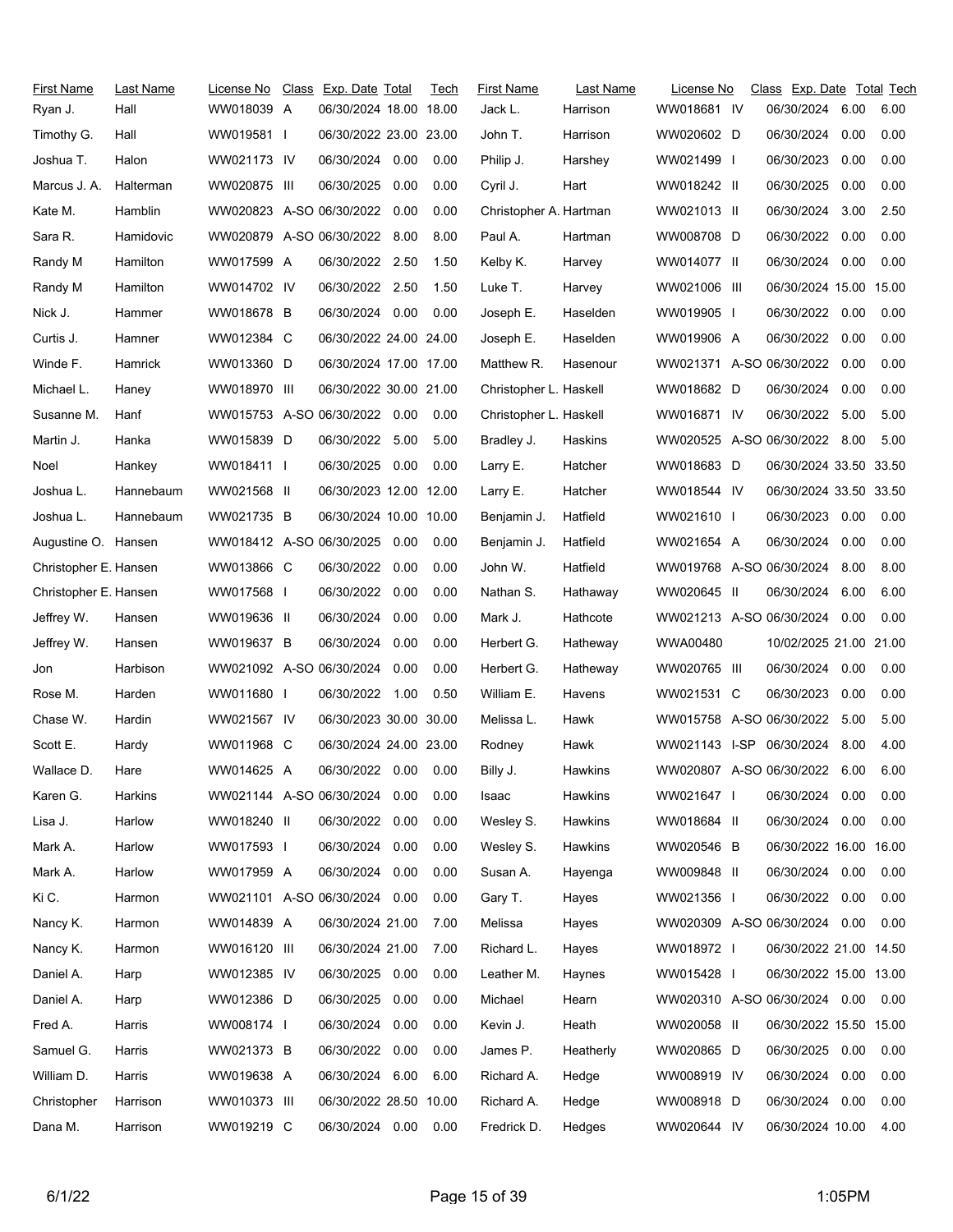| First Name | Last Name | License No | Class | Exp. Date | Total | Tech |
|---|---|---|---|---|---|---|
| Ryan J. | Hall | WW018039 | A | 06/30/2024 | 18.00 | 18.00 |
| Timothy G. | Hall | WW019581 | I | 06/30/2022 | 23.00 | 23.00 |
| Joshua T. | Halon | WW021173 | IV | 06/30/2024 | 0.00 | 0.00 |
| Marcus J. A. | Halterman | WW020875 | III | 06/30/2025 | 0.00 | 0.00 |
| Kate M. | Hamblin | WW020823 | A-SO | 06/30/2022 | 0.00 | 0.00 |
| Sara R. | Hamidovic | WW020879 | A-SO | 06/30/2022 | 8.00 | 8.00 |
| Randy M | Hamilton | WW017599 | A | 06/30/2022 | 2.50 | 1.50 |
| Randy M | Hamilton | WW014702 | IV | 06/30/2022 | 2.50 | 1.50 |
| Nick J. | Hammer | WW018678 | B | 06/30/2024 | 0.00 | 0.00 |
| Curtis J. | Hamner | WW012384 | C | 06/30/2022 | 24.00 | 24.00 |
| Winde F. | Hamrick | WW013360 | D | 06/30/2024 | 17.00 | 17.00 |
| Michael L. | Haney | WW018970 | III | 06/30/2022 | 30.00 | 21.00 |
| Susanne M. | Hanf | WW015753 | A-SO | 06/30/2022 | 0.00 | 0.00 |
| Martin J. | Hanka | WW015839 | D | 06/30/2022 | 5.00 | 5.00 |
| Noel | Hankey | WW018411 | I | 06/30/2025 | 0.00 | 0.00 |
| Joshua L. | Hannebaum | WW021568 | II | 06/30/2023 | 12.00 | 12.00 |
| Joshua L. | Hannebaum | WW021735 | B | 06/30/2024 | 10.00 | 10.00 |
| Augustine O. | Hansen | WW018412 | A-SO | 06/30/2025 | 0.00 | 0.00 |
| Christopher E. | Hansen | WW013866 | C | 06/30/2022 | 0.00 | 0.00 |
| Christopher E. | Hansen | WW017568 | I | 06/30/2022 | 0.00 | 0.00 |
| Jeffrey W. | Hansen | WW019636 | II | 06/30/2024 | 0.00 | 0.00 |
| Jeffrey W. | Hansen | WW019637 | B | 06/30/2024 | 0.00 | 0.00 |
| Jon | Harbison | WW021092 | A-SO | 06/30/2024 | 0.00 | 0.00 |
| Rose M. | Harden | WW011680 | I | 06/30/2022 | 1.00 | 0.50 |
| Chase W. | Hardin | WW021567 | IV | 06/30/2023 | 30.00 | 30.00 |
| Scott E. | Hardy | WW011968 | C | 06/30/2024 | 24.00 | 23.00 |
| Wallace D. | Hare | WW014625 | A | 06/30/2022 | 0.00 | 0.00 |
| Karen G. | Harkins | WW021144 | A-SO | 06/30/2024 | 0.00 | 0.00 |
| Lisa J. | Harlow | WW018240 | II | 06/30/2022 | 0.00 | 0.00 |
| Mark A. | Harlow | WW017593 | I | 06/30/2024 | 0.00 | 0.00 |
| Mark A. | Harlow | WW017959 | A | 06/30/2024 | 0.00 | 0.00 |
| Ki C. | Harmon | WW021101 | A-SO | 06/30/2024 | 0.00 | 0.00 |
| Nancy K. | Harmon | WW014839 | A | 06/30/2024 | 21.00 | 7.00 |
| Nancy K. | Harmon | WW016120 | III | 06/30/2024 | 21.00 | 7.00 |
| Daniel A. | Harp | WW012385 | IV | 06/30/2025 | 0.00 | 0.00 |
| Daniel A. | Harp | WW012386 | D | 06/30/2025 | 0.00 | 0.00 |
| Fred A. | Harris | WW008174 | I | 06/30/2024 | 0.00 | 0.00 |
| Samuel G. | Harris | WW021373 | B | 06/30/2022 | 0.00 | 0.00 |
| William D. | Harris | WW019638 | A | 06/30/2024 | 6.00 | 6.00 |
| Christopher | Harrison | WW010373 | III | 06/30/2022 | 28.50 | 10.00 |
| Dana M. | Harrison | WW019219 | C | 06/30/2024 | 0.00 | 0.00 |
| Jack L. | Harrison | WW018681 | IV | 06/30/2024 | 6.00 | 6.00 |
| John T. | Harrison | WW020602 | D | 06/30/2024 | 0.00 | 0.00 |
| Philip J. | Harshey | WW021499 | I | 06/30/2023 | 0.00 | 0.00 |
| Cyril J. | Hart | WW018242 | II | 06/30/2025 | 0.00 | 0.00 |
| Christopher A. | Hartman | WW021013 | II | 06/30/2024 | 3.00 | 2.50 |
| Paul A. | Hartman | WW008708 | D | 06/30/2022 | 0.00 | 0.00 |
| Kelby K. | Harvey | WW014077 | II | 06/30/2024 | 0.00 | 0.00 |
| Luke T. | Harvey | WW021006 | III | 06/30/2024 | 15.00 | 15.00 |
| Joseph E. | Haselden | WW019905 | I | 06/30/2022 | 0.00 | 0.00 |
| Joseph E. | Haselden | WW019906 | A | 06/30/2022 | 0.00 | 0.00 |
| Matthew R. | Hasenour | WW021371 | A-SO | 06/30/2022 | 0.00 | 0.00 |
| Christopher L. | Haskell | WW018682 | D | 06/30/2024 | 0.00 | 0.00 |
| Christopher L. | Haskell | WW016871 | IV | 06/30/2022 | 5.00 | 5.00 |
| Bradley J. | Haskins | WW020525 | A-SO | 06/30/2022 | 8.00 | 5.00 |
| Larry E. | Hatcher | WW018683 | D | 06/30/2024 | 33.50 | 33.50 |
| Larry E. | Hatcher | WW018544 | IV | 06/30/2024 | 33.50 | 33.50 |
| Benjamin J. | Hatfield | WW021610 | I | 06/30/2023 | 0.00 | 0.00 |
| Benjamin J. | Hatfield | WW021654 | A | 06/30/2024 | 0.00 | 0.00 |
| John W. | Hatfield | WW019768 | A-SO | 06/30/2024 | 8.00 | 8.00 |
| Nathan S. | Hathaway | WW020645 | II | 06/30/2024 | 6.00 | 6.00 |
| Mark J. | Hathcote | WW021213 | A-SO | 06/30/2024 | 0.00 | 0.00 |
| Herbert G. | Hatheway | WWA00480 | | 10/02/2025 | 21.00 | 21.00 |
| Herbert G. | Hatheway | WW020765 | III | 06/30/2024 | 0.00 | 0.00 |
| William E. | Havens | WW021531 | C | 06/30/2023 | 0.00 | 0.00 |
| Melissa L. | Hawk | WW015758 | A-SO | 06/30/2022 | 5.00 | 5.00 |
| Rodney | Hawk | WW021143 | I-SP | 06/30/2024 | 8.00 | 4.00 |
| Billy J. | Hawkins | WW020807 | A-SO | 06/30/2022 | 6.00 | 6.00 |
| Isaac | Hawkins | WW021647 | I | 06/30/2024 | 0.00 | 0.00 |
| Wesley S. | Hawkins | WW018684 | II | 06/30/2024 | 0.00 | 0.00 |
| Wesley S. | Hawkins | WW020546 | B | 06/30/2022 | 16.00 | 16.00 |
| Susan A. | Hayenga | WW009848 | II | 06/30/2024 | 0.00 | 0.00 |
| Gary T. | Hayes | WW021356 | I | 06/30/2022 | 0.00 | 0.00 |
| Melissa | Hayes | WW020309 | A-SO | 06/30/2024 | 0.00 | 0.00 |
| Richard L. | Hayes | WW018972 | I | 06/30/2022 | 21.00 | 14.50 |
| Leather M. | Haynes | WW015428 | I | 06/30/2022 | 15.00 | 13.00 |
| Michael | Hearn | WW020310 | A-SO | 06/30/2024 | 0.00 | 0.00 |
| Kevin J. | Heath | WW020058 | II | 06/30/2022 | 15.50 | 15.00 |
| James P. | Heatherly | WW020865 | D | 06/30/2025 | 0.00 | 0.00 |
| Richard A. | Hedge | WW008919 | IV | 06/30/2024 | 0.00 | 0.00 |
| Richard A. | Hedge | WW008918 | D | 06/30/2024 | 0.00 | 0.00 |
| Fredrick D. | Hedges | WW020644 | IV | 06/30/2024 | 10.00 | 4.00 |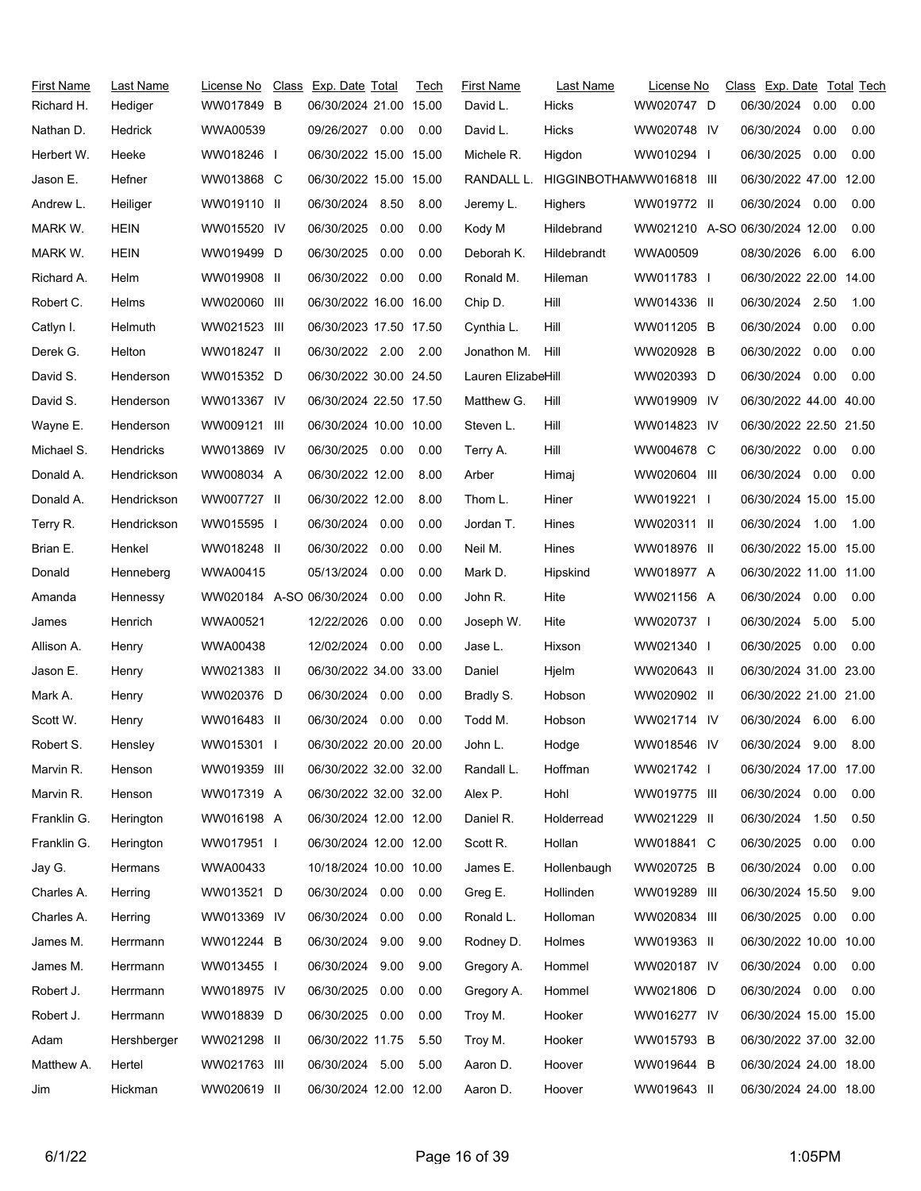| First Name | Last Name | License No | Class | Exp. Date | Total | Tech |
|---|---|---|---|---|---|---|
| Richard H. | Hediger | WW017849 | B | 06/30/2024 | 21.00 | 15.00 |
| Nathan D. | Hedrick | WWA00539 | | 09/26/2027 | 0.00 | 0.00 |
| Herbert W. | Heeke | WW018246 | I | 06/30/2022 | 15.00 | 15.00 |
| Jason E. | Hefner | WW013868 | C | 06/30/2022 | 15.00 | 15.00 |
| Andrew L. | Heiliger | WW019110 | II | 06/30/2024 | 8.50 | 8.00 |
| MARK W. | HEIN | WW015520 | IV | 06/30/2025 | 0.00 | 0.00 |
| MARK W. | HEIN | WW019499 | D | 06/30/2025 | 0.00 | 0.00 |
| Richard A. | Helm | WW019908 | II | 06/30/2022 | 0.00 | 0.00 |
| Robert C. | Helms | WW020060 | III | 06/30/2022 | 16.00 | 16.00 |
| Catlyn I. | Helmuth | WW021523 | III | 06/30/2023 | 17.50 | 17.50 |
| Derek G. | Helton | WW018247 | II | 06/30/2022 | 2.00 | 2.00 |
| David S. | Henderson | WW015352 | D | 06/30/2022 | 30.00 | 24.50 |
| David S. | Henderson | WW013367 | IV | 06/30/2024 | 22.50 | 17.50 |
| Wayne E. | Henderson | WW009121 | III | 06/30/2024 | 10.00 | 10.00 |
| Michael S. | Hendricks | WW013869 | IV | 06/30/2025 | 0.00 | 0.00 |
| Donald A. | Hendrickson | WW008034 | A | 06/30/2022 | 12.00 | 8.00 |
| Donald A. | Hendrickson | WW007727 | II | 06/30/2022 | 12.00 | 8.00 |
| Terry R. | Hendrickson | WW015595 | I | 06/30/2024 | 0.00 | 0.00 |
| Brian E. | Henkel | WW018248 | II | 06/30/2022 | 0.00 | 0.00 |
| Donald | Henneberg | WWA00415 | | 05/13/2024 | 0.00 | 0.00 |
| Amanda | Hennessy | WW020184 | A-SO | 06/30/2024 | 0.00 | 0.00 |
| James | Henrich | WWA00521 | | 12/22/2026 | 0.00 | 0.00 |
| Allison A. | Henry | WWA00438 | | 12/02/2024 | 0.00 | 0.00 |
| Jason E. | Henry | WW021383 | II | 06/30/2022 | 34.00 | 33.00 |
| Mark A. | Henry | WW020376 | D | 06/30/2024 | 0.00 | 0.00 |
| Scott W. | Henry | WW016483 | II | 06/30/2024 | 0.00 | 0.00 |
| Robert S. | Hensley | WW015301 | I | 06/30/2022 | 20.00 | 20.00 |
| Marvin R. | Henson | WW019359 | III | 06/30/2022 | 32.00 | 32.00 |
| Marvin R. | Henson | WW017319 | A | 06/30/2022 | 32.00 | 32.00 |
| Franklin G. | Herington | WW016198 | A | 06/30/2024 | 12.00 | 12.00 |
| Franklin G. | Herington | WW017951 | I | 06/30/2024 | 12.00 | 12.00 |
| Jay G. | Hermans | WWA00433 | | 10/18/2024 | 10.00 | 10.00 |
| Charles A. | Herring | WW013521 | D | 06/30/2024 | 0.00 | 0.00 |
| Charles A. | Herring | WW013369 | IV | 06/30/2024 | 0.00 | 0.00 |
| James M. | Herrmann | WW012244 | B | 06/30/2024 | 9.00 | 9.00 |
| James M. | Herrmann | WW013455 | I | 06/30/2024 | 9.00 | 9.00 |
| Robert J. | Herrmann | WW018975 | IV | 06/30/2025 | 0.00 | 0.00 |
| Robert J. | Herrmann | WW018839 | D | 06/30/2025 | 0.00 | 0.00 |
| Adam | Hershberger | WW021298 | II | 06/30/2022 | 11.75 | 5.50 |
| Matthew A. | Hertel | WW021763 | III | 06/30/2024 | 5.00 | 5.00 |
| Jim | Hickman | WW020619 | II | 06/30/2024 | 12.00 | 12.00 |
| David L. | Hicks | WW020747 | D | 06/30/2024 | 0.00 | 0.00 |
| David L. | Hicks | WW020748 | IV | 06/30/2024 | 0.00 | 0.00 |
| Michele R. | Higdon | WW010294 | I | 06/30/2025 | 0.00 | 0.00 |
| RANDALL L. | HIGGINBOTHAM | WW016818 | III | 06/30/2022 | 47.00 | 12.00 |
| Jeremy L. | Highers | WW019772 | II | 06/30/2024 | 0.00 | 0.00 |
| Kody M | Hildebrand | WW021210 | A-SO | 06/30/2024 | 12.00 | 0.00 |
| Deborah K. | Hildebrandt | WWA00509 | | 08/30/2026 | 6.00 | 6.00 |
| Ronald M. | Hileman | WW011783 | I | 06/30/2022 | 22.00 | 14.00 |
| Chip D. | Hill | WW014336 | II | 06/30/2024 | 2.50 | 1.00 |
| Cynthia L. | Hill | WW011205 | B | 06/30/2024 | 0.00 | 0.00 |
| Jonathon M. | Hill | WW020928 | B | 06/30/2022 | 0.00 | 0.00 |
| Lauren Elizabeth | Hill | WW020393 | D | 06/30/2024 | 0.00 | 0.00 |
| Matthew G. | Hill | WW019909 | IV | 06/30/2022 | 44.00 | 40.00 |
| Steven L. | Hill | WW014823 | IV | 06/30/2022 | 22.50 | 21.50 |
| Terry A. | Hill | WW004678 | C | 06/30/2022 | 0.00 | 0.00 |
| Arber | Himaj | WW020604 | III | 06/30/2024 | 0.00 | 0.00 |
| Thom L. | Hiner | WW019221 | I | 06/30/2024 | 15.00 | 15.00 |
| Jordan T. | Hines | WW020311 | II | 06/30/2024 | 1.00 | 1.00 |
| Neil M. | Hines | WW018976 | II | 06/30/2022 | 15.00 | 15.00 |
| Mark D. | Hipskind | WW018977 | A | 06/30/2022 | 11.00 | 11.00 |
| John R. | Hite | WW021156 | A | 06/30/2024 | 0.00 | 0.00 |
| Joseph W. | Hite | WW020737 | I | 06/30/2024 | 5.00 | 5.00 |
| Jase L. | Hixson | WW021340 | I | 06/30/2025 | 0.00 | 0.00 |
| Daniel | Hjelm | WW020643 | II | 06/30/2024 | 31.00 | 23.00 |
| Bradly S. | Hobson | WW020902 | II | 06/30/2022 | 21.00 | 21.00 |
| Todd M. | Hobson | WW021714 | IV | 06/30/2024 | 6.00 | 6.00 |
| John L. | Hodge | WW018546 | IV | 06/30/2024 | 9.00 | 8.00 |
| Randall L. | Hoffman | WW021742 | I | 06/30/2024 | 17.00 | 17.00 |
| Alex P. | Hohl | WW019775 | III | 06/30/2024 | 0.00 | 0.00 |
| Daniel R. | Holderread | WW021229 | II | 06/30/2024 | 1.50 | 0.50 |
| Scott R. | Hollan | WW018841 | C | 06/30/2025 | 0.00 | 0.00 |
| James E. | Hollenbaugh | WW020725 | B | 06/30/2024 | 0.00 | 0.00 |
| Greg E. | Hollinden | WW019289 | III | 06/30/2024 | 15.50 | 9.00 |
| Ronald L. | Holloman | WW020834 | III | 06/30/2025 | 0.00 | 0.00 |
| Rodney D. | Holmes | WW019363 | II | 06/30/2022 | 10.00 | 10.00 |
| Gregory A. | Hommel | WW020187 | IV | 06/30/2024 | 0.00 | 0.00 |
| Gregory A. | Hommel | WW021806 | D | 06/30/2024 | 0.00 | 0.00 |
| Troy M. | Hooker | WW016277 | IV | 06/30/2024 | 15.00 | 15.00 |
| Troy M. | Hooker | WW015793 | B | 06/30/2022 | 37.00 | 32.00 |
| Aaron D. | Hoover | WW019644 | B | 06/30/2024 | 24.00 | 18.00 |
| Aaron D. | Hoover | WW019643 | II | 06/30/2024 | 24.00 | 18.00 |

6/1/22 1:05PM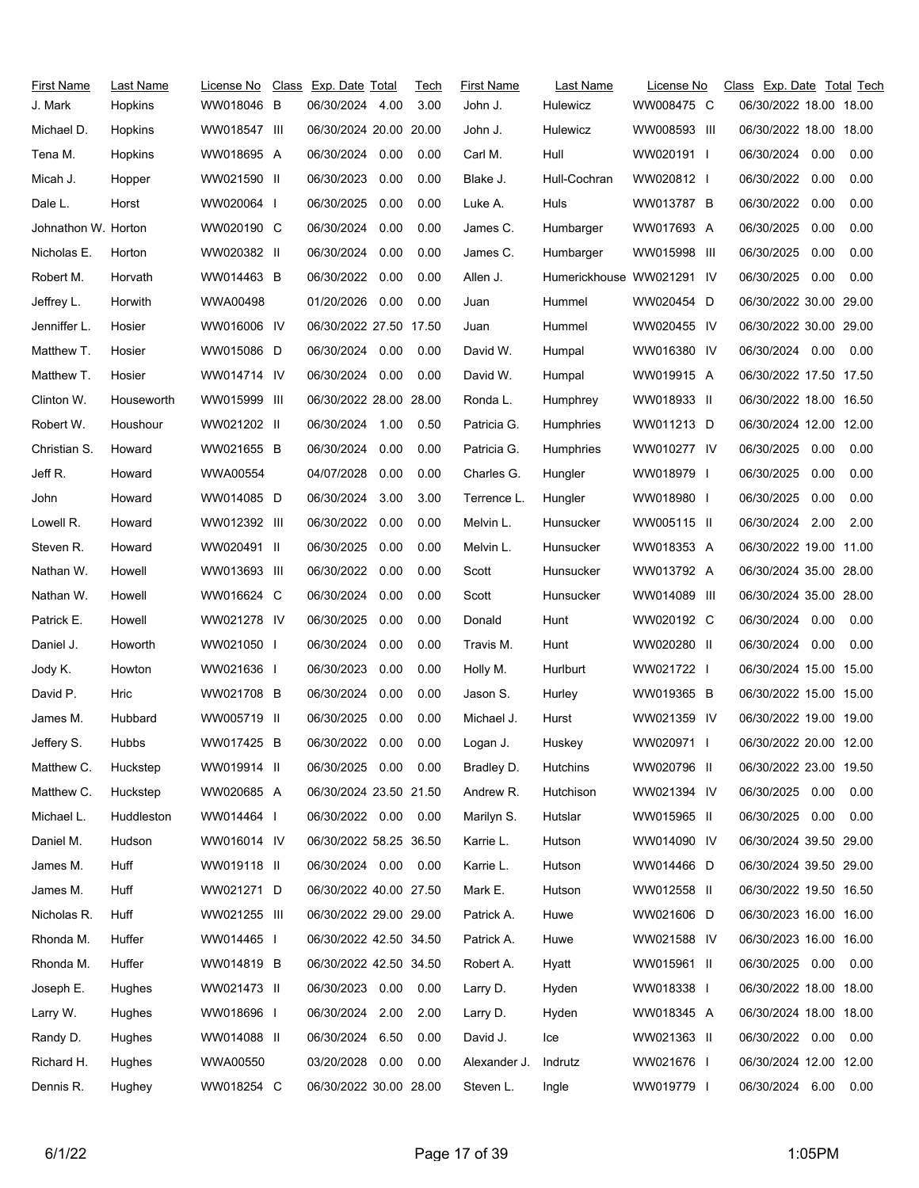| First Name | Last Name | License No | Class | Exp. Date | Total | Tech |
|---|---|---|---|---|---|---|
| J. Mark | Hopkins | WW018046 | B | 06/30/2024 | 4.00 | 3.00 |
| Michael D. | Hopkins | WW018547 | III | 06/30/2024 | 20.00 | 20.00 |
| Tena M. | Hopkins | WW018695 | A | 06/30/2024 | 0.00 | 0.00 |
| Micah J. | Hopper | WW021590 | II | 06/30/2023 | 0.00 | 0.00 |
| Dale L. | Horst | WW020064 | I | 06/30/2025 | 0.00 | 0.00 |
| Johnathon W. | Horton | WW020190 | C | 06/30/2024 | 0.00 | 0.00 |
| Nicholas E. | Horton | WW020382 | II | 06/30/2024 | 0.00 | 0.00 |
| Robert M. | Horvath | WW014463 | B | 06/30/2022 | 0.00 | 0.00 |
| Jeffrey L. | Horwith | WWA00498 | | 01/20/2026 | 0.00 | 0.00 |
| Jenniffer L. | Hosier | WW016006 | IV | 06/30/2022 | 27.50 | 17.50 |
| Matthew T. | Hosier | WW015086 | D | 06/30/2024 | 0.00 | 0.00 |
| Matthew T. | Hosier | WW014714 | IV | 06/30/2024 | 0.00 | 0.00 |
| Clinton W. | Houseworth | WW015999 | III | 06/30/2022 | 28.00 | 28.00 |
| Robert W. | Houshour | WW021202 | II | 06/30/2024 | 1.00 | 0.50 |
| Christian S. | Howard | WW021655 | B | 06/30/2024 | 0.00 | 0.00 |
| Jeff R. | Howard | WWA00554 | | 04/07/2028 | 0.00 | 0.00 |
| John | Howard | WW014085 | D | 06/30/2024 | 3.00 | 3.00 |
| Lowell R. | Howard | WW012392 | III | 06/30/2022 | 0.00 | 0.00 |
| Steven R. | Howard | WW020491 | II | 06/30/2025 | 0.00 | 0.00 |
| Nathan W. | Howell | WW013693 | III | 06/30/2022 | 0.00 | 0.00 |
| Nathan W. | Howell | WW016624 | C | 06/30/2024 | 0.00 | 0.00 |
| Patrick E. | Howell | WW021278 | IV | 06/30/2025 | 0.00 | 0.00 |
| Daniel J. | Howorth | WW021050 | I | 06/30/2024 | 0.00 | 0.00 |
| Jody K. | Howton | WW021636 | I | 06/30/2023 | 0.00 | 0.00 |
| David P. | Hric | WW021708 | B | 06/30/2024 | 0.00 | 0.00 |
| James M. | Hubbard | WW005719 | II | 06/30/2025 | 0.00 | 0.00 |
| Jeffery S. | Hubbs | WW017425 | B | 06/30/2022 | 0.00 | 0.00 |
| Matthew C. | Huckstep | WW019914 | II | 06/30/2025 | 0.00 | 0.00 |
| Matthew C. | Huckstep | WW020685 | A | 06/30/2024 | 23.50 | 21.50 |
| Michael L. | Huddleston | WW014464 | I | 06/30/2022 | 0.00 | 0.00 |
| Daniel M. | Hudson | WW016014 | IV | 06/30/2022 | 58.25 | 36.50 |
| James M. | Huff | WW019118 | II | 06/30/2024 | 0.00 | 0.00 |
| James M. | Huff | WW021271 | D | 06/30/2022 | 40.00 | 27.50 |
| Nicholas R. | Huff | WW021255 | III | 06/30/2022 | 29.00 | 29.00 |
| Rhonda M. | Huffer | WW014465 | I | 06/30/2022 | 42.50 | 34.50 |
| Rhonda M. | Huffer | WW014819 | B | 06/30/2022 | 42.50 | 34.50 |
| Joseph E. | Hughes | WW021473 | II | 06/30/2023 | 0.00 | 0.00 |
| Larry W. | Hughes | WW018696 | I | 06/30/2024 | 2.00 | 2.00 |
| Randy D. | Hughes | WW014088 | II | 06/30/2024 | 6.50 | 0.00 |
| Richard H. | Hughes | WWA00550 | | 03/20/2028 | 0.00 | 0.00 |
| Dennis R. | Hughey | WW018254 | C | 06/30/2022 | 30.00 | 28.00 |
| John J. | Hulewicz | WW008475 | C | 06/30/2022 | 18.00 | 18.00 |
| John J. | Hulewicz | WW008593 | III | 06/30/2022 | 18.00 | 18.00 |
| Carl M. | Hull | WW020191 | I | 06/30/2024 | 0.00 | 0.00 |
| Blake J. | Hull-Cochran | WW020812 | I | 06/30/2022 | 0.00 | 0.00 |
| Luke A. | Huls | WW013787 | B | 06/30/2022 | 0.00 | 0.00 |
| James C. | Humbarger | WW017693 | A | 06/30/2025 | 0.00 | 0.00 |
| James C. | Humbarger | WW015998 | III | 06/30/2025 | 0.00 | 0.00 |
| Allen J. | Humerickhouse | WW021291 | IV | 06/30/2025 | 0.00 | 0.00 |
| Juan | Hummel | WW020454 | D | 06/30/2022 | 30.00 | 29.00 |
| Juan | Hummel | WW020455 | IV | 06/30/2022 | 30.00 | 29.00 |
| David W. | Humpal | WW016380 | IV | 06/30/2024 | 0.00 | 0.00 |
| David W. | Humpal | WW019915 | A | 06/30/2022 | 17.50 | 17.50 |
| Ronda L. | Humphrey | WW018933 | II | 06/30/2022 | 18.00 | 16.50 |
| Patricia G. | Humphries | WW011213 | D | 06/30/2024 | 12.00 | 12.00 |
| Patricia G. | Humphries | WW010277 | IV | 06/30/2025 | 0.00 | 0.00 |
| Charles G. | Hungler | WW018979 | I | 06/30/2025 | 0.00 | 0.00 |
| Terrence L. | Hungler | WW018980 | I | 06/30/2025 | 0.00 | 0.00 |
| Melvin L. | Hunsucker | WW005115 | II | 06/30/2024 | 2.00 | 2.00 |
| Melvin L. | Hunsucker | WW018353 | A | 06/30/2022 | 19.00 | 11.00 |
| Scott | Hunsucker | WW013792 | A | 06/30/2024 | 35.00 | 28.00 |
| Scott | Hunsucker | WW014089 | III | 06/30/2024 | 35.00 | 28.00 |
| Donald | Hunt | WW020192 | C | 06/30/2024 | 0.00 | 0.00 |
| Travis M. | Hunt | WW020280 | II | 06/30/2024 | 0.00 | 0.00 |
| Holly M. | Hurlburt | WW021722 | I | 06/30/2024 | 15.00 | 15.00 |
| Jason S. | Hurley | WW019365 | B | 06/30/2022 | 15.00 | 15.00 |
| Michael J. | Hurst | WW021359 | IV | 06/30/2022 | 19.00 | 19.00 |
| Logan J. | Huskey | WW020971 | I | 06/30/2022 | 20.00 | 12.00 |
| Bradley D. | Hutchins | WW020796 | II | 06/30/2022 | 23.00 | 19.50 |
| Andrew R. | Hutchison | WW021394 | IV | 06/30/2025 | 0.00 | 0.00 |
| Marilyn S. | Hutslar | WW015965 | II | 06/30/2025 | 0.00 | 0.00 |
| Karrie L. | Hutson | WW014090 | IV | 06/30/2024 | 39.50 | 29.00 |
| Karrie L. | Hutson | WW014466 | D | 06/30/2024 | 39.50 | 29.00 |
| Mark E. | Hutson | WW012558 | II | 06/30/2022 | 19.50 | 16.50 |
| Patrick A. | Huwe | WW021606 | D | 06/30/2023 | 16.00 | 16.00 |
| Patrick A. | Huwe | WW021588 | IV | 06/30/2023 | 16.00 | 16.00 |
| Robert A. | Hyatt | WW015961 | II | 06/30/2025 | 0.00 | 0.00 |
| Larry D. | Hyden | WW018338 | I | 06/30/2022 | 18.00 | 18.00 |
| Larry D. | Hyden | WW018345 | A | 06/30/2024 | 18.00 | 18.00 |
| David J. | Ice | WW021363 | II | 06/30/2022 | 0.00 | 0.00 |
| Alexander J. | Indrutz | WW021676 | I | 06/30/2024 | 12.00 | 12.00 |
| Steven L. | Ingle | WW019779 | I | 06/30/2024 | 6.00 | 0.00 |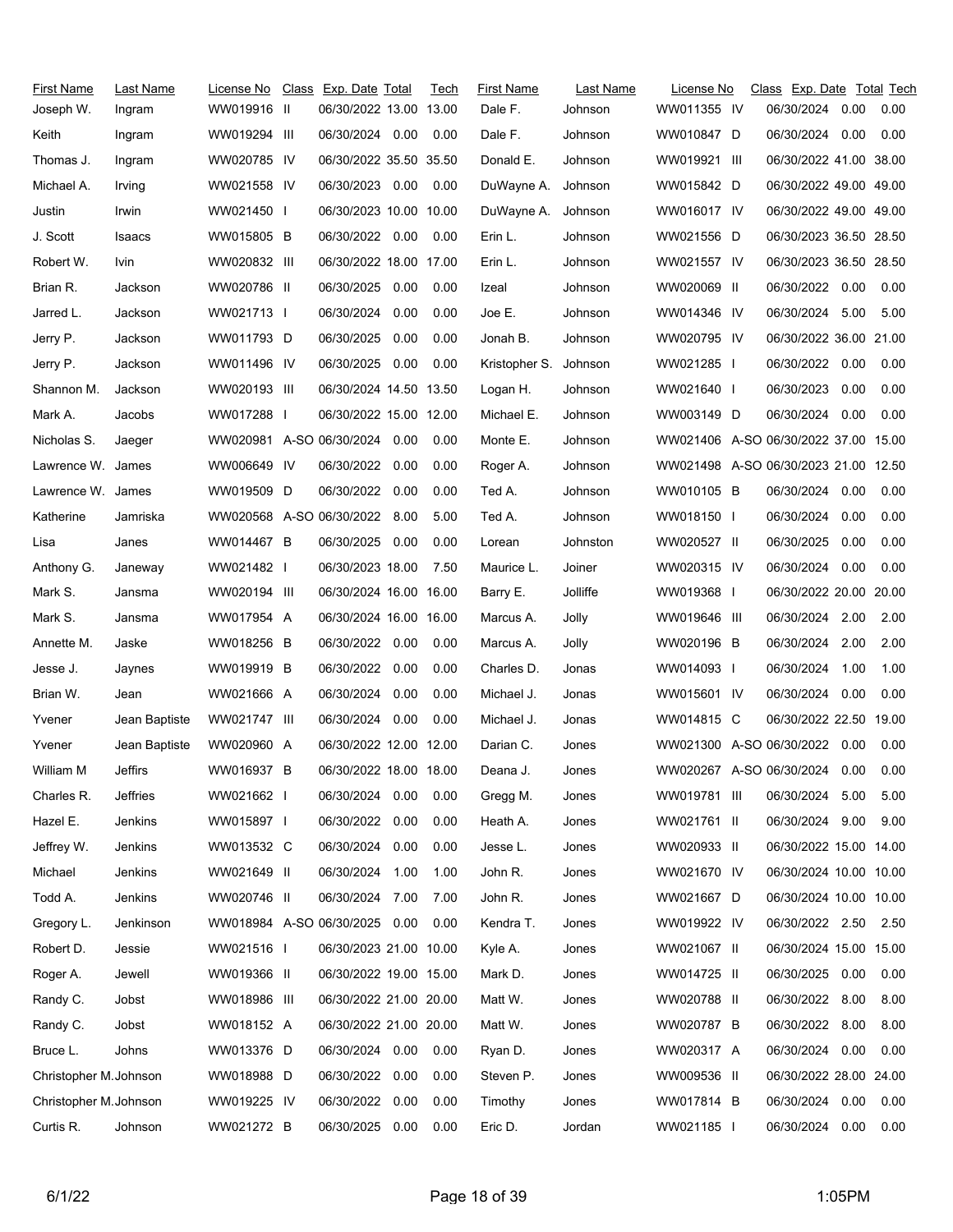| First Name | Last Name | License No | Class | Exp. Date | Total | Tech |
|---|---|---|---|---|---|---|
| Joseph W. | Ingram | WW019916 | II | 06/30/2022 | 13.00 | 13.00 |
| Keith | Ingram | WW019294 | III | 06/30/2024 | 0.00 | 0.00 |
| Thomas J. | Ingram | WW020785 | IV | 06/30/2022 | 35.50 | 35.50 |
| Michael A. | Irving | WW021558 | IV | 06/30/2023 | 0.00 | 0.00 |
| Justin | Irwin | WW021450 | I | 06/30/2023 | 10.00 | 10.00 |
| J. Scott | Isaacs | WW015805 | B | 06/30/2022 | 0.00 | 0.00 |
| Robert W. | Ivin | WW020832 | III | 06/30/2022 | 18.00 | 17.00 |
| Brian R. | Jackson | WW020786 | II | 06/30/2025 | 0.00 | 0.00 |
| Jarred L. | Jackson | WW021713 | I | 06/30/2024 | 0.00 | 0.00 |
| Jerry P. | Jackson | WW011793 | D | 06/30/2025 | 0.00 | 0.00 |
| Jerry P. | Jackson | WW011496 | IV | 06/30/2025 | 0.00 | 0.00 |
| Shannon M. | Jackson | WW020193 | III | 06/30/2024 | 14.50 | 13.50 |
| Mark A. | Jacobs | WW017288 | I | 06/30/2022 | 15.00 | 12.00 |
| Nicholas S. | Jaeger | WW020981 | A-SO | 06/30/2024 | 0.00 | 0.00 |
| Lawrence W. | James | WW006649 | IV | 06/30/2022 | 0.00 | 0.00 |
| Lawrence W. | James | WW019509 | D | 06/30/2022 | 0.00 | 0.00 |
| Katherine | Jamriska | WW020568 | A-SO | 06/30/2022 | 8.00 | 5.00 |
| Lisa | Janes | WW014467 | B | 06/30/2025 | 0.00 | 0.00 |
| Anthony G. | Janeway | WW021482 | I | 06/30/2023 | 18.00 | 7.50 |
| Mark S. | Jansma | WW020194 | III | 06/30/2024 | 16.00 | 16.00 |
| Mark S. | Jansma | WW017954 | A | 06/30/2024 | 16.00 | 16.00 |
| Annette M. | Jaske | WW018256 | B | 06/30/2022 | 0.00 | 0.00 |
| Jesse J. | Jaynes | WW019919 | B | 06/30/2022 | 0.00 | 0.00 |
| Brian W. | Jean | WW021666 | A | 06/30/2024 | 0.00 | 0.00 |
| Yvener | Jean Baptiste | WW021747 | III | 06/30/2024 | 0.00 | 0.00 |
| Yvener | Jean Baptiste | WW020960 | A | 06/30/2022 | 12.00 | 12.00 |
| William M | Jeffirs | WW016937 | B | 06/30/2022 | 18.00 | 18.00 |
| Charles R. | Jeffries | WW021662 | I | 06/30/2024 | 0.00 | 0.00 |
| Hazel E. | Jenkins | WW015897 | I | 06/30/2022 | 0.00 | 0.00 |
| Jeffrey W. | Jenkins | WW013532 | C | 06/30/2024 | 0.00 | 0.00 |
| Michael | Jenkins | WW021649 | II | 06/30/2024 | 1.00 | 1.00 |
| Todd A. | Jenkins | WW020746 | II | 06/30/2024 | 7.00 | 7.00 |
| Gregory L. | Jenkinson | WW018984 | A-SO | 06/30/2025 | 0.00 | 0.00 |
| Robert D. | Jessie | WW021516 | I | 06/30/2023 | 21.00 | 10.00 |
| Roger A. | Jewell | WW019366 | II | 06/30/2022 | 19.00 | 15.00 |
| Randy C. | Jobst | WW018986 | III | 06/30/2022 | 21.00 | 20.00 |
| Randy C. | Jobst | WW018152 | A | 06/30/2022 | 21.00 | 20.00 |
| Bruce L. | Johns | WW013376 | D | 06/30/2024 | 0.00 | 0.00 |
| Christopher M. | Johnson | WW018988 | D | 06/30/2022 | 0.00 | 0.00 |
| Christopher M. | Johnson | WW019225 | IV | 06/30/2022 | 0.00 | 0.00 |
| Curtis R. | Johnson | WW021272 | B | 06/30/2025 | 0.00 | 0.00 |
| Dale F. | Johnson | WW011355 | IV | 06/30/2024 | 0.00 | 0.00 |
| Dale F. | Johnson | WW010847 | D | 06/30/2024 | 0.00 | 0.00 |
| Donald E. | Johnson | WW019921 | III | 06/30/2022 | 41.00 | 38.00 |
| DuWayne A. | Johnson | WW015842 | D | 06/30/2022 | 49.00 | 49.00 |
| DuWayne A. | Johnson | WW016017 | IV | 06/30/2022 | 49.00 | 49.00 |
| Erin L. | Johnson | WW021556 | D | 06/30/2023 | 36.50 | 28.50 |
| Erin L. | Johnson | WW021557 | IV | 06/30/2023 | 36.50 | 28.50 |
| Izeal | Johnson | WW020069 | II | 06/30/2022 | 0.00 | 0.00 |
| Joe E. | Johnson | WW014346 | IV | 06/30/2024 | 5.00 | 5.00 |
| Jonah B. | Johnson | WW020795 | IV | 06/30/2022 | 36.00 | 21.00 |
| Kristopher S. | Johnson | WW021285 | I | 06/30/2022 | 0.00 | 0.00 |
| Logan H. | Johnson | WW021640 | I | 06/30/2023 | 0.00 | 0.00 |
| Michael E. | Johnson | WW003149 | D | 06/30/2024 | 0.00 | 0.00 |
| Monte E. | Johnson | WW021406 | A-SO | 06/30/2022 | 37.00 | 15.00 |
| Roger A. | Johnson | WW021498 | A-SO | 06/30/2023 | 21.00 | 12.50 |
| Ted A. | Johnson | WW010105 | B | 06/30/2024 | 0.00 | 0.00 |
| Ted A. | Johnson | WW018150 | I | 06/30/2024 | 0.00 | 0.00 |
| Lorean | Johnston | WW020527 | II | 06/30/2025 | 0.00 | 0.00 |
| Maurice L. | Joiner | WW020315 | IV | 06/30/2024 | 0.00 | 0.00 |
| Barry E. | Jolliffe | WW019368 | I | 06/30/2022 | 20.00 | 20.00 |
| Marcus A. | Jolly | WW019646 | III | 06/30/2024 | 2.00 | 2.00 |
| Marcus A. | Jolly | WW020196 | B | 06/30/2024 | 2.00 | 2.00 |
| Charles D. | Jonas | WW014093 | I | 06/30/2024 | 1.00 | 1.00 |
| Michael J. | Jonas | WW015601 | IV | 06/30/2024 | 0.00 | 0.00 |
| Michael J. | Jonas | WW014815 | C | 06/30/2022 | 22.50 | 19.00 |
| Darian C. | Jones | WW021300 | A-SO | 06/30/2022 | 0.00 | 0.00 |
| Deana J. | Jones | WW020267 | A-SO | 06/30/2024 | 0.00 | 0.00 |
| Gregg M. | Jones | WW019781 | III | 06/30/2024 | 5.00 | 5.00 |
| Heath A. | Jones | WW021761 | II | 06/30/2024 | 9.00 | 9.00 |
| Jesse L. | Jones | WW020933 | II | 06/30/2022 | 15.00 | 14.00 |
| John R. | Jones | WW021670 | IV | 06/30/2024 | 10.00 | 10.00 |
| John R. | Jones | WW021667 | D | 06/30/2024 | 10.00 | 10.00 |
| Kendra T. | Jones | WW019922 | IV | 06/30/2022 | 2.50 | 2.50 |
| Kyle A. | Jones | WW021067 | II | 06/30/2024 | 15.00 | 15.00 |
| Mark D. | Jones | WW014725 | II | 06/30/2025 | 0.00 | 0.00 |
| Matt W. | Jones | WW020788 | II | 06/30/2022 | 8.00 | 8.00 |
| Matt W. | Jones | WW020787 | B | 06/30/2022 | 8.00 | 8.00 |
| Ryan D. | Jones | WW020317 | A | 06/30/2024 | 0.00 | 0.00 |
| Steven P. | Jones | WW009536 | II | 06/30/2022 | 28.00 | 24.00 |
| Timothy | Jones | WW017814 | B | 06/30/2024 | 0.00 | 0.00 |
| Eric D. | Jordan | WW021185 | I | 06/30/2024 | 0.00 | 0.00 |

6/1/22 1:05PM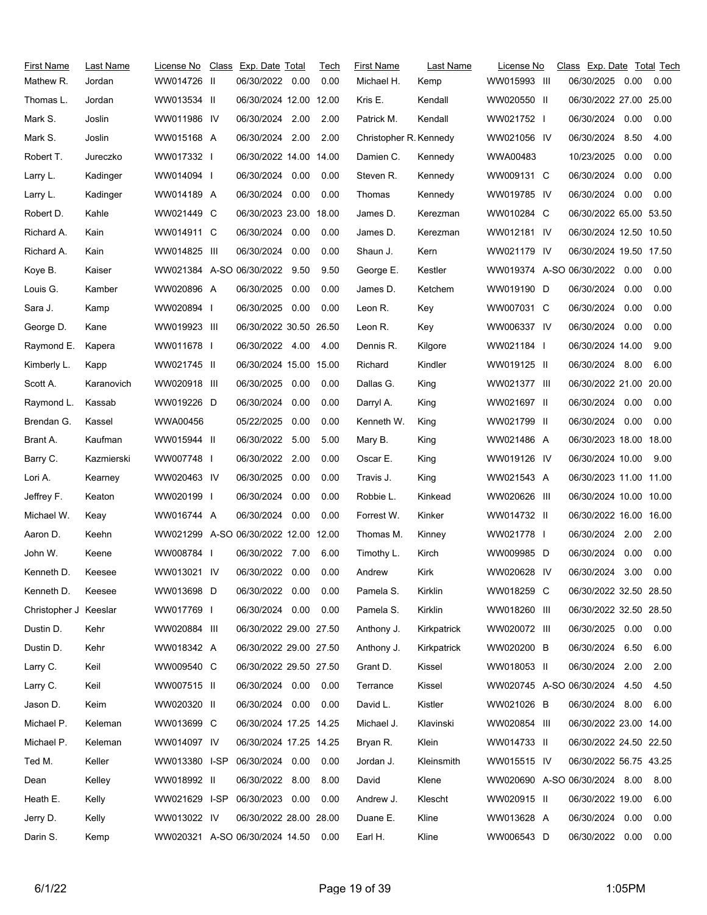| First Name | Last Name | License No | Class | Exp. Date | Total | Tech | First Name | Last Name | License No | Class | Exp. Date | Total | Tech |
|---|---|---|---|---|---|---|---|---|---|---|---|---|---|
| Mathew R. | Jordan | WW014726 | II | 06/30/2022 | 0.00 | 0.00 | Michael H. | Kemp | WW015993 | III | 06/30/2025 | 0.00 | 0.00 |
| Thomas L. | Jordan | WW013534 | II | 06/30/2024 | 12.00 | 12.00 | Kris E. | Kendall | WW020550 | II | 06/30/2022 | 27.00 | 25.00 |
| Mark S. | Joslin | WW011986 | IV | 06/30/2024 | 2.00 | 2.00 | Patrick M. | Kendall | WW021752 | I | 06/30/2024 | 0.00 | 0.00 |
| Mark S. | Joslin | WW015168 | A | 06/30/2024 | 2.00 | 2.00 | Christopher R. | Kennedy | WW021056 | IV | 06/30/2024 | 8.50 | 4.00 |
| Robert T. | Jureczko | WW017332 | I | 06/30/2022 | 14.00 | 14.00 | Damien C. | Kennedy | WWA00483 | | 10/23/2025 | 0.00 | 0.00 |
| Larry L. | Kadinger | WW014094 | I | 06/30/2024 | 0.00 | 0.00 | Steven R. | Kennedy | WW009131 | C | 06/30/2024 | 0.00 | 0.00 |
| Larry L. | Kadinger | WW014189 | A | 06/30/2024 | 0.00 | 0.00 | Thomas | Kennedy | WW019785 | IV | 06/30/2024 | 0.00 | 0.00 |
| Robert D. | Kahle | WW021449 | C | 06/30/2023 | 23.00 | 18.00 | James D. | Kerezman | WW010284 | C | 06/30/2022 | 65.00 | 53.50 |
| Richard A. | Kain | WW014911 | C | 06/30/2024 | 0.00 | 0.00 | James D. | Kerezman | WW012181 | IV | 06/30/2024 | 12.50 | 10.50 |
| Richard A. | Kain | WW014825 | III | 06/30/2024 | 0.00 | 0.00 | Shaun J. | Kern | WW021179 | IV | 06/30/2024 | 19.50 | 17.50 |
| Koye B. | Kaiser | WW021384 | A-SO | 06/30/2022 | 9.50 | 9.50 | George E. | Kestler | WW019374 | A-SO | 06/30/2022 | 0.00 | 0.00 |
| Louis G. | Kamber | WW020896 | A | 06/30/2025 | 0.00 | 0.00 | James D. | Ketchem | WW019190 | D | 06/30/2024 | 0.00 | 0.00 |
| Sara J. | Kamp | WW020894 | I | 06/30/2025 | 0.00 | 0.00 | Leon R. | Key | WW007031 | C | 06/30/2024 | 0.00 | 0.00 |
| George D. | Kane | WW019923 | III | 06/30/2022 | 30.50 | 26.50 | Leon R. | Key | WW006337 | IV | 06/30/2024 | 0.00 | 0.00 |
| Raymond E. | Kapera | WW011678 | I | 06/30/2022 | 4.00 | 4.00 | Dennis R. | Kilgore | WW021184 | I | 06/30/2024 | 14.00 | 9.00 |
| Kimberly L. | Kapp | WW021745 | II | 06/30/2024 | 15.00 | 15.00 | Richard | Kindler | WW019125 | II | 06/30/2024 | 8.00 | 6.00 |
| Scott A. | Karanovich | WW020918 | III | 06/30/2025 | 0.00 | 0.00 | Dallas G. | King | WW021377 | III | 06/30/2022 | 21.00 | 20.00 |
| Raymond L. | Kassab | WW019226 | D | 06/30/2024 | 0.00 | 0.00 | Darryl A. | King | WW021697 | II | 06/30/2024 | 0.00 | 0.00 |
| Brendan G. | Kassel | WWA00456 | | 05/22/2025 | 0.00 | 0.00 | Kenneth W. | King | WW021799 | II | 06/30/2024 | 0.00 | 0.00 |
| Brant A. | Kaufman | WW015944 | II | 06/30/2022 | 5.00 | 5.00 | Mary B. | King | WW021486 | A | 06/30/2023 | 18.00 | 18.00 |
| Barry C. | Kazmierski | WW007748 | I | 06/30/2022 | 2.00 | 0.00 | Oscar E. | King | WW019126 | IV | 06/30/2024 | 10.00 | 9.00 |
| Lori A. | Kearney | WW020463 | IV | 06/30/2025 | 0.00 | 0.00 | Travis J. | King | WW021543 | A | 06/30/2023 | 11.00 | 11.00 |
| Jeffrey F. | Keaton | WW020199 | I | 06/30/2024 | 0.00 | 0.00 | Robbie L. | Kinkead | WW020626 | III | 06/30/2024 | 10.00 | 10.00 |
| Michael W. | Keay | WW016744 | A | 06/30/2024 | 0.00 | 0.00 | Forrest W. | Kinker | WW014732 | II | 06/30/2022 | 16.00 | 16.00 |
| Aaron D. | Keehn | WW021299 | A-SO | 06/30/2022 | 12.00 | 12.00 | Thomas M. | Kinney | WW021778 | I | 06/30/2024 | 2.00 | 2.00 |
| John W. | Keene | WW008784 | I | 06/30/2022 | 7.00 | 6.00 | Timothy L. | Kirch | WW009985 | D | 06/30/2024 | 0.00 | 0.00 |
| Kenneth D. | Keesee | WW013021 | IV | 06/30/2022 | 0.00 | 0.00 | Andrew | Kirk | WW020628 | IV | 06/30/2024 | 3.00 | 0.00 |
| Kenneth D. | Keesee | WW013698 | D | 06/30/2022 | 0.00 | 0.00 | Pamela S. | Kirklin | WW018259 | C | 06/30/2022 | 32.50 | 28.50 |
| Christopher J | Keeslar | WW017769 | I | 06/30/2024 | 0.00 | 0.00 | Pamela S. | Kirklin | WW018260 | III | 06/30/2022 | 32.50 | 28.50 |
| Dustin D. | Kehr | WW020884 | III | 06/30/2022 | 29.00 | 27.50 | Anthony J. | Kirkpatrick | WW020072 | III | 06/30/2025 | 0.00 | 0.00 |
| Dustin D. | Kehr | WW018342 | A | 06/30/2022 | 29.00 | 27.50 | Anthony J. | Kirkpatrick | WW020200 | B | 06/30/2024 | 6.50 | 6.00 |
| Larry C. | Keil | WW009540 | C | 06/30/2022 | 29.50 | 27.50 | Grant D. | Kissel | WW018053 | II | 06/30/2024 | 2.00 | 2.00 |
| Larry C. | Keil | WW007515 | II | 06/30/2024 | 0.00 | 0.00 | Terrance | Kissel | WW020745 | A-SO | 06/30/2024 | 4.50 | 4.50 |
| Jason D. | Keim | WW020320 | II | 06/30/2024 | 0.00 | 0.00 | David L. | Kistler | WW021026 | B | 06/30/2024 | 8.00 | 6.00 |
| Michael P. | Keleman | WW013699 | C | 06/30/2024 | 17.25 | 14.25 | Michael J. | Klavinski | WW020854 | III | 06/30/2022 | 23.00 | 14.00 |
| Michael P. | Keleman | WW014097 | IV | 06/30/2024 | 17.25 | 14.25 | Bryan R. | Klein | WW014733 | II | 06/30/2022 | 24.50 | 22.50 |
| Ted M. | Keller | WW013380 | I-SP | 06/30/2024 | 0.00 | 0.00 | Jordan J. | Kleinsmith | WW015515 | IV | 06/30/2022 | 56.75 | 43.25 |
| Dean | Kelley | WW018992 | II | 06/30/2022 | 8.00 | 8.00 | David | Klene | WW020690 | A-SO | 06/30/2024 | 8.00 | 8.00 |
| Heath E. | Kelly | WW021629 | I-SP | 06/30/2023 | 0.00 | 0.00 | Andrew J. | Klescht | WW020915 | II | 06/30/2022 | 19.00 | 6.00 |
| Jerry D. | Kelly | WW013022 | IV | 06/30/2022 | 28.00 | 28.00 | Duane E. | Kline | WW013628 | A | 06/30/2024 | 0.00 | 0.00 |
| Darin S. | Kemp | WW020321 | A-SO | 06/30/2024 | 14.50 | 0.00 | Earl H. | Kline | WW006543 | D | 06/30/2022 | 0.00 | 0.00 |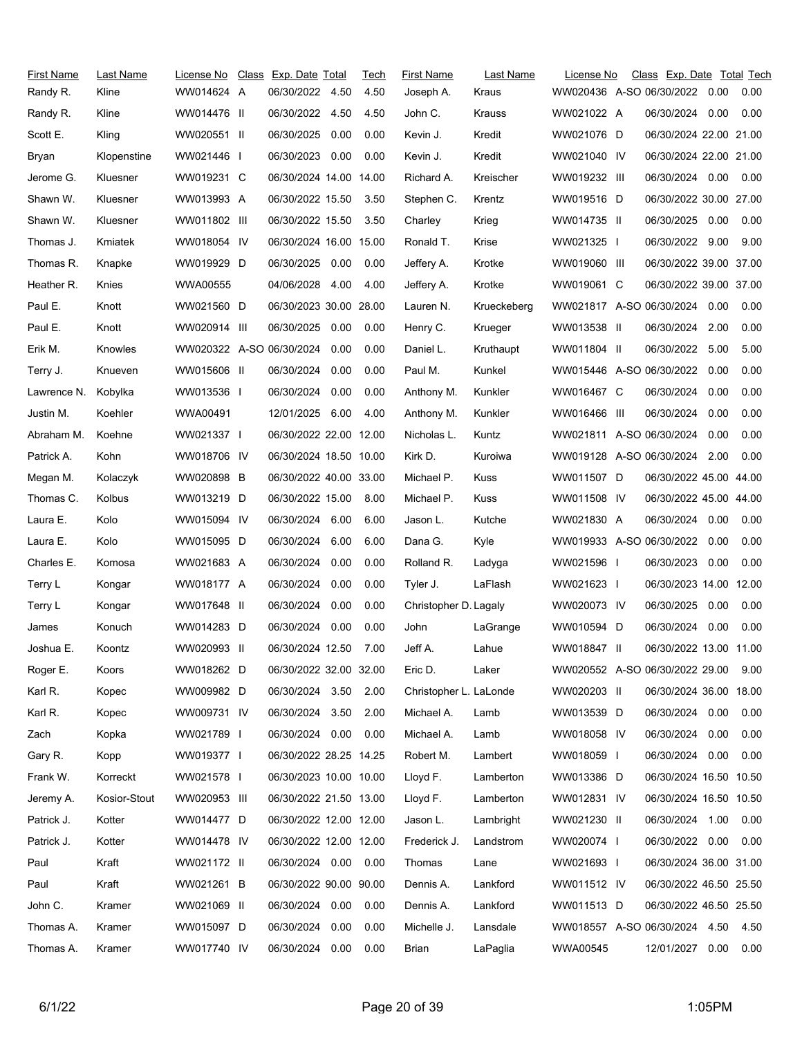| First Name | Last Name | License No | Class | Exp. Date | Total | Tech |
|---|---|---|---|---|---|---|
| Randy R. | Kline | WW014624 | A | 06/30/2022 | 4.50 | 4.50 |
| Randy R. | Kline | WW014476 | II | 06/30/2022 | 4.50 | 4.50 |
| Scott E. | Kling | WW020551 | II | 06/30/2025 | 0.00 | 0.00 |
| Bryan | Klopenstine | WW021446 | I | 06/30/2023 | 0.00 | 0.00 |
| Jerome G. | Kluesner | WW019231 | C | 06/30/2024 | 14.00 | 14.00 |
| Shawn W. | Kluesner | WW013993 | A | 06/30/2022 | 15.50 | 3.50 |
| Shawn W. | Kluesner | WW011802 | III | 06/30/2022 | 15.50 | 3.50 |
| Thomas J. | Kmiatek | WW018054 | IV | 06/30/2024 | 16.00 | 15.00 |
| Thomas R. | Knapke | WW019929 | D | 06/30/2025 | 0.00 | 0.00 |
| Heather R. | Knies | WWA00555 | | 04/06/2028 | 4.00 | 4.00 |
| Paul E. | Knott | WW021560 | D | 06/30/2023 | 30.00 | 28.00 |
| Paul E. | Knott | WW020914 | III | 06/30/2025 | 0.00 | 0.00 |
| Erik M. | Knowles | WW020322 | A-SO | 06/30/2024 | 0.00 | 0.00 |
| Terry J. | Knueven | WW015606 | II | 06/30/2024 | 0.00 | 0.00 |
| Lawrence N. | Kobylka | WW013536 | I | 06/30/2024 | 0.00 | 0.00 |
| Justin M. | Koehler | WWA00491 | | 12/01/2025 | 6.00 | 4.00 |
| Abraham M. | Koehne | WW021337 | I | 06/30/2022 | 22.00 | 12.00 |
| Patrick A. | Kohn | WW018706 | IV | 06/30/2024 | 18.50 | 10.00 |
| Megan M. | Kolaczyk | WW020898 | B | 06/30/2022 | 40.00 | 33.00 |
| Thomas C. | Kolbus | WW013219 | D | 06/30/2022 | 15.00 | 8.00 |
| Laura E. | Kolo | WW015094 | IV | 06/30/2024 | 6.00 | 6.00 |
| Laura E. | Kolo | WW015095 | D | 06/30/2024 | 6.00 | 6.00 |
| Charles E. | Komosa | WW021683 | A | 06/30/2024 | 0.00 | 0.00 |
| Terry L | Kongar | WW018177 | A | 06/30/2024 | 0.00 | 0.00 |
| Terry L | Kongar | WW017648 | II | 06/30/2024 | 0.00 | 0.00 |
| James | Konuch | WW014283 | D | 06/30/2024 | 0.00 | 0.00 |
| Joshua E. | Koontz | WW020993 | II | 06/30/2024 | 12.50 | 7.00 |
| Roger E. | Koors | WW018262 | D | 06/30/2022 | 32.00 | 32.00 |
| Karl R. | Kopec | WW009982 | D | 06/30/2024 | 3.50 | 2.00 |
| Karl R. | Kopec | WW009731 | IV | 06/30/2024 | 3.50 | 2.00 |
| Zach | Kopka | WW021789 | I | 06/30/2024 | 0.00 | 0.00 |
| Gary R. | Kopp | WW019377 | I | 06/30/2022 | 28.25 | 14.25 |
| Frank W. | Korreckt | WW021578 | I | 06/30/2023 | 10.00 | 10.00 |
| Jeremy A. | Kosior-Stout | WW020953 | III | 06/30/2022 | 21.50 | 13.00 |
| Patrick J. | Kotter | WW014477 | D | 06/30/2022 | 12.00 | 12.00 |
| Patrick J. | Kotter | WW014478 | IV | 06/30/2022 | 12.00 | 12.00 |
| Paul | Kraft | WW021172 | II | 06/30/2024 | 0.00 | 0.00 |
| Paul | Kraft | WW021261 | B | 06/30/2022 | 90.00 | 90.00 |
| John C. | Kramer | WW021069 | II | 06/30/2024 | 0.00 | 0.00 |
| Thomas A. | Kramer | WW015097 | D | 06/30/2024 | 0.00 | 0.00 |
| Thomas A. | Kramer | WW017740 | IV | 06/30/2024 | 0.00 | 0.00 |
| Joseph A. | Kraus | WW020436 | A-SO | 06/30/2022 | 0.00 | 0.00 |
| John C. | Krauss | WW021022 | A | 06/30/2024 | 0.00 | 0.00 |
| Kevin J. | Kredit | WW021076 | D | 06/30/2024 | 22.00 | 21.00 |
| Kevin J. | Kredit | WW021040 | IV | 06/30/2024 | 22.00 | 21.00 |
| Richard A. | Kreischer | WW019232 | III | 06/30/2024 | 0.00 | 0.00 |
| Stephen C. | Krentz | WW019516 | D | 06/30/2022 | 30.00 | 27.00 |
| Charley | Krieg | WW014735 | II | 06/30/2025 | 0.00 | 0.00 |
| Ronald T. | Krise | WW021325 | I | 06/30/2022 | 9.00 | 9.00 |
| Jeffery A. | Krotke | WW019060 | III | 06/30/2022 | 39.00 | 37.00 |
| Jeffery A. | Krotke | WW019061 | C | 06/30/2022 | 39.00 | 37.00 |
| Lauren N. | Krueckeberg | WW021817 | A-SO | 06/30/2024 | 0.00 | 0.00 |
| Henry C. | Krueger | WW013538 | II | 06/30/2024 | 2.00 | 0.00 |
| Daniel L. | Kruthaupt | WW011804 | II | 06/30/2022 | 5.00 | 5.00 |
| Paul M. | Kunkel | WW015446 | A-SO | 06/30/2022 | 0.00 | 0.00 |
| Anthony M. | Kunkler | WW016467 | C | 06/30/2024 | 0.00 | 0.00 |
| Anthony M. | Kunkler | WW016466 | III | 06/30/2024 | 0.00 | 0.00 |
| Nicholas L. | Kuntz | WW021811 | A-SO | 06/30/2024 | 0.00 | 0.00 |
| Kirk D. | Kuroiwa | WW019128 | A-SO | 06/30/2024 | 2.00 | 0.00 |
| Michael P. | Kuss | WW011507 | D | 06/30/2022 | 45.00 | 44.00 |
| Michael P. | Kuss | WW011508 | IV | 06/30/2022 | 45.00 | 44.00 |
| Jason L. | Kutche | WW021830 | A | 06/30/2024 | 0.00 | 0.00 |
| Dana G. | Kyle | WW019933 | A-SO | 06/30/2022 | 0.00 | 0.00 |
| Rolland R. | Ladyga | WW021596 | I | 06/30/2023 | 0.00 | 0.00 |
| Tyler J. | LaFlash | WW021623 | I | 06/30/2023 | 14.00 | 12.00 |
| Christopher D. | Lagaly | WW020073 | IV | 06/30/2025 | 0.00 | 0.00 |
| John | LaGrange | WW010594 | D | 06/30/2024 | 0.00 | 0.00 |
| Jeff A. | Lahue | WW018847 | II | 06/30/2022 | 13.00 | 11.00 |
| Eric D. | Laker | WW020552 | A-SO | 06/30/2022 | 29.00 | 9.00 |
| Christopher L. | LaLonde | WW020203 | II | 06/30/2024 | 36.00 | 18.00 |
| Michael A. | Lamb | WW013539 | D | 06/30/2024 | 0.00 | 0.00 |
| Michael A. | Lamb | WW018058 | IV | 06/30/2024 | 0.00 | 0.00 |
| Robert M. | Lambert | WW018059 | I | 06/30/2024 | 0.00 | 0.00 |
| Lloyd F. | Lamberton | WW013386 | D | 06/30/2024 | 16.50 | 10.50 |
| Lloyd F. | Lamberton | WW012831 | IV | 06/30/2024 | 16.50 | 10.50 |
| Jason L. | Lambright | WW021230 | II | 06/30/2024 | 1.00 | 0.00 |
| Frederick J. | Landstrom | WW020074 | I | 06/30/2022 | 0.00 | 0.00 |
| Thomas | Lane | WW021693 | I | 06/30/2024 | 36.00 | 31.00 |
| Dennis A. | Lankford | WW011512 | IV | 06/30/2022 | 46.50 | 25.50 |
| Dennis A. | Lankford | WW011513 | D | 06/30/2022 | 46.50 | 25.50 |
| Michelle J. | Lansdale | WW018557 | A-SO | 06/30/2024 | 4.50 | 4.50 |
| Brian | LaPaglia | WWA00545 | | 12/01/2027 | 0.00 | 0.00 |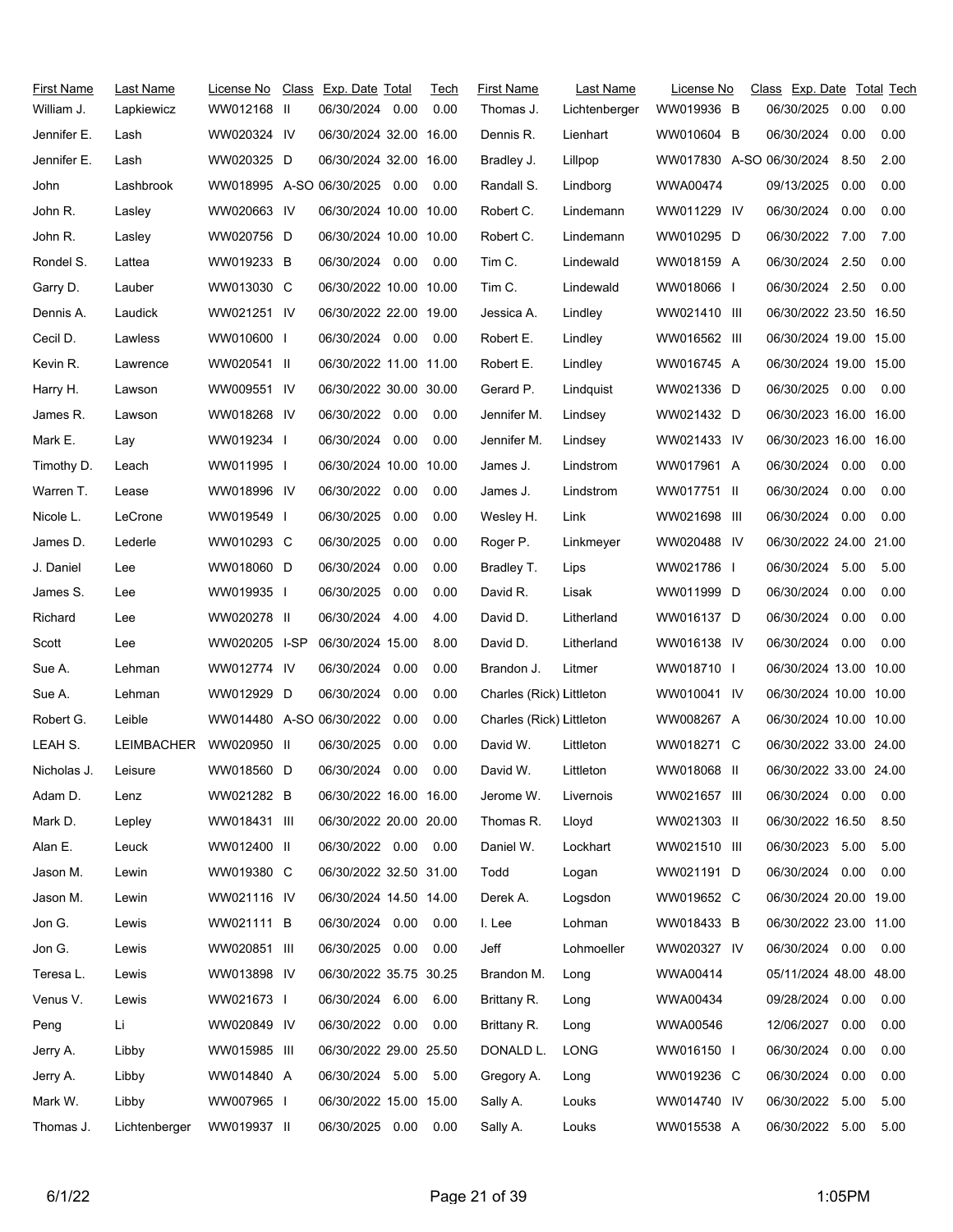| First Name | Last Name | License No | Class | Exp. Date | Total | Tech |
|---|---|---|---|---|---|---|
| William J. | Lapkiewicz | WW012168 | II | 06/30/2024 | 0.00 | 0.00 |
| Jennifer E. | Lash | WW020324 | IV | 06/30/2024 | 32.00 | 16.00 |
| Jennifer E. | Lash | WW020325 | D | 06/30/2024 | 32.00 | 16.00 |
| John | Lashbrook | WW018995 | A-SO | 06/30/2025 | 0.00 | 0.00 |
| John R. | Lasley | WW020663 | IV | 06/30/2024 | 10.00 | 10.00 |
| John R. | Lasley | WW020756 | D | 06/30/2024 | 10.00 | 10.00 |
| Rondel S. | Lattea | WW019233 | B | 06/30/2024 | 0.00 | 0.00 |
| Garry D. | Lauber | WW013030 | C | 06/30/2022 | 10.00 | 10.00 |
| Dennis A. | Laudick | WW021251 | IV | 06/30/2022 | 22.00 | 19.00 |
| Cecil D. | Lawless | WW010600 | I | 06/30/2024 | 0.00 | 0.00 |
| Kevin R. | Lawrence | WW020541 | II | 06/30/2022 | 11.00 | 11.00 |
| Harry H. | Lawson | WW009551 | IV | 06/30/2022 | 30.00 | 30.00 |
| James R. | Lawson | WW018268 | IV | 06/30/2022 | 0.00 | 0.00 |
| Mark E. | Lay | WW019234 | I | 06/30/2024 | 0.00 | 0.00 |
| Timothy D. | Leach | WW011995 | I | 06/30/2024 | 10.00 | 10.00 |
| Warren T. | Lease | WW018996 | IV | 06/30/2022 | 0.00 | 0.00 |
| Nicole L. | LeCrone | WW019549 | I | 06/30/2025 | 0.00 | 0.00 |
| James D. | Lederle | WW010293 | C | 06/30/2025 | 0.00 | 0.00 |
| J. Daniel | Lee | WW018060 | D | 06/30/2024 | 0.00 | 0.00 |
| James S. | Lee | WW019935 | I | 06/30/2025 | 0.00 | 0.00 |
| Richard | Lee | WW020278 | II | 06/30/2024 | 4.00 | 4.00 |
| Scott | Lee | WW020205 | I-SP | 06/30/2024 | 15.00 | 8.00 |
| Sue A. | Lehman | WW012774 | IV | 06/30/2024 | 0.00 | 0.00 |
| Sue A. | Lehman | WW012929 | D | 06/30/2024 | 0.00 | 0.00 |
| Robert G. | Leible | WW014480 | A-SO | 06/30/2022 | 0.00 | 0.00 |
| LEAH S. | LEIMBACHER | WW020950 | II | 06/30/2025 | 0.00 | 0.00 |
| Nicholas J. | Leisure | WW018560 | D | 06/30/2024 | 0.00 | 0.00 |
| Adam D. | Lenz | WW021282 | B | 06/30/2022 | 16.00 | 16.00 |
| Mark D. | Lepley | WW018431 | III | 06/30/2022 | 20.00 | 20.00 |
| Alan E. | Leuck | WW012400 | II | 06/30/2022 | 0.00 | 0.00 |
| Jason M. | Lewin | WW019380 | C | 06/30/2022 | 32.50 | 31.00 |
| Jason M. | Lewin | WW021116 | IV | 06/30/2024 | 14.50 | 14.00 |
| Jon G. | Lewis | WW021111 | B | 06/30/2024 | 0.00 | 0.00 |
| Jon G. | Lewis | WW020851 | III | 06/30/2025 | 0.00 | 0.00 |
| Teresa L. | Lewis | WW013898 | IV | 06/30/2022 | 35.75 | 30.25 |
| Venus V. | Lewis | WW021673 | I | 06/30/2024 | 6.00 | 6.00 |
| Peng | Li | WW020849 | IV | 06/30/2022 | 0.00 | 0.00 |
| Jerry A. | Libby | WW015985 | III | 06/30/2022 | 29.00 | 25.50 |
| Jerry A. | Libby | WW014840 | A | 06/30/2024 | 5.00 | 5.00 |
| Mark W. | Libby | WW007965 | I | 06/30/2022 | 15.00 | 15.00 |
| Thomas J. | Lichtenberger | WW019937 | II | 06/30/2025 | 0.00 | 0.00 |
| Thomas J. | Lichtenberger | WW019936 | B | 06/30/2025 | 0.00 | 0.00 |
| Dennis R. | Lienhart | WW010604 | B | 06/30/2024 | 0.00 | 0.00 |
| Bradley J. | Lillpop | WW017830 | A-SO | 06/30/2024 | 8.50 | 2.00 |
| Randall S. | Lindborg | WWA00474 | | 09/13/2025 | 0.00 | 0.00 |
| Robert C. | Lindemann | WW011229 | IV | 06/30/2024 | 0.00 | 0.00 |
| Robert C. | Lindemann | WW010295 | D | 06/30/2022 | 7.00 | 7.00 |
| Tim C. | Lindewald | WW018159 | A | 06/30/2024 | 2.50 | 0.00 |
| Tim C. | Lindewald | WW018066 | I | 06/30/2024 | 2.50 | 0.00 |
| Jessica A. | Lindley | WW021410 | III | 06/30/2022 | 23.50 | 16.50 |
| Robert E. | Lindley | WW016562 | III | 06/30/2024 | 19.00 | 15.00 |
| Robert E. | Lindley | WW016745 | A | 06/30/2024 | 19.00 | 15.00 |
| Gerard P. | Lindquist | WW021336 | D | 06/30/2025 | 0.00 | 0.00 |
| Jennifer M. | Lindsey | WW021432 | D | 06/30/2023 | 16.00 | 16.00 |
| Jennifer M. | Lindsey | WW021433 | IV | 06/30/2023 | 16.00 | 16.00 |
| James J. | Lindstrom | WW017961 | A | 06/30/2024 | 0.00 | 0.00 |
| James J. | Lindstrom | WW017751 | II | 06/30/2024 | 0.00 | 0.00 |
| Wesley H. | Link | WW021698 | III | 06/30/2024 | 0.00 | 0.00 |
| Roger P. | Linkmeyer | WW020488 | IV | 06/30/2022 | 24.00 | 21.00 |
| Bradley T. | Lips | WW021786 | I | 06/30/2024 | 5.00 | 5.00 |
| David R. | Lisak | WW011999 | D | 06/30/2024 | 0.00 | 0.00 |
| David D. | Litherland | WW016137 | D | 06/30/2024 | 0.00 | 0.00 |
| David D. | Litherland | WW016138 | IV | 06/30/2024 | 0.00 | 0.00 |
| Brandon J. | Litmer | WW018710 | I | 06/30/2024 | 13.00 | 10.00 |
| Charles (Rick) | Littleton | WW010041 | IV | 06/30/2024 | 10.00 | 10.00 |
| Charles (Rick) | Littleton | WW008267 | A | 06/30/2024 | 10.00 | 10.00 |
| David W. | Littleton | WW018271 | C | 06/30/2022 | 33.00 | 24.00 |
| David W. | Littleton | WW018068 | II | 06/30/2022 | 33.00 | 24.00 |
| Jerome W. | Livernois | WW021657 | III | 06/30/2024 | 0.00 | 0.00 |
| Thomas R. | Lloyd | WW021303 | II | 06/30/2022 | 16.50 | 8.50 |
| Daniel W. | Lockhart | WW021510 | III | 06/30/2023 | 5.00 | 5.00 |
| Todd | Logan | WW021191 | D | 06/30/2024 | 0.00 | 0.00 |
| Derek A. | Logsdon | WW019652 | C | 06/30/2024 | 20.00 | 19.00 |
| I. Lee | Lohman | WW018433 | B | 06/30/2022 | 23.00 | 11.00 |
| Jeff | Lohmoeller | WW020327 | IV | 06/30/2024 | 0.00 | 0.00 |
| Brandon M. | Long | WWA00414 | | 05/11/2024 | 48.00 | 48.00 |
| Brittany R. | Long | WWA00434 | | 09/28/2024 | 0.00 | 0.00 |
| Brittany R. | Long | WWA00546 | | 12/06/2027 | 0.00 | 0.00 |
| DONALD L. | LONG | WW016150 | I | 06/30/2024 | 0.00 | 0.00 |
| Gregory A. | Long | WW019236 | C | 06/30/2024 | 0.00 | 0.00 |
| Sally A. | Louks | WW014740 | IV | 06/30/2022 | 5.00 | 5.00 |
| Sally A. | Louks | WW015538 | A | 06/30/2022 | 5.00 | 5.00 |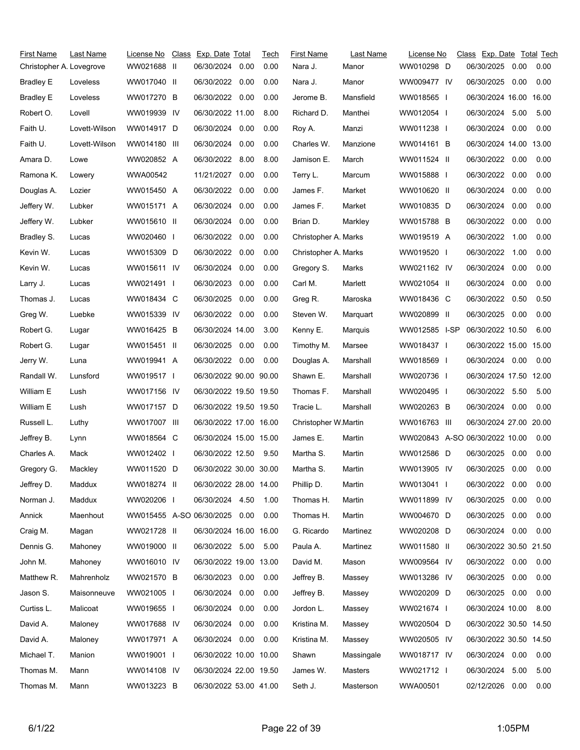| First Name | Last Name | License No | Class | Exp. Date | Total | Tech |
|---|---|---|---|---|---|---|
| Christopher A. | Lovegrove | WW021688 | II | 06/30/2024 | 0.00 | 0.00 |
| Bradley E | Loveless | WW017040 | II | 06/30/2022 | 0.00 | 0.00 |
| Bradley E | Loveless | WW017270 | B | 06/30/2022 | 0.00 | 0.00 |
| Robert O. | Lovell | WW019939 | IV | 06/30/2022 | 11.00 | 8.00 |
| Faith U. | Lovett-Wilson | WW014917 | D | 06/30/2024 | 0.00 | 0.00 |
| Faith U. | Lovett-Wilson | WW014180 | III | 06/30/2024 | 0.00 | 0.00 |
| Amara D. | Lowe | WW020852 | A | 06/30/2022 | 8.00 | 8.00 |
| Ramona K. | Lowery | WWA00542 | | 11/21/2027 | 0.00 | 0.00 |
| Douglas A. | Lozier | WW015450 | A | 06/30/2022 | 0.00 | 0.00 |
| Jeffery W. | Lubker | WW015171 | A | 06/30/2024 | 0.00 | 0.00 |
| Jeffery W. | Lubker | WW015610 | II | 06/30/2024 | 0.00 | 0.00 |
| Bradley S. | Lucas | WW020460 | I | 06/30/2022 | 0.00 | 0.00 |
| Kevin W. | Lucas | WW015309 | D | 06/30/2022 | 0.00 | 0.00 |
| Kevin W. | Lucas | WW015611 | IV | 06/30/2024 | 0.00 | 0.00 |
| Larry J. | Lucas | WW021491 | I | 06/30/2023 | 0.00 | 0.00 |
| Thomas J. | Lucas | WW018434 | C | 06/30/2025 | 0.00 | 0.00 |
| Greg W. | Luebke | WW015339 | IV | 06/30/2022 | 0.00 | 0.00 |
| Robert G. | Lugar | WW016425 | B | 06/30/2024 | 14.00 | 3.00 |
| Robert G. | Lugar | WW015451 | II | 06/30/2025 | 0.00 | 0.00 |
| Jerry W. | Luna | WW019941 | A | 06/30/2022 | 0.00 | 0.00 |
| Randall W. | Lunsford | WW019517 | I | 06/30/2022 | 90.00 | 90.00 |
| William E | Lush | WW017156 | IV | 06/30/2022 | 19.50 | 19.50 |
| William E | Lush | WW017157 | D | 06/30/2022 | 19.50 | 19.50 |
| Russell L. | Luthy | WW017007 | III | 06/30/2022 | 17.00 | 16.00 |
| Jeffrey B. | Lynn | WW018564 | C | 06/30/2024 | 15.00 | 15.00 |
| Charles A. | Mack | WW012402 | I | 06/30/2022 | 12.50 | 9.50 |
| Gregory G. | Mackley | WW011520 | D | 06/30/2022 | 30.00 | 30.00 |
| Jeffrey D. | Maddux | WW018274 | II | 06/30/2022 | 28.00 | 14.00 |
| Norman J. | Maddux | WW020206 | I | 06/30/2024 | 4.50 | 1.00 |
| Annick | Maenhout | WW015455 | A-SO | 06/30/2025 | 0.00 | 0.00 |
| Craig M. | Magan | WW021728 | II | 06/30/2024 | 16.00 | 16.00 |
| Dennis G. | Mahoney | WW019000 | II | 06/30/2022 | 5.00 | 5.00 |
| John M. | Mahoney | WW016010 | IV | 06/30/2022 | 19.00 | 13.00 |
| Matthew R. | Mahrenholz | WW021570 | B | 06/30/2023 | 0.00 | 0.00 |
| Jason S. | Maisonneuve | WW021005 | I | 06/30/2024 | 0.00 | 0.00 |
| Curtiss L. | Malicoat | WW019655 | I | 06/30/2024 | 0.00 | 0.00 |
| David A. | Maloney | WW017688 | IV | 06/30/2024 | 0.00 | 0.00 |
| David A. | Maloney | WW017971 | A | 06/30/2024 | 0.00 | 0.00 |
| Michael T. | Manion | WW019001 | I | 06/30/2022 | 10.00 | 10.00 |
| Thomas M. | Mann | WW014108 | IV | 06/30/2024 | 22.00 | 19.50 |
| Thomas M. | Mann | WW013223 | B | 06/30/2022 | 53.00 | 41.00 |
| Nara J. | Manor | WW010298 | D | 06/30/2025 | 0.00 | 0.00 |
| Nara J. | Manor | WW009477 | IV | 06/30/2025 | 0.00 | 0.00 |
| Jerome B. | Mansfield | WW018565 | I | 06/30/2024 | 16.00 | 16.00 |
| Richard D. | Manthei | WW012054 | I | 06/30/2024 | 5.00 | 5.00 |
| Roy A. | Manzi | WW011238 | I | 06/30/2024 | 0.00 | 0.00 |
| Charles W. | Manzione | WW014161 | B | 06/30/2024 | 14.00 | 13.00 |
| Jamison E. | March | WW011524 | II | 06/30/2022 | 0.00 | 0.00 |
| Terry L. | Marcum | WW015888 | I | 06/30/2022 | 0.00 | 0.00 |
| James F. | Market | WW010620 | II | 06/30/2024 | 0.00 | 0.00 |
| James F. | Market | WW010835 | D | 06/30/2024 | 0.00 | 0.00 |
| Brian D. | Markley | WW015788 | B | 06/30/2022 | 0.00 | 0.00 |
| Christopher A. | Marks | WW019519 | A | 06/30/2022 | 1.00 | 0.00 |
| Christopher A. | Marks | WW019520 | I | 06/30/2022 | 1.00 | 0.00 |
| Gregory S. | Marks | WW021162 | IV | 06/30/2024 | 0.00 | 0.00 |
| Carl M. | Marlett | WW021054 | II | 06/30/2024 | 0.00 | 0.00 |
| Greg R. | Maroska | WW018436 | C | 06/30/2022 | 0.50 | 0.50 |
| Steven W. | Marquart | WW020899 | II | 06/30/2025 | 0.00 | 0.00 |
| Kenny E. | Marquis | WW012585 | I-SP | 06/30/2022 | 10.50 | 6.00 |
| Timothy M. | Marsee | WW018437 | I | 06/30/2022 | 15.00 | 15.00 |
| Douglas A. | Marshall | WW018569 | I | 06/30/2024 | 0.00 | 0.00 |
| Shawn E. | Marshall | WW020736 | I | 06/30/2024 | 17.50 | 12.00 |
| Thomas F. | Marshall | WW020495 | I | 06/30/2022 | 5.50 | 5.00 |
| Tracie L. | Marshall | WW020263 | B | 06/30/2024 | 0.00 | 0.00 |
| Christopher W. | Martin | WW016763 | III | 06/30/2024 | 27.00 | 20.00 |
| James E. | Martin | WW020843 | A-SO | 06/30/2022 | 10.00 | 0.00 |
| Martha S. | Martin | WW012586 | D | 06/30/2025 | 0.00 | 0.00 |
| Martha S. | Martin | WW013905 | IV | 06/30/2025 | 0.00 | 0.00 |
| Phillip D. | Martin | WW013041 | I | 06/30/2022 | 0.00 | 0.00 |
| Thomas H. | Martin | WW011899 | IV | 06/30/2025 | 0.00 | 0.00 |
| Thomas H. | Martin | WW004670 | D | 06/30/2025 | 0.00 | 0.00 |
| G. Ricardo | Martinez | WW020208 | D | 06/30/2024 | 0.00 | 0.00 |
| Paula A. | Martinez | WW011580 | II | 06/30/2022 | 30.50 | 21.50 |
| David M. | Mason | WW009564 | IV | 06/30/2022 | 0.00 | 0.00 |
| Jeffrey B. | Massey | WW013286 | IV | 06/30/2025 | 0.00 | 0.00 |
| Jeffrey B. | Massey | WW020209 | D | 06/30/2025 | 0.00 | 0.00 |
| Jordon L. | Massey | WW021674 | I | 06/30/2024 | 10.00 | 8.00 |
| Kristina M. | Massey | WW020504 | D | 06/30/2022 | 30.50 | 14.50 |
| Kristina M. | Massey | WW020505 | IV | 06/30/2022 | 30.50 | 14.50 |
| Shawn | Massingale | WW018717 | IV | 06/30/2024 | 0.00 | 0.00 |
| James W. | Masters | WW021712 | I | 06/30/2024 | 5.00 | 5.00 |
| Seth J. | Masterson | WWA00501 | | 02/12/2026 | 0.00 | 0.00 |

6/1/22 1:05PM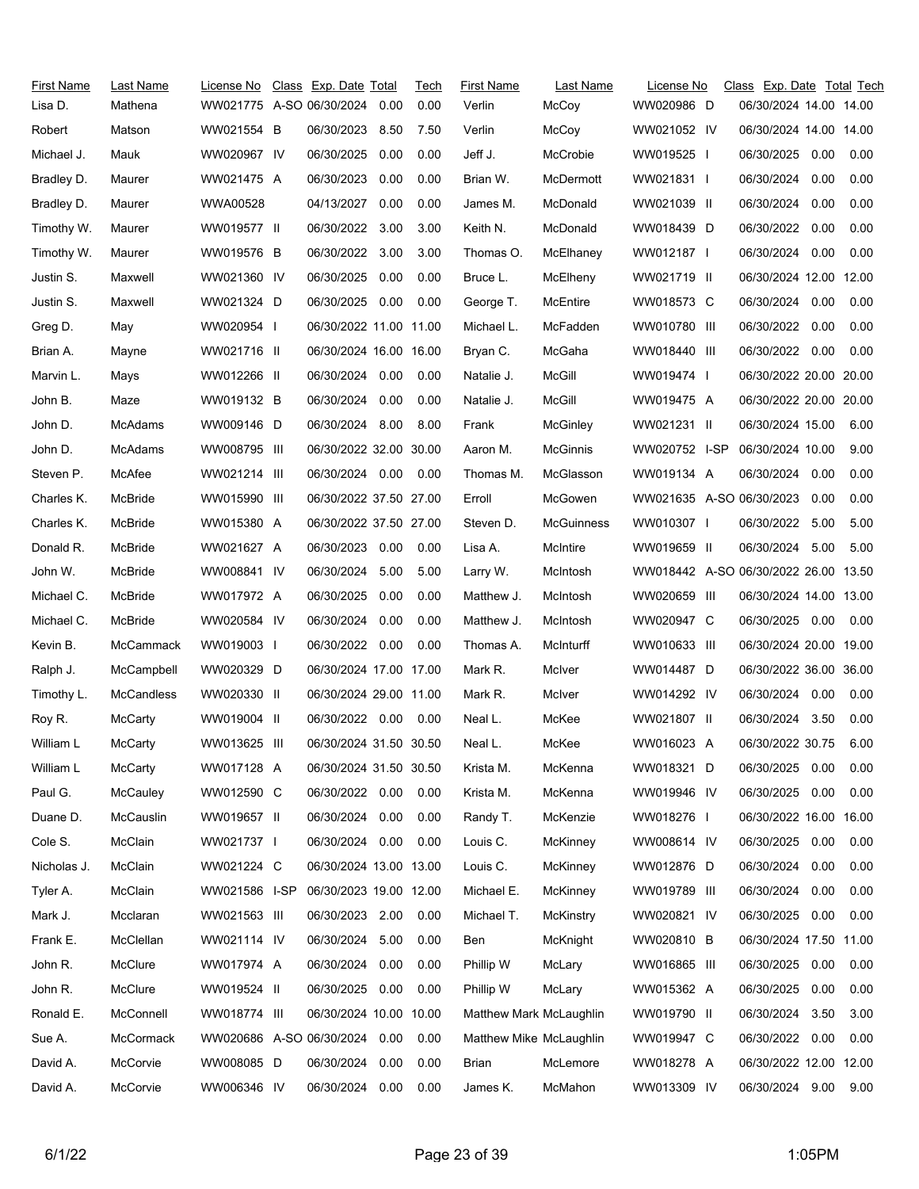| First Name | Last Name | License No | Class | Exp. Date | Total | Tech |
|---|---|---|---|---|---|---|
| Lisa D. | Mathena | WW021775 | A-SO | 06/30/2024 | 0.00 | 0.00 |
| Robert | Matson | WW021554 | B | 06/30/2023 | 8.50 | 7.50 |
| Michael J. | Mauk | WW020967 | IV | 06/30/2025 | 0.00 | 0.00 |
| Bradley D. | Maurer | WW021475 | A | 06/30/2023 | 0.00 | 0.00 |
| Bradley D. | Maurer | WWA00528 | | 04/13/2027 | 0.00 | 0.00 |
| Timothy W. | Maurer | WW019577 | II | 06/30/2022 | 3.00 | 3.00 |
| Timothy W. | Maurer | WW019576 | B | 06/30/2022 | 3.00 | 3.00 |
| Justin S. | Maxwell | WW021360 | IV | 06/30/2025 | 0.00 | 0.00 |
| Justin S. | Maxwell | WW021324 | D | 06/30/2025 | 0.00 | 0.00 |
| Greg D. | May | WW020954 | I | 06/30/2022 | 11.00 | 11.00 |
| Brian A. | Mayne | WW021716 | II | 06/30/2024 | 16.00 | 16.00 |
| Marvin L. | Mays | WW012266 | II | 06/30/2024 | 0.00 | 0.00 |
| John B. | Maze | WW019132 | B | 06/30/2024 | 0.00 | 0.00 |
| John D. | McAdams | WW009146 | D | 06/30/2024 | 8.00 | 8.00 |
| John D. | McAdams | WW008795 | III | 06/30/2022 | 32.00 | 30.00 |
| Steven P. | McAfee | WW021214 | III | 06/30/2024 | 0.00 | 0.00 |
| Charles K. | McBride | WW015990 | III | 06/30/2022 | 37.50 | 27.00 |
| Charles K. | McBride | WW015380 | A | 06/30/2022 | 37.50 | 27.00 |
| Donald R. | McBride | WW021627 | A | 06/30/2023 | 0.00 | 0.00 |
| John W. | McBride | WW008841 | IV | 06/30/2024 | 5.00 | 5.00 |
| Michael C. | McBride | WW017972 | A | 06/30/2025 | 0.00 | 0.00 |
| Michael C. | McBride | WW020584 | IV | 06/30/2024 | 0.00 | 0.00 |
| Kevin B. | McCammack | WW019003 | I | 06/30/2022 | 0.00 | 0.00 |
| Ralph J. | McCampbell | WW020329 | D | 06/30/2024 | 17.00 | 17.00 |
| Timothy L. | McCandless | WW020330 | II | 06/30/2024 | 29.00 | 11.00 |
| Roy R. | McCarty | WW019004 | II | 06/30/2022 | 0.00 | 0.00 |
| William L | McCarty | WW013625 | III | 06/30/2024 | 31.50 | 30.50 |
| William L | McCarty | WW017128 | A | 06/30/2024 | 31.50 | 30.50 |
| Paul G. | McCauley | WW012590 | C | 06/30/2022 | 0.00 | 0.00 |
| Duane D. | McCauslin | WW019657 | II | 06/30/2024 | 0.00 | 0.00 |
| Cole S. | McClain | WW021737 | I | 06/30/2024 | 0.00 | 0.00 |
| Nicholas J. | McClain | WW021224 | C | 06/30/2024 | 13.00 | 13.00 |
| Tyler A. | McClain | WW021586 | I-SP | 06/30/2023 | 19.00 | 12.00 |
| Mark J. | Mcclaran | WW021563 | III | 06/30/2023 | 2.00 | 0.00 |
| Frank E. | McClellan | WW021114 | IV | 06/30/2024 | 5.00 | 0.00 |
| John R. | McClure | WW017974 | A | 06/30/2024 | 0.00 | 0.00 |
| John R. | McClure | WW019524 | II | 06/30/2025 | 0.00 | 0.00 |
| Ronald E. | McConnell | WW018774 | III | 06/30/2024 | 10.00 | 10.00 |
| Sue A. | McCormack | WW020686 | A-SO | 06/30/2024 | 0.00 | 0.00 |
| David A. | McCorvie | WW008085 | D | 06/30/2024 | 0.00 | 0.00 |
| David A. | McCorvie | WW006346 | IV | 06/30/2024 | 0.00 | 0.00 |
| Verlin | McCoy | WW020986 | D | 06/30/2024 | 14.00 | 14.00 |
| Verlin | McCoy | WW021052 | IV | 06/30/2024 | 14.00 | 14.00 |
| Jeff J. | McCrobie | WW019525 | I | 06/30/2025 | 0.00 | 0.00 |
| Brian W. | McDermott | WW021831 | I | 06/30/2024 | 0.00 | 0.00 |
| James M. | McDonald | WW021039 | II | 06/30/2024 | 0.00 | 0.00 |
| Keith N. | McDonald | WW018439 | D | 06/30/2022 | 0.00 | 0.00 |
| Thomas O. | McElhaney | WW012187 | I | 06/30/2024 | 0.00 | 0.00 |
| Bruce L. | McElheny | WW021719 | II | 06/30/2024 | 12.00 | 12.00 |
| George T. | McEntire | WW018573 | C | 06/30/2024 | 0.00 | 0.00 |
| Michael L. | McFadden | WW010780 | III | 06/30/2022 | 0.00 | 0.00 |
| Bryan C. | McGaha | WW018440 | III | 06/30/2022 | 0.00 | 0.00 |
| Natalie J. | McGill | WW019474 | I | 06/30/2022 | 20.00 | 20.00 |
| Natalie J. | McGill | WW019475 | A | 06/30/2022 | 20.00 | 20.00 |
| Frank | McGinley | WW021231 | II | 06/30/2024 | 15.00 | 6.00 |
| Aaron M. | McGinnis | WW020752 | I-SP | 06/30/2024 | 10.00 | 9.00 |
| Thomas M. | McGlasson | WW019134 | A | 06/30/2024 | 0.00 | 0.00 |
| Erroll | McGowen | WW021635 | A-SO | 06/30/2023 | 0.00 | 0.00 |
| Steven D. | McGuinness | WW010307 | I | 06/30/2022 | 5.00 | 5.00 |
| Lisa A. | McIntire | WW019659 | II | 06/30/2024 | 5.00 | 5.00 |
| Larry W. | McIntosh | WW018442 | A-SO | 06/30/2022 | 26.00 | 13.50 |
| Matthew J. | McIntosh | WW020659 | III | 06/30/2024 | 14.00 | 13.00 |
| Matthew J. | McIntosh | WW020947 | C | 06/30/2025 | 0.00 | 0.00 |
| Thomas A. | McInturff | WW010633 | III | 06/30/2024 | 20.00 | 19.00 |
| Mark R. | McIver | WW014487 | D | 06/30/2022 | 36.00 | 36.00 |
| Mark R. | McIver | WW014292 | IV | 06/30/2024 | 0.00 | 0.00 |
| Neal L. | McKee | WW021807 | II | 06/30/2024 | 3.50 | 0.00 |
| Neal L. | McKee | WW016023 | A | 06/30/2022 | 30.75 | 6.00 |
| Krista M. | McKenna | WW018321 | D | 06/30/2025 | 0.00 | 0.00 |
| Krista M. | McKenna | WW019946 | IV | 06/30/2025 | 0.00 | 0.00 |
| Randy T. | McKenzie | WW018276 | I | 06/30/2022 | 16.00 | 16.00 |
| Louis C. | McKinney | WW008614 | IV | 06/30/2025 | 0.00 | 0.00 |
| Louis C. | McKinney | WW012876 | D | 06/30/2024 | 0.00 | 0.00 |
| Michael E. | McKinney | WW019789 | III | 06/30/2024 | 0.00 | 0.00 |
| Michael T. | McKinstry | WW020821 | IV | 06/30/2025 | 0.00 | 0.00 |
| Ben | McKnight | WW020810 | B | 06/30/2024 | 17.50 | 11.00 |
| Phillip W | McLary | WW016865 | III | 06/30/2025 | 0.00 | 0.00 |
| Phillip W | McLary | WW015362 | A | 06/30/2025 | 0.00 | 0.00 |
| Matthew Mark | McLaughlin | WW019790 | II | 06/30/2024 | 3.50 | 3.00 |
| Matthew Mike | McLaughlin | WW019947 | C | 06/30/2022 | 0.00 | 0.00 |
| Brian | McLemore | WW018278 | A | 06/30/2022 | 12.00 | 12.00 |
| James K. | McMahon | WW013309 | IV | 06/30/2024 | 9.00 | 9.00 |

6/1/22 1:05PM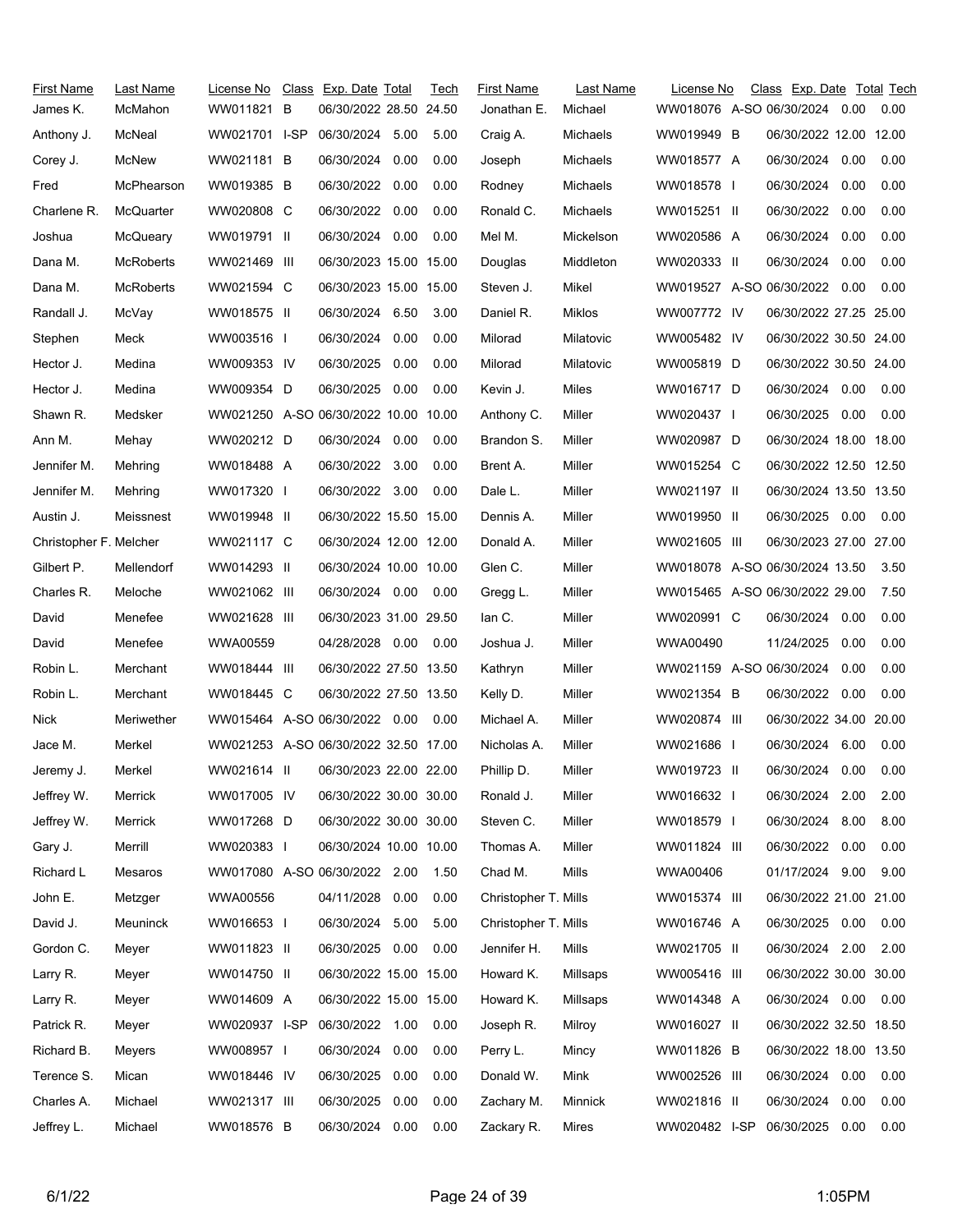| First Name | Last Name | License No | Class | Exp. Date | Total | Tech |
|---|---|---|---|---|---|---|
| James K. | McMahon | WW011821 | B | 06/30/2022 | 28.50 | 24.50 |
| Anthony J. | McNeal | WW021701 | I-SP | 06/30/2024 | 5.00 | 5.00 |
| Corey J. | McNew | WW021181 | B | 06/30/2024 | 0.00 | 0.00 |
| Fred | McPhearson | WW019385 | B | 06/30/2022 | 0.00 | 0.00 |
| Charlene R. | McQuarter | WW020808 | C | 06/30/2022 | 0.00 | 0.00 |
| Joshua | McQueary | WW019791 | II | 06/30/2024 | 0.00 | 0.00 |
| Dana M. | McRoberts | WW021469 | III | 06/30/2023 | 15.00 | 15.00 |
| Dana M. | McRoberts | WW021594 | C | 06/30/2023 | 15.00 | 15.00 |
| Randall J. | McVay | WW018575 | II | 06/30/2024 | 6.50 | 3.00 |
| Stephen | Meck | WW003516 | I | 06/30/2024 | 0.00 | 0.00 |
| Hector J. | Medina | WW009353 | IV | 06/30/2025 | 0.00 | 0.00 |
| Hector J. | Medina | WW009354 | D | 06/30/2025 | 0.00 | 0.00 |
| Shawn R. | Medsker | WW021250 | A-SO | 06/30/2022 | 10.00 | 10.00 |
| Ann M. | Mehay | WW020212 | D | 06/30/2024 | 0.00 | 0.00 |
| Jennifer M. | Mehring | WW018488 | A | 06/30/2022 | 3.00 | 0.00 |
| Jennifer M. | Mehring | WW017320 | I | 06/30/2022 | 3.00 | 0.00 |
| Austin J. | Meissnest | WW019948 | II | 06/30/2022 | 15.50 | 15.00 |
| Christopher F. | Melcher | WW021117 | C | 06/30/2024 | 12.00 | 12.00 |
| Gilbert P. | Mellendorf | WW014293 | II | 06/30/2024 | 10.00 | 10.00 |
| Charles R. | Meloche | WW021062 | III | 06/30/2024 | 0.00 | 0.00 |
| David | Menefee | WW021628 | III | 06/30/2023 | 31.00 | 29.50 |
| David | Menefee | WWA00559 | | 04/28/2028 | 0.00 | 0.00 |
| Robin L. | Merchant | WW018444 | III | 06/30/2022 | 27.50 | 13.50 |
| Robin L. | Merchant | WW018445 | C | 06/30/2022 | 27.50 | 13.50 |
| Nick | Meriwether | WW015464 | A-SO | 06/30/2022 | 0.00 | 0.00 |
| Jace M. | Merkel | WW021253 | A-SO | 06/30/2022 | 32.50 | 17.00 |
| Jeremy J. | Merkel | WW021614 | II | 06/30/2023 | 22.00 | 22.00 |
| Jeffrey W. | Merrick | WW017005 | IV | 06/30/2022 | 30.00 | 30.00 |
| Jeffrey W. | Merrick | WW017268 | D | 06/30/2022 | 30.00 | 30.00 |
| Gary J. | Merrill | WW020383 | I | 06/30/2024 | 10.00 | 10.00 |
| Richard L | Mesaros | WW017080 | A-SO | 06/30/2022 | 2.00 | 1.50 |
| John E. | Metzger | WWA00556 | | 04/11/2028 | 0.00 | 0.00 |
| David J. | Meuninck | WW016653 | I | 06/30/2024 | 5.00 | 5.00 |
| Gordon C. | Meyer | WW011823 | II | 06/30/2025 | 0.00 | 0.00 |
| Larry R. | Meyer | WW014750 | II | 06/30/2022 | 15.00 | 15.00 |
| Larry R. | Meyer | WW014609 | A | 06/30/2022 | 15.00 | 15.00 |
| Patrick R. | Meyer | WW020937 | I-SP | 06/30/2022 | 1.00 | 0.00 |
| Richard B. | Meyers | WW008957 | I | 06/30/2024 | 0.00 | 0.00 |
| Terence S. | Mican | WW018446 | IV | 06/30/2025 | 0.00 | 0.00 |
| Charles A. | Michael | WW021317 | III | 06/30/2025 | 0.00 | 0.00 |
| Jeffrey L. | Michael | WW018576 | B | 06/30/2024 | 0.00 | 0.00 |
| Jonathan E. | Michael | WW018076 | A-SO | 06/30/2024 | 0.00 | 0.00 |
| Craig A. | Michaels | WW019949 | B | 06/30/2022 | 12.00 | 12.00 |
| Joseph | Michaels | WW018577 | A | 06/30/2024 | 0.00 | 0.00 |
| Rodney | Michaels | WW018578 | I | 06/30/2024 | 0.00 | 0.00 |
| Ronald C. | Michaels | WW015251 | II | 06/30/2022 | 0.00 | 0.00 |
| Mel M. | Mickelson | WW020586 | A | 06/30/2024 | 0.00 | 0.00 |
| Douglas | Middleton | WW020333 | II | 06/30/2024 | 0.00 | 0.00 |
| Steven J. | Mikel | WW019527 | A-SO | 06/30/2022 | 0.00 | 0.00 |
| Daniel R. | Miklos | WW007772 | IV | 06/30/2022 | 27.25 | 25.00 |
| Milorad | Milatovic | WW005482 | IV | 06/30/2022 | 30.50 | 24.00 |
| Milorad | Milatovic | WW005819 | D | 06/30/2022 | 30.50 | 24.00 |
| Kevin J. | Miles | WW016717 | D | 06/30/2024 | 0.00 | 0.00 |
| Anthony C. | Miller | WW020437 | I | 06/30/2025 | 0.00 | 0.00 |
| Brandon S. | Miller | WW020987 | D | 06/30/2024 | 18.00 | 18.00 |
| Brent A. | Miller | WW015254 | C | 06/30/2022 | 12.50 | 12.50 |
| Dale L. | Miller | WW021197 | II | 06/30/2024 | 13.50 | 13.50 |
| Dennis A. | Miller | WW019950 | II | 06/30/2025 | 0.00 | 0.00 |
| Donald A. | Miller | WW021605 | III | 06/30/2023 | 27.00 | 27.00 |
| Glen C. | Miller | WW018078 | A-SO | 06/30/2024 | 13.50 | 3.50 |
| Gregg L. | Miller | WW015465 | A-SO | 06/30/2022 | 29.00 | 7.50 |
| Ian C. | Miller | WW020991 | C | 06/30/2024 | 0.00 | 0.00 |
| Joshua J. | Miller | WWA00490 | | 11/24/2025 | 0.00 | 0.00 |
| Kathryn | Miller | WW021159 | A-SO | 06/30/2024 | 0.00 | 0.00 |
| Kelly D. | Miller | WW021354 | B | 06/30/2022 | 0.00 | 0.00 |
| Michael A. | Miller | WW020874 | III | 06/30/2022 | 34.00 | 20.00 |
| Nicholas A. | Miller | WW021686 | I | 06/30/2024 | 6.00 | 0.00 |
| Phillip D. | Miller | WW019723 | II | 06/30/2024 | 0.00 | 0.00 |
| Ronald J. | Miller | WW016632 | I | 06/30/2024 | 2.00 | 2.00 |
| Steven C. | Miller | WW018579 | I | 06/30/2024 | 8.00 | 8.00 |
| Thomas A. | Miller | WW011824 | III | 06/30/2022 | 0.00 | 0.00 |
| Chad M. | Mills | WWA00406 | | 01/17/2024 | 9.00 | 9.00 |
| Christopher T. | Mills | WW015374 | III | 06/30/2022 | 21.00 | 21.00 |
| Christopher T. | Mills | WW016746 | A | 06/30/2025 | 0.00 | 0.00 |
| Jennifer H. | Mills | WW021705 | II | 06/30/2024 | 2.00 | 2.00 |
| Howard K. | Millsaps | WW005416 | III | 06/30/2022 | 30.00 | 30.00 |
| Howard K. | Millsaps | WW014348 | A | 06/30/2024 | 0.00 | 0.00 |
| Joseph R. | Milroy | WW016027 | II | 06/30/2022 | 32.50 | 18.50 |
| Perry L. | Mincy | WW011826 | B | 06/30/2022 | 18.00 | 13.50 |
| Donald W. | Mink | WW002526 | III | 06/30/2024 | 0.00 | 0.00 |
| Zachary M. | Minnick | WW021816 | II | 06/30/2024 | 0.00 | 0.00 |
| Zackary R. | Mires | WW020482 | I-SP | 06/30/2025 | 0.00 | 0.00 |

6/1/22 1:05PM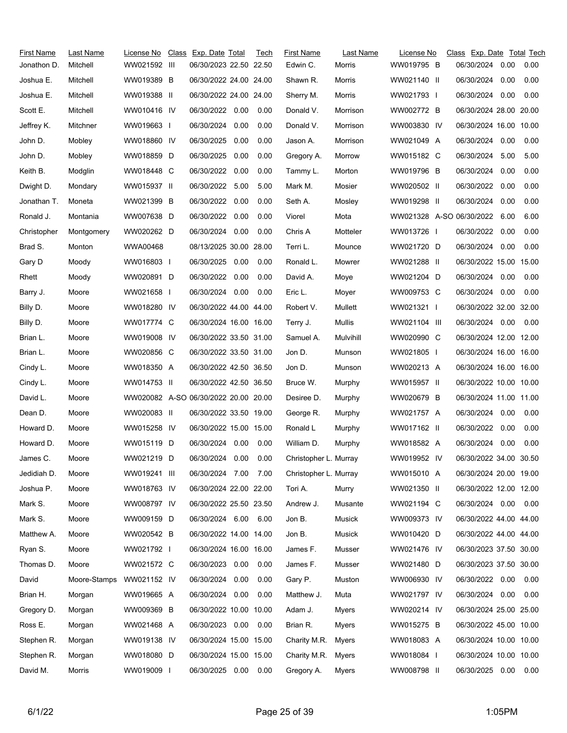| First Name | Last Name | License No | Class | Exp. Date | Total | Tech | First Name | Last Name | License No | Class | Exp. Date | Total | Tech |
|---|---|---|---|---|---|---|---|---|---|---|---|---|---|
| Jonathon D. | Mitchell | WW021592 | III | 06/30/2023 | 22.50 | 22.50 | Edwin C. | Morris | WW019795 | B | 06/30/2024 | 0.00 | 0.00 |
| Joshua E. | Mitchell | WW019389 | B | 06/30/2022 | 24.00 | 24.00 | Shawn R. | Morris | WW021140 | II | 06/30/2024 | 0.00 | 0.00 |
| Joshua E. | Mitchell | WW019388 | II | 06/30/2022 | 24.00 | 24.00 | Sherry M. | Morris | WW021793 | I | 06/30/2024 | 0.00 | 0.00 |
| Scott E. | Mitchell | WW010416 | IV | 06/30/2022 | 0.00 | 0.00 | Donald V. | Morrison | WW002772 | B | 06/30/2024 | 28.00 | 20.00 |
| Jeffrey K. | Mitchner | WW019663 | I | 06/30/2024 | 0.00 | 0.00 | Donald V. | Morrison | WW003830 | IV | 06/30/2024 | 16.00 | 10.00 |
| John D. | Mobley | WW018860 | IV | 06/30/2025 | 0.00 | 0.00 | Jason A. | Morrison | WW021049 | A | 06/30/2024 | 0.00 | 0.00 |
| John D. | Mobley | WW018859 | D | 06/30/2025 | 0.00 | 0.00 | Gregory A. | Morrow | WW015182 | C | 06/30/2024 | 5.00 | 5.00 |
| Keith B. | Modglin | WW018448 | C | 06/30/2022 | 0.00 | 0.00 | Tammy L. | Morton | WW019796 | B | 06/30/2024 | 0.00 | 0.00 |
| Dwight D. | Mondary | WW015937 | II | 06/30/2022 | 5.00 | 5.00 | Mark M. | Mosier | WW020502 | II | 06/30/2022 | 0.00 | 0.00 |
| Jonathan T. | Moneta | WW021399 | B | 06/30/2022 | 0.00 | 0.00 | Seth A. | Mosley | WW019298 | II | 06/30/2024 | 0.00 | 0.00 |
| Ronald J. | Montania | WW007638 | D | 06/30/2022 | 0.00 | 0.00 | Viorel | Mota | WW021328 | A-SO | 06/30/2022 | 6.00 | 6.00 |
| Christopher | Montgomery | WW020262 | D | 06/30/2024 | 0.00 | 0.00 | Chris A | Motteler | WW013726 | I | 06/30/2022 | 0.00 | 0.00 |
| Brad S. | Monton | WWA00468 | | 08/13/2025 | 30.00 | 28.00 | Terri L. | Mounce | WW021720 | D | 06/30/2024 | 0.00 | 0.00 |
| Gary D | Moody | WW016803 | I | 06/30/2025 | 0.00 | 0.00 | Ronald L. | Mowrer | WW021288 | II | 06/30/2022 | 15.00 | 15.00 |
| Rhett | Moody | WW020891 | D | 06/30/2022 | 0.00 | 0.00 | David A. | Moye | WW021204 | D | 06/30/2024 | 0.00 | 0.00 |
| Barry J. | Moore | WW021658 | I | 06/30/2024 | 0.00 | 0.00 | Eric L. | Moyer | WW009753 | C | 06/30/2024 | 0.00 | 0.00 |
| Billy D. | Moore | WW018280 | IV | 06/30/2022 | 44.00 | 44.00 | Robert V. | Mullett | WW021321 | I | 06/30/2022 | 32.00 | 32.00 |
| Billy D. | Moore | WW017774 | C | 06/30/2024 | 16.00 | 16.00 | Terry J. | Mullis | WW021104 | III | 06/30/2024 | 0.00 | 0.00 |
| Brian L. | Moore | WW019008 | IV | 06/30/2022 | 33.50 | 31.00 | Samuel A. | Mulvihill | WW020990 | C | 06/30/2024 | 12.00 | 12.00 |
| Brian L. | Moore | WW020856 | C | 06/30/2022 | 33.50 | 31.00 | Jon D. | Munson | WW021805 | I | 06/30/2024 | 16.00 | 16.00 |
| Cindy L. | Moore | WW018350 | A | 06/30/2022 | 42.50 | 36.50 | Jon D. | Munson | WW020213 | A | 06/30/2024 | 16.00 | 16.00 |
| Cindy L. | Moore | WW014753 | II | 06/30/2022 | 42.50 | 36.50 | Bruce W. | Murphy | WW015957 | II | 06/30/2022 | 10.00 | 10.00 |
| David L. | Moore | WW020082 | A-SO | 06/30/2022 | 20.00 | 20.00 | Desiree D. | Murphy | WW020679 | B | 06/30/2024 | 11.00 | 11.00 |
| Dean D. | Moore | WW020083 | II | 06/30/2022 | 33.50 | 19.00 | George R. | Murphy | WW021757 | A | 06/30/2024 | 0.00 | 0.00 |
| Howard D. | Moore | WW015258 | IV | 06/30/2022 | 15.00 | 15.00 | Ronald L | Murphy | WW017162 | II | 06/30/2022 | 0.00 | 0.00 |
| Howard D. | Moore | WW015119 | D | 06/30/2024 | 0.00 | 0.00 | William D. | Murphy | WW018582 | A | 06/30/2024 | 0.00 | 0.00 |
| James C. | Moore | WW021219 | D | 06/30/2024 | 0.00 | 0.00 | Christopher L. | Murray | WW019952 | IV | 06/30/2022 | 34.00 | 30.50 |
| Jedidiah D. | Moore | WW019241 | III | 06/30/2024 | 7.00 | 7.00 | Christopher L. | Murray | WW015010 | A | 06/30/2024 | 20.00 | 19.00 |
| Joshua P. | Moore | WW018763 | IV | 06/30/2024 | 22.00 | 22.00 | Tori A. | Murry | WW021350 | II | 06/30/2022 | 12.00 | 12.00 |
| Mark S. | Moore | WW008797 | IV | 06/30/2022 | 25.50 | 23.50 | Andrew J. | Musante | WW021194 | C | 06/30/2024 | 0.00 | 0.00 |
| Mark S. | Moore | WW009159 | D | 06/30/2024 | 6.00 | 6.00 | Jon B. | Musick | WW009373 | IV | 06/30/2022 | 44.00 | 44.00 |
| Matthew A. | Moore | WW020542 | B | 06/30/2022 | 14.00 | 14.00 | Jon B. | Musick | WW010420 | D | 06/30/2022 | 44.00 | 44.00 |
| Ryan S. | Moore | WW021792 | I | 06/30/2024 | 16.00 | 16.00 | James F. | Musser | WW021476 | IV | 06/30/2023 | 37.50 | 30.00 |
| Thomas D. | Moore | WW021572 | C | 06/30/2023 | 0.00 | 0.00 | James F. | Musser | WW021480 | D | 06/30/2023 | 37.50 | 30.00 |
| David | Moore-Stamps | WW021152 | IV | 06/30/2024 | 0.00 | 0.00 | Gary P. | Muston | WW006930 | IV | 06/30/2022 | 0.00 | 0.00 |
| Brian H. | Morgan | WW019665 | A | 06/30/2024 | 0.00 | 0.00 | Matthew J. | Muta | WW021797 | IV | 06/30/2024 | 0.00 | 0.00 |
| Gregory D. | Morgan | WW009369 | B | 06/30/2022 | 10.00 | 10.00 | Adam J. | Myers | WW020214 | IV | 06/30/2024 | 25.00 | 25.00 |
| Ross E. | Morgan | WW021468 | A | 06/30/2023 | 0.00 | 0.00 | Brian R. | Myers | WW015275 | B | 06/30/2022 | 45.00 | 10.00 |
| Stephen R. | Morgan | WW019138 | IV | 06/30/2024 | 15.00 | 15.00 | Charity M.R. | Myers | WW018083 | A | 06/30/2024 | 10.00 | 10.00 |
| Stephen R. | Morgan | WW018080 | D | 06/30/2024 | 15.00 | 15.00 | Charity M.R. | Myers | WW018084 | I | 06/30/2024 | 10.00 | 10.00 |
| David M. | Morris | WW019009 | I | 06/30/2025 | 0.00 | 0.00 | Gregory A. | Myers | WW008798 | II | 06/30/2025 | 0.00 | 0.00 |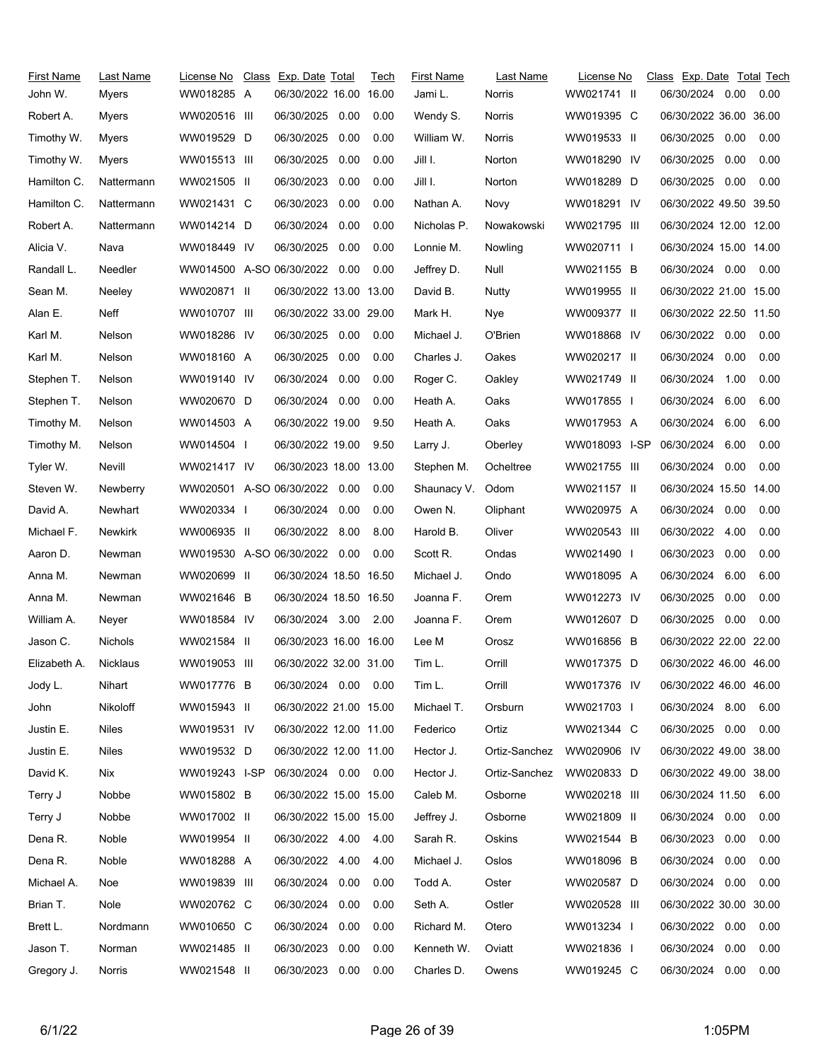| First Name | Last Name | License No | Class | Exp. Date | Total | Tech |
|---|---|---|---|---|---|---|
| John W. | Myers | WW018285 | A | 06/30/2022 | 16.00 | 16.00 |
| Robert A. | Myers | WW020516 | III | 06/30/2025 | 0.00 | 0.00 |
| Timothy W. | Myers | WW019529 | D | 06/30/2025 | 0.00 | 0.00 |
| Timothy W. | Myers | WW015513 | III | 06/30/2025 | 0.00 | 0.00 |
| Hamilton C. | Nattermann | WW021505 | II | 06/30/2023 | 0.00 | 0.00 |
| Hamilton C. | Nattermann | WW021431 | C | 06/30/2023 | 0.00 | 0.00 |
| Robert A. | Nattermann | WW014214 | D | 06/30/2024 | 0.00 | 0.00 |
| Alicia V. | Nava | WW018449 | IV | 06/30/2025 | 0.00 | 0.00 |
| Randall L. | Needler | WW014500 | A-SO | 06/30/2022 | 0.00 | 0.00 |
| Sean M. | Neeley | WW020871 | II | 06/30/2022 | 13.00 | 13.00 |
| Alan E. | Neff | WW010707 | III | 06/30/2022 | 33.00 | 29.00 |
| Karl M. | Nelson | WW018286 | IV | 06/30/2025 | 0.00 | 0.00 |
| Karl M. | Nelson | WW018160 | A | 06/30/2025 | 0.00 | 0.00 |
| Stephen T. | Nelson | WW019140 | IV | 06/30/2024 | 0.00 | 0.00 |
| Stephen T. | Nelson | WW020670 | D | 06/30/2024 | 0.00 | 0.00 |
| Timothy M. | Nelson | WW014503 | A | 06/30/2022 | 19.00 | 9.50 |
| Timothy M. | Nelson | WW014504 | I | 06/30/2022 | 19.00 | 9.50 |
| Tyler W. | Nevill | WW021417 | IV | 06/30/2023 | 18.00 | 13.00 |
| Steven W. | Newberry | WW020501 | A-SO | 06/30/2022 | 0.00 | 0.00 |
| David A. | Newhart | WW020334 | I | 06/30/2024 | 0.00 | 0.00 |
| Michael F. | Newkirk | WW006935 | II | 06/30/2022 | 8.00 | 8.00 |
| Aaron D. | Newman | WW019530 | A-SO | 06/30/2022 | 0.00 | 0.00 |
| Anna M. | Newman | WW020699 | II | 06/30/2024 | 18.50 | 16.50 |
| Anna M. | Newman | WW021646 | B | 06/30/2024 | 18.50 | 16.50 |
| William A. | Neyer | WW018584 | IV | 06/30/2024 | 3.00 | 2.00 |
| Jason C. | Nichols | WW021584 | II | 06/30/2023 | 16.00 | 16.00 |
| Elizabeth A. | Nicklaus | WW019053 | III | 06/30/2022 | 32.00 | 31.00 |
| Jody L. | Nihart | WW017776 | B | 06/30/2024 | 0.00 | 0.00 |
| John | Nikoloff | WW015943 | II | 06/30/2022 | 21.00 | 15.00 |
| Justin E. | Niles | WW019531 | IV | 06/30/2022 | 12.00 | 11.00 |
| Justin E. | Niles | WW019532 | D | 06/30/2022 | 12.00 | 11.00 |
| David K. | Nix | WW019243 | I-SP | 06/30/2024 | 0.00 | 0.00 |
| Terry J | Nobbe | WW015802 | B | 06/30/2022 | 15.00 | 15.00 |
| Terry J | Nobbe | WW017002 | II | 06/30/2022 | 15.00 | 15.00 |
| Dena R. | Noble | WW019954 | II | 06/30/2022 | 4.00 | 4.00 |
| Dena R. | Noble | WW018288 | A | 06/30/2022 | 4.00 | 4.00 |
| Michael A. | Noe | WW019839 | III | 06/30/2024 | 0.00 | 0.00 |
| Brian T. | Nole | WW020762 | C | 06/30/2024 | 0.00 | 0.00 |
| Brett L. | Nordmann | WW010650 | C | 06/30/2024 | 0.00 | 0.00 |
| Jason T. | Norman | WW021485 | II | 06/30/2023 | 0.00 | 0.00 |
| Gregory J. | Norris | WW021548 | II | 06/30/2023 | 0.00 | 0.00 |
| Jami L. | Norris | WW021741 | II | 06/30/2024 | 0.00 | 0.00 |
| Wendy S. | Norris | WW019395 | C | 06/30/2022 | 36.00 | 36.00 |
| William W. | Norris | WW019533 | II | 06/30/2025 | 0.00 | 0.00 |
| Jill I. | Norton | WW018290 | IV | 06/30/2025 | 0.00 | 0.00 |
| Jill I. | Norton | WW018289 | D | 06/30/2025 | 0.00 | 0.00 |
| Nathan A. | Novy | WW018291 | IV | 06/30/2022 | 49.50 | 39.50 |
| Nicholas P. | Nowakowski | WW021795 | III | 06/30/2024 | 12.00 | 12.00 |
| Lonnie M. | Nowling | WW020711 | I | 06/30/2024 | 15.00 | 14.00 |
| Jeffrey D. | Null | WW021155 | B | 06/30/2024 | 0.00 | 0.00 |
| David B. | Nutty | WW019955 | II | 06/30/2022 | 21.00 | 15.00 |
| Mark H. | Nye | WW009377 | II | 06/30/2022 | 22.50 | 11.50 |
| Michael J. | O'Brien | WW018868 | IV | 06/30/2022 | 0.00 | 0.00 |
| Charles J. | Oakes | WW020217 | II | 06/30/2024 | 0.00 | 0.00 |
| Roger C. | Oakley | WW021749 | II | 06/30/2024 | 1.00 | 0.00 |
| Heath A. | Oaks | WW017855 | I | 06/30/2024 | 6.00 | 6.00 |
| Heath A. | Oaks | WW017953 | A | 06/30/2024 | 6.00 | 6.00 |
| Larry J. | Oberley | WW018093 | I-SP | 06/30/2024 | 6.00 | 0.00 |
| Stephen M. | Ocheltree | WW021755 | III | 06/30/2024 | 0.00 | 0.00 |
| Shaunacy V. | Odom | WW021157 | II | 06/30/2024 | 15.50 | 14.00 |
| Owen N. | Oliphant | WW020975 | A | 06/30/2024 | 0.00 | 0.00 |
| Harold B. | Oliver | WW020543 | III | 06/30/2022 | 4.00 | 0.00 |
| Scott R. | Ondas | WW021490 | I | 06/30/2023 | 0.00 | 0.00 |
| Michael J. | Ondo | WW018095 | A | 06/30/2024 | 6.00 | 6.00 |
| Joanna F. | Orem | WW012273 | IV | 06/30/2025 | 0.00 | 0.00 |
| Joanna F. | Orem | WW012607 | D | 06/30/2025 | 0.00 | 0.00 |
| Lee M | Orosz | WW016856 | B | 06/30/2022 | 22.00 | 22.00 |
| Tim L. | Orrill | WW017375 | D | 06/30/2022 | 46.00 | 46.00 |
| Tim L. | Orrill | WW017376 | IV | 06/30/2022 | 46.00 | 46.00 |
| Michael T. | Orsburn | WW021703 | I | 06/30/2024 | 8.00 | 6.00 |
| Federico | Ortiz | WW021344 | C | 06/30/2025 | 0.00 | 0.00 |
| Hector J. | Ortiz-Sanchez | WW020906 | IV | 06/30/2022 | 49.00 | 38.00 |
| Hector J. | Ortiz-Sanchez | WW020833 | D | 06/30/2022 | 49.00 | 38.00 |
| Caleb M. | Osborne | WW020218 | III | 06/30/2024 | 11.50 | 6.00 |
| Jeffrey J. | Osborne | WW021809 | II | 06/30/2024 | 0.00 | 0.00 |
| Sarah R. | Oskins | WW021544 | B | 06/30/2023 | 0.00 | 0.00 |
| Michael J. | Oslos | WW018096 | B | 06/30/2024 | 0.00 | 0.00 |
| Todd A. | Oster | WW020587 | D | 06/30/2024 | 0.00 | 0.00 |
| Seth A. | Ostler | WW020528 | III | 06/30/2022 | 30.00 | 30.00 |
| Richard M. | Otero | WW013234 | I | 06/30/2022 | 0.00 | 0.00 |
| Kenneth W. | Oviatt | WW021836 | I | 06/30/2024 | 0.00 | 0.00 |
| Charles D. | Owens | WW019245 | C | 06/30/2024 | 0.00 | 0.00 |

6/1/22 1:05PM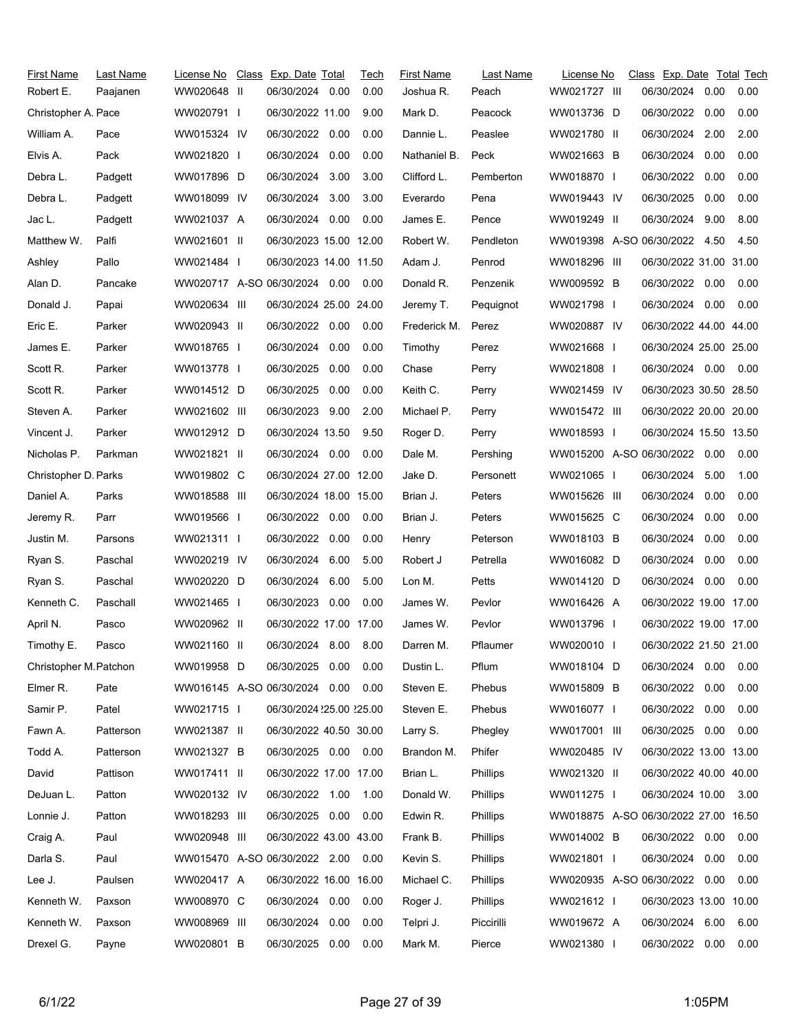| First Name | Last Name | License No | Class | Exp. Date | Total | Tech | First Name | Last Name | License No | Class | Exp. Date | Total | Tech |
|---|---|---|---|---|---|---|---|---|---|---|---|---|---|
| Robert E. | Paajanen | WW020648 | II | 06/30/2024 | 0.00 | 0.00 | Joshua R. | Peach | WW021727 | III | 06/30/2024 | 0.00 | 0.00 |
| Christopher A. | Pace | WW020791 | I | 06/30/2022 | 11.00 | 9.00 | Mark D. | Peacock | WW013736 | D | 06/30/2022 | 0.00 | 0.00 |
| William A. | Pace | WW015324 | IV | 06/30/2022 | 0.00 | 0.00 | Dannie L. | Peaslee | WW021780 | II | 06/30/2024 | 2.00 | 2.00 |
| Elvis A. | Pack | WW021820 | I | 06/30/2024 | 0.00 | 0.00 | Nathaniel B. | Peck | WW021663 | B | 06/30/2024 | 0.00 | 0.00 |
| Debra L. | Padgett | WW017896 | D | 06/30/2024 | 3.00 | 3.00 | Clifford L. | Pemberton | WW018870 | I | 06/30/2022 | 0.00 | 0.00 |
| Debra L. | Padgett | WW018099 | IV | 06/30/2024 | 3.00 | 3.00 | Everardo | Pena | WW019443 | IV | 06/30/2025 | 0.00 | 0.00 |
| Jac L. | Padgett | WW021037 | A | 06/30/2024 | 0.00 | 0.00 | James E. | Pence | WW019249 | II | 06/30/2024 | 9.00 | 8.00 |
| Matthew W. | Palfi | WW021601 | II | 06/30/2023 | 15.00 | 12.00 | Robert W. | Pendleton | WW019398 | A-SO | 06/30/2022 | 4.50 | 4.50 |
| Ashley | Pallo | WW021484 | I | 06/30/2023 | 14.00 | 11.50 | Adam J. | Penrod | WW018296 | III | 06/30/2022 | 31.00 | 31.00 |
| Alan D. | Pancake | WW020717 | A-SO | 06/30/2024 | 0.00 | 0.00 | Donald R. | Penzenik | WW009592 | B | 06/30/2022 | 0.00 | 0.00 |
| Donald J. | Papai | WW020634 | III | 06/30/2024 | 25.00 | 24.00 | Jeremy T. | Pequignot | WW021798 | I | 06/30/2024 | 0.00 | 0.00 |
| Eric E. | Parker | WW020943 | II | 06/30/2022 | 0.00 | 0.00 | Frederick M. | Perez | WW020887 | IV | 06/30/2022 | 44.00 | 44.00 |
| James E. | Parker | WW018765 | I | 06/30/2024 | 0.00 | 0.00 | Timothy | Perez | WW021668 | I | 06/30/2024 | 25.00 | 25.00 |
| Scott R. | Parker | WW013778 | I | 06/30/2025 | 0.00 | 0.00 | Chase | Perry | WW021808 | I | 06/30/2024 | 0.00 | 0.00 |
| Scott R. | Parker | WW014512 | D | 06/30/2025 | 0.00 | 0.00 | Keith C. | Perry | WW021459 | IV | 06/30/2023 | 30.50 | 28.50 |
| Steven A. | Parker | WW021602 | III | 06/30/2023 | 9.00 | 2.00 | Michael P. | Perry | WW015472 | III | 06/30/2022 | 20.00 | 20.00 |
| Vincent J. | Parker | WW012912 | D | 06/30/2024 | 13.50 | 9.50 | Roger D. | Perry | WW018593 | I | 06/30/2024 | 15.50 | 13.50 |
| Nicholas P. | Parkman | WW021821 | II | 06/30/2024 | 0.00 | 0.00 | Dale M. | Pershing | WW015200 | A-SO | 06/30/2022 | 0.00 | 0.00 |
| Christopher D. | Parks | WW019802 | C | 06/30/2024 | 27.00 | 12.00 | Jake D. | Personett | WW021065 | I | 06/30/2024 | 5.00 | 1.00 |
| Daniel A. | Parks | WW018588 | III | 06/30/2024 | 18.00 | 15.00 | Brian J. | Peters | WW015626 | III | 06/30/2024 | 0.00 | 0.00 |
| Jeremy R. | Parr | WW019566 | I | 06/30/2022 | 0.00 | 0.00 | Brian J. | Peters | WW015625 | C | 06/30/2024 | 0.00 | 0.00 |
| Justin M. | Parsons | WW021311 | I | 06/30/2022 | 0.00 | 0.00 | Henry | Peterson | WW018103 | B | 06/30/2024 | 0.00 | 0.00 |
| Ryan S. | Paschal | WW020219 | IV | 06/30/2024 | 6.00 | 5.00 | Robert J | Petrella | WW016082 | D | 06/30/2024 | 0.00 | 0.00 |
| Ryan S. | Paschal | WW020220 | D | 06/30/2024 | 6.00 | 5.00 | Lon M. | Petts | WW014120 | D | 06/30/2024 | 0.00 | 0.00 |
| Kenneth C. | Paschall | WW021465 | I | 06/30/2023 | 0.00 | 0.00 | James W. | Pevlor | WW016426 | A | 06/30/2022 | 19.00 | 17.00 |
| April N. | Pasco | WW020962 | II | 06/30/2022 | 17.00 | 17.00 | James W. | Pevlor | WW013796 | I | 06/30/2022 | 19.00 | 17.00 |
| Timothy E. | Pasco | WW021160 | II | 06/30/2024 | 8.00 | 8.00 | Darren M. | Pflaumer | WW020010 | I | 06/30/2022 | 21.50 | 21.00 |
| Christopher M. | Patchon | WW019958 | D | 06/30/2025 | 0.00 | 0.00 | Dustin L. | Pflum | WW018104 | D | 06/30/2024 | 0.00 | 0.00 |
| Elmer R. | Pate | WW016145 | A-SO | 06/30/2024 | 0.00 | 0.00 | Steven E. | Phebus | WW015809 | B | 06/30/2022 | 0.00 | 0.00 |
| Samir P. | Patel | WW021715 | I | 06/30/2024 | 125.00 | 125.00 | Steven E. | Phebus | WW016077 | I | 06/30/2022 | 0.00 | 0.00 |
| Fawn A. | Patterson | WW021387 | II | 06/30/2022 | 40.50 | 30.00 | Larry S. | Phegley | WW017001 | III | 06/30/2025 | 0.00 | 0.00 |
| Todd A. | Patterson | WW021327 | B | 06/30/2025 | 0.00 | 0.00 | Brandon M. | Phifer | WW020485 | IV | 06/30/2022 | 13.00 | 13.00 |
| David | Pattison | WW017411 | II | 06/30/2022 | 17.00 | 17.00 | Brian L. | Phillips | WW021320 | II | 06/30/2022 | 40.00 | 40.00 |
| DeJuan L. | Patton | WW020132 | IV | 06/30/2022 | 1.00 | 1.00 | Donald W. | Phillips | WW011275 | I | 06/30/2024 | 10.00 | 3.00 |
| Lonnie J. | Patton | WW018293 | III | 06/30/2025 | 0.00 | 0.00 | Edwin R. | Phillips | WW018875 | A-SO | 06/30/2022 | 27.00 | 16.50 |
| Craig A. | Paul | WW020948 | III | 06/30/2022 | 43.00 | 43.00 | Frank B. | Phillips | WW014002 | B | 06/30/2022 | 0.00 | 0.00 |
| Darla S. | Paul | WW015470 | A-SO | 06/30/2022 | 2.00 | 0.00 | Kevin S. | Phillips | WW021801 | I | 06/30/2024 | 0.00 | 0.00 |
| Lee J. | Paulsen | WW020417 | A | 06/30/2022 | 16.00 | 16.00 | Michael C. | Phillips | WW020935 | A-SO | 06/30/2022 | 0.00 | 0.00 |
| Kenneth W. | Paxson | WW008970 | C | 06/30/2024 | 0.00 | 0.00 | Roger J. | Phillips | WW021612 | I | 06/30/2023 | 13.00 | 10.00 |
| Kenneth W. | Paxson | WW008969 | III | 06/30/2024 | 0.00 | 0.00 | Telpri J. | Piccirilli | WW019672 | A | 06/30/2024 | 6.00 | 6.00 |
| Drexel G. | Payne | WW020801 | B | 06/30/2025 | 0.00 | 0.00 | Mark M. | Pierce | WW021380 | I | 06/30/2022 | 0.00 | 0.00 |

6/1/22 1:05PM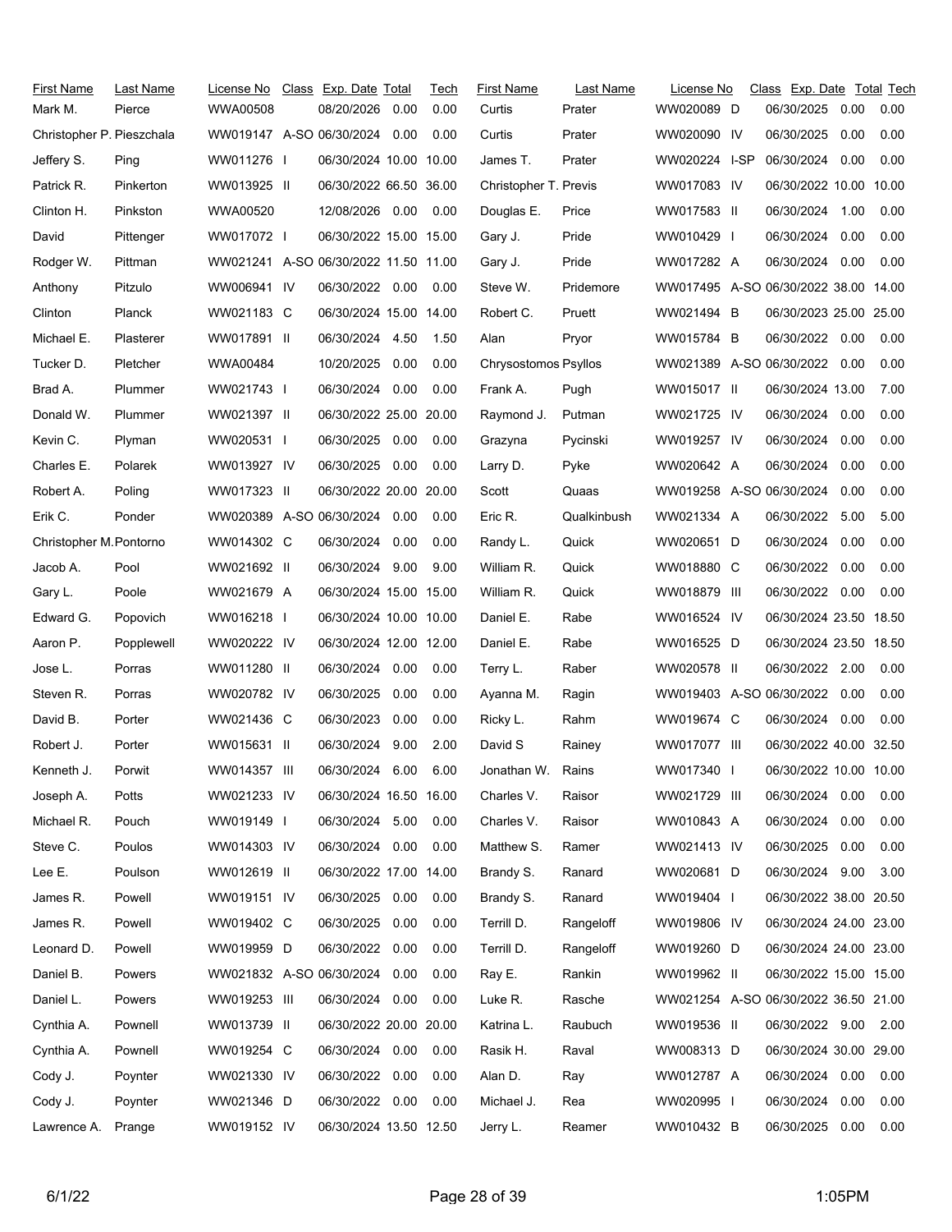| First Name | Last Name | License No | Class | Exp. Date | Total | Tech |
|---|---|---|---|---|---|---|
| Mark M. | Pierce | WWA00508 | | 08/20/2026 | 0.00 | 0.00 |
| Christopher P. | Pieszchala | WW019147 | A-SO | 06/30/2024 | 0.00 | 0.00 |
| Jeffery S. | Ping | WW011276 | I | 06/30/2024 | 10.00 | 10.00 |
| Patrick R. | Pinkerton | WW013925 | II | 06/30/2022 | 66.50 | 36.00 |
| Clinton H. | Pinkston | WWA00520 | | 12/08/2026 | 0.00 | 0.00 |
| David | Pittenger | WW017072 | I | 06/30/2022 | 15.00 | 15.00 |
| Rodger W. | Pittman | WW021241 | A-SO | 06/30/2022 | 11.50 | 11.00 |
| Anthony | Pitzulo | WW006941 | IV | 06/30/2022 | 0.00 | 0.00 |
| Clinton | Planck | WW021183 | C | 06/30/2024 | 15.00 | 14.00 |
| Michael E. | Plasterer | WW017891 | II | 06/30/2024 | 4.50 | 1.50 |
| Tucker D. | Pletcher | WWA00484 | | 10/20/2025 | 0.00 | 0.00 |
| Brad A. | Plummer | WW021743 | I | 06/30/2024 | 0.00 | 0.00 |
| Donald W. | Plummer | WW021397 | II | 06/30/2022 | 25.00 | 20.00 |
| Kevin C. | Plyman | WW020531 | I | 06/30/2025 | 0.00 | 0.00 |
| Charles E. | Polarek | WW013927 | IV | 06/30/2025 | 0.00 | 0.00 |
| Robert A. | Poling | WW017323 | II | 06/30/2022 | 20.00 | 20.00 |
| Erik C. | Ponder | WW020389 | A-SO | 06/30/2024 | 0.00 | 0.00 |
| Christopher M. | Pontorno | WW014302 | C | 06/30/2024 | 0.00 | 0.00 |
| Jacob A. | Pool | WW021692 | II | 06/30/2024 | 9.00 | 9.00 |
| Gary L. | Poole | WW021679 | A | 06/30/2024 | 15.00 | 15.00 |
| Edward G. | Popovich | WW016218 | I | 06/30/2024 | 10.00 | 10.00 |
| Aaron P. | Popplewell | WW020222 | IV | 06/30/2024 | 12.00 | 12.00 |
| Jose L. | Porras | WW011280 | II | 06/30/2024 | 0.00 | 0.00 |
| Steven R. | Porras | WW020782 | IV | 06/30/2025 | 0.00 | 0.00 |
| David B. | Porter | WW021436 | C | 06/30/2023 | 0.00 | 0.00 |
| Robert J. | Porter | WW015631 | II | 06/30/2024 | 9.00 | 2.00 |
| Kenneth J. | Porwit | WW014357 | III | 06/30/2024 | 6.00 | 6.00 |
| Joseph A. | Potts | WW021233 | IV | 06/30/2024 | 16.50 | 16.00 |
| Michael R. | Pouch | WW019149 | I | 06/30/2024 | 5.00 | 0.00 |
| Steve C. | Poulos | WW014303 | IV | 06/30/2024 | 0.00 | 0.00 |
| Lee E. | Poulson | WW012619 | II | 06/30/2022 | 17.00 | 14.00 |
| James R. | Powell | WW019151 | IV | 06/30/2025 | 0.00 | 0.00 |
| James R. | Powell | WW019402 | C | 06/30/2025 | 0.00 | 0.00 |
| Leonard D. | Powell | WW019959 | D | 06/30/2022 | 0.00 | 0.00 |
| Daniel B. | Powers | WW021832 | A-SO | 06/30/2024 | 0.00 | 0.00 |
| Daniel L. | Powers | WW019253 | III | 06/30/2024 | 0.00 | 0.00 |
| Cynthia A. | Pownell | WW013739 | II | 06/30/2022 | 20.00 | 20.00 |
| Cynthia A. | Pownell | WW019254 | C | 06/30/2024 | 0.00 | 0.00 |
| Cody J. | Poynter | WW021330 | IV | 06/30/2022 | 0.00 | 0.00 |
| Cody J. | Poynter | WW021346 | D | 06/30/2022 | 0.00 | 0.00 |
| Lawrence A. | Prange | WW019152 | IV | 06/30/2024 | 13.50 | 12.50 |
| Curtis | Prater | WW020089 | D | 06/30/2025 | 0.00 | 0.00 |
| Curtis | Prater | WW020090 | IV | 06/30/2025 | 0.00 | 0.00 |
| James T. | Prater | WW020224 | I-SP | 06/30/2024 | 0.00 | 0.00 |
| Christopher T. | Previs | WW017083 | IV | 06/30/2022 | 10.00 | 10.00 |
| Douglas E. | Price | WW017583 | II | 06/30/2024 | 1.00 | 0.00 |
| Gary J. | Pride | WW010429 | I | 06/30/2024 | 0.00 | 0.00 |
| Gary J. | Pride | WW017282 | A | 06/30/2024 | 0.00 | 0.00 |
| Steve W. | Pridemore | WW017495 | A-SO | 06/30/2022 | 38.00 | 14.00 |
| Robert C. | Pruett | WW021494 | B | 06/30/2023 | 25.00 | 25.00 |
| Alan | Pryor | WW015784 | B | 06/30/2022 | 0.00 | 0.00 |
| Chrysostomos | Psyllos | WW021389 | A-SO | 06/30/2022 | 0.00 | 0.00 |
| Frank A. | Pugh | WW015017 | II | 06/30/2024 | 13.00 | 7.00 |
| Raymond J. | Putman | WW021725 | IV | 06/30/2024 | 0.00 | 0.00 |
| Grazyna | Pycinski | WW019257 | IV | 06/30/2024 | 0.00 | 0.00 |
| Larry D. | Pyke | WW020642 | A | 06/30/2024 | 0.00 | 0.00 |
| Scott | Quaas | WW019258 | A-SO | 06/30/2024 | 0.00 | 0.00 |
| Eric R. | Qualkinbush | WW021334 | A | 06/30/2022 | 5.00 | 5.00 |
| Randy L. | Quick | WW020651 | D | 06/30/2024 | 0.00 | 0.00 |
| William R. | Quick | WW018880 | C | 06/30/2022 | 0.00 | 0.00 |
| William R. | Quick | WW018879 | III | 06/30/2022 | 0.00 | 0.00 |
| Daniel E. | Rabe | WW016524 | IV | 06/30/2024 | 23.50 | 18.50 |
| Daniel E. | Rabe | WW016525 | D | 06/30/2024 | 23.50 | 18.50 |
| Terry L. | Raber | WW020578 | II | 06/30/2022 | 2.00 | 0.00 |
| Ayanna M. | Ragin | WW019403 | A-SO | 06/30/2022 | 0.00 | 0.00 |
| Ricky L. | Rahm | WW019674 | C | 06/30/2024 | 0.00 | 0.00 |
| David S | Rainey | WW017077 | III | 06/30/2022 | 40.00 | 32.50 |
| Jonathan W. | Rains | WW017340 | I | 06/30/2022 | 10.00 | 10.00 |
| Charles V. | Raisor | WW021729 | III | 06/30/2024 | 0.00 | 0.00 |
| Charles V. | Raisor | WW010843 | A | 06/30/2024 | 0.00 | 0.00 |
| Matthew S. | Ramer | WW021413 | IV | 06/30/2025 | 0.00 | 0.00 |
| Brandy S. | Ranard | WW020681 | D | 06/30/2024 | 9.00 | 3.00 |
| Brandy S. | Ranard | WW019404 | I | 06/30/2022 | 38.00 | 20.50 |
| Terrill D. | Rangeloff | WW019806 | IV | 06/30/2024 | 24.00 | 23.00 |
| Terrill D. | Rangeloff | WW019260 | D | 06/30/2024 | 24.00 | 23.00 |
| Ray E. | Rankin | WW019962 | II | 06/30/2022 | 15.00 | 15.00 |
| Luke R. | Rasche | WW021254 | A-SO | 06/30/2022 | 36.50 | 21.00 |
| Katrina L. | Raubuch | WW019536 | II | 06/30/2022 | 9.00 | 2.00 |
| Rasik H. | Raval | WW008313 | D | 06/30/2024 | 30.00 | 29.00 |
| Alan D. | Ray | WW012787 | A | 06/30/2024 | 0.00 | 0.00 |
| Michael J. | Rea | WW020995 | I | 06/30/2024 | 0.00 | 0.00 |
| Jerry L. | Reamer | WW010432 | B | 06/30/2025 | 0.00 | 0.00 |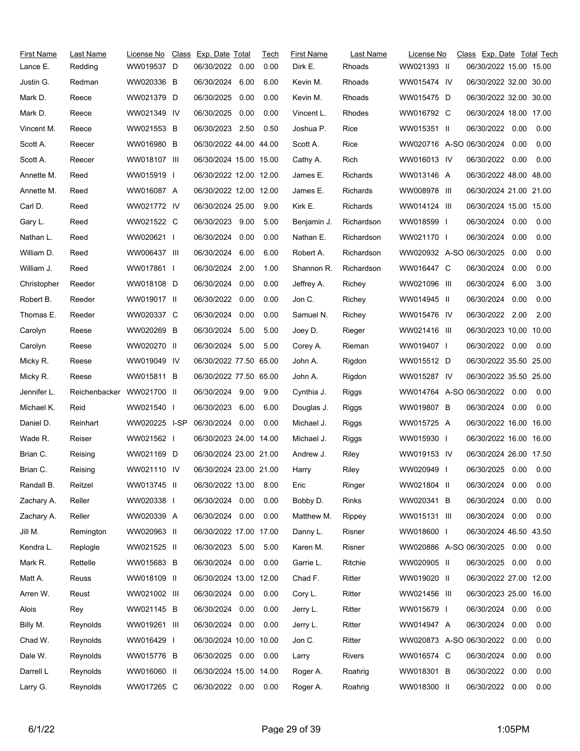| First Name | Last Name | License No | Class | Exp. Date | Total | Tech |
|---|---|---|---|---|---|---|
| Lance E. | Redding | WW019537 | D | 06/30/2022 | 0.00 | 0.00 |
| Justin G. | Redman | WW020336 | B | 06/30/2024 | 6.00 | 6.00 |
| Mark D. | Reece | WW021379 | D | 06/30/2025 | 0.00 | 0.00 |
| Mark D. | Reece | WW021349 | IV | 06/30/2025 | 0.00 | 0.00 |
| Vincent M. | Reece | WW021553 | B | 06/30/2023 | 2.50 | 0.50 |
| Scott A. | Reecer | WW016980 | B | 06/30/2022 | 44.00 | 44.00 |
| Scott A. | Reecer | WW018107 | III | 06/30/2024 | 15.00 | 15.00 |
| Annette M. | Reed | WW015919 | I | 06/30/2022 | 12.00 | 12.00 |
| Annette M. | Reed | WW016087 | A | 06/30/2022 | 12.00 | 12.00 |
| Carl D. | Reed | WW021772 | IV | 06/30/2024 | 25.00 | 9.00 |
| Gary L. | Reed | WW021522 | C | 06/30/2023 | 9.00 | 5.00 |
| Nathan L. | Reed | WW020621 | I | 06/30/2024 | 0.00 | 0.00 |
| William D. | Reed | WW006437 | III | 06/30/2024 | 6.00 | 6.00 |
| William J. | Reed | WW017861 | I | 06/30/2024 | 2.00 | 1.00 |
| Christopher | Reeder | WW018108 | D | 06/30/2024 | 0.00 | 0.00 |
| Robert B. | Reeder | WW019017 | II | 06/30/2022 | 0.00 | 0.00 |
| Thomas E. | Reeder | WW020337 | C | 06/30/2024 | 0.00 | 0.00 |
| Carolyn | Reese | WW020269 | B | 06/30/2024 | 5.00 | 5.00 |
| Carolyn | Reese | WW020270 | II | 06/30/2024 | 5.00 | 5.00 |
| Micky R. | Reese | WW019049 | IV | 06/30/2022 | 77.50 | 65.00 |
| Micky R. | Reese | WW015811 | B | 06/30/2022 | 77.50 | 65.00 |
| Jennifer L. | Reichenbacker | WW021700 | II | 06/30/2024 | 9.00 | 9.00 |
| Michael K. | Reid | WW021540 | I | 06/30/2023 | 6.00 | 6.00 |
| Daniel D. | Reinhart | WW020225 | I-SP | 06/30/2024 | 0.00 | 0.00 |
| Wade R. | Reiser | WW021562 | I | 06/30/2023 | 24.00 | 14.00 |
| Brian C. | Reising | WW021169 | D | 06/30/2024 | 23.00 | 21.00 |
| Brian C. | Reising | WW021110 | IV | 06/30/2024 | 23.00 | 21.00 |
| Randall B. | Reitzel | WW013745 | II | 06/30/2022 | 13.00 | 8.00 |
| Zachary A. | Reller | WW020338 | I | 06/30/2024 | 0.00 | 0.00 |
| Zachary A. | Reller | WW020339 | A | 06/30/2024 | 0.00 | 0.00 |
| Jill M. | Remington | WW020963 | II | 06/30/2022 | 17.00 | 17.00 |
| Kendra L. | Replogle | WW021525 | II | 06/30/2023 | 5.00 | 5.00 |
| Mark R. | Rettelle | WW015683 | B | 06/30/2024 | 0.00 | 0.00 |
| Matt A. | Reuss | WW018109 | II | 06/30/2024 | 13.00 | 12.00 |
| Arren W. | Reust | WW021002 | III | 06/30/2024 | 0.00 | 0.00 |
| Alois | Rey | WW021145 | B | 06/30/2024 | 0.00 | 0.00 |
| Billy M. | Reynolds | WW019261 | III | 06/30/2024 | 0.00 | 0.00 |
| Chad W. | Reynolds | WW016429 | I | 06/30/2024 | 10.00 | 10.00 |
| Dale W. | Reynolds | WW015776 | B | 06/30/2025 | 0.00 | 0.00 |
| Darrell L | Reynolds | WW016060 | II | 06/30/2024 | 15.00 | 14.00 |
| Larry G. | Reynolds | WW017265 | C | 06/30/2022 | 0.00 | 0.00 |
| Dirk E. | Rhoads | WW021393 | II | 06/30/2022 | 15.00 | 15.00 |
| Kevin M. | Rhoads | WW015474 | IV | 06/30/2022 | 32.00 | 30.00 |
| Kevin M. | Rhoads | WW015475 | D | 06/30/2022 | 32.00 | 30.00 |
| Vincent L. | Rhodes | WW016792 | C | 06/30/2024 | 18.00 | 17.00 |
| Joshua P. | Rice | WW015351 | II | 06/30/2022 | 0.00 | 0.00 |
| Scott A. | Rice | WW020716 | A-SO | 06/30/2024 | 0.00 | 0.00 |
| Cathy A. | Rich | WW016013 | IV | 06/30/2022 | 0.00 | 0.00 |
| James E. | Richards | WW013146 | A | 06/30/2022 | 48.00 | 48.00 |
| James E. | Richards | WW008978 | III | 06/30/2024 | 21.00 | 21.00 |
| Kirk E. | Richards | WW014124 | III | 06/30/2024 | 15.00 | 15.00 |
| Benjamin J. | Richardson | WW018599 | I | 06/30/2024 | 0.00 | 0.00 |
| Nathan E. | Richardson | WW021170 | I | 06/30/2024 | 0.00 | 0.00 |
| Robert A. | Richardson | WW020932 | A-SO | 06/30/2025 | 0.00 | 0.00 |
| Shannon R. | Richardson | WW016447 | C | 06/30/2024 | 0.00 | 0.00 |
| Jeffrey A. | Richey | WW021096 | III | 06/30/2024 | 6.00 | 3.00 |
| Jon C. | Richey | WW014945 | II | 06/30/2024 | 0.00 | 0.00 |
| Samuel N. | Richey | WW015476 | IV | 06/30/2022 | 2.00 | 2.00 |
| Joey D. | Rieger | WW021416 | III | 06/30/2023 | 10.00 | 10.00 |
| Corey A. | Rieman | WW019407 | I | 06/30/2022 | 0.00 | 0.00 |
| John A. | Rigdon | WW015512 | D | 06/30/2022 | 35.50 | 25.00 |
| John A. | Rigdon | WW015287 | IV | 06/30/2022 | 35.50 | 25.00 |
| Cynthia J. | Riggs | WW014764 | A-SO | 06/30/2022 | 0.00 | 0.00 |
| Douglas J. | Riggs | WW019807 | B | 06/30/2024 | 0.00 | 0.00 |
| Michael J. | Riggs | WW015725 | A | 06/30/2022 | 16.00 | 16.00 |
| Michael J. | Riggs | WW015930 | I | 06/30/2022 | 16.00 | 16.00 |
| Andrew J. | Riley | WW019153 | IV | 06/30/2024 | 26.00 | 17.50 |
| Harry | Riley | WW020949 | I | 06/30/2025 | 0.00 | 0.00 |
| Eric | Ringer | WW021804 | II | 06/30/2024 | 0.00 | 0.00 |
| Bobby D. | Rinks | WW020341 | B | 06/30/2024 | 0.00 | 0.00 |
| Matthew M. | Rippey | WW015131 | III | 06/30/2024 | 0.00 | 0.00 |
| Danny L. | Risner | WW018600 | I | 06/30/2024 | 46.50 | 43.50 |
| Karen M. | Risner | WW020886 | A-SO | 06/30/2025 | 0.00 | 0.00 |
| Garrie L. | Ritchie | WW020905 | II | 06/30/2025 | 0.00 | 0.00 |
| Chad F. | Ritter | WW019020 | II | 06/30/2022 | 27.00 | 12.00 |
| Cory L. | Ritter | WW021456 | III | 06/30/2023 | 25.00 | 16.00 |
| Jerry L. | Ritter | WW015679 | I | 06/30/2024 | 0.00 | 0.00 |
| Jerry L. | Ritter | WW014947 | A | 06/30/2024 | 0.00 | 0.00 |
| Jon C. | Ritter | WW020873 | A-SO | 06/30/2022 | 0.00 | 0.00 |
| Larry | Rivers | WW016574 | C | 06/30/2024 | 0.00 | 0.00 |
| Roger A. | Roahrig | WW018301 | B | 06/30/2022 | 0.00 | 0.00 |
| Roger A. | Roahrig | WW018300 | II | 06/30/2022 | 0.00 | 0.00 |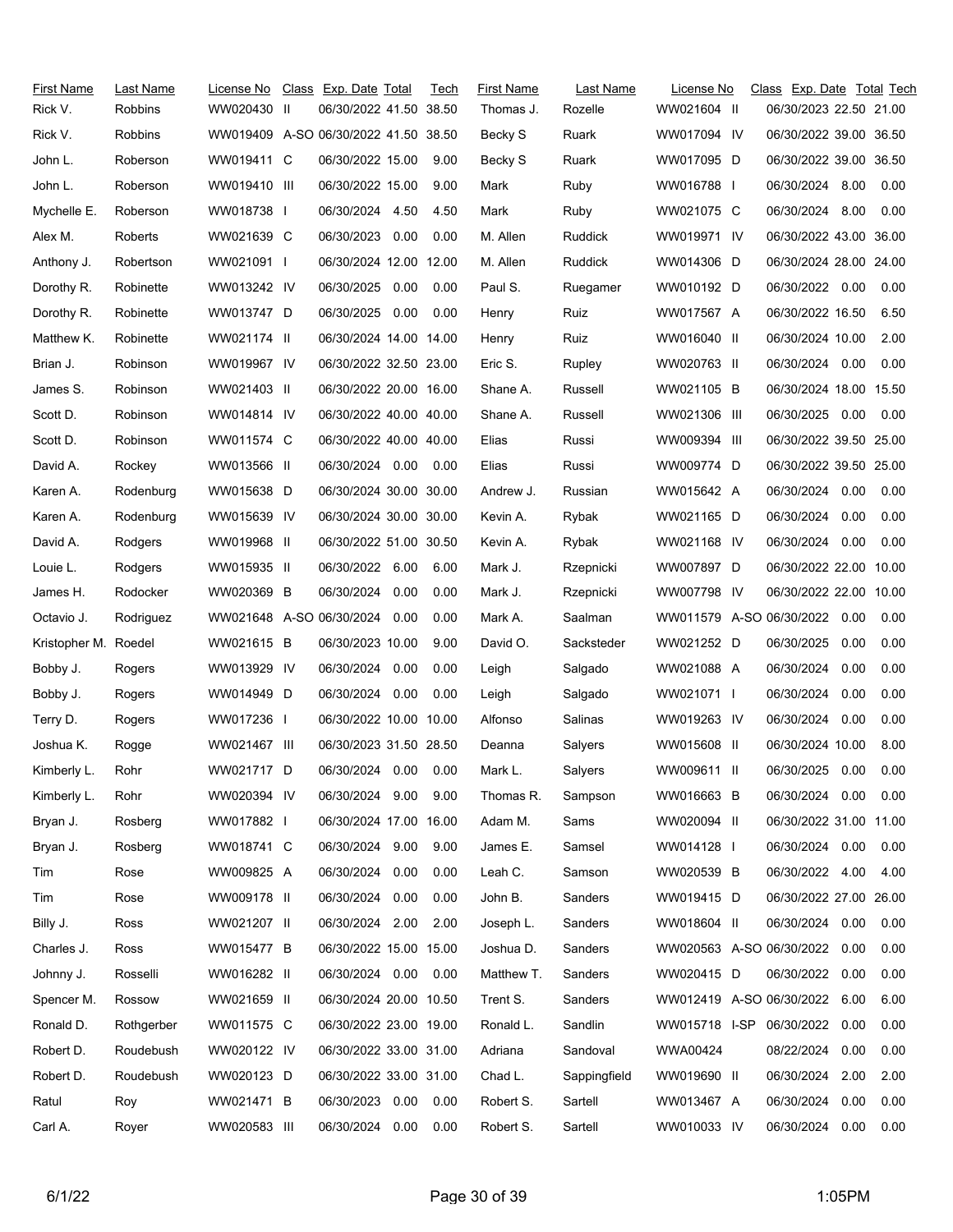| First Name | Last Name | License No | Class | Exp. Date | Total | Tech |
|---|---|---|---|---|---|---|
| Rick V. | Robbins | WW020430 | II | 06/30/2022 | 41.50 | 38.50 |
| Rick V. | Robbins | WW019409 | A-SO | 06/30/2022 | 41.50 | 38.50 |
| John L. | Roberson | WW019411 | C | 06/30/2022 | 15.00 | 9.00 |
| John L. | Roberson | WW019410 | III | 06/30/2022 | 15.00 | 9.00 |
| Mychelle E. | Roberson | WW018738 | I | 06/30/2024 | 4.50 | 4.50 |
| Alex M. | Roberts | WW021639 | C | 06/30/2023 | 0.00 | 0.00 |
| Anthony J. | Robertson | WW021091 | I | 06/30/2024 | 12.00 | 12.00 |
| Dorothy R. | Robinette | WW013242 | IV | 06/30/2025 | 0.00 | 0.00 |
| Dorothy R. | Robinette | WW013747 | D | 06/30/2025 | 0.00 | 0.00 |
| Matthew K. | Robinette | WW021174 | II | 06/30/2024 | 14.00 | 14.00 |
| Brian J. | Robinson | WW019967 | IV | 06/30/2022 | 32.50 | 23.00 |
| James S. | Robinson | WW021403 | II | 06/30/2022 | 20.00 | 16.00 |
| Scott D. | Robinson | WW014814 | IV | 06/30/2022 | 40.00 | 40.00 |
| Scott D. | Robinson | WW011574 | C | 06/30/2022 | 40.00 | 40.00 |
| David A. | Rockey | WW013566 | II | 06/30/2024 | 0.00 | 0.00 |
| Karen A. | Rodenburg | WW015638 | D | 06/30/2024 | 30.00 | 30.00 |
| Karen A. | Rodenburg | WW015639 | IV | 06/30/2024 | 30.00 | 30.00 |
| David A. | Rodgers | WW019968 | II | 06/30/2022 | 51.00 | 30.50 |
| Louie L. | Rodgers | WW015935 | II | 06/30/2022 | 6.00 | 6.00 |
| James H. | Rodocker | WW020369 | B | 06/30/2024 | 0.00 | 0.00 |
| Octavio J. | Rodriguez | WW021648 | A-SO | 06/30/2024 | 0.00 | 0.00 |
| Kristopher M. | Roedel | WW021615 | B | 06/30/2023 | 10.00 | 9.00 |
| Bobby J. | Rogers | WW013929 | IV | 06/30/2024 | 0.00 | 0.00 |
| Bobby J. | Rogers | WW014949 | D | 06/30/2024 | 0.00 | 0.00 |
| Terry D. | Rogers | WW017236 | I | 06/30/2022 | 10.00 | 10.00 |
| Joshua K. | Rogge | WW021467 | III | 06/30/2023 | 31.50 | 28.50 |
| Kimberly L. | Rohr | WW021717 | D | 06/30/2024 | 0.00 | 0.00 |
| Kimberly L. | Rohr | WW020394 | IV | 06/30/2024 | 9.00 | 9.00 |
| Bryan J. | Rosberg | WW017882 | I | 06/30/2024 | 17.00 | 16.00 |
| Bryan J. | Rosberg | WW018741 | C | 06/30/2024 | 9.00 | 9.00 |
| Tim | Rose | WW009825 | A | 06/30/2024 | 0.00 | 0.00 |
| Tim | Rose | WW009178 | II | 06/30/2024 | 0.00 | 0.00 |
| Billy J. | Ross | WW021207 | II | 06/30/2024 | 2.00 | 2.00 |
| Charles J. | Ross | WW015477 | B | 06/30/2022 | 15.00 | 15.00 |
| Johnny J. | Rosselli | WW016282 | II | 06/30/2024 | 0.00 | 0.00 |
| Spencer M. | Rossow | WW021659 | II | 06/30/2024 | 20.00 | 10.50 |
| Ronald D. | Rothgerber | WW011575 | C | 06/30/2022 | 23.00 | 19.00 |
| Robert D. | Roudebush | WW020122 | IV | 06/30/2022 | 33.00 | 31.00 |
| Robert D. | Roudebush | WW020123 | D | 06/30/2022 | 33.00 | 31.00 |
| Ratul | Roy | WW021471 | B | 06/30/2023 | 0.00 | 0.00 |
| Carl A. | Royer | WW020583 | III | 06/30/2024 | 0.00 | 0.00 |
| Thomas J. | Rozelle | WW021604 | II | 06/30/2023 | 22.50 | 21.00 |
| Becky S | Ruark | WW017094 | IV | 06/30/2022 | 39.00 | 36.50 |
| Becky S | Ruark | WW017095 | D | 06/30/2022 | 39.00 | 36.50 |
| Mark | Ruby | WW016788 | I | 06/30/2024 | 8.00 | 0.00 |
| Mark | Ruby | WW021075 | C | 06/30/2024 | 8.00 | 0.00 |
| M. Allen | Ruddick | WW019971 | IV | 06/30/2022 | 43.00 | 36.00 |
| M. Allen | Ruddick | WW014306 | D | 06/30/2024 | 28.00 | 24.00 |
| Paul S. | Ruegamer | WW010192 | D | 06/30/2022 | 0.00 | 0.00 |
| Henry | Ruiz | WW017567 | A | 06/30/2022 | 16.50 | 6.50 |
| Henry | Ruiz | WW016040 | II | 06/30/2024 | 10.00 | 2.00 |
| Eric S. | Rupley | WW020763 | II | 06/30/2024 | 0.00 | 0.00 |
| Shane A. | Russell | WW021105 | B | 06/30/2024 | 18.00 | 15.50 |
| Shane A. | Russell | WW021306 | III | 06/30/2025 | 0.00 | 0.00 |
| Elias | Russi | WW009394 | III | 06/30/2022 | 39.50 | 25.00 |
| Elias | Russi | WW009774 | D | 06/30/2022 | 39.50 | 25.00 |
| Andrew J. | Russian | WW015642 | A | 06/30/2024 | 0.00 | 0.00 |
| Kevin A. | Rybak | WW021165 | D | 06/30/2024 | 0.00 | 0.00 |
| Kevin A. | Rybak | WW021168 | IV | 06/30/2024 | 0.00 | 0.00 |
| Mark J. | Rzepnicki | WW007897 | D | 06/30/2022 | 22.00 | 10.00 |
| Mark J. | Rzepnicki | WW007798 | IV | 06/30/2022 | 22.00 | 10.00 |
| Mark A. | Saalman | WW011579 | A-SO | 06/30/2022 | 0.00 | 0.00 |
| David O. | Sacksteder | WW021252 | D | 06/30/2025 | 0.00 | 0.00 |
| Leigh | Salgado | WW021088 | A | 06/30/2024 | 0.00 | 0.00 |
| Leigh | Salgado | WW021071 | I | 06/30/2024 | 0.00 | 0.00 |
| Alfonso | Salinas | WW019263 | IV | 06/30/2024 | 0.00 | 0.00 |
| Deanna | Salyers | WW015608 | II | 06/30/2024 | 10.00 | 8.00 |
| Mark L. | Salyers | WW009611 | II | 06/30/2025 | 0.00 | 0.00 |
| Thomas R. | Sampson | WW016663 | B | 06/30/2024 | 0.00 | 0.00 |
| Adam M. | Sams | WW020094 | II | 06/30/2022 | 31.00 | 11.00 |
| James E. | Samsel | WW014128 | I | 06/30/2024 | 0.00 | 0.00 |
| Leah C. | Samson | WW020539 | B | 06/30/2022 | 4.00 | 4.00 |
| John B. | Sanders | WW019415 | D | 06/30/2022 | 27.00 | 26.00 |
| Joseph L. | Sanders | WW018604 | II | 06/30/2024 | 0.00 | 0.00 |
| Joshua D. | Sanders | WW020563 | A-SO | 06/30/2022 | 0.00 | 0.00 |
| Matthew T. | Sanders | WW020415 | D | 06/30/2022 | 0.00 | 0.00 |
| Trent S. | Sanders | WW012419 | A-SO | 06/30/2022 | 6.00 | 6.00 |
| Ronald L. | Sandlin | WW015718 | I-SP | 06/30/2022 | 0.00 | 0.00 |
| Adriana | Sandoval | WWA00424 | | 08/22/2024 | 0.00 | 0.00 |
| Chad L. | Sappingfield | WW019690 | II | 06/30/2024 | 2.00 | 2.00 |
| Robert S. | Sartell | WW013467 | A | 06/30/2024 | 0.00 | 0.00 |
| Robert S. | Sartell | WW010033 | IV | 06/30/2024 | 0.00 | 0.00 |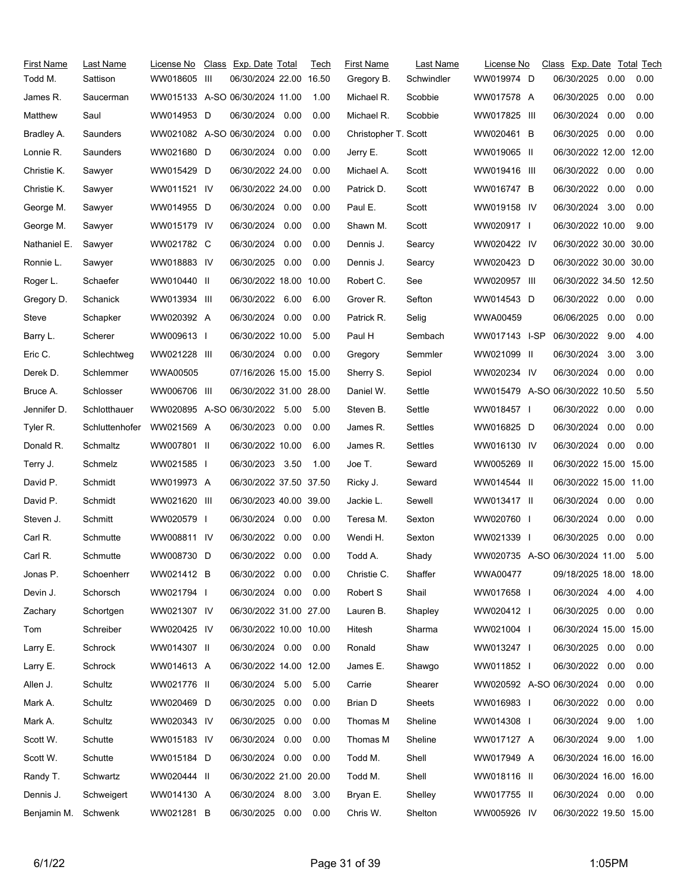| First Name | Last Name | License No | Class | Exp. Date | Total | Tech | First Name | Last Name | License No | Class | Exp. Date | Total | Tech |
|---|---|---|---|---|---|---|---|---|---|---|---|---|---|
| Todd M. | Sattison | WW018605 | III | 06/30/2024 | 22.00 | 16.50 | Gregory B. | Schwindler | WW019974 | D | 06/30/2025 | 0.00 | 0.00 |
| James R. | Saucerman | WW015133 | A-SO | 06/30/2024 | 11.00 | 1.00 | Michael R. | Scobbie | WW017578 | A | 06/30/2025 | 0.00 | 0.00 |
| Matthew | Saul | WW014953 | D | 06/30/2024 | 0.00 | 0.00 | Michael R. | Scobbie | WW017825 | III | 06/30/2024 | 0.00 | 0.00 |
| Bradley A. | Saunders | WW021082 | A-SO | 06/30/2024 | 0.00 | 0.00 | Christopher T. | Scott | WW020461 | B | 06/30/2025 | 0.00 | 0.00 |
| Lonnie R. | Saunders | WW021680 | D | 06/30/2024 | 0.00 | 0.00 | Jerry E. | Scott | WW019065 | II | 06/30/2022 | 12.00 | 12.00 |
| Christie K. | Sawyer | WW015429 | D | 06/30/2022 | 24.00 | 0.00 | Michael A. | Scott | WW019416 | III | 06/30/2022 | 0.00 | 0.00 |
| Christie K. | Sawyer | WW011521 | IV | 06/30/2022 | 24.00 | 0.00 | Patrick D. | Scott | WW016747 | B | 06/30/2022 | 0.00 | 0.00 |
| George M. | Sawyer | WW014955 | D | 06/30/2024 | 0.00 | 0.00 | Paul E. | Scott | WW019158 | IV | 06/30/2024 | 3.00 | 0.00 |
| George M. | Sawyer | WW015179 | IV | 06/30/2024 | 0.00 | 0.00 | Shawn M. | Scott | WW020917 | I | 06/30/2022 | 10.00 | 9.00 |
| Nathaniel E. | Sawyer | WW021782 | C | 06/30/2024 | 0.00 | 0.00 | Dennis J. | Searcy | WW020422 | IV | 06/30/2022 | 30.00 | 30.00 |
| Ronnie L. | Sawyer | WW018883 | IV | 06/30/2025 | 0.00 | 0.00 | Dennis J. | Searcy | WW020423 | D | 06/30/2022 | 30.00 | 30.00 |
| Roger L. | Schaefer | WW010440 | II | 06/30/2022 | 18.00 | 10.00 | Robert C. | See | WW020957 | III | 06/30/2022 | 34.50 | 12.50 |
| Gregory D. | Schanick | WW013934 | III | 06/30/2022 | 6.00 | 6.00 | Grover R. | Sefton | WW014543 | D | 06/30/2022 | 0.00 | 0.00 |
| Steve | Schapker | WW020392 | A | 06/30/2024 | 0.00 | 0.00 | Patrick R. | Selig | WWA00459 | | 06/06/2025 | 0.00 | 0.00 |
| Barry L. | Scherer | WW009613 | I | 06/30/2022 | 10.00 | 5.00 | Paul H | Sembach | WW017143 | I-SP | 06/30/2022 | 9.00 | 4.00 |
| Eric C. | Schlechtweg | WW021228 | III | 06/30/2024 | 0.00 | 0.00 | Gregory | Semmler | WW021099 | II | 06/30/2024 | 3.00 | 3.00 |
| Derek D. | Schlemmer | WWA00505 | | 07/16/2026 | 15.00 | 15.00 | Sherry S. | Sepiol | WW020234 | IV | 06/30/2024 | 0.00 | 0.00 |
| Bruce A. | Schlosser | WW006706 | III | 06/30/2022 | 31.00 | 28.00 | Daniel W. | Settle | WW015479 | A-SO | 06/30/2022 | 10.50 | 5.50 |
| Jennifer D. | Schlotthauer | WW020895 | A-SO | 06/30/2022 | 5.00 | 5.00 | Steven B. | Settle | WW018457 | I | 06/30/2022 | 0.00 | 0.00 |
| Tyler R. | Schluttenhofer | WW021569 | A | 06/30/2023 | 0.00 | 0.00 | James R. | Settles | WW016825 | D | 06/30/2024 | 0.00 | 0.00 |
| Donald R. | Schmaltz | WW007801 | II | 06/30/2022 | 10.00 | 6.00 | James R. | Settles | WW016130 | IV | 06/30/2024 | 0.00 | 0.00 |
| Terry J. | Schmelz | WW021585 | I | 06/30/2023 | 3.50 | 1.00 | Joe T. | Seward | WW005269 | II | 06/30/2022 | 15.00 | 15.00 |
| David P. | Schmidt | WW019973 | A | 06/30/2022 | 37.50 | 37.50 | Ricky J. | Seward | WW014544 | II | 06/30/2022 | 15.00 | 11.00 |
| David P. | Schmidt | WW021620 | III | 06/30/2023 | 40.00 | 39.00 | Jackie L. | Sewell | WW013417 | II | 06/30/2024 | 0.00 | 0.00 |
| Steven J. | Schmitt | WW020579 | I | 06/30/2024 | 0.00 | 0.00 | Teresa M. | Sexton | WW020760 | I | 06/30/2024 | 0.00 | 0.00 |
| Carl R. | Schmutte | WW008811 | IV | 06/30/2022 | 0.00 | 0.00 | Wendi H. | Sexton | WW021339 | I | 06/30/2025 | 0.00 | 0.00 |
| Carl R. | Schmutte | WW008730 | D | 06/30/2022 | 0.00 | 0.00 | Todd A. | Shady | WW020735 | A-SO | 06/30/2024 | 11.00 | 5.00 |
| Jonas P. | Schoenherr | WW021412 | B | 06/30/2022 | 0.00 | 0.00 | Christie C. | Shaffer | WWA00477 | | 09/18/2025 | 18.00 | 18.00 |
| Devin J. | Schorsch | WW021794 | I | 06/30/2024 | 0.00 | 0.00 | Robert S | Shail | WW017658 | I | 06/30/2024 | 4.00 | 4.00 |
| Zachary | Schortgen | WW021307 | IV | 06/30/2022 | 31.00 | 27.00 | Lauren B. | Shapley | WW020412 | I | 06/30/2025 | 0.00 | 0.00 |
| Tom | Schreiber | WW020425 | IV | 06/30/2022 | 10.00 | 10.00 | Hitesh | Sharma | WW021004 | I | 06/30/2024 | 15.00 | 15.00 |
| Larry E. | Schrock | WW014307 | II | 06/30/2024 | 0.00 | 0.00 | Ronald | Shaw | WW013247 | I | 06/30/2025 | 0.00 | 0.00 |
| Larry E. | Schrock | WW014613 | A | 06/30/2022 | 14.00 | 12.00 | James E. | Shawgo | WW011852 | I | 06/30/2022 | 0.00 | 0.00 |
| Allen J. | Schultz | WW021776 | II | 06/30/2024 | 5.00 | 5.00 | Carrie | Shearer | WW020592 | A-SO | 06/30/2024 | 0.00 | 0.00 |
| Mark A. | Schultz | WW020469 | D | 06/30/2025 | 0.00 | 0.00 | Brian D | Sheets | WW016983 | I | 06/30/2022 | 0.00 | 0.00 |
| Mark A. | Schultz | WW020343 | IV | 06/30/2025 | 0.00 | 0.00 | Thomas M | Sheline | WW014308 | I | 06/30/2024 | 9.00 | 1.00 |
| Scott W. | Schutte | WW015183 | IV | 06/30/2024 | 0.00 | 0.00 | Thomas M | Sheline | WW017127 | A | 06/30/2024 | 9.00 | 1.00 |
| Scott W. | Schutte | WW015184 | D | 06/30/2024 | 0.00 | 0.00 | Todd M. | Shell | WW017949 | A | 06/30/2024 | 16.00 | 16.00 |
| Randy T. | Schwartz | WW020444 | II | 06/30/2022 | 21.00 | 20.00 | Todd M. | Shell | WW018116 | II | 06/30/2024 | 16.00 | 16.00 |
| Dennis J. | Schweigert | WW014130 | A | 06/30/2024 | 8.00 | 3.00 | Bryan E. | Shelley | WW017755 | II | 06/30/2024 | 0.00 | 0.00 |
| Benjamin M. | Schwenk | WW021281 | B | 06/30/2025 | 0.00 | 0.00 | Chris W. | Shelton | WW005926 | IV | 06/30/2022 | 19.50 | 15.00 |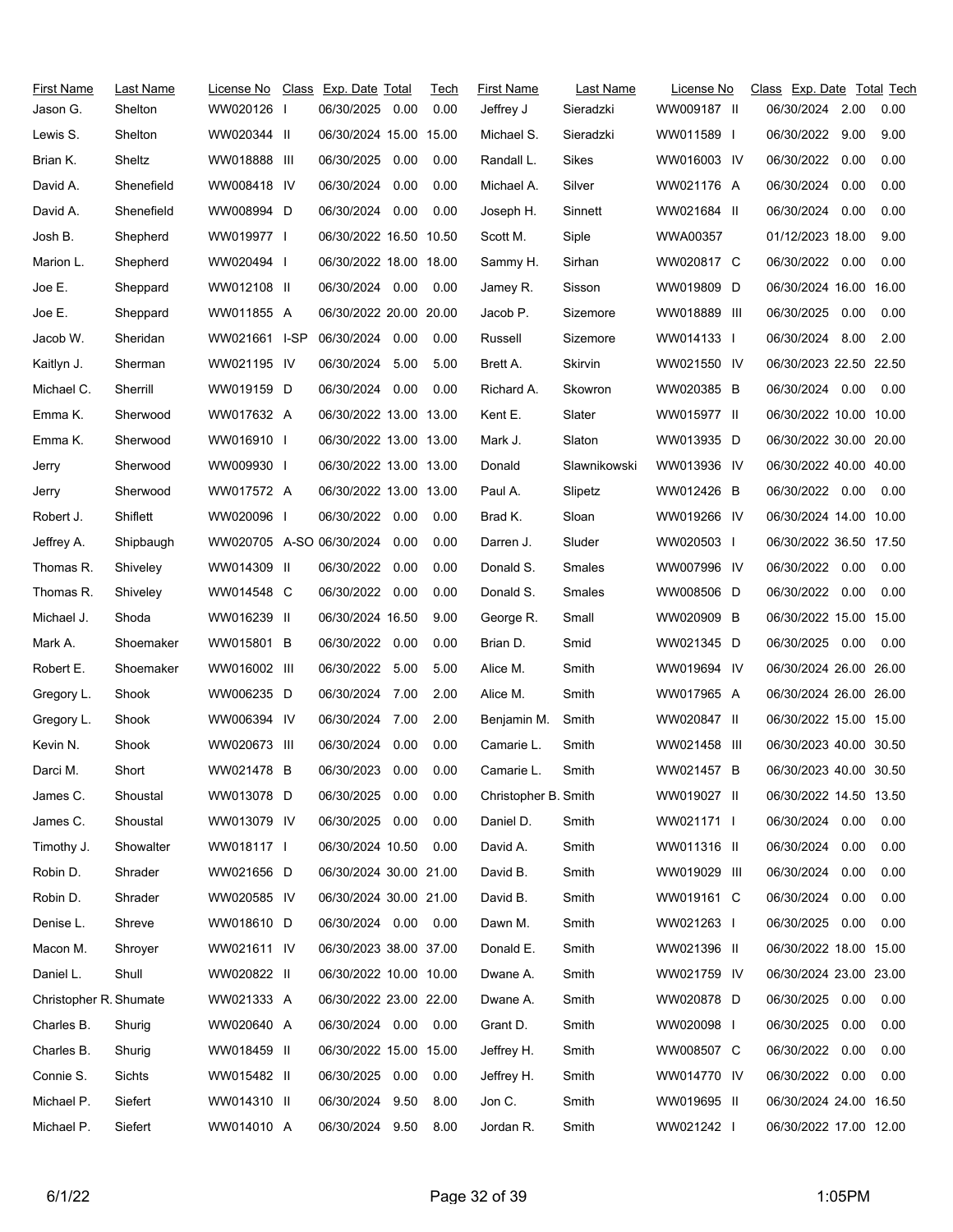| First Name | Last Name | License No | Class | Exp. Date | Total | Tech |
|---|---|---|---|---|---|---|
| Jason G. | Shelton | WW020126 | I | 06/30/2025 | 0.00 | 0.00 |
| Lewis S. | Shelton | WW020344 | II | 06/30/2024 | 15.00 | 15.00 |
| Brian K. | Sheltz | WW018888 | III | 06/30/2025 | 0.00 | 0.00 |
| David A. | Shenefield | WW008418 | IV | 06/30/2024 | 0.00 | 0.00 |
| David A. | Shenefield | WW008994 | D | 06/30/2024 | 0.00 | 0.00 |
| Josh B. | Shepherd | WW019977 | I | 06/30/2022 | 16.50 | 10.50 |
| Marion L. | Shepherd | WW020494 | I | 06/30/2022 | 18.00 | 18.00 |
| Joe E. | Sheppard | WW012108 | II | 06/30/2024 | 0.00 | 0.00 |
| Joe E. | Sheppard | WW011855 | A | 06/30/2022 | 20.00 | 20.00 |
| Jacob W. | Sheridan | WW021661 | I-SP | 06/30/2024 | 0.00 | 0.00 |
| Kaitlyn J. | Sherman | WW021195 | IV | 06/30/2024 | 5.00 | 5.00 |
| Michael C. | Sherrill | WW019159 | D | 06/30/2024 | 0.00 | 0.00 |
| Emma K. | Sherwood | WW017632 | A | 06/30/2022 | 13.00 | 13.00 |
| Emma K. | Sherwood | WW016910 | I | 06/30/2022 | 13.00 | 13.00 |
| Jerry | Sherwood | WW009930 | I | 06/30/2022 | 13.00 | 13.00 |
| Jerry | Sherwood | WW017572 | A | 06/30/2022 | 13.00 | 13.00 |
| Robert J. | Shiflett | WW020096 | I | 06/30/2022 | 0.00 | 0.00 |
| Jeffrey A. | Shipbaugh | WW020705 | A-SO | 06/30/2024 | 0.00 | 0.00 |
| Thomas R. | Shiveley | WW014309 | II | 06/30/2022 | 0.00 | 0.00 |
| Thomas R. | Shiveley | WW014548 | C | 06/30/2022 | 0.00 | 0.00 |
| Michael J. | Shoda | WW016239 | II | 06/30/2024 | 16.50 | 9.00 |
| Mark A. | Shoemaker | WW015801 | B | 06/30/2022 | 0.00 | 0.00 |
| Robert E. | Shoemaker | WW016002 | III | 06/30/2022 | 5.00 | 5.00 |
| Gregory L. | Shook | WW006235 | D | 06/30/2024 | 7.00 | 2.00 |
| Gregory L. | Shook | WW006394 | IV | 06/30/2024 | 7.00 | 2.00 |
| Kevin N. | Shook | WW020673 | III | 06/30/2024 | 0.00 | 0.00 |
| Darci M. | Short | WW021478 | B | 06/30/2023 | 0.00 | 0.00 |
| James C. | Shoustal | WW013078 | D | 06/30/2025 | 0.00 | 0.00 |
| James C. | Shoustal | WW013079 | IV | 06/30/2025 | 0.00 | 0.00 |
| Timothy J. | Showalter | WW018117 | I | 06/30/2024 | 10.50 | 0.00 |
| Robin D. | Shrader | WW021656 | D | 06/30/2024 | 30.00 | 21.00 |
| Robin D. | Shrader | WW020585 | IV | 06/30/2024 | 30.00 | 21.00 |
| Denise L. | Shreve | WW018610 | D | 06/30/2024 | 0.00 | 0.00 |
| Macon M. | Shroyer | WW021611 | IV | 06/30/2023 | 38.00 | 37.00 |
| Daniel L. | Shull | WW020822 | II | 06/30/2022 | 10.00 | 10.00 |
| Christopher R. | Shumate | WW021333 | A | 06/30/2022 | 23.00 | 22.00 |
| Charles B. | Shurig | WW020640 | A | 06/30/2024 | 0.00 | 0.00 |
| Charles B. | Shurig | WW018459 | II | 06/30/2022 | 15.00 | 15.00 |
| Connie S. | Sichts | WW015482 | II | 06/30/2025 | 0.00 | 0.00 |
| Michael P. | Siefert | WW014310 | II | 06/30/2024 | 9.50 | 8.00 |
| Michael P. | Siefert | WW014010 | A | 06/30/2024 | 9.50 | 8.00 |
| Jeffrey J | Sieradzki | WW009187 | II | 06/30/2024 | 2.00 | 0.00 |
| Michael S. | Sieradzki | WW011589 | I | 06/30/2022 | 9.00 | 9.00 |
| Randall L. | Sikes | WW016003 | IV | 06/30/2022 | 0.00 | 0.00 |
| Michael A. | Silver | WW021176 | A | 06/30/2024 | 0.00 | 0.00 |
| Joseph H. | Sinnett | WW021684 | II | 06/30/2024 | 0.00 | 0.00 |
| Scott M. | Siple | WWA00357 | | 01/12/2023 | 18.00 | 9.00 |
| Sammy H. | Sirhan | WW020817 | C | 06/30/2022 | 0.00 | 0.00 |
| Jamey R. | Sisson | WW019809 | D | 06/30/2024 | 16.00 | 16.00 |
| Jacob P. | Sizemore | WW018889 | III | 06/30/2025 | 0.00 | 0.00 |
| Russell | Sizemore | WW014133 | I | 06/30/2024 | 8.00 | 2.00 |
| Brett A. | Skirvin | WW021550 | IV | 06/30/2023 | 22.50 | 22.50 |
| Richard A. | Skowron | WW020385 | B | 06/30/2024 | 0.00 | 0.00 |
| Kent E. | Slater | WW015977 | II | 06/30/2022 | 10.00 | 10.00 |
| Mark J. | Slaton | WW013935 | D | 06/30/2022 | 30.00 | 20.00 |
| Donald | Slawnikowski | WW013936 | IV | 06/30/2022 | 40.00 | 40.00 |
| Paul A. | Slipetz | WW012426 | B | 06/30/2022 | 0.00 | 0.00 |
| Brad K. | Sloan | WW019266 | IV | 06/30/2024 | 14.00 | 10.00 |
| Darren J. | Sluder | WW020503 | I | 06/30/2022 | 36.50 | 17.50 |
| Donald S. | Smales | WW007996 | IV | 06/30/2022 | 0.00 | 0.00 |
| Donald S. | Smales | WW008506 | D | 06/30/2022 | 0.00 | 0.00 |
| George R. | Small | WW020909 | B | 06/30/2022 | 15.00 | 15.00 |
| Brian D. | Smid | WW021345 | D | 06/30/2025 | 0.00 | 0.00 |
| Alice M. | Smith | WW019694 | IV | 06/30/2024 | 26.00 | 26.00 |
| Alice M. | Smith | WW017965 | A | 06/30/2024 | 26.00 | 26.00 |
| Benjamin M. | Smith | WW020847 | II | 06/30/2022 | 15.00 | 15.00 |
| Camarie L. | Smith | WW021458 | III | 06/30/2023 | 40.00 | 30.50 |
| Camarie L. | Smith | WW021457 | B | 06/30/2023 | 40.00 | 30.50 |
| Christopher B. | Smith | WW019027 | II | 06/30/2022 | 14.50 | 13.50 |
| Daniel D. | Smith | WW021171 | I | 06/30/2024 | 0.00 | 0.00 |
| David A. | Smith | WW011316 | II | 06/30/2024 | 0.00 | 0.00 |
| David B. | Smith | WW019029 | III | 06/30/2024 | 0.00 | 0.00 |
| David B. | Smith | WW019161 | C | 06/30/2024 | 0.00 | 0.00 |
| Dawn M. | Smith | WW021263 | I | 06/30/2025 | 0.00 | 0.00 |
| Donald E. | Smith | WW021396 | II | 06/30/2022 | 18.00 | 15.00 |
| Dwane A. | Smith | WW021759 | IV | 06/30/2024 | 23.00 | 23.00 |
| Dwane A. | Smith | WW020878 | D | 06/30/2025 | 0.00 | 0.00 |
| Grant D. | Smith | WW020098 | I | 06/30/2025 | 0.00 | 0.00 |
| Jeffrey H. | Smith | WW008507 | C | 06/30/2022 | 0.00 | 0.00 |
| Jeffrey H. | Smith | WW014770 | IV | 06/30/2022 | 0.00 | 0.00 |
| Jon C. | Smith | WW019695 | II | 06/30/2024 | 24.00 | 16.50 |
| Jordan R. | Smith | WW021242 | I | 06/30/2022 | 17.00 | 12.00 |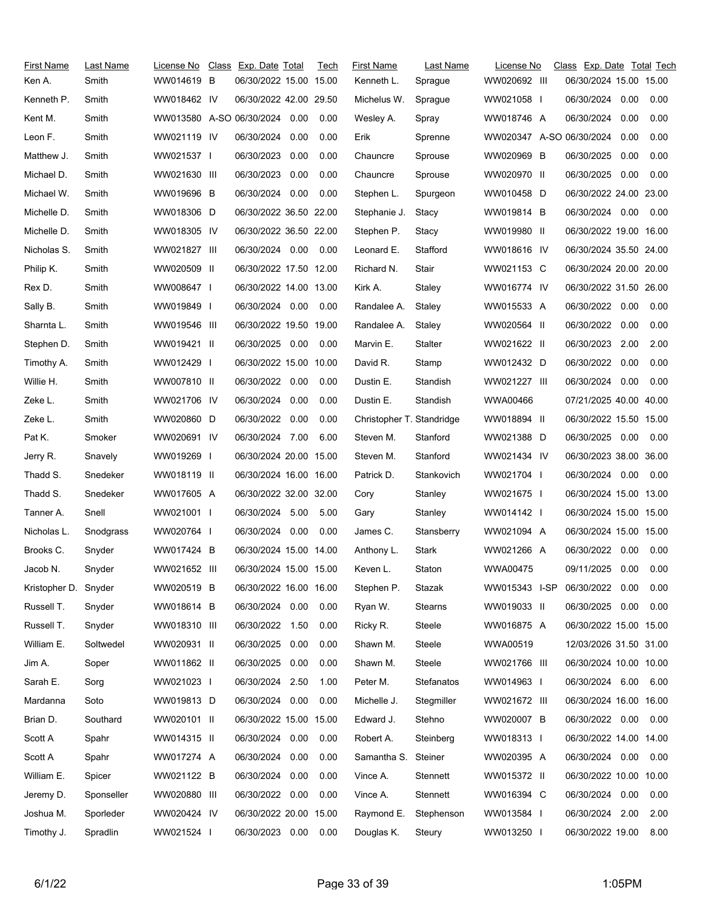| First Name | Last Name | License No | Class | Exp. Date | Total | Tech |
|---|---|---|---|---|---|---|
| Ken A. | Smith | WW014619 | B | 06/30/2022 | 15.00 | 15.00 |
| Kenneth P. | Smith | WW018462 | IV | 06/30/2022 | 42.00 | 29.50 |
| Kent M. | Smith | WW013580 | A-SO | 06/30/2024 | 0.00 | 0.00 |
| Leon F. | Smith | WW021119 | IV | 06/30/2024 | 0.00 | 0.00 |
| Matthew J. | Smith | WW021537 | I | 06/30/2023 | 0.00 | 0.00 |
| Michael D. | Smith | WW021630 | III | 06/30/2023 | 0.00 | 0.00 |
| Michael W. | Smith | WW019696 | B | 06/30/2024 | 0.00 | 0.00 |
| Michelle D. | Smith | WW018306 | D | 06/30/2022 | 36.50 | 22.00 |
| Michelle D. | Smith | WW018305 | IV | 06/30/2022 | 36.50 | 22.00 |
| Nicholas S. | Smith | WW021827 | III | 06/30/2024 | 0.00 | 0.00 |
| Philip K. | Smith | WW020509 | II | 06/30/2022 | 17.50 | 12.00 |
| Rex D. | Smith | WW008647 | I | 06/30/2022 | 14.00 | 13.00 |
| Sally B. | Smith | WW019849 | I | 06/30/2024 | 0.00 | 0.00 |
| Sharnta L. | Smith | WW019546 | III | 06/30/2022 | 19.50 | 19.00 |
| Stephen D. | Smith | WW019421 | II | 06/30/2025 | 0.00 | 0.00 |
| Timothy A. | Smith | WW012429 | I | 06/30/2022 | 15.00 | 10.00 |
| Willie H. | Smith | WW007810 | II | 06/30/2022 | 0.00 | 0.00 |
| Zeke L. | Smith | WW021706 | IV | 06/30/2024 | 0.00 | 0.00 |
| Zeke L. | Smith | WW020860 | D | 06/30/2022 | 0.00 | 0.00 |
| Pat K. | Smoker | WW020691 | IV | 06/30/2024 | 7.00 | 6.00 |
| Jerry R. | Snavely | WW019269 | I | 06/30/2024 | 20.00 | 15.00 |
| Thadd S. | Snedeker | WW018119 | II | 06/30/2024 | 16.00 | 16.00 |
| Thadd S. | Snedeker | WW017605 | A | 06/30/2022 | 32.00 | 32.00 |
| Tanner A. | Snell | WW021001 | I | 06/30/2024 | 5.00 | 5.00 |
| Nicholas L. | Snodgrass | WW020764 | I | 06/30/2024 | 0.00 | 0.00 |
| Brooks C. | Snyder | WW017424 | B | 06/30/2024 | 15.00 | 14.00 |
| Jacob N. | Snyder | WW021652 | III | 06/30/2024 | 15.00 | 15.00 |
| Kristopher D. | Snyder | WW020519 | B | 06/30/2022 | 16.00 | 16.00 |
| Russell T. | Snyder | WW018614 | B | 06/30/2024 | 0.00 | 0.00 |
| Russell T. | Snyder | WW018310 | III | 06/30/2022 | 1.50 | 0.00 |
| William E. | Soltwedel | WW020931 | II | 06/30/2025 | 0.00 | 0.00 |
| Jim A. | Soper | WW011862 | II | 06/30/2025 | 0.00 | 0.00 |
| Sarah E. | Sorg | WW021023 | I | 06/30/2024 | 2.50 | 1.00 |
| Mardanna | Soto | WW019813 | D | 06/30/2024 | 0.00 | 0.00 |
| Brian D. | Southard | WW020101 | II | 06/30/2022 | 15.00 | 15.00 |
| Scott A | Spahr | WW014315 | II | 06/30/2024 | 0.00 | 0.00 |
| Scott A | Spahr | WW017274 | A | 06/30/2024 | 0.00 | 0.00 |
| William E. | Spicer | WW021122 | B | 06/30/2024 | 0.00 | 0.00 |
| Jeremy D. | Sponseller | WW020880 | III | 06/30/2022 | 0.00 | 0.00 |
| Joshua M. | Sporleder | WW020424 | IV | 06/30/2022 | 20.00 | 15.00 |
| Timothy J. | Spradlin | WW021524 | I | 06/30/2023 | 0.00 | 0.00 |
| Kenneth L. | Sprague | WW020692 | III | 06/30/2024 | 15.00 | 15.00 |
| Michelus W. | Sprague | WW021058 | I | 06/30/2024 | 0.00 | 0.00 |
| Wesley A. | Spray | WW018746 | A | 06/30/2024 | 0.00 | 0.00 |
| Erik | Sprenne | WW020347 | A-SO | 06/30/2024 | 0.00 | 0.00 |
| Chauncre | Sprouse | WW020969 | B | 06/30/2025 | 0.00 | 0.00 |
| Chauncre | Sprouse | WW020970 | II | 06/30/2025 | 0.00 | 0.00 |
| Stephen L. | Spurgeon | WW010458 | D | 06/30/2022 | 24.00 | 23.00 |
| Stephanie J. | Stacy | WW019814 | B | 06/30/2024 | 0.00 | 0.00 |
| Stephen P. | Stacy | WW019980 | II | 06/30/2022 | 19.00 | 16.00 |
| Leonard E. | Stafford | WW018616 | IV | 06/30/2024 | 35.50 | 24.00 |
| Richard N. | Stair | WW021153 | C | 06/30/2024 | 20.00 | 20.00 |
| Kirk A. | Staley | WW016774 | IV | 06/30/2022 | 31.50 | 26.00 |
| Randalee A. | Staley | WW015533 | A | 06/30/2022 | 0.00 | 0.00 |
| Randalee A. | Staley | WW020564 | II | 06/30/2022 | 0.00 | 0.00 |
| Marvin E. | Stalter | WW021622 | II | 06/30/2023 | 2.00 | 2.00 |
| David R. | Stamp | WW012432 | D | 06/30/2022 | 0.00 | 0.00 |
| Dustin E. | Standish | WW021227 | III | 06/30/2024 | 0.00 | 0.00 |
| Dustin E. | Standish | WWA00466 | | 07/21/2025 | 40.00 | 40.00 |
| Christopher T. | Standridge | WW018894 | II | 06/30/2022 | 15.50 | 15.00 |
| Steven M. | Stanford | WW021388 | D | 06/30/2025 | 0.00 | 0.00 |
| Steven M. | Stanford | WW021434 | IV | 06/30/2023 | 38.00 | 36.00 |
| Patrick D. | Stankovich | WW021704 | I | 06/30/2024 | 0.00 | 0.00 |
| Cory | Stanley | WW021675 | I | 06/30/2024 | 15.00 | 13.00 |
| Gary | Stanley | WW014142 | I | 06/30/2024 | 15.00 | 15.00 |
| James C. | Stansberry | WW021094 | A | 06/30/2024 | 15.00 | 15.00 |
| Anthony L. | Stark | WW021266 | A | 06/30/2022 | 0.00 | 0.00 |
| Keven L. | Staton | WWA00475 | | 09/11/2025 | 0.00 | 0.00 |
| Stephen P. | Stazak | WW015343 | I-SP | 06/30/2022 | 0.00 | 0.00 |
| Ryan W. | Stearns | WW019033 | II | 06/30/2025 | 0.00 | 0.00 |
| Ricky R. | Steele | WW016875 | A | 06/30/2022 | 15.00 | 15.00 |
| Shawn M. | Steele | WWA00519 | | 12/03/2026 | 31.50 | 31.00 |
| Shawn M. | Steele | WW021766 | III | 06/30/2024 | 10.00 | 10.00 |
| Peter M. | Stefanatos | WW014963 | I | 06/30/2024 | 6.00 | 6.00 |
| Michelle J. | Stegmiller | WW021672 | III | 06/30/2024 | 16.00 | 16.00 |
| Edward J. | Stehno | WW020007 | B | 06/30/2022 | 0.00 | 0.00 |
| Robert A. | Steinberg | WW018313 | I | 06/30/2022 | 14.00 | 14.00 |
| Samantha S. | Steiner | WW020395 | A | 06/30/2024 | 0.00 | 0.00 |
| Vince A. | Stennett | WW015372 | II | 06/30/2022 | 10.00 | 10.00 |
| Vince A. | Stennett | WW016394 | C | 06/30/2024 | 0.00 | 0.00 |
| Raymond E. | Stephenson | WW013584 | I | 06/30/2024 | 2.00 | 2.00 |
| Douglas K. | Steury | WW013250 | I | 06/30/2022 | 19.00 | 8.00 |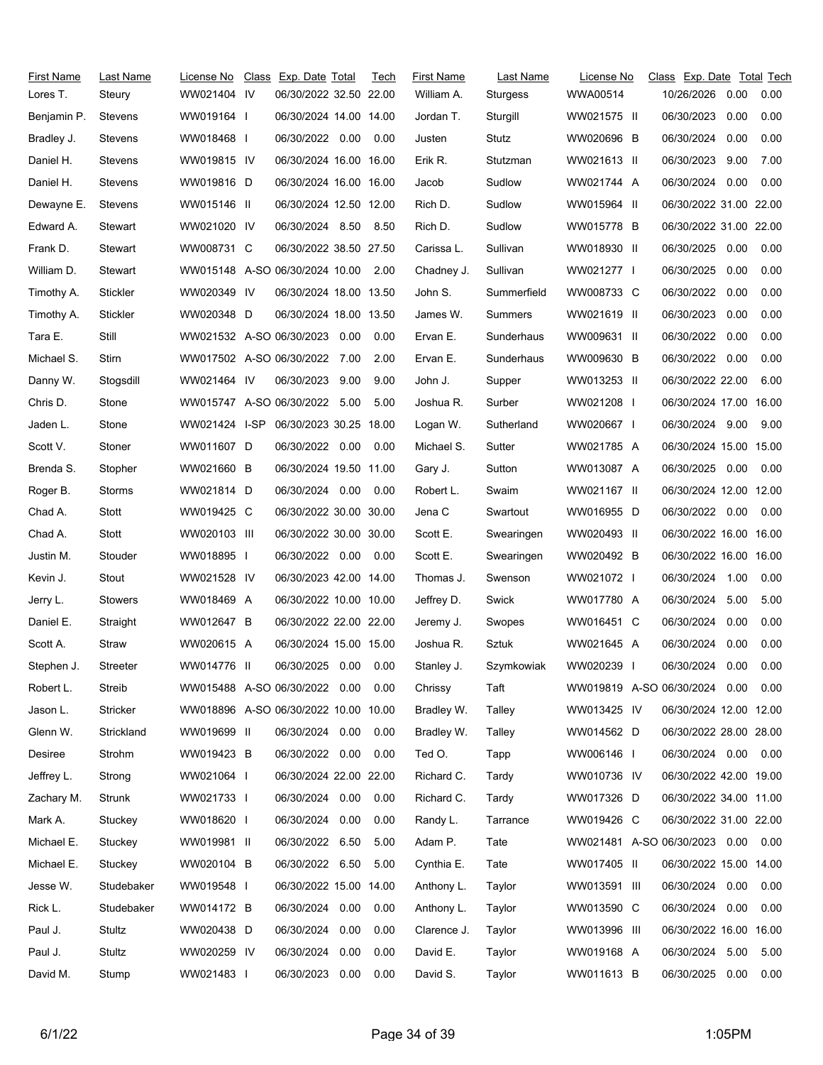| First Name | Last Name | License No | Class | Exp. Date | Total | Tech |
|---|---|---|---|---|---|---|
| Lores T. | Steury | WW021404 | IV | 06/30/2022 | 32.50 | 22.00 |
| Benjamin P. | Stevens | WW019164 | I | 06/30/2024 | 14.00 | 14.00 |
| Bradley J. | Stevens | WW018468 | I | 06/30/2022 | 0.00 | 0.00 |
| Daniel H. | Stevens | WW019815 | IV | 06/30/2024 | 16.00 | 16.00 |
| Daniel H. | Stevens | WW019816 | D | 06/30/2024 | 16.00 | 16.00 |
| Dewayne E. | Stevens | WW015146 | II | 06/30/2024 | 12.50 | 12.00 |
| Edward A. | Stewart | WW021020 | IV | 06/30/2024 | 8.50 | 8.50 |
| Frank D. | Stewart | WW008731 | C | 06/30/2022 | 38.50 | 27.50 |
| William D. | Stewart | WW015148 | A-SO | 06/30/2024 | 10.00 | 2.00 |
| Timothy A. | Stickler | WW020349 | IV | 06/30/2024 | 18.00 | 13.50 |
| Timothy A. | Stickler | WW020348 | D | 06/30/2024 | 18.00 | 13.50 |
| Tara E. | Still | WW021532 | A-SO | 06/30/2023 | 0.00 | 0.00 |
| Michael S. | Stirn | WW017502 | A-SO | 06/30/2022 | 7.00 | 2.00 |
| Danny W. | Stogsdill | WW021464 | IV | 06/30/2023 | 9.00 | 9.00 |
| Chris D. | Stone | WW015747 | A-SO | 06/30/2022 | 5.00 | 5.00 |
| Jaden L. | Stone | WW021424 | I-SP | 06/30/2023 | 30.25 | 18.00 |
| Scott V. | Stoner | WW011607 | D | 06/30/2022 | 0.00 | 0.00 |
| Brenda S. | Stopher | WW021660 | B | 06/30/2024 | 19.50 | 11.00 |
| Roger B. | Storms | WW021814 | D | 06/30/2024 | 0.00 | 0.00 |
| Chad A. | Stott | WW019425 | C | 06/30/2022 | 30.00 | 30.00 |
| Chad A. | Stott | WW020103 | III | 06/30/2022 | 30.00 | 30.00 |
| Justin M. | Stouder | WW018895 | I | 06/30/2022 | 0.00 | 0.00 |
| Kevin J. | Stout | WW021528 | IV | 06/30/2023 | 42.00 | 14.00 |
| Jerry L. | Stowers | WW018469 | A | 06/30/2022 | 10.00 | 10.00 |
| Daniel E. | Straight | WW012647 | B | 06/30/2022 | 22.00 | 22.00 |
| Scott A. | Straw | WW020615 | A | 06/30/2024 | 15.00 | 15.00 |
| Stephen J. | Streeter | WW014776 | II | 06/30/2025 | 0.00 | 0.00 |
| Robert L. | Streib | WW015488 | A-SO | 06/30/2022 | 0.00 | 0.00 |
| Jason L. | Stricker | WW018896 | A-SO | 06/30/2022 | 10.00 | 10.00 |
| Glenn W. | Strickland | WW019699 | II | 06/30/2024 | 0.00 | 0.00 |
| Desiree | Strohm | WW019423 | B | 06/30/2022 | 0.00 | 0.00 |
| Jeffrey L. | Strong | WW021064 | I | 06/30/2024 | 22.00 | 22.00 |
| Zachary M. | Strunk | WW021733 | I | 06/30/2024 | 0.00 | 0.00 |
| Mark A. | Stuckey | WW018620 | I | 06/30/2024 | 0.00 | 0.00 |
| Michael E. | Stuckey | WW019981 | II | 06/30/2022 | 6.50 | 5.00 |
| Michael E. | Stuckey | WW020104 | B | 06/30/2022 | 6.50 | 5.00 |
| Jesse W. | Studebaker | WW019548 | I | 06/30/2022 | 15.00 | 14.00 |
| Rick L. | Studebaker | WW014172 | B | 06/30/2024 | 0.00 | 0.00 |
| Paul J. | Stultz | WW020438 | D | 06/30/2024 | 0.00 | 0.00 |
| Paul J. | Stultz | WW020259 | IV | 06/30/2024 | 0.00 | 0.00 |
| David M. | Stump | WW021483 | I | 06/30/2023 | 0.00 | 0.00 |
| William A. | Sturgess | WWA00514 | | 10/26/2026 | 0.00 | 0.00 |
| Jordan T. | Sturgill | WW021575 | II | 06/30/2023 | 0.00 | 0.00 |
| Justen | Stutz | WW020696 | B | 06/30/2024 | 0.00 | 0.00 |
| Erik R. | Stutzman | WW021613 | II | 06/30/2023 | 9.00 | 7.00 |
| Jacob | Sudlow | WW021744 | A | 06/30/2024 | 0.00 | 0.00 |
| Rich D. | Sudlow | WW015964 | II | 06/30/2022 | 31.00 | 22.00 |
| Rich D. | Sudlow | WW015778 | B | 06/30/2022 | 31.00 | 22.00 |
| Carissa L. | Sullivan | WW018930 | II | 06/30/2025 | 0.00 | 0.00 |
| Chadney J. | Sullivan | WW021277 | I | 06/30/2025 | 0.00 | 0.00 |
| John S. | Summerfield | WW008733 | C | 06/30/2022 | 0.00 | 0.00 |
| James W. | Summers | WW021619 | II | 06/30/2023 | 0.00 | 0.00 |
| Ervan E. | Sunderhaus | WW009631 | II | 06/30/2022 | 0.00 | 0.00 |
| Ervan E. | Sunderhaus | WW009630 | B | 06/30/2022 | 0.00 | 0.00 |
| John J. | Supper | WW013253 | II | 06/30/2022 | 22.00 | 6.00 |
| Joshua R. | Surber | WW021208 | I | 06/30/2024 | 17.00 | 16.00 |
| Logan W. | Sutherland | WW020667 | I | 06/30/2024 | 9.00 | 9.00 |
| Michael S. | Sutter | WW021785 | A | 06/30/2024 | 15.00 | 15.00 |
| Gary J. | Sutton | WW013087 | A | 06/30/2025 | 0.00 | 0.00 |
| Robert L. | Swaim | WW021167 | II | 06/30/2024 | 12.00 | 12.00 |
| Jena C | Swartout | WW016955 | D | 06/30/2022 | 0.00 | 0.00 |
| Scott E. | Swearingen | WW020493 | II | 06/30/2022 | 16.00 | 16.00 |
| Scott E. | Swearingen | WW020492 | B | 06/30/2022 | 16.00 | 16.00 |
| Thomas J. | Swenson | WW021072 | I | 06/30/2024 | 1.00 | 0.00 |
| Jeffrey D. | Swick | WW017780 | A | 06/30/2024 | 5.00 | 5.00 |
| Jeremy J. | Swopes | WW016451 | C | 06/30/2024 | 0.00 | 0.00 |
| Joshua R. | Sztuk | WW021645 | A | 06/30/2024 | 0.00 | 0.00 |
| Stanley J. | Szymkowiak | WW020239 | I | 06/30/2024 | 0.00 | 0.00 |
| Chrissy | Taft | WW019819 | A-SO | 06/30/2024 | 0.00 | 0.00 |
| Bradley W. | Talley | WW013425 | IV | 06/30/2024 | 12.00 | 12.00 |
| Bradley W. | Talley | WW014562 | D | 06/30/2022 | 28.00 | 28.00 |
| Ted O. | Tapp | WW006146 | I | 06/30/2024 | 0.00 | 0.00 |
| Richard C. | Tardy | WW010736 | IV | 06/30/2022 | 42.00 | 19.00 |
| Richard C. | Tardy | WW017326 | D | 06/30/2022 | 34.00 | 11.00 |
| Randy L. | Tarrance | WW019426 | C | 06/30/2022 | 31.00 | 22.00 |
| Adam P. | Tate | WW021481 | A-SO | 06/30/2023 | 0.00 | 0.00 |
| Cynthia E. | Tate | WW017405 | II | 06/30/2022 | 15.00 | 14.00 |
| Anthony L. | Taylor | WW013591 | III | 06/30/2024 | 0.00 | 0.00 |
| Anthony L. | Taylor | WW013590 | C | 06/30/2024 | 0.00 | 0.00 |
| Clarence J. | Taylor | WW013996 | III | 06/30/2022 | 16.00 | 16.00 |
| David E. | Taylor | WW019168 | A | 06/30/2024 | 5.00 | 5.00 |
| David S. | Taylor | WW011613 | B | 06/30/2025 | 0.00 | 0.00 |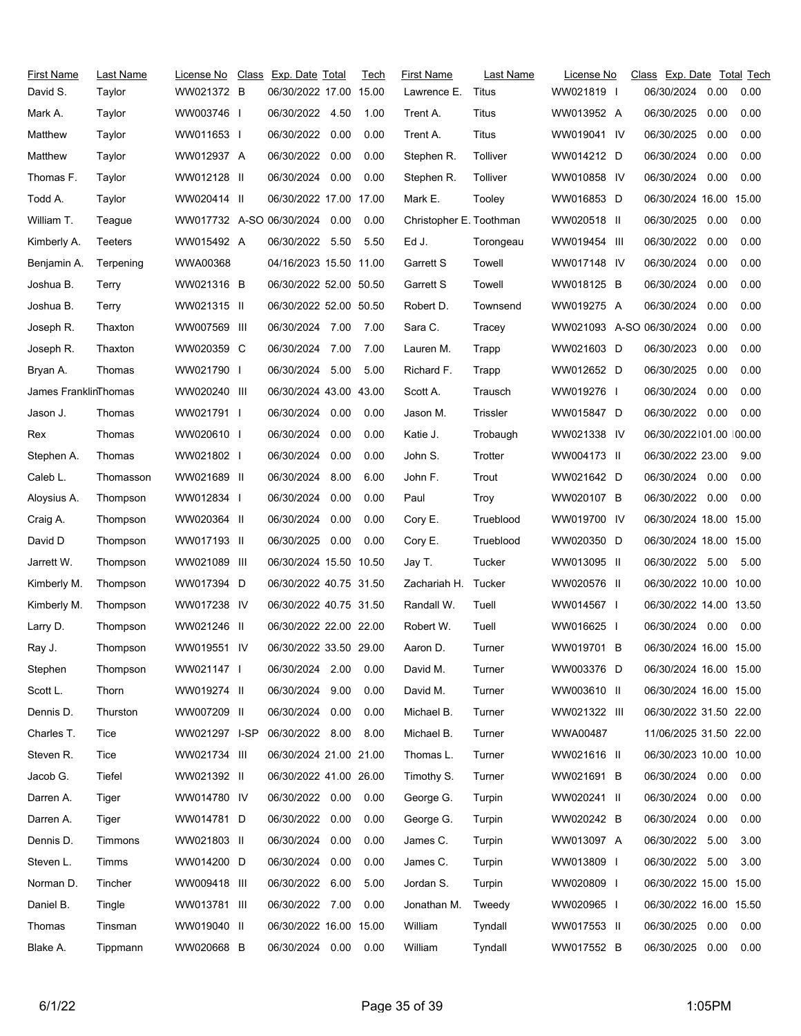| First Name | Last Name | License No | Class | Exp. Date | Total | Tech |
|---|---|---|---|---|---|---|
| David S. | Taylor | WW021372 | B | 06/30/2022 | 17.00 | 15.00 |
| Mark A. | Taylor | WW003746 | I | 06/30/2022 | 4.50 | 1.00 |
| Matthew | Taylor | WW011653 | I | 06/30/2022 | 0.00 | 0.00 |
| Matthew | Taylor | WW012937 | A | 06/30/2022 | 0.00 | 0.00 |
| Thomas F. | Taylor | WW012128 | II | 06/30/2024 | 0.00 | 0.00 |
| Todd A. | Taylor | WW020414 | II | 06/30/2022 | 17.00 | 17.00 |
| William T. | Teague | WW017732 | A-SO | 06/30/2024 | 0.00 | 0.00 |
| Kimberly A. | Teeters | WW015492 | A | 06/30/2022 | 5.50 | 5.50 |
| Benjamin A. | Terpening | WWA00368 | | 04/16/2023 | 15.50 | 11.00 |
| Joshua B. | Terry | WW021316 | B | 06/30/2022 | 52.00 | 50.50 |
| Joshua B. | Terry | WW021315 | II | 06/30/2022 | 52.00 | 50.50 |
| Joseph R. | Thaxton | WW007569 | III | 06/30/2024 | 7.00 | 7.00 |
| Joseph R. | Thaxton | WW020359 | C | 06/30/2024 | 7.00 | 7.00 |
| Bryan A. | Thomas | WW021790 | I | 06/30/2024 | 5.00 | 5.00 |
| James Franklin | Thomas | WW020240 | III | 06/30/2024 | 43.00 | 43.00 |
| Jason J. | Thomas | WW021791 | I | 06/30/2024 | 0.00 | 0.00 |
| Rex | Thomas | WW020610 | I | 06/30/2024 | 0.00 | 0.00 |
| Stephen A. | Thomas | WW021802 | I | 06/30/2024 | 0.00 | 0.00 |
| Caleb L. | Thomasson | WW021689 | II | 06/30/2024 | 8.00 | 6.00 |
| Aloysius A. | Thompson | WW012834 | I | 06/30/2024 | 0.00 | 0.00 |
| Craig A. | Thompson | WW020364 | II | 06/30/2024 | 0.00 | 0.00 |
| David D | Thompson | WW017193 | II | 06/30/2025 | 0.00 | 0.00 |
| Jarrett W. | Thompson | WW021089 | III | 06/30/2024 | 15.50 | 10.50 |
| Kimberly M. | Thompson | WW017394 | D | 06/30/2022 | 40.75 | 31.50 |
| Kimberly M. | Thompson | WW017238 | IV | 06/30/2022 | 40.75 | 31.50 |
| Larry D. | Thompson | WW021246 | II | 06/30/2022 | 22.00 | 22.00 |
| Ray J. | Thompson | WW019551 | IV | 06/30/2022 | 33.50 | 29.00 |
| Stephen | Thompson | WW021147 | I | 06/30/2024 | 2.00 | 0.00 |
| Scott L. | Thorn | WW019274 | II | 06/30/2024 | 9.00 | 0.00 |
| Dennis D. | Thurston | WW007209 | II | 06/30/2024 | 0.00 | 0.00 |
| Charles T. | Tice | WW021297 | I-SP | 06/30/2022 | 8.00 | 8.00 |
| Steven R. | Tice | WW021734 | III | 06/30/2024 | 21.00 | 21.00 |
| Jacob G. | Tiefel | WW021392 | II | 06/30/2022 | 41.00 | 26.00 |
| Darren A. | Tiger | WW014780 | IV | 06/30/2022 | 0.00 | 0.00 |
| Darren A. | Tiger | WW014781 | D | 06/30/2022 | 0.00 | 0.00 |
| Dennis D. | Timmons | WW021803 | II | 06/30/2024 | 0.00 | 0.00 |
| Steven L. | Timms | WW014200 | D | 06/30/2024 | 0.00 | 0.00 |
| Norman D. | Tincher | WW009418 | III | 06/30/2022 | 6.00 | 5.00 |
| Daniel B. | Tingle | WW013781 | III | 06/30/2022 | 7.00 | 0.00 |
| Thomas | Tinsman | WW019040 | II | 06/30/2022 | 16.00 | 15.00 |
| Blake A. | Tippmann | WW020668 | B | 06/30/2024 | 0.00 | 0.00 |
| Lawrence E. | Titus | WW021819 | I | 06/30/2024 | 0.00 | 0.00 |
| Trent A. | Titus | WW013952 | A | 06/30/2025 | 0.00 | 0.00 |
| Trent A. | Titus | WW019041 | IV | 06/30/2025 | 0.00 | 0.00 |
| Stephen R. | Tolliver | WW014212 | D | 06/30/2024 | 0.00 | 0.00 |
| Stephen R. | Tolliver | WW010858 | IV | 06/30/2024 | 0.00 | 0.00 |
| Mark E. | Tooley | WW016853 | D | 06/30/2024 | 16.00 | 15.00 |
| Christopher E. | Toothman | WW020518 | II | 06/30/2025 | 0.00 | 0.00 |
| Ed J. | Torongeau | WW019454 | III | 06/30/2022 | 0.00 | 0.00 |
| Garrett S | Towell | WW017148 | IV | 06/30/2024 | 0.00 | 0.00 |
| Garrett S | Towell | WW018125 | B | 06/30/2024 | 0.00 | 0.00 |
| Robert D. | Townsend | WW019275 | A | 06/30/2024 | 0.00 | 0.00 |
| Sara C. | Tracey | WW021093 | A-SO | 06/30/2024 | 0.00 | 0.00 |
| Lauren M. | Trapp | WW021603 | D | 06/30/2023 | 0.00 | 0.00 |
| Richard F. | Trapp | WW012652 | D | 06/30/2025 | 0.00 | 0.00 |
| Scott A. | Trausch | WW019276 | I | 06/30/2024 | 0.00 | 0.00 |
| Jason M. | Trissler | WW015847 | D | 06/30/2022 | 0.00 | 0.00 |
| Katie J. | Trobaugh | WW021338 | IV | 06/30/2022 | 101.00 | 100.00 |
| John S. | Trotter | WW004173 | II | 06/30/2022 | 23.00 | 9.00 |
| John F. | Trout | WW021642 | D | 06/30/2024 | 0.00 | 0.00 |
| Paul | Troy | WW020107 | B | 06/30/2022 | 0.00 | 0.00 |
| Cory E. | Trueblood | WW019700 | IV | 06/30/2024 | 18.00 | 15.00 |
| Cory E. | Trueblood | WW020350 | D | 06/30/2024 | 18.00 | 15.00 |
| Jay T. | Tucker | WW013095 | II | 06/30/2022 | 5.00 | 5.00 |
| Zachariah H. | Tucker | WW020576 | II | 06/30/2022 | 10.00 | 10.00 |
| Randall W. | Tuell | WW014567 | I | 06/30/2022 | 14.00 | 13.50 |
| Robert W. | Tuell | WW016625 | I | 06/30/2024 | 0.00 | 0.00 |
| Aaron D. | Turner | WW019701 | B | 06/30/2024 | 16.00 | 15.00 |
| David M. | Turner | WW003376 | D | 06/30/2024 | 16.00 | 15.00 |
| David M. | Turner | WW003610 | II | 06/30/2024 | 16.00 | 15.00 |
| Michael B. | Turner | WW021322 | III | 06/30/2022 | 31.50 | 22.00 |
| Michael B. | Turner | WWA00487 | | 11/06/2025 | 31.50 | 22.00 |
| Thomas L. | Turner | WW021616 | II | 06/30/2023 | 10.00 | 10.00 |
| Timothy S. | Turner | WW021691 | B | 06/30/2024 | 0.00 | 0.00 |
| George G. | Turpin | WW020241 | II | 06/30/2024 | 0.00 | 0.00 |
| George G. | Turpin | WW020242 | B | 06/30/2024 | 0.00 | 0.00 |
| James C. | Turpin | WW013097 | A | 06/30/2022 | 5.00 | 3.00 |
| James C. | Turpin | WW013809 | I | 06/30/2022 | 5.00 | 3.00 |
| Jordan S. | Turpin | WW020809 | I | 06/30/2022 | 15.00 | 15.00 |
| Jonathan M. | Tweedy | WW020965 | I | 06/30/2022 | 16.00 | 15.50 |
| William | Tyndall | WW017553 | II | 06/30/2025 | 0.00 | 0.00 |
| William | Tyndall | WW017552 | B | 06/30/2025 | 0.00 | 0.00 |

6/1/22 1:05PM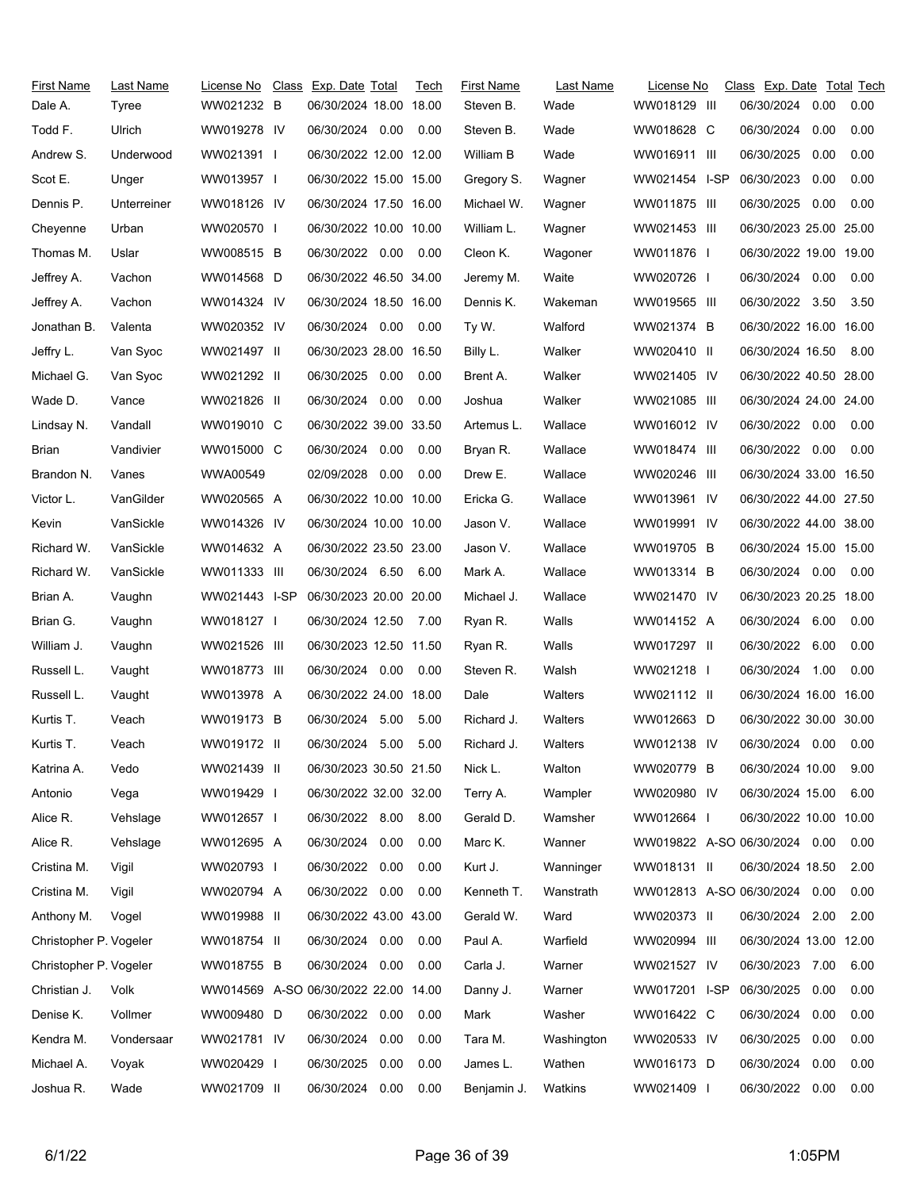| First Name | Last Name | License No | Class | Exp. Date | Total | Tech |
|---|---|---|---|---|---|---|
| Dale A. | Tyree | WW021232 | B | 06/30/2024 | 18.00 | 18.00 |
| Todd F. | Ulrich | WW019278 | IV | 06/30/2024 | 0.00 | 0.00 |
| Andrew S. | Underwood | WW021391 | I | 06/30/2022 | 12.00 | 12.00 |
| Scot E. | Unger | WW013957 | I | 06/30/2022 | 15.00 | 15.00 |
| Dennis P. | Unterreiner | WW018126 | IV | 06/30/2024 | 17.50 | 16.00 |
| Cheyenne | Urban | WW020570 | I | 06/30/2022 | 10.00 | 10.00 |
| Thomas M. | Uslar | WW008515 | B | 06/30/2022 | 0.00 | 0.00 |
| Jeffrey A. | Vachon | WW014568 | D | 06/30/2022 | 46.50 | 34.00 |
| Jeffrey A. | Vachon | WW014324 | IV | 06/30/2024 | 18.50 | 16.00 |
| Jonathan B. | Valenta | WW020352 | IV | 06/30/2024 | 0.00 | 0.00 |
| Jeffry L. | Van Syoc | WW021497 | II | 06/30/2023 | 28.00 | 16.50 |
| Michael G. | Van Syoc | WW021292 | II | 06/30/2025 | 0.00 | 0.00 |
| Wade D. | Vance | WW021826 | II | 06/30/2024 | 0.00 | 0.00 |
| Lindsay N. | Vandall | WW019010 | C | 06/30/2022 | 39.00 | 33.50 |
| Brian | Vandivier | WW015000 | C | 06/30/2024 | 0.00 | 0.00 |
| Brandon N. | Vanes | WWA00549 | | 02/09/2028 | 0.00 | 0.00 |
| Victor L. | VanGilder | WW020565 | A | 06/30/2022 | 10.00 | 10.00 |
| Kevin | VanSickle | WW014326 | IV | 06/30/2024 | 10.00 | 10.00 |
| Richard W. | VanSickle | WW014632 | A | 06/30/2022 | 23.50 | 23.00 |
| Richard W. | VanSickle | WW011333 | III | 06/30/2024 | 6.50 | 6.00 |
| Brian A. | Vaughn | WW021443 | I-SP | 06/30/2023 | 20.00 | 20.00 |
| Brian G. | Vaughn | WW018127 | I | 06/30/2024 | 12.50 | 7.00 |
| William J. | Vaughn | WW021526 | III | 06/30/2023 | 12.50 | 11.50 |
| Russell L. | Vaught | WW018773 | III | 06/30/2024 | 0.00 | 0.00 |
| Russell L. | Vaught | WW013978 | A | 06/30/2022 | 24.00 | 18.00 |
| Kurtis T. | Veach | WW019173 | B | 06/30/2024 | 5.00 | 5.00 |
| Kurtis T. | Veach | WW019172 | II | 06/30/2024 | 5.00 | 5.00 |
| Katrina A. | Vedo | WW021439 | II | 06/30/2023 | 30.50 | 21.50 |
| Antonio | Vega | WW019429 | I | 06/30/2022 | 32.00 | 32.00 |
| Alice R. | Vehslage | WW012657 | I | 06/30/2022 | 8.00 | 8.00 |
| Alice R. | Vehslage | WW012695 | A | 06/30/2024 | 0.00 | 0.00 |
| Cristina M. | Vigil | WW020793 | I | 06/30/2022 | 0.00 | 0.00 |
| Cristina M. | Vigil | WW020794 | A | 06/30/2022 | 0.00 | 0.00 |
| Anthony M. | Vogel | WW019988 | II | 06/30/2022 | 43.00 | 43.00 |
| Christopher P. | Vogeler | WW018754 | II | 06/30/2024 | 0.00 | 0.00 |
| Christopher P. | Vogeler | WW018755 | B | 06/30/2024 | 0.00 | 0.00 |
| Christian J. | Volk | WW014569 | A-SO | 06/30/2022 | 22.00 | 14.00 |
| Denise K. | Vollmer | WW009480 | D | 06/30/2022 | 0.00 | 0.00 |
| Kendra M. | Vondersaar | WW021781 | IV | 06/30/2024 | 0.00 | 0.00 |
| Michael A. | Voyak | WW020429 | I | 06/30/2025 | 0.00 | 0.00 |
| Joshua R. | Wade | WW021709 | II | 06/30/2024 | 0.00 | 0.00 |
| Steven B. | Wade | WW018129 | III | 06/30/2024 | 0.00 | 0.00 |
| Steven B. | Wade | WW018628 | C | 06/30/2024 | 0.00 | 0.00 |
| William B | Wade | WW016911 | III | 06/30/2025 | 0.00 | 0.00 |
| Gregory S. | Wagner | WW021454 | I-SP | 06/30/2023 | 0.00 | 0.00 |
| Michael W. | Wagner | WW011875 | III | 06/30/2025 | 0.00 | 0.00 |
| William L. | Wagner | WW021453 | III | 06/30/2023 | 25.00 | 25.00 |
| Cleon K. | Wagoner | WW011876 | I | 06/30/2022 | 19.00 | 19.00 |
| Jeremy M. | Waite | WW020726 | I | 06/30/2024 | 0.00 | 0.00 |
| Dennis K. | Wakeman | WW019565 | III | 06/30/2022 | 3.50 | 3.50 |
| Ty W. | Walford | WW021374 | B | 06/30/2022 | 16.00 | 16.00 |
| Billy L. | Walker | WW020410 | II | 06/30/2024 | 16.50 | 8.00 |
| Brent A. | Walker | WW021405 | IV | 06/30/2022 | 40.50 | 28.00 |
| Joshua | Walker | WW021085 | III | 06/30/2024 | 24.00 | 24.00 |
| Artemus L. | Wallace | WW016012 | IV | 06/30/2022 | 0.00 | 0.00 |
| Bryan R. | Wallace | WW018474 | III | 06/30/2022 | 0.00 | 0.00 |
| Drew E. | Wallace | WW020246 | III | 06/30/2024 | 33.00 | 16.50 |
| Ericka G. | Wallace | WW013961 | IV | 06/30/2022 | 44.00 | 27.50 |
| Jason V. | Wallace | WW019991 | IV | 06/30/2022 | 44.00 | 38.00 |
| Jason V. | Wallace | WW019705 | B | 06/30/2024 | 15.00 | 15.00 |
| Mark A. | Wallace | WW013314 | B | 06/30/2024 | 0.00 | 0.00 |
| Michael J. | Wallace | WW021470 | IV | 06/30/2023 | 20.25 | 18.00 |
| Ryan R. | Walls | WW014152 | A | 06/30/2024 | 6.00 | 0.00 |
| Ryan R. | Walls | WW017297 | II | 06/30/2022 | 6.00 | 0.00 |
| Steven R. | Walsh | WW021218 | I | 06/30/2024 | 1.00 | 0.00 |
| Dale | Walters | WW021112 | II | 06/30/2024 | 16.00 | 16.00 |
| Richard J. | Walters | WW012663 | D | 06/30/2022 | 30.00 | 30.00 |
| Richard J. | Walters | WW012138 | IV | 06/30/2024 | 0.00 | 0.00 |
| Nick L. | Walton | WW020779 | B | 06/30/2024 | 10.00 | 9.00 |
| Terry A. | Wampler | WW020980 | IV | 06/30/2024 | 15.00 | 6.00 |
| Gerald D. | Wamsher | WW012664 | I | 06/30/2022 | 10.00 | 10.00 |
| Marc K. | Wanner | WW019822 | A-SO | 06/30/2024 | 0.00 | 0.00 |
| Kurt J. | Wanninger | WW018131 | II | 06/30/2024 | 18.50 | 2.00 |
| Kenneth T. | Wanstrath | WW012813 | A-SO | 06/30/2024 | 0.00 | 0.00 |
| Gerald W. | Ward | WW020373 | II | 06/30/2024 | 2.00 | 2.00 |
| Paul A. | Warfield | WW020994 | III | 06/30/2024 | 13.00 | 12.00 |
| Carla J. | Warner | WW021527 | IV | 06/30/2023 | 7.00 | 6.00 |
| Danny J. | Warner | WW017201 | I-SP | 06/30/2025 | 0.00 | 0.00 |
| Mark | Washer | WW016422 | C | 06/30/2024 | 0.00 | 0.00 |
| Tara M. | Washington | WW020533 | IV | 06/30/2025 | 0.00 | 0.00 |
| James L. | Wathen | WW016173 | D | 06/30/2024 | 0.00 | 0.00 |
| Benjamin J. | Watkins | WW021409 | I | 06/30/2022 | 0.00 | 0.00 |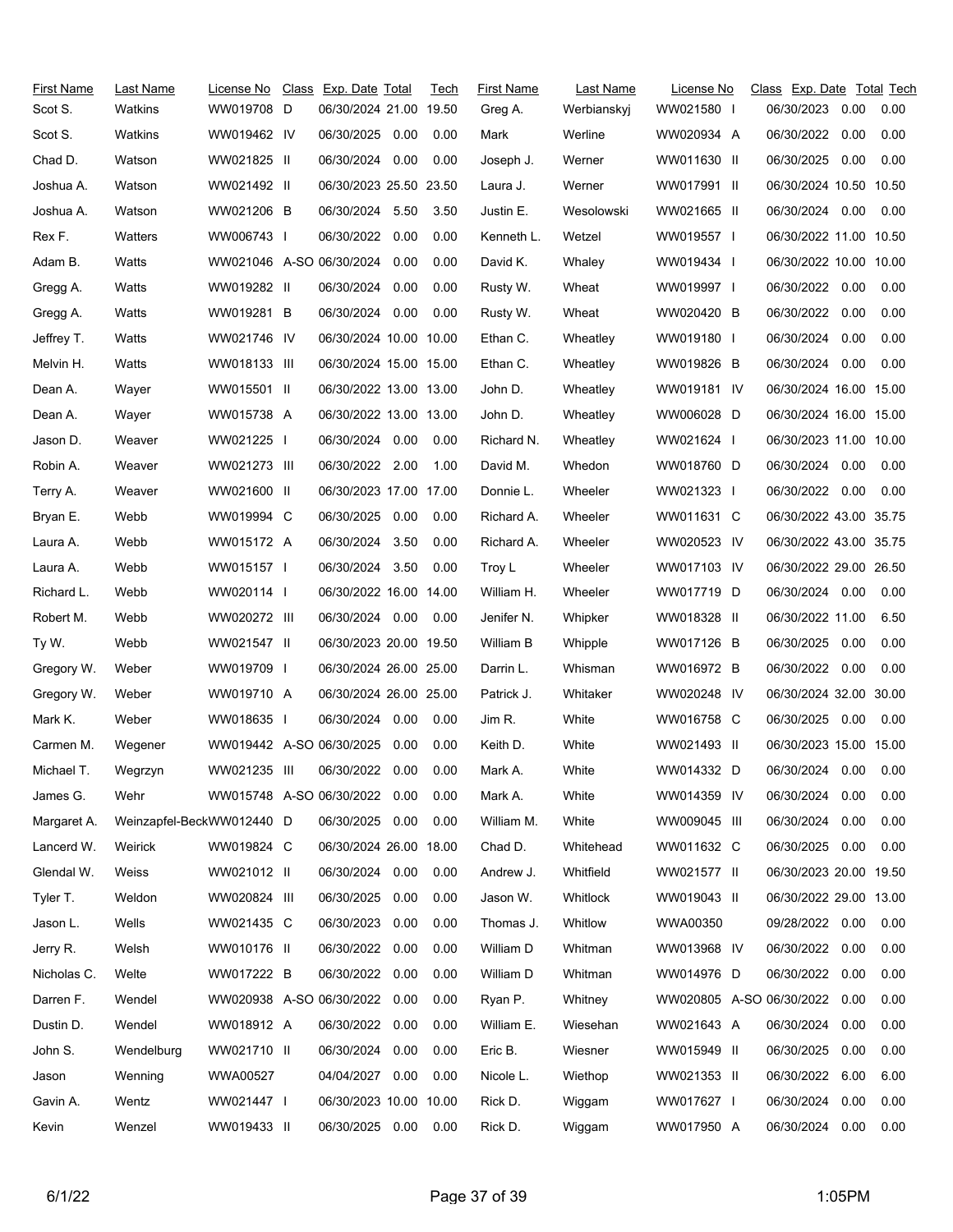| First Name | Last Name | License No | Class | Exp. Date | Total | Tech |
|---|---|---|---|---|---|---|
| Scot S. | Watkins | WW019708 | D | 06/30/2024 | 21.00 | 19.50 |
| Scot S. | Watkins | WW019462 | IV | 06/30/2025 | 0.00 | 0.00 |
| Chad D. | Watson | WW021825 | II | 06/30/2024 | 0.00 | 0.00 |
| Joshua A. | Watson | WW021492 | II | 06/30/2023 | 25.50 | 23.50 |
| Joshua A. | Watson | WW021206 | B | 06/30/2024 | 5.50 | 3.50 |
| Rex F. | Watters | WW006743 | I | 06/30/2022 | 0.00 | 0.00 |
| Adam B. | Watts | WW021046 | A-SO | 06/30/2024 | 0.00 | 0.00 |
| Gregg A. | Watts | WW019282 | II | 06/30/2024 | 0.00 | 0.00 |
| Gregg A. | Watts | WW019281 | B | 06/30/2024 | 0.00 | 0.00 |
| Jeffrey T. | Watts | WW021746 | IV | 06/30/2024 | 10.00 | 10.00 |
| Melvin H. | Watts | WW018133 | III | 06/30/2024 | 15.00 | 15.00 |
| Dean A. | Wayer | WW015501 | II | 06/30/2022 | 13.00 | 13.00 |
| Dean A. | Wayer | WW015738 | A | 06/30/2022 | 13.00 | 13.00 |
| Jason D. | Weaver | WW021225 | I | 06/30/2024 | 0.00 | 0.00 |
| Robin A. | Weaver | WW021273 | III | 06/30/2022 | 2.00 | 1.00 |
| Terry A. | Weaver | WW021600 | II | 06/30/2023 | 17.00 | 17.00 |
| Bryan E. | Webb | WW019994 | C | 06/30/2025 | 0.00 | 0.00 |
| Laura A. | Webb | WW015172 | A | 06/30/2024 | 3.50 | 0.00 |
| Laura A. | Webb | WW015157 | I | 06/30/2024 | 3.50 | 0.00 |
| Richard L. | Webb | WW020114 | I | 06/30/2022 | 16.00 | 14.00 |
| Robert M. | Webb | WW020272 | III | 06/30/2024 | 0.00 | 0.00 |
| Ty W. | Webb | WW021547 | II | 06/30/2023 | 20.00 | 19.50 |
| Gregory W. | Weber | WW019709 | I | 06/30/2024 | 26.00 | 25.00 |
| Gregory W. | Weber | WW019710 | A | 06/30/2024 | 26.00 | 25.00 |
| Mark K. | Weber | WW018635 | I | 06/30/2024 | 0.00 | 0.00 |
| Carmen M. | Wegener | WW019442 | A-SO | 06/30/2025 | 0.00 | 0.00 |
| Michael T. | Wegrzyn | WW021235 | III | 06/30/2022 | 0.00 | 0.00 |
| James G. | Wehr | WW015748 | A-SO | 06/30/2022 | 0.00 | 0.00 |
| Margaret A. | Weinzapfel-Beck | WW012440 | D | 06/30/2025 | 0.00 | 0.00 |
| Lancerd W. | Weirick | WW019824 | C | 06/30/2024 | 26.00 | 18.00 |
| Glendal W. | Weiss | WW021012 | II | 06/30/2024 | 0.00 | 0.00 |
| Tyler T. | Weldon | WW020824 | III | 06/30/2025 | 0.00 | 0.00 |
| Jason L. | Wells | WW021435 | C | 06/30/2023 | 0.00 | 0.00 |
| Jerry R. | Welsh | WW010176 | II | 06/30/2022 | 0.00 | 0.00 |
| Nicholas C. | Welte | WW017222 | B | 06/30/2022 | 0.00 | 0.00 |
| Darren F. | Wendel | WW020938 | A-SO | 06/30/2022 | 0.00 | 0.00 |
| Dustin D. | Wendel | WW018912 | A | 06/30/2022 | 0.00 | 0.00 |
| John S. | Wendelburg | WW021710 | II | 06/30/2024 | 0.00 | 0.00 |
| Jason | Wenning | WWA00527 | | 04/04/2027 | 0.00 | 0.00 |
| Gavin A. | Wentz | WW021447 | I | 06/30/2023 | 10.00 | 10.00 |
| Kevin | Wenzel | WW019433 | II | 06/30/2025 | 0.00 | 0.00 |
| Greg A. | Werbianskyj | WW021580 | I | 06/30/2023 | 0.00 | 0.00 |
| Mark | Werline | WW020934 | A | 06/30/2022 | 0.00 | 0.00 |
| Joseph J. | Werner | WW011630 | II | 06/30/2025 | 0.00 | 0.00 |
| Laura J. | Werner | WW017991 | II | 06/30/2024 | 10.50 | 10.50 |
| Justin E. | Wesolowski | WW021665 | II | 06/30/2024 | 0.00 | 0.00 |
| Kenneth L. | Wetzel | WW019557 | I | 06/30/2022 | 11.00 | 10.50 |
| David K. | Whaley | WW019434 | I | 06/30/2022 | 10.00 | 10.00 |
| Rusty W. | Wheat | WW019997 | I | 06/30/2022 | 0.00 | 0.00 |
| Rusty W. | Wheat | WW020420 | B | 06/30/2022 | 0.00 | 0.00 |
| Ethan C. | Wheatley | WW019180 | I | 06/30/2024 | 0.00 | 0.00 |
| Ethan C. | Wheatley | WW019826 | B | 06/30/2024 | 0.00 | 0.00 |
| John D. | Wheatley | WW019181 | IV | 06/30/2024 | 16.00 | 15.00 |
| John D. | Wheatley | WW006028 | D | 06/30/2024 | 16.00 | 15.00 |
| Richard N. | Wheatley | WW021624 | I | 06/30/2023 | 11.00 | 10.00 |
| David M. | Whedon | WW018760 | D | 06/30/2024 | 0.00 | 0.00 |
| Donnie L. | Wheeler | WW021323 | I | 06/30/2022 | 0.00 | 0.00 |
| Richard A. | Wheeler | WW011631 | C | 06/30/2022 | 43.00 | 35.75 |
| Richard A. | Wheeler | WW020523 | IV | 06/30/2022 | 43.00 | 35.75 |
| Troy L | Wheeler | WW017103 | IV | 06/30/2022 | 29.00 | 26.50 |
| William H. | Wheeler | WW017719 | D | 06/30/2024 | 0.00 | 0.00 |
| Jenifer N. | Whipker | WW018328 | II | 06/30/2022 | 11.00 | 6.50 |
| William B | Whipple | WW017126 | B | 06/30/2025 | 0.00 | 0.00 |
| Darrin L. | Whisman | WW016972 | B | 06/30/2022 | 0.00 | 0.00 |
| Patrick J. | Whitaker | WW020248 | IV | 06/30/2024 | 32.00 | 30.00 |
| Jim R. | White | WW016758 | C | 06/30/2025 | 0.00 | 0.00 |
| Keith D. | White | WW021493 | II | 06/30/2023 | 15.00 | 15.00 |
| Mark A. | White | WW014332 | D | 06/30/2024 | 0.00 | 0.00 |
| Mark A. | White | WW014359 | IV | 06/30/2024 | 0.00 | 0.00 |
| William M. | White | WW009045 | III | 06/30/2024 | 0.00 | 0.00 |
| Chad D. | Whitehead | WW011632 | C | 06/30/2025 | 0.00 | 0.00 |
| Andrew J. | Whitfield | WW021577 | II | 06/30/2023 | 20.00 | 19.50 |
| Jason W. | Whitlock | WW019043 | II | 06/30/2022 | 29.00 | 13.00 |
| Thomas J. | Whitlow | WWA00350 | | 09/28/2022 | 0.00 | 0.00 |
| William D | Whitman | WW013968 | IV | 06/30/2022 | 0.00 | 0.00 |
| William D | Whitman | WW014976 | D | 06/30/2022 | 0.00 | 0.00 |
| Ryan P. | Whitney | WW020805 | A-SO | 06/30/2022 | 0.00 | 0.00 |
| William E. | Wiesehan | WW021643 | A | 06/30/2024 | 0.00 | 0.00 |
| Eric B. | Wiesner | WW015949 | II | 06/30/2025 | 0.00 | 0.00 |
| Nicole L. | Wiethop | WW021353 | II | 06/30/2022 | 6.00 | 6.00 |
| Rick D. | Wiggam | WW017627 | I | 06/30/2024 | 0.00 | 0.00 |
| Rick D. | Wiggam | WW017950 | A | 06/30/2024 | 0.00 | 0.00 |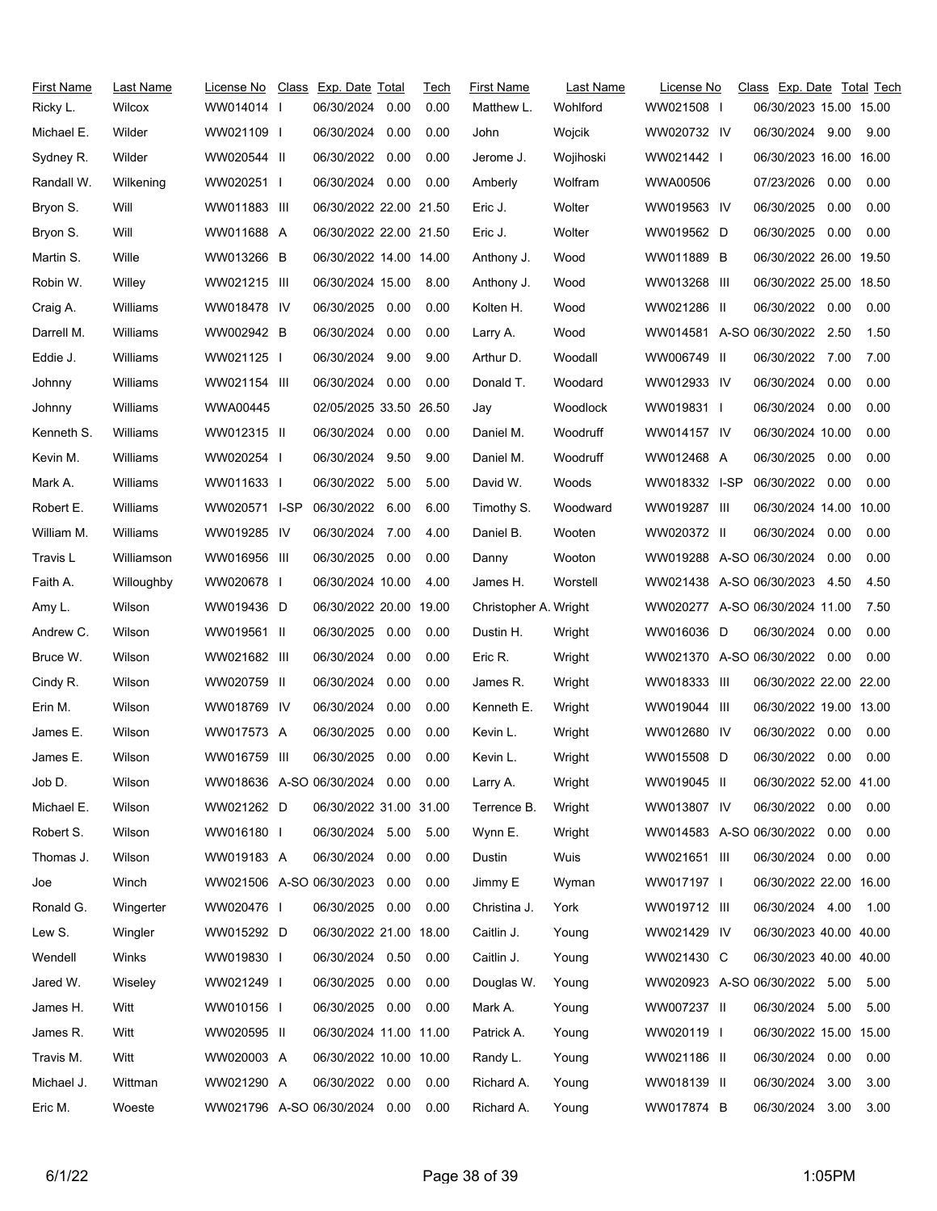| First Name | Last Name | License No | Class | Exp. Date | Total | Tech |
|---|---|---|---|---|---|---|
| Ricky L. | Wilcox | WW014014 | I | 06/30/2024 | 0.00 | 0.00 |
| Michael E. | Wilder | WW021109 | I | 06/30/2024 | 0.00 | 0.00 |
| Sydney R. | Wilder | WW020544 | II | 06/30/2022 | 0.00 | 0.00 |
| Randall W. | Wilkening | WW020251 | I | 06/30/2024 | 0.00 | 0.00 |
| Bryon S. | Will | WW011883 | III | 06/30/2022 | 22.00 | 21.50 |
| Bryon S. | Will | WW011688 | A | 06/30/2022 | 22.00 | 21.50 |
| Martin S. | Wille | WW013266 | B | 06/30/2022 | 14.00 | 14.00 |
| Robin W. | Willey | WW021215 | III | 06/30/2024 | 15.00 | 8.00 |
| Craig A. | Williams | WW018478 | IV | 06/30/2025 | 0.00 | 0.00 |
| Darrell M. | Williams | WW002942 | B | 06/30/2024 | 0.00 | 0.00 |
| Eddie J. | Williams | WW021125 | I | 06/30/2024 | 9.00 | 9.00 |
| Johnny | Williams | WW021154 | III | 06/30/2024 | 0.00 | 0.00 |
| Johnny | Williams | WWA00445 | | 02/05/2025 | 33.50 | 26.50 |
| Kenneth S. | Williams | WW012315 | II | 06/30/2024 | 0.00 | 0.00 |
| Kevin M. | Williams | WW020254 | I | 06/30/2024 | 9.50 | 9.00 |
| Mark A. | Williams | WW011633 | I | 06/30/2022 | 5.00 | 5.00 |
| Robert E. | Williams | WW020571 | I-SP | 06/30/2022 | 6.00 | 6.00 |
| William M. | Williams | WW019285 | IV | 06/30/2024 | 7.00 | 4.00 |
| Travis L | Williamson | WW016956 | III | 06/30/2025 | 0.00 | 0.00 |
| Faith A. | Willoughby | WW020678 | I | 06/30/2024 | 10.00 | 4.00 |
| Amy L. | Wilson | WW019436 | D | 06/30/2022 | 20.00 | 19.00 |
| Andrew C. | Wilson | WW019561 | II | 06/30/2025 | 0.00 | 0.00 |
| Bruce W. | Wilson | WW021682 | III | 06/30/2024 | 0.00 | 0.00 |
| Cindy R. | Wilson | WW020759 | II | 06/30/2024 | 0.00 | 0.00 |
| Erin M. | Wilson | WW018769 | IV | 06/30/2024 | 0.00 | 0.00 |
| James E. | Wilson | WW017573 | A | 06/30/2025 | 0.00 | 0.00 |
| James E. | Wilson | WW016759 | III | 06/30/2025 | 0.00 | 0.00 |
| Job D. | Wilson | WW018636 | A-SO | 06/30/2024 | 0.00 | 0.00 |
| Michael E. | Wilson | WW021262 | D | 06/30/2022 | 31.00 | 31.00 |
| Robert S. | Wilson | WW016180 | I | 06/30/2024 | 5.00 | 5.00 |
| Thomas J. | Wilson | WW019183 | A | 06/30/2024 | 0.00 | 0.00 |
| Joe | Winch | WW021506 | A-SO | 06/30/2023 | 0.00 | 0.00 |
| Ronald G. | Wingerter | WW020476 | I | 06/30/2025 | 0.00 | 0.00 |
| Lew S. | Wingler | WW015292 | D | 06/30/2022 | 21.00 | 18.00 |
| Wendell | Winks | WW019830 | I | 06/30/2024 | 0.50 | 0.00 |
| Jared W. | Wiseley | WW021249 | I | 06/30/2025 | 0.00 | 0.00 |
| James H. | Witt | WW010156 | I | 06/30/2025 | 0.00 | 0.00 |
| James R. | Witt | WW020595 | II | 06/30/2024 | 11.00 | 11.00 |
| Travis M. | Witt | WW020003 | A | 06/30/2022 | 10.00 | 10.00 |
| Michael J. | Wittman | WW021290 | A | 06/30/2022 | 0.00 | 0.00 |
| Eric M. | Woeste | WW021796 | A-SO | 06/30/2024 | 0.00 | 0.00 |
| Matthew L. | Wohlford | WW021508 | I | 06/30/2023 | 15.00 | 15.00 |
| John | Wojcik | WW020732 | IV | 06/30/2024 | 9.00 | 9.00 |
| Jerome J. | Wojihoski | WW021442 | I | 06/30/2023 | 16.00 | 16.00 |
| Amberly | Wolfram | WWA00506 | | 07/23/2026 | 0.00 | 0.00 |
| Eric J. | Wolter | WW019563 | IV | 06/30/2025 | 0.00 | 0.00 |
| Eric J. | Wolter | WW019562 | D | 06/30/2025 | 0.00 | 0.00 |
| Anthony J. | Wood | WW011889 | B | 06/30/2022 | 26.00 | 19.50 |
| Anthony J. | Wood | WW013268 | III | 06/30/2022 | 25.00 | 18.50 |
| Kolten H. | Wood | WW021286 | II | 06/30/2022 | 0.00 | 0.00 |
| Larry A. | Wood | WW014581 | A-SO | 06/30/2022 | 2.50 | 1.50 |
| Arthur D. | Woodall | WW006749 | II | 06/30/2022 | 7.00 | 7.00 |
| Donald T. | Woodard | WW012933 | IV | 06/30/2024 | 0.00 | 0.00 |
| Jay | Woodlock | WW019831 | I | 06/30/2024 | 0.00 | 0.00 |
| Daniel M. | Woodruff | WW014157 | IV | 06/30/2024 | 10.00 | 0.00 |
| Daniel M. | Woodruff | WW012468 | A | 06/30/2025 | 0.00 | 0.00 |
| David W. | Woods | WW018332 | I-SP | 06/30/2022 | 0.00 | 0.00 |
| Timothy S. | Woodward | WW019287 | III | 06/30/2024 | 14.00 | 10.00 |
| Daniel B. | Wooten | WW020372 | II | 06/30/2024 | 0.00 | 0.00 |
| Danny | Wooton | WW019288 | A-SO | 06/30/2024 | 0.00 | 0.00 |
| James H. | Worstell | WW021438 | A-SO | 06/30/2023 | 4.50 | 4.50 |
| Christopher A. | Wright | WW020277 | A-SO | 06/30/2024 | 11.00 | 7.50 |
| Dustin H. | Wright | WW016036 | D | 06/30/2024 | 0.00 | 0.00 |
| Eric R. | Wright | WW021370 | A-SO | 06/30/2022 | 0.00 | 0.00 |
| James R. | Wright | WW018333 | III | 06/30/2022 | 22.00 | 22.00 |
| Kenneth E. | Wright | WW019044 | III | 06/30/2022 | 19.00 | 13.00 |
| Kevin L. | Wright | WW012680 | IV | 06/30/2022 | 0.00 | 0.00 |
| Kevin L. | Wright | WW015508 | D | 06/30/2022 | 0.00 | 0.00 |
| Larry A. | Wright | WW019045 | II | 06/30/2022 | 52.00 | 41.00 |
| Terrence B. | Wright | WW013807 | IV | 06/30/2022 | 0.00 | 0.00 |
| Wynn E. | Wright | WW014583 | A-SO | 06/30/2022 | 0.00 | 0.00 |
| Dustin | Wuis | WW021651 | III | 06/30/2024 | 0.00 | 0.00 |
| Jimmy E | Wyman | WW017197 | I | 06/30/2022 | 22.00 | 16.00 |
| Christina J. | York | WW019712 | III | 06/30/2024 | 4.00 | 1.00 |
| Caitlin J. | Young | WW021429 | IV | 06/30/2023 | 40.00 | 40.00 |
| Caitlin J. | Young | WW021430 | C | 06/30/2023 | 40.00 | 40.00 |
| Douglas W. | Young | WW020923 | A-SO | 06/30/2022 | 5.00 | 5.00 |
| Mark A. | Young | WW007237 | II | 06/30/2024 | 5.00 | 5.00 |
| Patrick A. | Young | WW020119 | I | 06/30/2022 | 15.00 | 15.00 |
| Randy L. | Young | WW021186 | II | 06/30/2024 | 0.00 | 0.00 |
| Richard A. | Young | WW018139 | II | 06/30/2024 | 3.00 | 3.00 |
| Richard A. | Young | WW017874 | B | 06/30/2024 | 3.00 | 3.00 |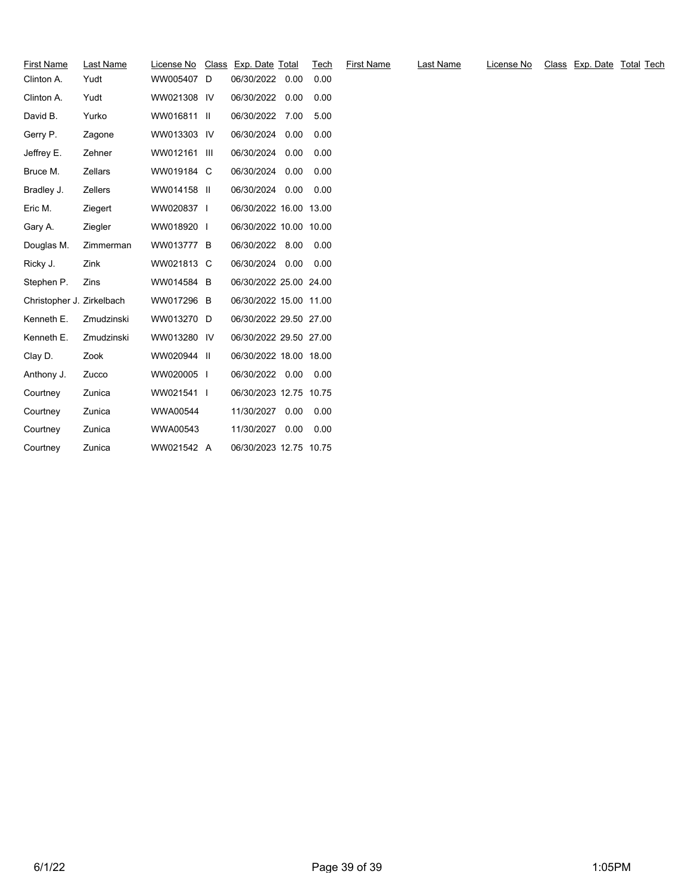| First Name | Last Name | License No | Class | Exp. Date | Total | Tech | First Name | Last Name | License No | Class | Exp. Date | Total | Tech |
|---|---|---|---|---|---|---|---|---|---|---|---|---|---|
| Clinton A. | Yudt | WW005407 | D | 06/30/2022 | 0.00 | 0.00 | | | | | | | |
| Clinton A. | Yudt | WW021308 | IV | 06/30/2022 | 0.00 | 0.00 | | | | | | | |
| David B. | Yurko | WW016811 | II | 06/30/2022 | 7.00 | 5.00 | | | | | | | |
| Gerry P. | Zagone | WW013303 | IV | 06/30/2024 | 0.00 | 0.00 | | | | | | | |
| Jeffrey E. | Zehner | WW012161 | III | 06/30/2024 | 0.00 | 0.00 | | | | | | | |
| Bruce M. | Zellars | WW019184 | C | 06/30/2024 | 0.00 | 0.00 | | | | | | | |
| Bradley J. | Zellers | WW014158 | II | 06/30/2024 | 0.00 | 0.00 | | | | | | | |
| Eric M. | Ziegert | WW020837 | I | 06/30/2022 | 16.00 | 13.00 | | | | | | | |
| Gary A. | Ziegler | WW018920 | I | 06/30/2022 | 10.00 | 10.00 | | | | | | | |
| Douglas M. | Zimmerman | WW013777 | B | 06/30/2022 | 8.00 | 0.00 | | | | | | | |
| Ricky J. | Zink | WW021813 | C | 06/30/2024 | 0.00 | 0.00 | | | | | | | |
| Stephen P. | Zins | WW014584 | B | 06/30/2022 | 25.00 | 24.00 | | | | | | | |
| Christopher J. | Zirkelbach | WW017296 | B | 06/30/2022 | 15.00 | 11.00 | | | | | | | |
| Kenneth E. | Zmudzinski | WW013270 | D | 06/30/2022 | 29.50 | 27.00 | | | | | | | |
| Kenneth E. | Zmudzinski | WW013280 | IV | 06/30/2022 | 29.50 | 27.00 | | | | | | | |
| Clay D. | Zook | WW020944 | II | 06/30/2022 | 18.00 | 18.00 | | | | | | | |
| Anthony J. | Zucco | WW020005 | I | 06/30/2022 | 0.00 | 0.00 | | | | | | | |
| Courtney | Zunica | WW021541 | I | 06/30/2023 | 12.75 | 10.75 | | | | | | | |
| Courtney | Zunica | WWA00544 | | 11/30/2027 | 0.00 | 0.00 | | | | | | | |
| Courtney | Zunica | WWA00543 | | 11/30/2027 | 0.00 | 0.00 | | | | | | | |
| Courtney | Zunica | WW021542 | A | 06/30/2023 | 12.75 | 10.75 | | | | | | | |